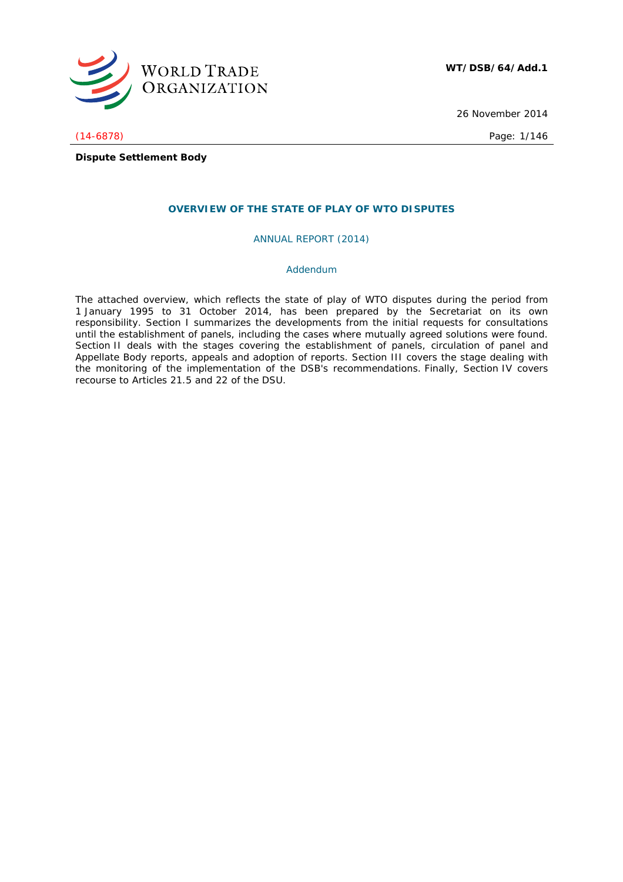WORLD TRADE ORGANIZATION

**WT/DSB/64/Add.1**

26 November 2014

(14-6878)

**Dispute Settlement Body**

## OVERVIEW OF THE STATE OF PLAY OF WTO DISPUTES

ANNUAL REPORT (2014)

Addendum

The attached overview, which reflects the state of play of WTO disputes during the period from 1 January 1995 to 31 October 2014, has been prepared by the Secretariat on its own responsibility. Section I summarizes the developments from the initial requests for consultations until the establishment of panels, including the cases where mutually agreed solutions were found. Section II deals with the stages covering the establishment of panels, circulation of panel and Appellate Body reports, appeals and adoption of reports. Section III covers the stage dealing with the monitoring of the implementation of the DSB's recommendations. Finally, Section IV covers recourse to Articles 21.5 and 22 of the DSU.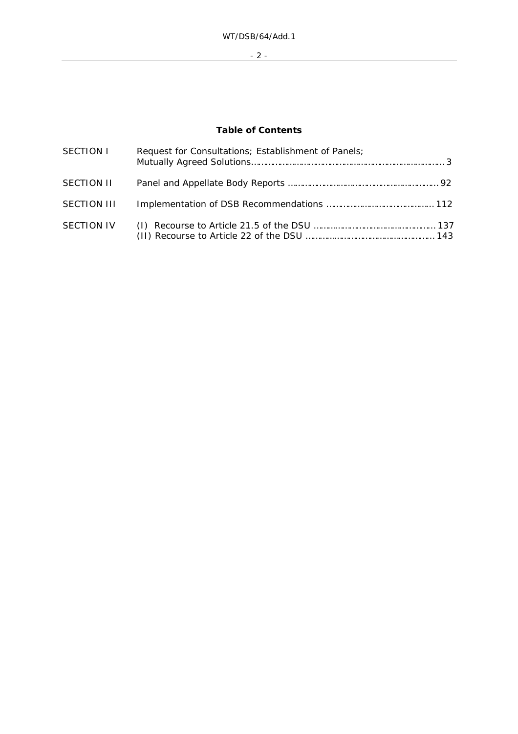# Table of Contents

| | | |
|---|---|---|
| SECTION I | Request for Consultations; Establishment of Panels; Mutually Agreed Solutions | 3 |
| SECTION II | Panel and Appellate Body Reports | 92 |
| SECTION III | Implementation of DSB Recommendations | 112 |
| SECTION IV | (I) Recourse to Article 21.5 of the DSU | 137 |
| | (II) Recourse to Article 22 of the DSU | 143 |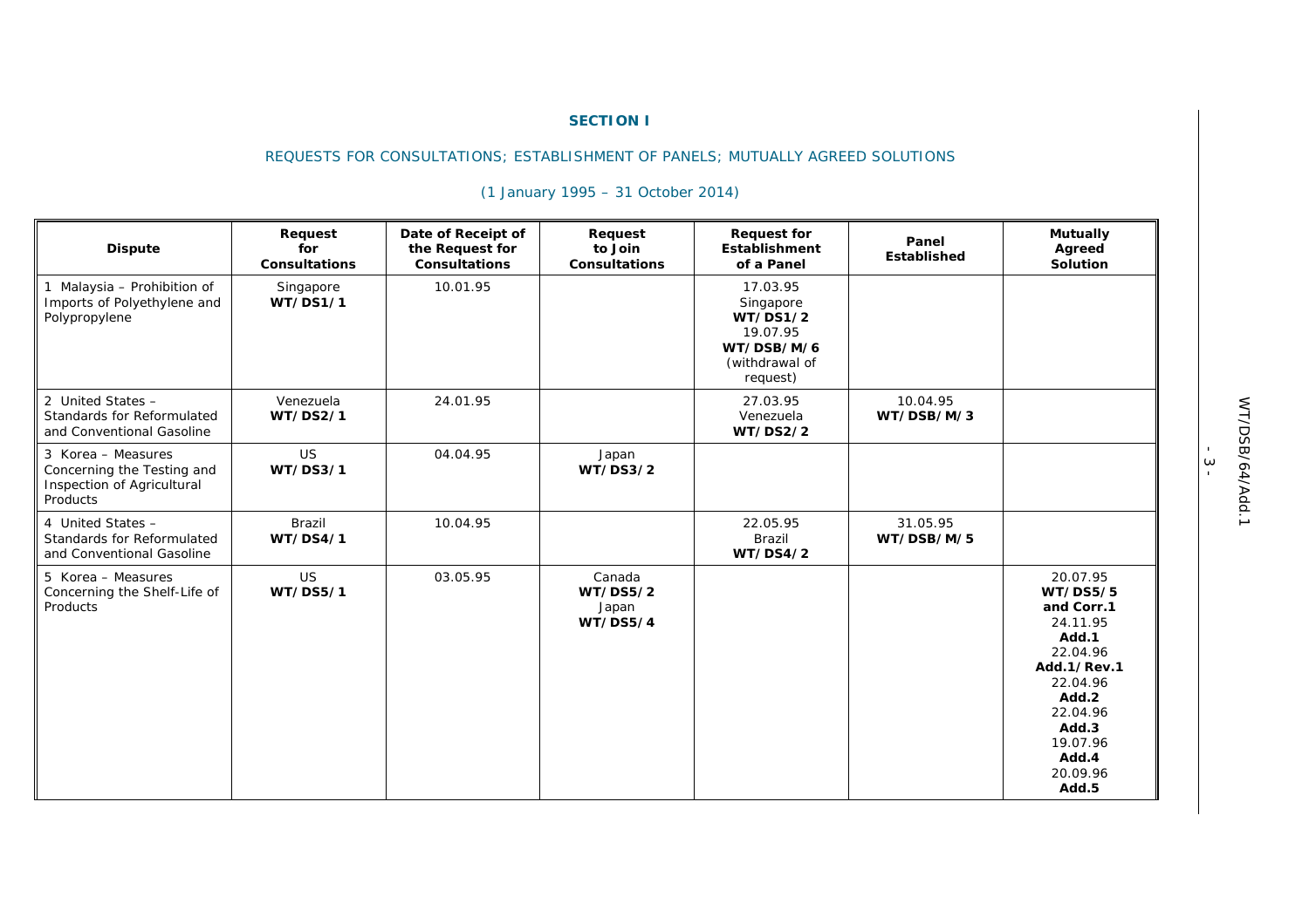**SECTION I**

REQUESTS FOR CONSULTATIONS; ESTABLISHMENT OF PANELS; MUTUALLY AGREED SOLUTIONS

(1 January 1995 – 31 October 2014)

| Dispute | Request for Consultations | Date of Receipt of the Request for Consultations | Request to Join Consultations | Request for Establishment of a Panel | Panel Established | Mutually Agreed Solution |
|---|---|---|---|---|---|---|
| 1 Malaysia – Prohibition of Imports of Polyethylene and Polypropylene | Singapore **WT/DS1/1** | 10.01.95 | | 17.03.95 Singapore **WT/DS1/2** 19.07.95 **WT/DSB/M/6** (withdrawal of request) | | |
| 2 United States – Standards for Reformulated and Conventional Gasoline | Venezuela **WT/DS2/1** | 24.01.95 | | 27.03.95 Venezuela **WT/DS2/2** | 10.04.95 **WT/DSB/M/3** | |
| 3 Korea – Measures Concerning the Testing and Inspection of Agricultural Products | US **WT/DS3/1** | 04.04.95 | Japan **WT/DS3/2** | | | |
| 4 United States – Standards for Reformulated and Conventional Gasoline | Brazil **WT/DS4/1** | 10.04.95 | | 22.05.95 Brazil **WT/DS4/2** | 31.05.95 **WT/DSB/M/5** | |
| 5 Korea – Measures Concerning the Shelf-Life of Products | US **WT/DS5/1** | 03.05.95 | Canada **WT/DS5/2** Japan **WT/DS5/4** | | | 20.07.95 **WT/DS5/5 and Corr.1** 24.11.95 **Add.1** 22.04.96 **Add.1/Rev.1** 22.04.96 **Add.2** 22.04.96 **Add.3** 19.07.96 **Add.4** 20.09.96 **Add.5** |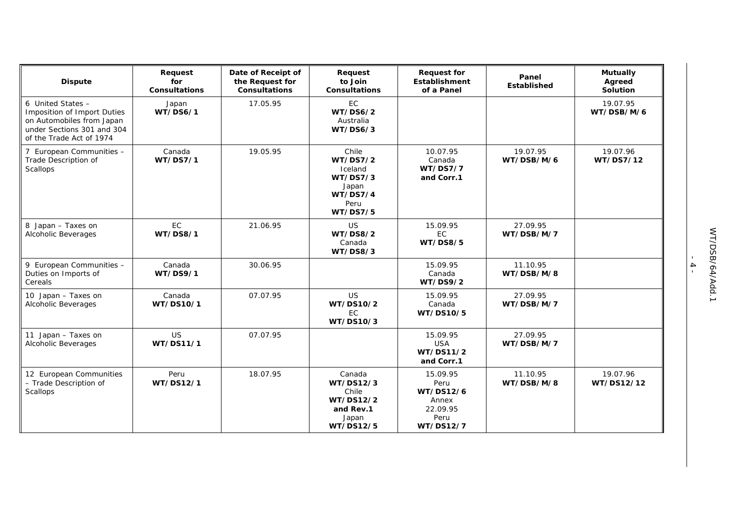| Dispute | Request for Consultations | Date of Receipt of the Request for Consultations | Request to Join Consultations | Request for Establishment of a Panel | Panel Established | Mutually Agreed Solution |
|---|---|---|---|---|---|---|
| 6 United States – Imposition of Import Duties on Automobiles from Japan under Sections 301 and 304 of the Trade Act of 1974 | Japan **WT/DS6/1** | 17.05.95 | EC **WT/DS6/2** Australia **WT/DS6/3** | | | 19.07.95 **WT/DSB/M/6** |
| 7 European Communities – Trade Description of Scallops | Canada **WT/DS7/1** | 19.05.95 | Chile **WT/DS7/2** Iceland **WT/DS7/3** Japan **WT/DS7/4** Peru **WT/DS7/5** | 10.07.95 Canada **WT/DS7/7 and Corr.1** | 19.07.95 **WT/DSB/M/6** | 19.07.96 **WT/DS7/12** |
| 8 Japan – Taxes on Alcoholic Beverages | EC **WT/DS8/1** | 21.06.95 | US **WT/DS8/2** Canada **WT/DS8/3** | 15.09.95 EC **WT/DS8/5** | 27.09.95 **WT/DSB/M/7** | |
| 9 European Communities – Duties on Imports of Cereals | Canada **WT/DS9/1** | 30.06.95 | | 15.09.95 Canada **WT/DS9/2** | 11.10.95 **WT/DSB/M/8** | |
| 10 Japan – Taxes on Alcoholic Beverages | Canada **WT/DS10/1** | 07.07.95 | US **WT/DS10/2** EC **WT/DS10/3** | 15.09.95 Canada **WT/DS10/5** | 27.09.95 **WT/DSB/M/7** | |
| 11 Japan – Taxes on Alcoholic Beverages | US **WT/DS11/1** | 07.07.95 | | 15.09.95 USA **WT/DS11/2 and Corr.1** | 27.09.95 **WT/DSB/M/7** | |
| 12 European Communities – Trade Description of Scallops | Peru **WT/DS12/1** | 18.07.95 | Canada **WT/DS12/3** Chile **WT/DS12/2 and Rev.1** Japan **WT/DS12/5** | 15.09.95 Peru **WT/DS12/6** Annex 22.09.95 Peru **WT/DS12/7** | 11.10.95 **WT/DSB/M/8** | 19.07.96 **WT/DS12/12** |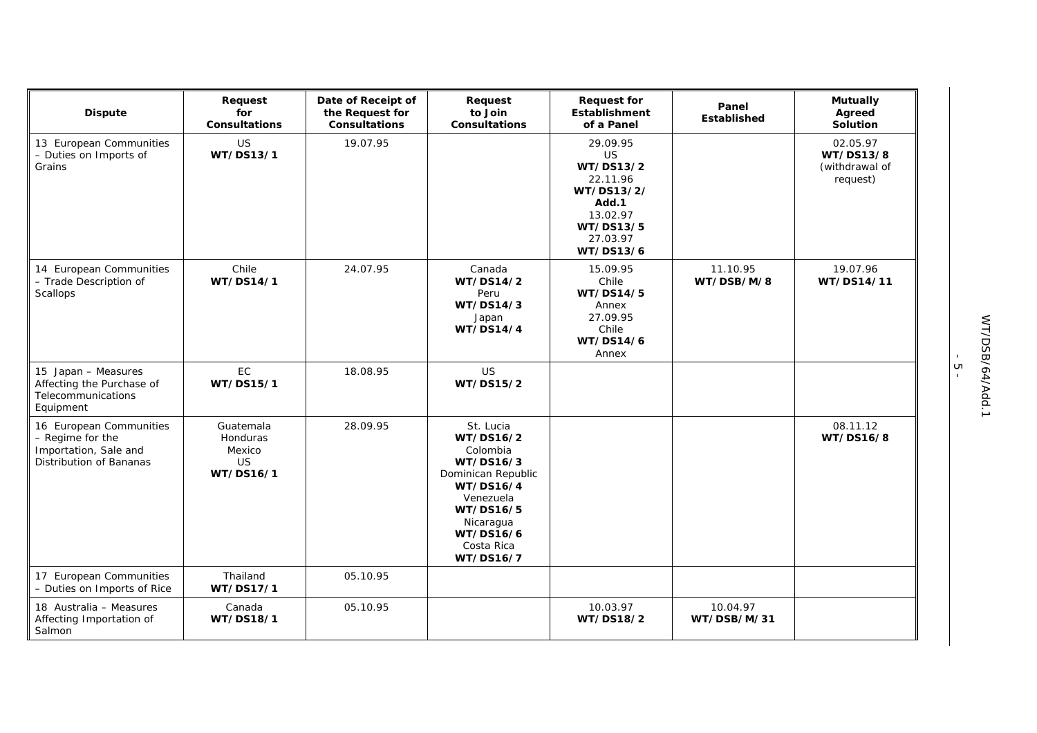| Dispute | Request for Consultations | Date of Receipt of the Request for Consultations | Request to Join Consultations | Request for Establishment of a Panel | Panel Established | Mutually Agreed Solution |
|---|---|---|---|---|---|---|
| 13 European Communities – Duties on Imports of Grains | US **WT/DS13/1** | 19.07.95 | | 29.09.95 US **WT/DS13/2** 22.11.96 **WT/DS13/2/ Add.1** 13.02.97 **WT/DS13/5** 27.03.97 **WT/DS13/6** | | 02.05.97 **WT/DS13/8** (withdrawal of request) |
| 14 European Communities – Trade Description of Scallops | Chile **WT/DS14/1** | 24.07.95 | Canada **WT/DS14/2** Peru **WT/DS14/3** Japan **WT/DS14/4** | 15.09.95 Chile **WT/DS14/5** Annex 27.09.95 Chile **WT/DS14/6** Annex | 11.10.95 **WT/DSB/M/8** | 19.07.96 **WT/DS14/11** |
| 15 Japan – Measures Affecting the Purchase of Telecommunications Equipment | EC **WT/DS15/1** | 18.08.95 | US **WT/DS15/2** | | | |
| 16 European Communities – Regime for the Importation, Sale and Distribution of Bananas | Guatemala Honduras Mexico US **WT/DS16/1** | 28.09.95 | St. Lucia **WT/DS16/2** Colombia **WT/DS16/3** Dominican Republic **WT/DS16/4** Venezuela **WT/DS16/5** Nicaragua **WT/DS16/6** Costa Rica **WT/DS16/7** | | | 08.11.12 **WT/DS16/8** |
| 17 European Communities – Duties on Imports of Rice | Thailand **WT/DS17/1** | 05.10.95 | | | | |
| 18 Australia – Measures Affecting Importation of Salmon | Canada **WT/DS18/1** | 05.10.95 | | 10.03.97 **WT/DS18/2** | 10.04.97 **WT/DSB/M/31** | |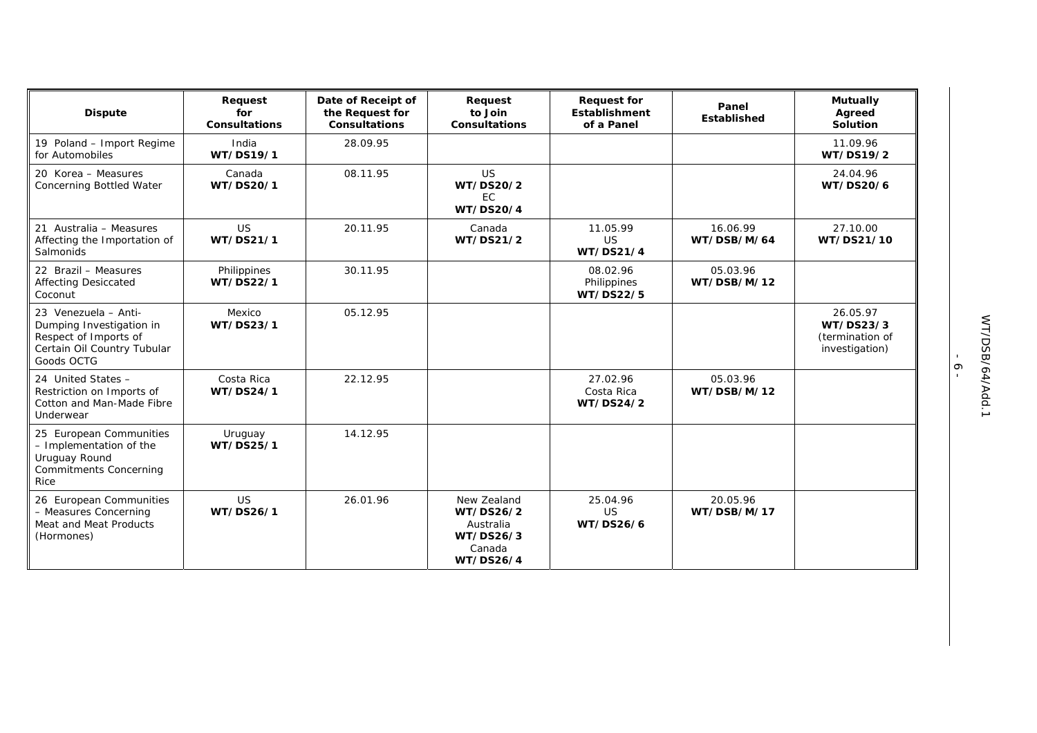| Dispute | Request for Consultations | Date of Receipt of the Request for Consultations | Request to Join Consultations | Request for Establishment of a Panel | Panel Established | Mutually Agreed Solution |
|---|---|---|---|---|---|---|
| 19 Poland – Import Regime for Automobiles | India **WT/DS19/1** | 28.09.95 | | | | 11.09.96 **WT/DS19/2** |
| 20 Korea – Measures Concerning Bottled Water | Canada **WT/DS20/1** | 08.11.95 | US **WT/DS20/2** EC **WT/DS20/4** | | | 24.04.96 **WT/DS20/6** |
| 21 Australia – Measures Affecting the Importation of Salmonids | US **WT/DS21/1** | 20.11.95 | Canada **WT/DS21/2** | 11.05.99 US **WT/DS21/4** | 16.06.99 **WT/DSB/M/64** | 27.10.00 **WT/DS21/10** |
| 22 Brazil – Measures Affecting Desiccated Coconut | Philippines **WT/DS22/1** | 30.11.95 | | 08.02.96 Philippines **WT/DS22/5** | 05.03.96 **WT/DSB/M/12** | |
| 23 Venezuela – Anti-Dumping Investigation in Respect of Imports of Certain Oil Country Tubular Goods OCTG | Mexico **WT/DS23/1** | 05.12.95 | | | | 26.05.97 **WT/DS23/3** (termination of investigation) |
| 24 United States – Restriction on Imports of Cotton and Man-Made Fibre Underwear | Costa Rica **WT/DS24/1** | 22.12.95 | | 27.02.96 Costa Rica **WT/DS24/2** | 05.03.96 **WT/DSB/M/12** | |
| 25 European Communities – Implementation of the Uruguay Round Commitments Concerning Rice | Uruguay **WT/DS25/1** | 14.12.95 | | | | |
| 26 European Communities – Measures Concerning Meat and Meat Products (Hormones) | US **WT/DS26/1** | 26.01.96 | New Zealand **WT/DS26/2** Australia **WT/DS26/3** Canada **WT/DS26/4** | 25.04.96 US **WT/DS26/6** | 20.05.96 **WT/DSB/M/17** | |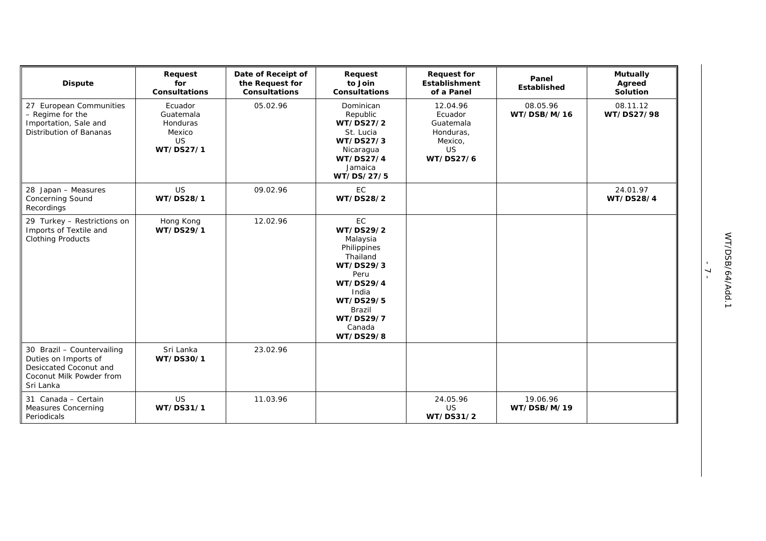| Dispute | Request for Consultations | Date of Receipt of the Request for Consultations | Request to Join Consultations | Request for Establishment of a Panel | Panel Established | Mutually Agreed Solution |
|---|---|---|---|---|---|---|
| 27 European Communities – Regime for the Importation, Sale and Distribution of Bananas | Ecuador Guatemala Honduras Mexico US **WT/DS27/1** | 05.02.96 | Dominican Republic **WT/DS27/2** St. Lucia **WT/DS27/3** Nicaragua **WT/DS27/4** Jamaica **WT/DS/27/5** | 12.04.96 Ecuador Guatemala Honduras, Mexico, US **WT/DS27/6** | 08.05.96 **WT/DSB/M/16** | 08.11.12 **WT/DS27/98** |
| 28 Japan – Measures Concerning Sound Recordings | US **WT/DS28/1** | 09.02.96 | EC **WT/DS28/2** | | | 24.01.97 **WT/DS28/4** |
| 29 Turkey – Restrictions on Imports of Textile and Clothing Products | Hong Kong **WT/DS29/1** | 12.02.96 | EC **WT/DS29/2** Malaysia Philippines Thailand **WT/DS29/3** Peru **WT/DS29/4** India **WT/DS29/5** Brazil **WT/DS29/7** Canada **WT/DS29/8** | | | |
| 30 Brazil – Countervailing Duties on Imports of Desiccated Coconut and Coconut Milk Powder from Sri Lanka | Sri Lanka **WT/DS30/1** | 23.02.96 | | | | |
| 31 Canada – Certain Measures Concerning Periodicals | US **WT/DS31/1** | 11.03.96 | | 24.05.96 US **WT/DS31/2** | 19.06.96 **WT/DSB/M/19** | |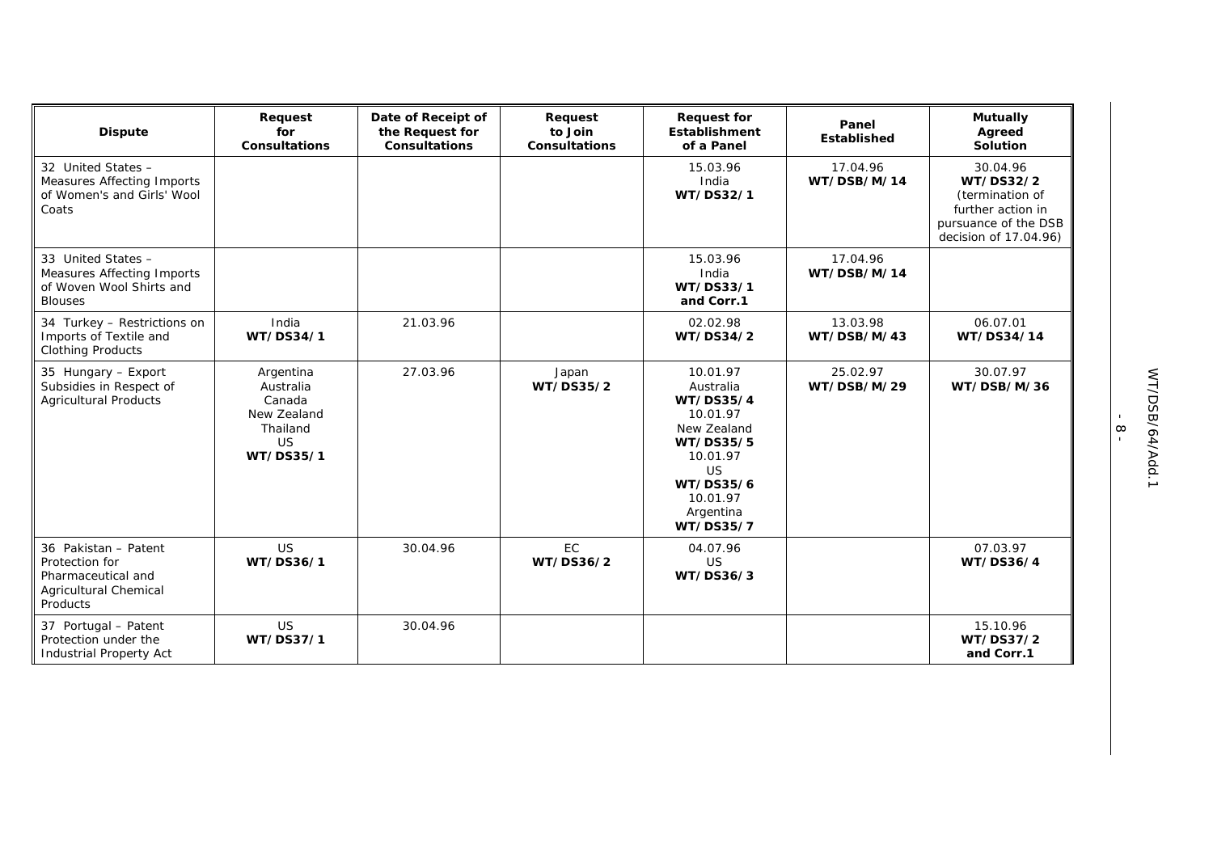| Dispute | Request for Consultations | Date of Receipt of the Request for Consultations | Request to Join Consultations | Request for Establishment of a Panel | Panel Established | Mutually Agreed Solution |
|---|---|---|---|---|---|---|
| 32 United States – Measures Affecting Imports of Women's and Girls' Wool Coats | | | | 15.03.96<br>India<br>**WT/DS32/1** | 17.04.96<br>**WT/DSB/M/14** | 30.04.96<br>**WT/DS32/2**<br>(termination of further action in pursuance of the DSB decision of 17.04.96) |
| 33 United States – Measures Affecting Imports of Woven Wool Shirts and Blouses | | | | 15.03.96<br>India<br>**WT/DS33/1 and Corr.1** | 17.04.96<br>**WT/DSB/M/14** | |
| 34 Turkey – Restrictions on Imports of Textile and Clothing Products | India<br>**WT/DS34/1** | 21.03.96 | | 02.02.98<br>**WT/DS34/2** | 13.03.98<br>**WT/DSB/M/43** | 06.07.01<br>**WT/DS34/14** |
| 35 Hungary – Export Subsidies in Respect of Agricultural Products | Argentina<br>Australia<br>Canada<br>New Zealand<br>Thailand<br>US<br>**WT/DS35/1** | 27.03.96 | Japan<br>**WT/DS35/2** | 10.01.97<br>Australia<br>**WT/DS35/4**<br>10.01.97<br>New Zealand<br>**WT/DS35/5**<br>10.01.97<br>US<br>**WT/DS35/6**<br>10.01.97<br>Argentina<br>**WT/DS35/7** | 25.02.97<br>**WT/DSB/M/29** | 30.07.97<br>**WT/DSB/M/36** |
| 36 Pakistan – Patent Protection for Pharmaceutical and Agricultural Chemical Products | US<br>**WT/DS36/1** | 30.04.96 | EC<br>**WT/DS36/2** | 04.07.96<br>US<br>**WT/DS36/3** | | 07.03.97<br>**WT/DS36/4** |
| 37 Portugal – Patent Protection under the Industrial Property Act | US<br>**WT/DS37/1** | 30.04.96 | | | | 15.10.96<br>**WT/DS37/2 and Corr.1** |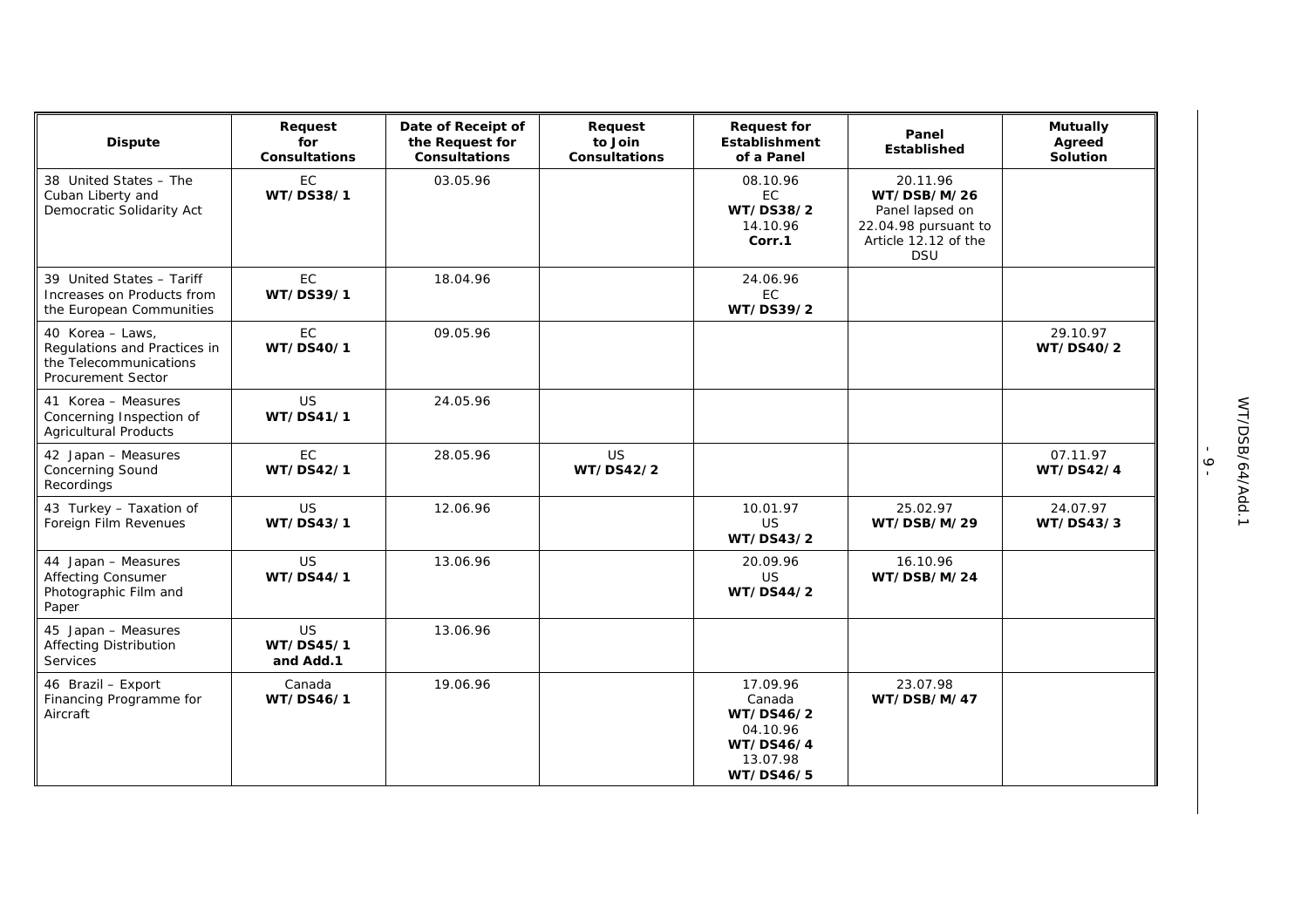| Dispute | Request for Consultations | Date of Receipt of the Request for Consultations | Request to Join Consultations | Request for Establishment of a Panel | Panel Established | Mutually Agreed Solution |
|---|---|---|---|---|---|---|
| 38 United States – The Cuban Liberty and Democratic Solidarity Act | EC **WT/DS38/1** | 03.05.96 | | 08.10.96 EC **WT/DS38/2** 14.10.96 **Corr.1** | 20.11.96 **WT/DSB/M/26** Panel lapsed on 22.04.98 pursuant to Article 12.12 of the DSU | |
| 39 United States – Tariff Increases on Products from the European Communities | EC **WT/DS39/1** | 18.04.96 | | 24.06.96 EC **WT/DS39/2** | | |
| 40 Korea – Laws, Regulations and Practices in the Telecommunications Procurement Sector | EC **WT/DS40/1** | 09.05.96 | | | | 29.10.97 **WT/DS40/2** |
| 41 Korea – Measures Concerning Inspection of Agricultural Products | US **WT/DS41/1** | 24.05.96 | | | | |
| 42 Japan – Measures Concerning Sound Recordings | EC **WT/DS42/1** | 28.05.96 | US **WT/DS42/2** | | | 07.11.97 **WT/DS42/4** |
| 43 Turkey – Taxation of Foreign Film Revenues | US **WT/DS43/1** | 12.06.96 | | 10.01.97 US **WT/DS43/2** | 25.02.97 **WT/DSB/M/29** | 24.07.97 **WT/DS43/3** |
| 44 Japan – Measures Affecting Consumer Photographic Film and Paper | US **WT/DS44/1** | 13.06.96 | | 20.09.96 US **WT/DS44/2** | 16.10.96 **WT/DSB/M/24** | |
| 45 Japan – Measures Affecting Distribution Services | US **WT/DS45/1 and Add.1** | 13.06.96 | | | | |
| 46 Brazil – Export Financing Programme for Aircraft | Canada **WT/DS46/1** | 19.06.96 | | 17.09.96 Canada **WT/DS46/2** 04.10.96 **WT/DS46/4** 13.07.98 **WT/DS46/5** | 23.07.98 **WT/DSB/M/47** | |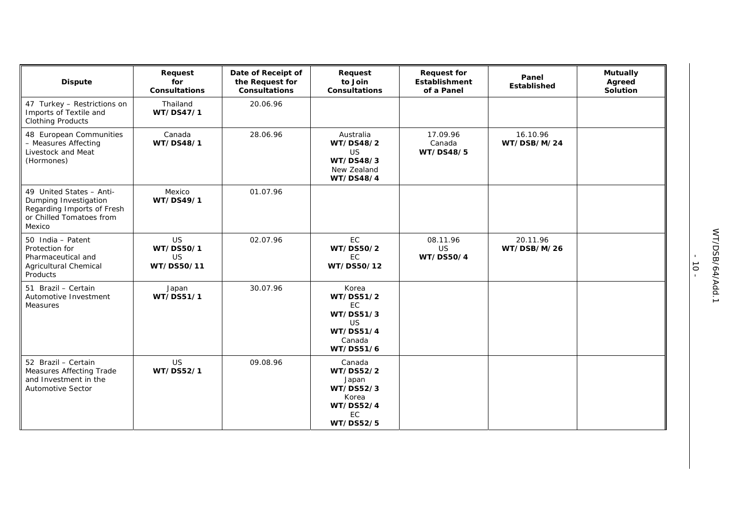| Dispute | Request for Consultations | Date of Receipt of the Request for Consultations | Request to Join Consultations | Request for Establishment of a Panel | Panel Established | Mutually Agreed Solution |
|---|---|---|---|---|---|---|
| 47 Turkey – Restrictions on Imports of Textile and Clothing Products | Thailand **WT/DS47/1** | 20.06.96 | | | | |
| 48 European Communities – Measures Affecting Livestock and Meat (Hormones) | Canada **WT/DS48/1** | 28.06.96 | Australia **WT/DS48/2** US **WT/DS48/3** New Zealand **WT/DS48/4** | 17.09.96 Canada **WT/DS48/5** | 16.10.96 **WT/DSB/M/24** | |
| 49 United States – Anti-Dumping Investigation Regarding Imports of Fresh or Chilled Tomatoes from Mexico | Mexico **WT/DS49/1** | 01.07.96 | | | | |
| 50 India – Patent Protection for Pharmaceutical and Agricultural Chemical Products | US **WT/DS50/1** US **WT/DS50/11** | 02.07.96 | EC **WT/DS50/2** EC **WT/DS50/12** | 08.11.96 US **WT/DS50/4** | 20.11.96 **WT/DSB/M/26** | |
| 51 Brazil – Certain Automotive Investment Measures | Japan **WT/DS51/1** | 30.07.96 | Korea **WT/DS51/2** EC **WT/DS51/3** US **WT/DS51/4** Canada **WT/DS51/6** | | | |
| 52 Brazil – Certain Measures Affecting Trade and Investment in the Automotive Sector | US **WT/DS52/1** | 09.08.96 | Canada **WT/DS52/2** Japan **WT/DS52/3** Korea **WT/DS52/4** EC **WT/DS52/5** | | | |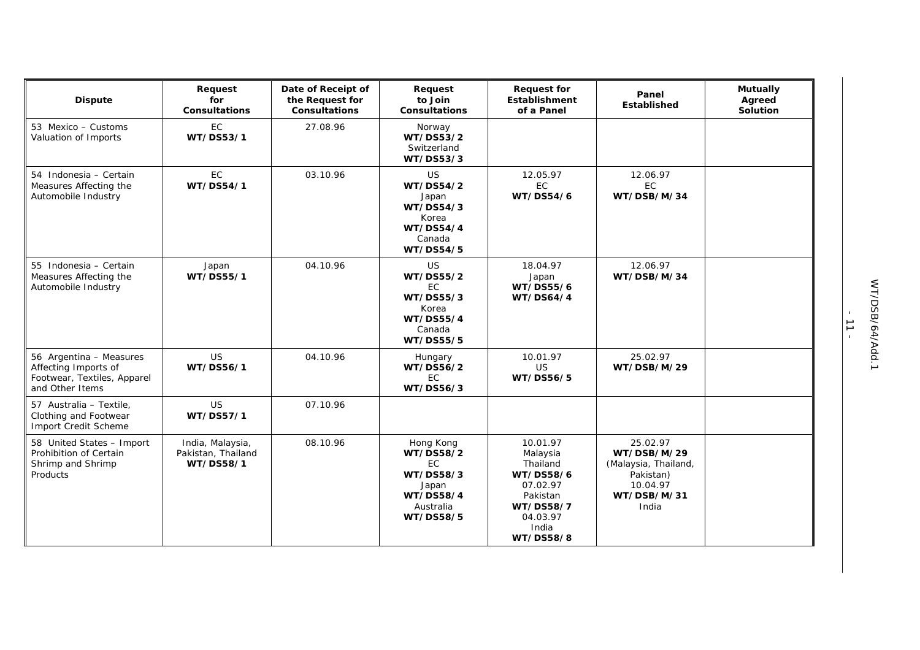| Dispute | Request for Consultations | Date of Receipt of the Request for Consultations | Request to Join Consultations | Request for Establishment of a Panel | Panel Established | Mutually Agreed Solution |
|---|---|---|---|---|---|---|
| 53 Mexico – Customs Valuation of Imports | EC **WT/DS53/1** | 27.08.96 | Norway **WT/DS53/2** Switzerland **WT/DS53/3** | | | |
| 54 Indonesia – Certain Measures Affecting the Automobile Industry | EC **WT/DS54/1** | 03.10.96 | US **WT/DS54/2** Japan **WT/DS54/3** Korea **WT/DS54/4** Canada **WT/DS54/5** | 12.05.97 EC **WT/DS54/6** | 12.06.97 EC **WT/DSB/M/34** | |
| 55 Indonesia – Certain Measures Affecting the Automobile Industry | Japan **WT/DS55/1** | 04.10.96 | US **WT/DS55/2** EC **WT/DS55/3** Korea **WT/DS55/4** Canada **WT/DS55/5** | 18.04.97 Japan **WT/DS55/6** **WT/DS64/4** | 12.06.97 **WT/DSB/M/34** | |
| 56 Argentina – Measures Affecting Imports of Footwear, Textiles, Apparel and Other Items | US **WT/DS56/1** | 04.10.96 | Hungary **WT/DS56/2** EC **WT/DS56/3** | 10.01.97 US **WT/DS56/5** | 25.02.97 **WT/DSB/M/29** | |
| 57 Australia – Textile, Clothing and Footwear Import Credit Scheme | US **WT/DS57/1** | 07.10.96 | | | | |
| 58 United States – Import Prohibition of Certain Shrimp and Shrimp Products | India, Malaysia, Pakistan, Thailand **WT/DS58/1** | 08.10.96 | Hong Kong **WT/DS58/2** EC **WT/DS58/3** Japan **WT/DS58/4** Australia **WT/DS58/5** | 10.01.97 Malaysia Thailand **WT/DS58/6** 07.02.97 Pakistan **WT/DS58/7** 04.03.97 India **WT/DS58/8** | 25.02.97 **WT/DSB/M/29** (Malaysia, Thailand, Pakistan) 10.04.97 **WT/DSB/M/31** India | |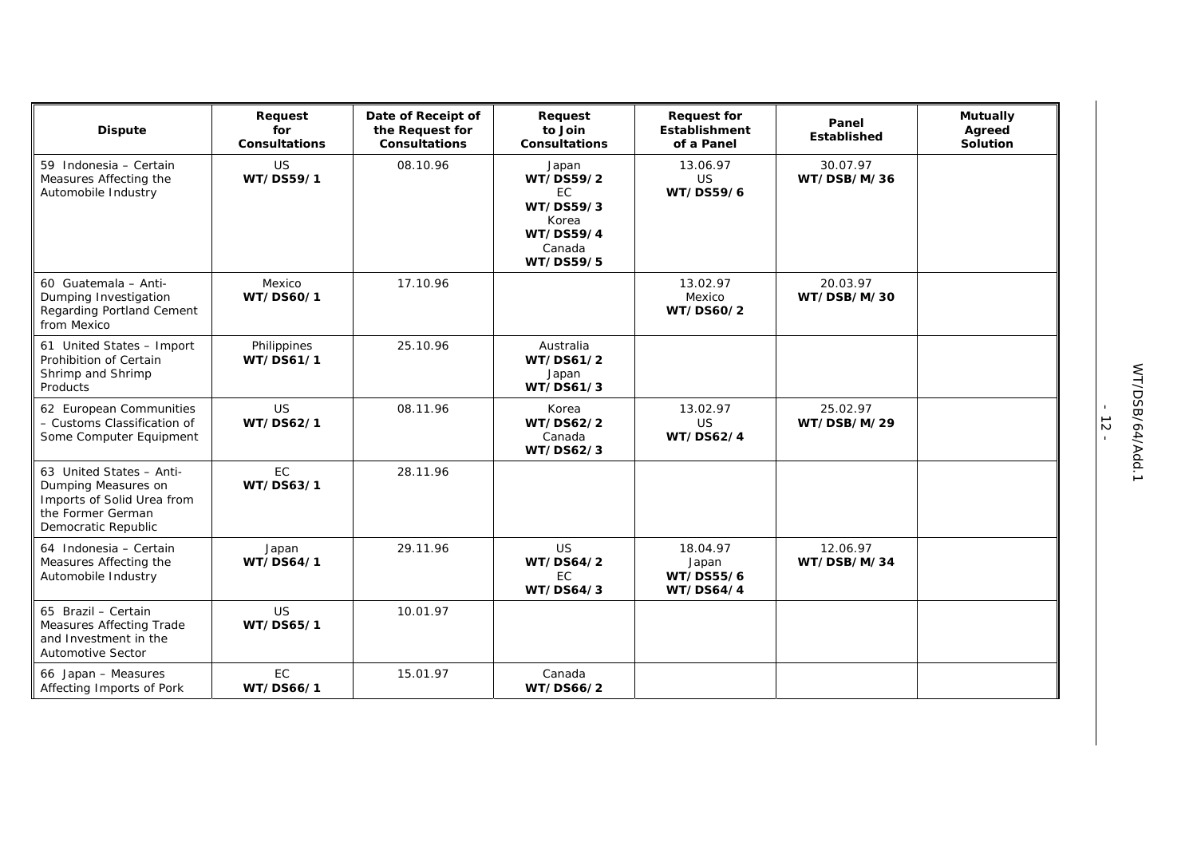| Dispute | Request for Consultations | Date of Receipt of the Request for Consultations | Request to Join Consultations | Request for Establishment of a Panel | Panel Established | Mutually Agreed Solution |
|---|---|---|---|---|---|---|
| 59 Indonesia – Certain Measures Affecting the Automobile Industry | US **WT/DS59/1** | 08.10.96 | Japan **WT/DS59/2** EC **WT/DS59/3** Korea **WT/DS59/4** Canada **WT/DS59/5** | 13.06.97 US **WT/DS59/6** | 30.07.97 **WT/DSB/M/36** | |
| 60 Guatemala – Anti-Dumping Investigation Regarding Portland Cement from Mexico | Mexico **WT/DS60/1** | 17.10.96 | | 13.02.97 Mexico **WT/DS60/2** | 20.03.97 **WT/DSB/M/30** | |
| 61 United States – Import Prohibition of Certain Shrimp and Shrimp Products | Philippines **WT/DS61/1** | 25.10.96 | Australia **WT/DS61/2** Japan **WT/DS61/3** | | | |
| 62 European Communities – Customs Classification of Some Computer Equipment | US **WT/DS62/1** | 08.11.96 | Korea **WT/DS62/2** Canada **WT/DS62/3** | 13.02.97 US **WT/DS62/4** | 25.02.97 **WT/DSB/M/29** | |
| 63 United States – Anti-Dumping Measures on Imports of Solid Urea from the Former German Democratic Republic | EC **WT/DS63/1** | 28.11.96 | | | | |
| 64 Indonesia – Certain Measures Affecting the Automobile Industry | Japan **WT/DS64/1** | 29.11.96 | US **WT/DS64/2** EC **WT/DS64/3** | 18.04.97 Japan **WT/DS55/6** **WT/DS64/4** | 12.06.97 **WT/DSB/M/34** | |
| 65 Brazil – Certain Measures Affecting Trade and Investment in the Automotive Sector | US **WT/DS65/1** | 10.01.97 | | | | |
| 66 Japan – Measures Affecting Imports of Pork | EC **WT/DS66/1** | 15.01.97 | Canada **WT/DS66/2** | | | |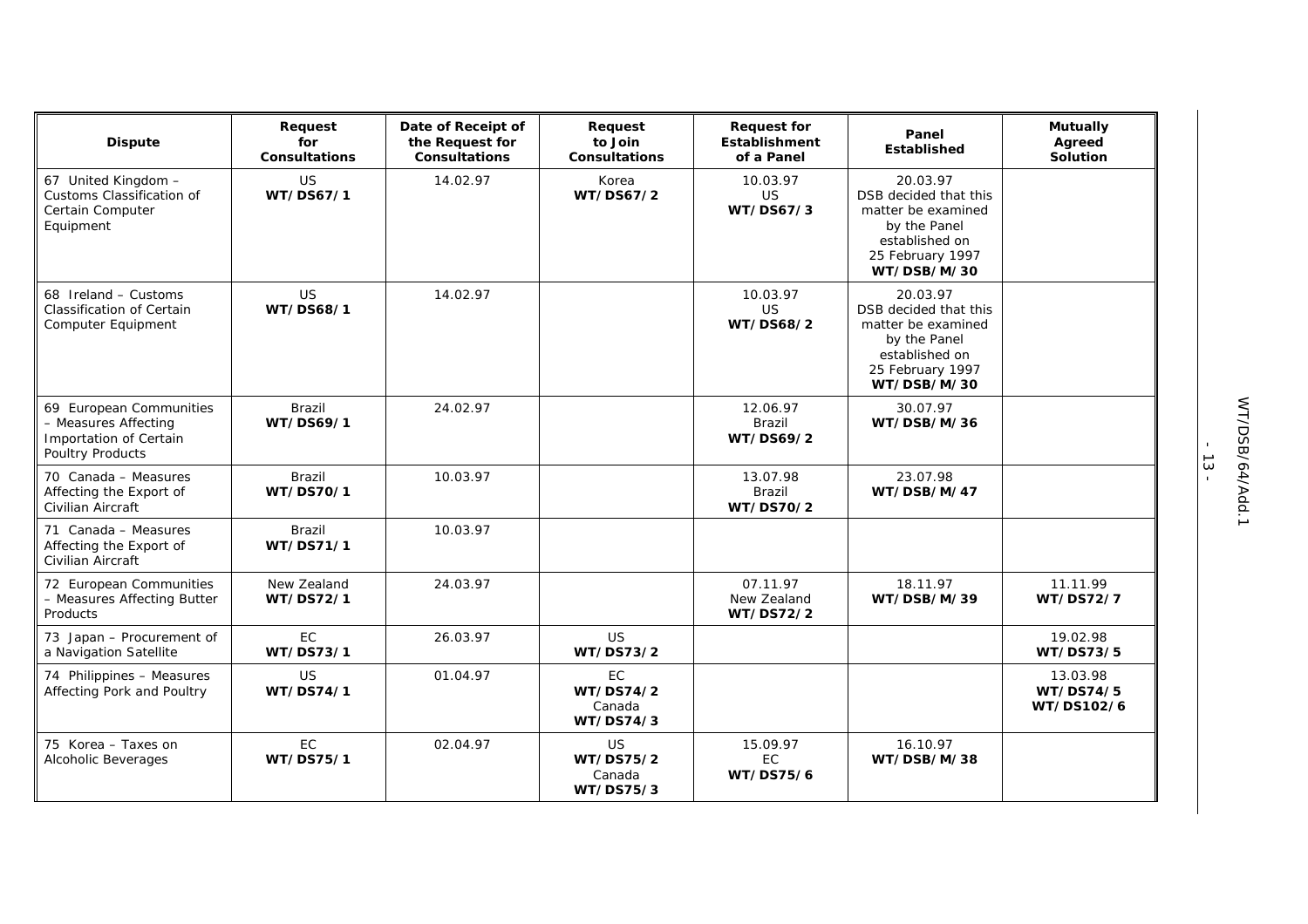| Dispute | Request for Consultations | Date of Receipt of the Request for Consultations | Request to Join Consultations | Request for Establishment of a Panel | Panel Established | Mutually Agreed Solution |
|---|---|---|---|---|---|---|
| 67 United Kingdom – Customs Classification of Certain Computer Equipment | US **WT/DS67/1** | 14.02.97 | Korea **WT/DS67/2** | 10.03.97 US **WT/DS67/3** | 20.03.97 DSB decided that this matter be examined by the Panel established on 25 February 1997 **WT/DSB/M/30** | |
| 68 Ireland – Customs Classification of Certain Computer Equipment | US **WT/DS68/1** | 14.02.97 | | 10.03.97 US **WT/DS68/2** | 20.03.97 DSB decided that this matter be examined by the Panel established on 25 February 1997 **WT/DSB/M/30** | |
| 69 European Communities – Measures Affecting Importation of Certain Poultry Products | Brazil **WT/DS69/1** | 24.02.97 | | 12.06.97 Brazil **WT/DS69/2** | 30.07.97 **WT/DSB/M/36** | |
| 70 Canada – Measures Affecting the Export of Civilian Aircraft | Brazil **WT/DS70/1** | 10.03.97 | | 13.07.98 Brazil **WT/DS70/2** | 23.07.98 **WT/DSB/M/47** | |
| 71 Canada – Measures Affecting the Export of Civilian Aircraft | Brazil **WT/DS71/1** | 10.03.97 | | | | |
| 72 European Communities – Measures Affecting Butter Products | New Zealand **WT/DS72/1** | 24.03.97 | | 07.11.97 New Zealand **WT/DS72/2** | 18.11.97 **WT/DSB/M/39** | 11.11.99 **WT/DS72/7** |
| 73 Japan – Procurement of a Navigation Satellite | EC **WT/DS73/1** | 26.03.97 | US **WT/DS73/2** | | | 19.02.98 **WT/DS73/5** |
| 74 Philippines – Measures Affecting Pork and Poultry | US **WT/DS74/1** | 01.04.97 | EC **WT/DS74/2** Canada **WT/DS74/3** | | | 13.03.98 **WT/DS74/5** **WT/DS102/6** |
| 75 Korea – Taxes on Alcoholic Beverages | EC **WT/DS75/1** | 02.04.97 | US **WT/DS75/2** Canada **WT/DS75/3** | 15.09.97 EC **WT/DS75/6** | 16.10.97 **WT/DSB/M/38** | |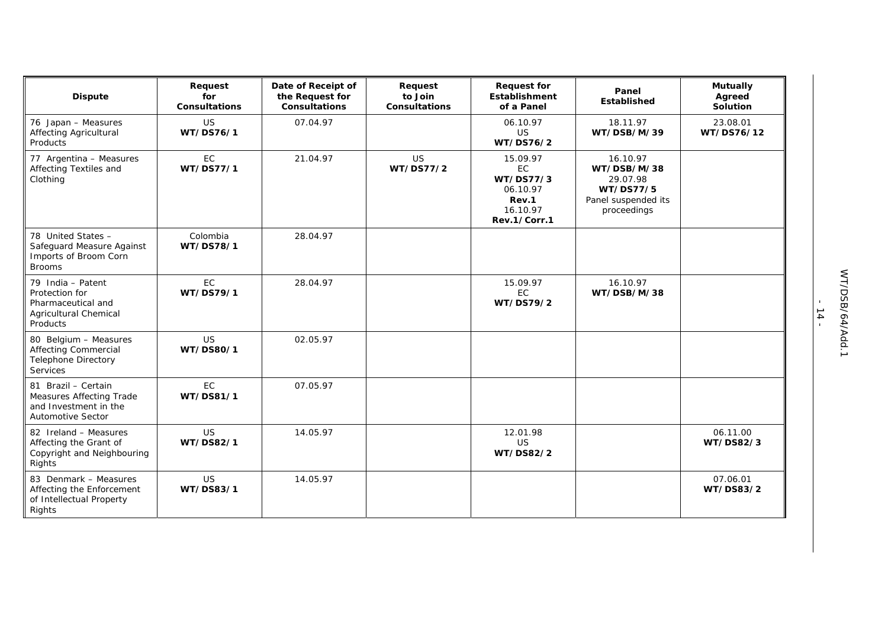| Dispute | Request for Consultations | Date of Receipt of the Request for Consultations | Request to Join Consultations | Request for Establishment of a Panel | Panel Established | Mutually Agreed Solution |
|---|---|---|---|---|---|---|
| 76 Japan – Measures Affecting Agricultural Products | US **WT/DS76/1** | 07.04.97 | | 06.10.97 US **WT/DS76/2** | 18.11.97 **WT/DSB/M/39** | 23.08.01 **WT/DS76/12** |
| 77 Argentina – Measures Affecting Textiles and Clothing | EC **WT/DS77/1** | 21.04.97 | US **WT/DS77/2** | 15.09.97 EC **WT/DS77/3** 06.10.97 **Rev.1** 16.10.97 **Rev.1/Corr.1** | 16.10.97 **WT/DSB/M/38** 29.07.98 **WT/DS77/5** Panel suspended its proceedings | |
| 78 United States – Safeguard Measure Against Imports of Broom Corn Brooms | Colombia **WT/DS78/1** | 28.04.97 | | | | |
| 79 India – Patent Protection for Pharmaceutical and Agricultural Chemical Products | EC **WT/DS79/1** | 28.04.97 | | 15.09.97 EC **WT/DS79/2** | 16.10.97 **WT/DSB/M/38** | |
| 80 Belgium – Measures Affecting Commercial Telephone Directory Services | US **WT/DS80/1** | 02.05.97 | | | | |
| 81 Brazil – Certain Measures Affecting Trade and Investment in the Automotive Sector | EC **WT/DS81/1** | 07.05.97 | | | | |
| 82 Ireland – Measures Affecting the Grant of Copyright and Neighbouring Rights | US **WT/DS82/1** | 14.05.97 | | 12.01.98 US **WT/DS82/2** | | 06.11.00 **WT/DS82/3** |
| 83 Denmark – Measures Affecting the Enforcement of Intellectual Property Rights | US **WT/DS83/1** | 14.05.97 | | | | 07.06.01 **WT/DS83/2** |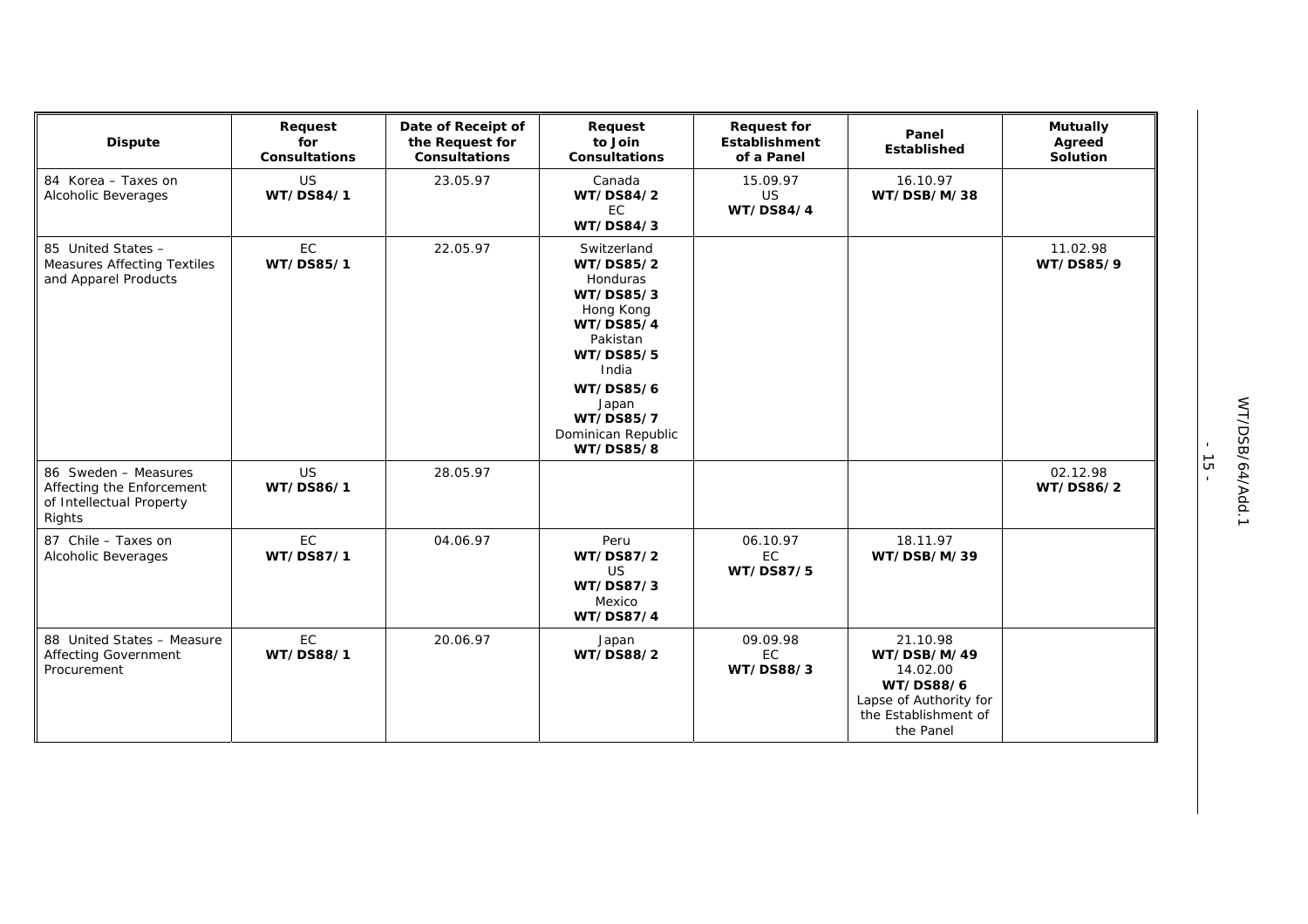| Dispute | Request for Consultations | Date of Receipt of the Request for Consultations | Request to Join Consultations | Request for Establishment of a Panel | Panel Established | Mutually Agreed Solution |
|---|---|---|---|---|---|---|
| 84 Korea – Taxes on Alcoholic Beverages | US **WT/DS84/1** | 23.05.97 | Canada **WT/DS84/2** EC **WT/DS84/3** | 15.09.97 US **WT/DS84/4** | 16.10.97 **WT/DSB/M/38** | |
| 85 United States – Measures Affecting Textiles and Apparel Products | EC **WT/DS85/1** | 22.05.97 | Switzerland **WT/DS85/2** Honduras **WT/DS85/3** Hong Kong **WT/DS85/4** Pakistan **WT/DS85/5** India **WT/DS85/6** Japan **WT/DS85/7** Dominican Republic **WT/DS85/8** | | | 11.02.98 **WT/DS85/9** |
| 86 Sweden – Measures Affecting the Enforcement of Intellectual Property Rights | US **WT/DS86/1** | 28.05.97 | | | | 02.12.98 **WT/DS86/2** |
| 87 Chile – Taxes on Alcoholic Beverages | EC **WT/DS87/1** | 04.06.97 | Peru **WT/DS87/2** US **WT/DS87/3** Mexico **WT/DS87/4** | 06.10.97 EC **WT/DS87/5** | 18.11.97 **WT/DSB/M/39** | |
| 88 United States – Measure Affecting Government Procurement | EC **WT/DS88/1** | 20.06.97 | Japan **WT/DS88/2** | 09.09.98 EC **WT/DS88/3** | 21.10.98 **WT/DSB/M/49** 14.02.00 **WT/DS88/6** Lapse of Authority for the Establishment of the Panel | |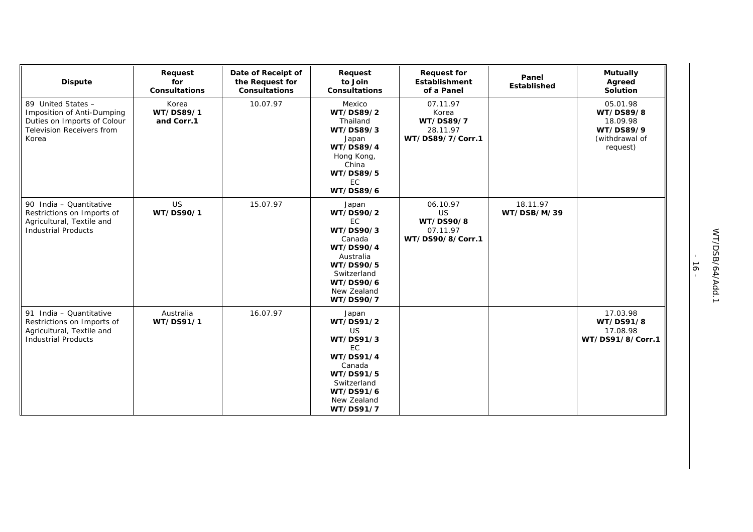| Dispute | Request for Consultations | Date of Receipt of the Request for Consultations | Request to Join Consultations | Request for Establishment of a Panel | Panel Established | Mutually Agreed Solution |
|---|---|---|---|---|---|---|
| 89 United States – Imposition of Anti-Dumping Duties on Imports of Colour Television Receivers from Korea | Korea **WT/DS89/1 and Corr.1** | 10.07.97 | Mexico **WT/DS89/2** Thailand **WT/DS89/3** Japan **WT/DS89/4** Hong Kong, China **WT/DS89/5** EC **WT/DS89/6** | 07.11.97 Korea **WT/DS89/7** 28.11.97 **WT/DS89/7/Corr.1** | | 05.01.98 **WT/DS89/8** 18.09.98 **WT/DS89/9** (withdrawal of request) |
| 90 India – Quantitative Restrictions on Imports of Agricultural, Textile and Industrial Products | US **WT/DS90/1** | 15.07.97 | Japan **WT/DS90/2** EC **WT/DS90/3** Canada **WT/DS90/4** Australia **WT/DS90/5** Switzerland **WT/DS90/6** New Zealand **WT/DS90/7** | 06.10.97 US **WT/DS90/8** 07.11.97 **WT/DS90/8/Corr.1** | 18.11.97 **WT/DSB/M/39** | |
| 91 India – Quantitative Restrictions on Imports of Agricultural, Textile and Industrial Products | Australia **WT/DS91/1** | 16.07.97 | Japan **WT/DS91/2** US **WT/DS91/3** EC **WT/DS91/4** Canada **WT/DS91/5** Switzerland **WT/DS91/6** New Zealand **WT/DS91/7** | | | 17.03.98 **WT/DS91/8** 17.08.98 **WT/DS91/8/Corr.1** |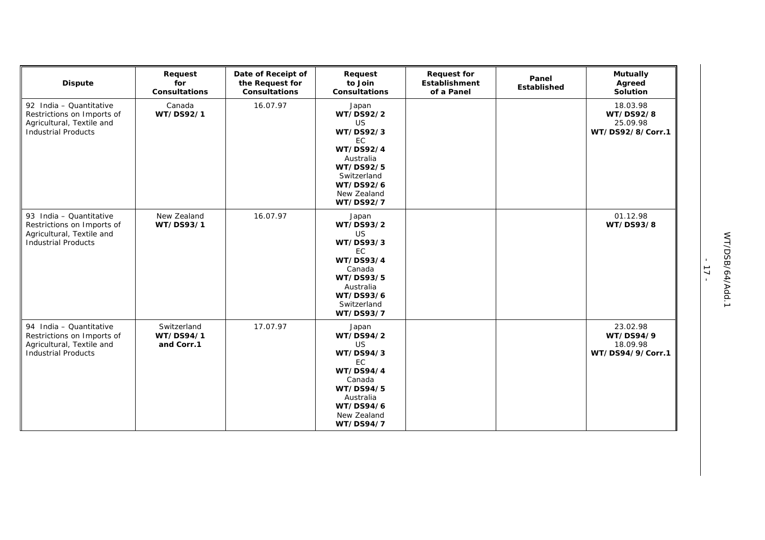| Dispute | Request for Consultations | Date of Receipt of the Request for Consultations | Request to Join Consultations | Request for Establishment of a Panel | Panel Established | Mutually Agreed Solution |
|---|---|---|---|---|---|---|
| 92 India – Quantitative Restrictions on Imports of Agricultural, Textile and Industrial Products | Canada **WT/DS92/1** | 16.07.97 | Japan **WT/DS92/2** US **WT/DS92/3** EC **WT/DS92/4** Australia **WT/DS92/5** Switzerland **WT/DS92/6** New Zealand **WT/DS92/7** | | | 18.03.98 **WT/DS92/8** 25.09.98 **WT/DS92/8/Corr.1** |
| 93 India – Quantitative Restrictions on Imports of Agricultural, Textile and Industrial Products | New Zealand **WT/DS93/1** | 16.07.97 | Japan **WT/DS93/2** US **WT/DS93/3** EC **WT/DS93/4** Canada **WT/DS93/5** Australia **WT/DS93/6** Switzerland **WT/DS93/7** | | | 01.12.98 **WT/DS93/8** |
| 94 India – Quantitative Restrictions on Imports of Agricultural, Textile and Industrial Products | Switzerland **WT/DS94/1 and Corr.1** | 17.07.97 | Japan **WT/DS94/2** US **WT/DS94/3** EC **WT/DS94/4** Canada **WT/DS94/5** Australia **WT/DS94/6** New Zealand **WT/DS94/7** | | | 23.02.98 **WT/DS94/9** 18.09.98 **WT/DS94/9/Corr.1** |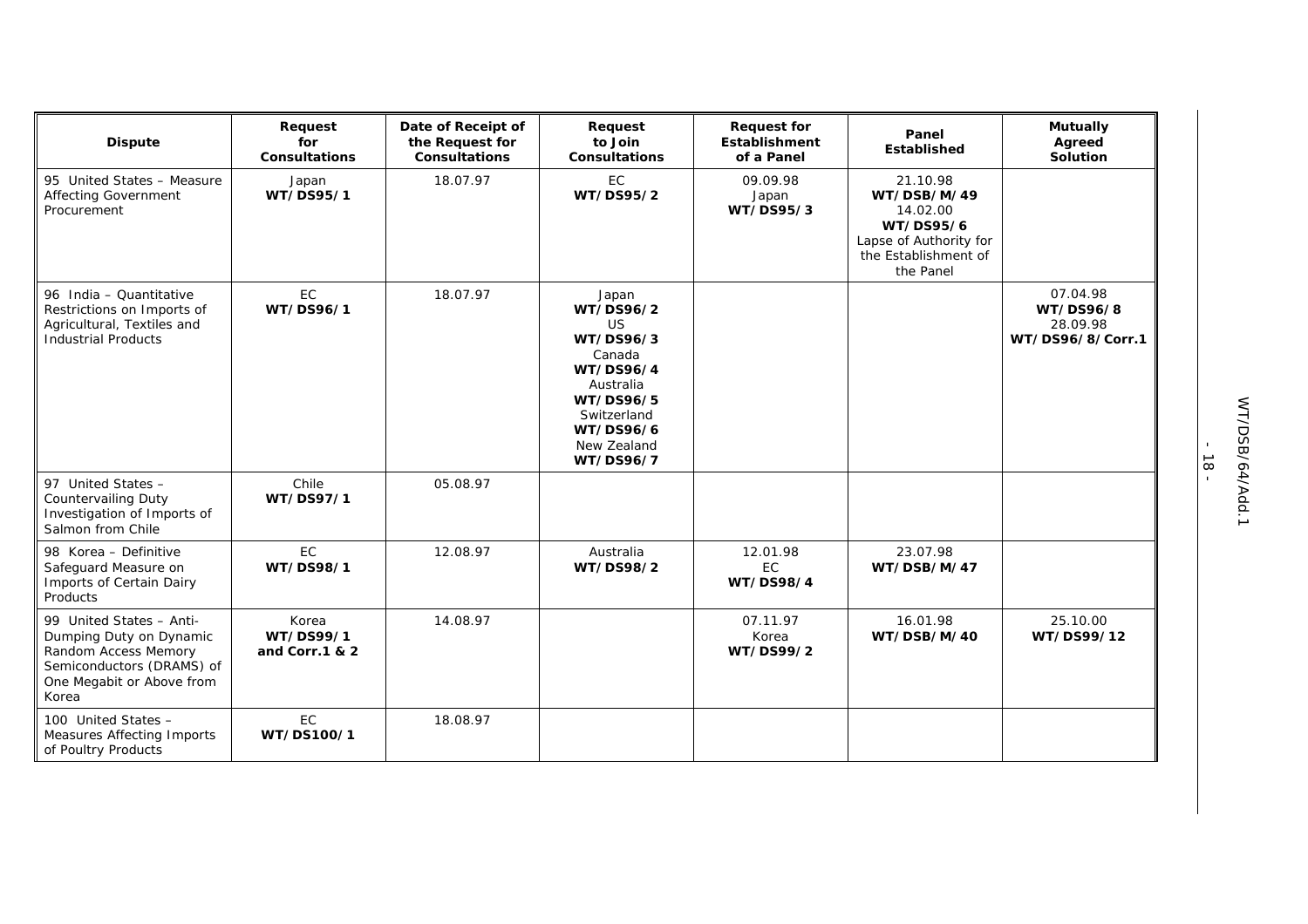| Dispute | Request for Consultations | Date of Receipt of the Request for Consultations | Request to Join Consultations | Request for Establishment of a Panel | Panel Established | Mutually Agreed Solution |
|---|---|---|---|---|---|---|
| 95 United States – Measure Affecting Government Procurement | Japan **WT/DS95/1** | 18.07.97 | EC **WT/DS95/2** | 09.09.98 Japan **WT/DS95/3** | 21.10.98 **WT/DSB/M/49** 14.02.00 **WT/DS95/6** Lapse of Authority for the Establishment of the Panel | |
| 96 India – Quantitative Restrictions on Imports of Agricultural, Textiles and Industrial Products | EC **WT/DS96/1** | 18.07.97 | Japan **WT/DS96/2** US **WT/DS96/3** Canada **WT/DS96/4** Australia **WT/DS96/5** Switzerland **WT/DS96/6** New Zealand **WT/DS96/7** | | | 07.04.98 **WT/DS96/8** 28.09.98 **WT/DS96/8/Corr.1** |
| 97 United States – Countervailing Duty Investigation of Imports of Salmon from Chile | Chile **WT/DS97/1** | 05.08.97 | | | | |
| 98 Korea – Definitive Safeguard Measure on Imports of Certain Dairy Products | EC **WT/DS98/1** | 12.08.97 | Australia **WT/DS98/2** | 12.01.98 EC **WT/DS98/4** | 23.07.98 **WT/DSB/M/47** | |
| 99 United States – Anti-Dumping Duty on Dynamic Random Access Memory Semiconductors (DRAMS) of One Megabit or Above from Korea | Korea **WT/DS99/1 and Corr.1 & 2** | 14.08.97 | | 07.11.97 Korea **WT/DS99/2** | 16.01.98 **WT/DSB/M/40** | 25.10.00 **WT/DS99/12** |
| 100 United States – Measures Affecting Imports of Poultry Products | EC **WT/DS100/1** | 18.08.97 | | | | |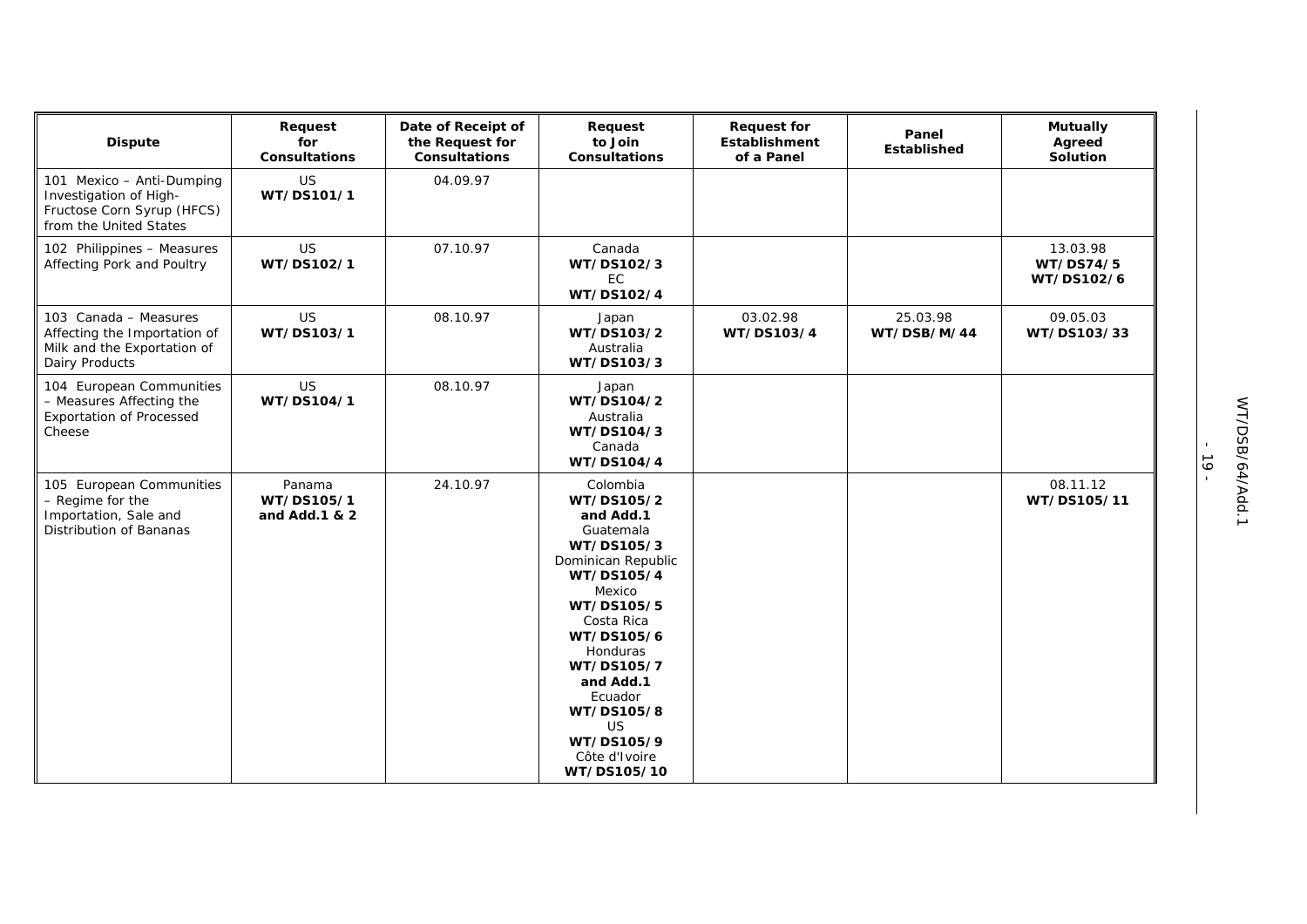| Dispute | Request for Consultations | Date of Receipt of the Request for Consultations | Request to Join Consultations | Request for Establishment of a Panel | Panel Established | Mutually Agreed Solution |
|---|---|---|---|---|---|---|
| 101 Mexico – Anti-Dumping Investigation of High-Fructose Corn Syrup (HFCS) from the United States | US **WT/DS101/1** | 04.09.97 | | | | |
| 102 Philippines – Measures Affecting Pork and Poultry | US **WT/DS102/1** | 07.10.97 | Canada **WT/DS102/3** EC **WT/DS102/4** | | | 13.03.98 **WT/DS74/5 WT/DS102/6** |
| 103 Canada – Measures Affecting the Importation of Milk and the Exportation of Dairy Products | US **WT/DS103/1** | 08.10.97 | Japan **WT/DS103/2** Australia **WT/DS103/3** | 03.02.98 **WT/DS103/4** | 25.03.98 **WT/DSB/M/44** | 09.05.03 **WT/DS103/33** |
| 104 European Communities – Measures Affecting the Exportation of Processed Cheese | US **WT/DS104/1** | 08.10.97 | Japan **WT/DS104/2** Australia **WT/DS104/3** Canada **WT/DS104/4** | | | |
| 105 European Communities – Regime for the Importation, Sale and Distribution of Bananas | Panama **WT/DS105/1 and Add.1 & 2** | 24.10.97 | Colombia **WT/DS105/2 and Add.1** Guatemala **WT/DS105/3** Dominican Republic **WT/DS105/4** Mexico **WT/DS105/5** Costa Rica **WT/DS105/6** Honduras **WT/DS105/7 and Add.1** Ecuador **WT/DS105/8** US **WT/DS105/9** Côte d'Ivoire **WT/DS105/10** | | | 08.11.12 **WT/DS105/11** |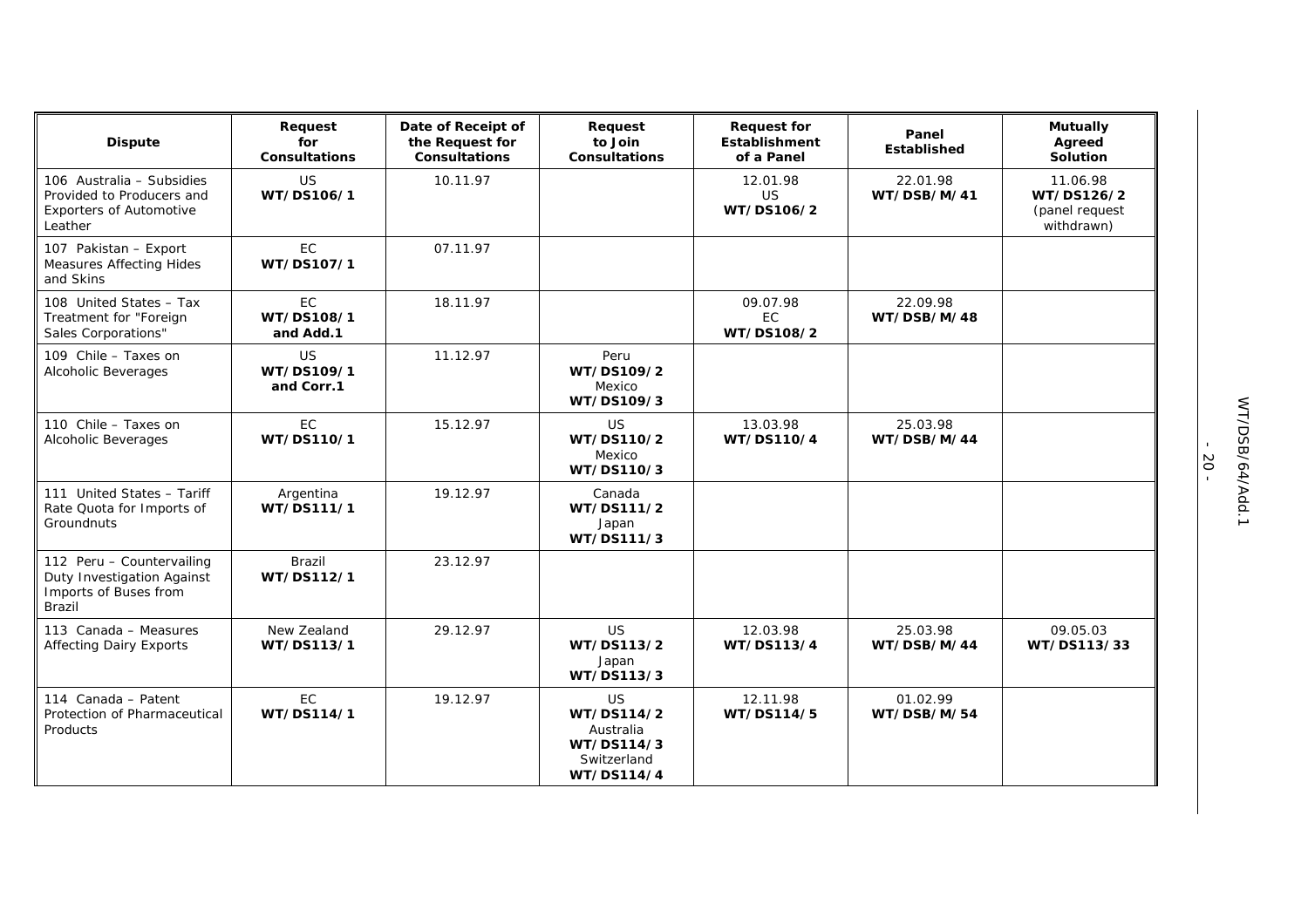| Dispute | Request for Consultations | Date of Receipt of the Request for Consultations | Request to Join Consultations | Request for Establishment of a Panel | Panel Established | Mutually Agreed Solution |
|---|---|---|---|---|---|---|
| 106 Australia – Subsidies Provided to Producers and Exporters of Automotive Leather | US **WT/DS106/1** | 10.11.97 | | 12.01.98 US **WT/DS106/2** | 22.01.98 **WT/DSB/M/41** | 11.06.98 **WT/DS126/2** (panel request withdrawn) |
| 107 Pakistan – Export Measures Affecting Hides and Skins | EC **WT/DS107/1** | 07.11.97 | | | | |
| 108 United States – Tax Treatment for "Foreign Sales Corporations" | EC **WT/DS108/1 and Add.1** | 18.11.97 | | 09.07.98 EC **WT/DS108/2** | 22.09.98 **WT/DSB/M/48** | |
| 109 Chile – Taxes on Alcoholic Beverages | US **WT/DS109/1 and Corr.1** | 11.12.97 | Peru **WT/DS109/2** Mexico **WT/DS109/3** | | | |
| 110 Chile – Taxes on Alcoholic Beverages | EC **WT/DS110/1** | 15.12.97 | US **WT/DS110/2** Mexico **WT/DS110/3** | 13.03.98 **WT/DS110/4** | 25.03.98 **WT/DSB/M/44** | |
| 111 United States – Tariff Rate Quota for Imports of Groundnuts | Argentina **WT/DS111/1** | 19.12.97 | Canada **WT/DS111/2** Japan **WT/DS111/3** | | | |
| 112 Peru – Countervailing Duty Investigation Against Imports of Buses from Brazil | Brazil **WT/DS112/1** | 23.12.97 | | | | |
| 113 Canada – Measures Affecting Dairy Exports | New Zealand **WT/DS113/1** | 29.12.97 | US **WT/DS113/2** Japan **WT/DS113/3** | 12.03.98 **WT/DS113/4** | 25.03.98 **WT/DSB/M/44** | 09.05.03 **WT/DS113/33** |
| 114 Canada – Patent Protection of Pharmaceutical Products | EC **WT/DS114/1** | 19.12.97 | US **WT/DS114/2** Australia **WT/DS114/3** Switzerland **WT/DS114/4** | 12.11.98 **WT/DS114/5** | 01.02.99 **WT/DSB/M/54** | |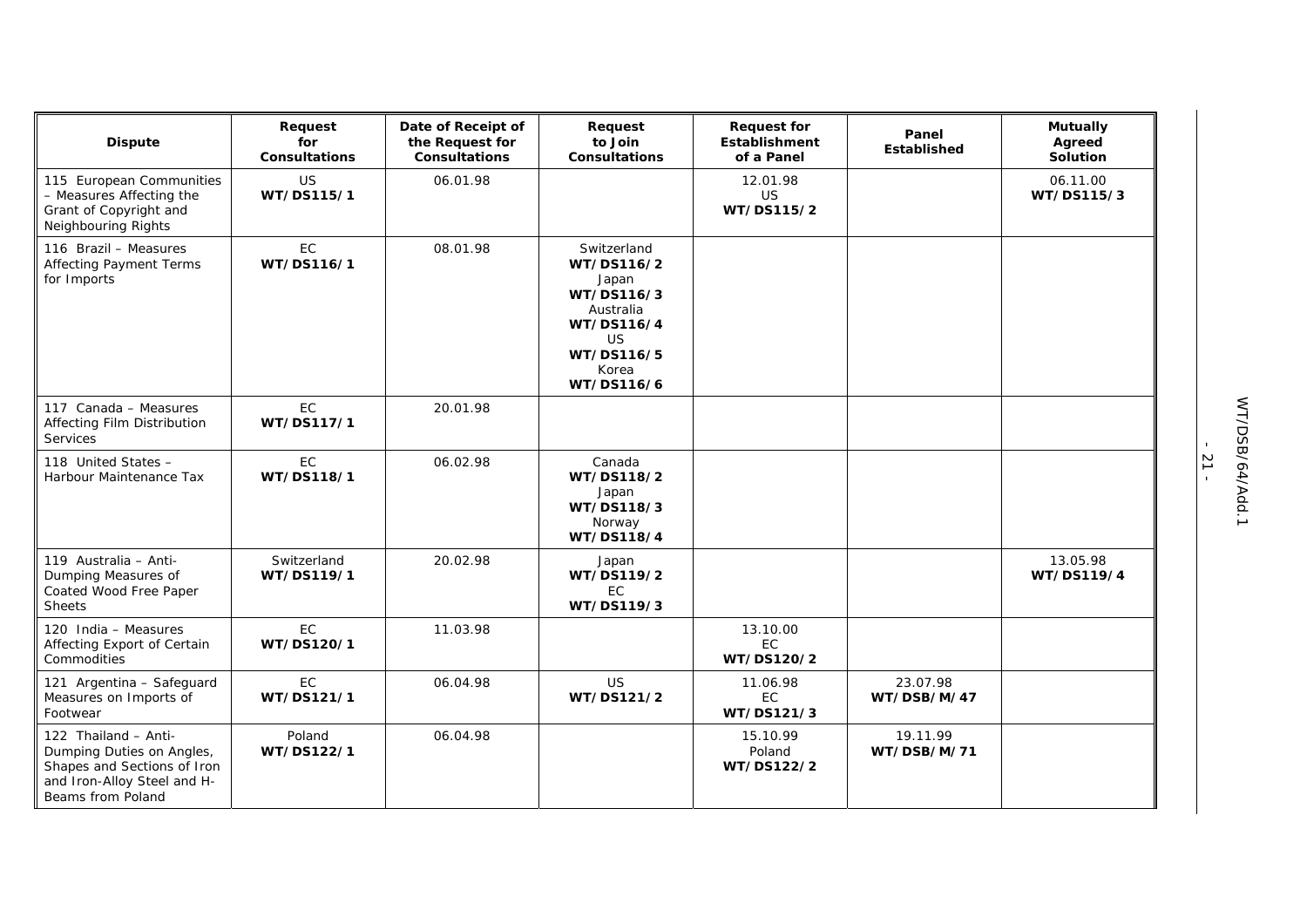| Dispute | Request for Consultations | Date of Receipt of the Request for Consultations | Request to Join Consultations | Request for Establishment of a Panel | Panel Established | Mutually Agreed Solution |
|---|---|---|---|---|---|---|
| 115 European Communities – Measures Affecting the Grant of Copyright and Neighbouring Rights | US **WT/DS115/1** | 06.01.98 | | 12.01.98 US **WT/DS115/2** | | 06.11.00 **WT/DS115/3** |
| 116 Brazil – Measures Affecting Payment Terms for Imports | EC **WT/DS116/1** | 08.01.98 | Switzerland **WT/DS116/2** Japan **WT/DS116/3** Australia **WT/DS116/4** US **WT/DS116/5** Korea **WT/DS116/6** | | | |
| 117 Canada – Measures Affecting Film Distribution Services | EC **WT/DS117/1** | 20.01.98 | | | | |
| 118 United States – Harbour Maintenance Tax | EC **WT/DS118/1** | 06.02.98 | Canada **WT/DS118/2** Japan **WT/DS118/3** Norway **WT/DS118/4** | | | |
| 119 Australia – Anti-Dumping Measures of Coated Wood Free Paper Sheets | Switzerland **WT/DS119/1** | 20.02.98 | Japan **WT/DS119/2** EC **WT/DS119/3** | | | 13.05.98 **WT/DS119/4** |
| 120 India – Measures Affecting Export of Certain Commodities | EC **WT/DS120/1** | 11.03.98 | | 13.10.00 EC **WT/DS120/2** | | |
| 121 Argentina – Safeguard Measures on Imports of Footwear | EC **WT/DS121/1** | 06.04.98 | US **WT/DS121/2** | 11.06.98 EC **WT/DS121/3** | 23.07.98 **WT/DSB/M/47** | |
| 122 Thailand – Anti-Dumping Duties on Angles, Shapes and Sections of Iron and Iron-Alloy Steel and H-Beams from Poland | Poland **WT/DS122/1** | 06.04.98 | | 15.10.99 Poland **WT/DS122/2** | 19.11.99 **WT/DSB/M/71** | |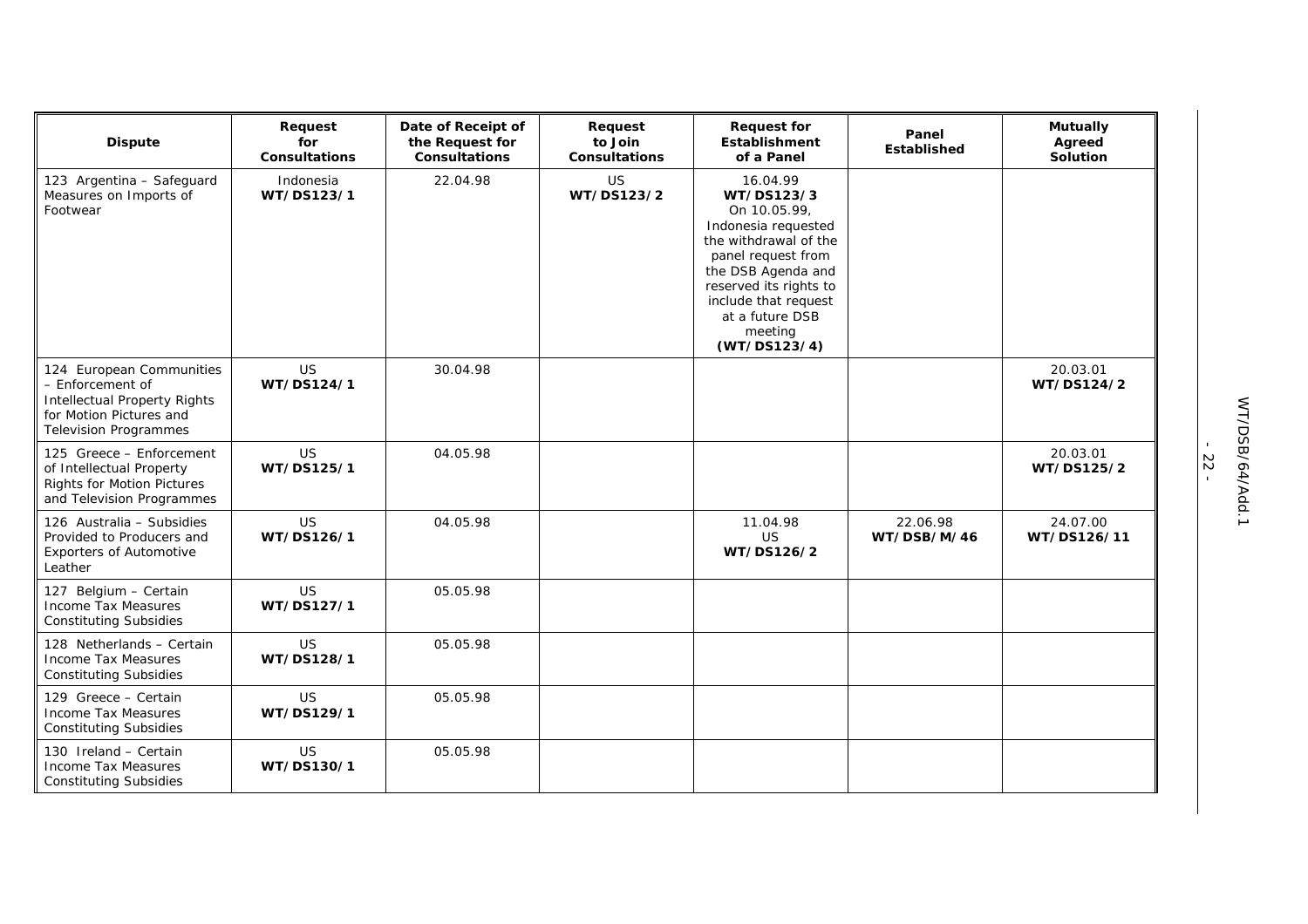| Dispute | Request for Consultations | Date of Receipt of the Request for Consultations | Request to Join Consultations | Request for Establishment of a Panel | Panel Established | Mutually Agreed Solution |
|---|---|---|---|---|---|---|
| 123 Argentina – Safeguard Measures on Imports of Footwear | Indonesia **WT/DS123/1** | 22.04.98 | US **WT/DS123/2** | 16.04.99 **WT/DS123/3** On 10.05.99, Indonesia requested the withdrawal of the panel request from the DSB Agenda and reserved its rights to include that request at a future DSB meeting **(WT/DS123/4)** | | |
| 124 European Communities – Enforcement of Intellectual Property Rights for Motion Pictures and Television Programmes | US **WT/DS124/1** | 30.04.98 | | | | 20.03.01 **WT/DS124/2** |
| 125 Greece – Enforcement of Intellectual Property Rights for Motion Pictures and Television Programmes | US **WT/DS125/1** | 04.05.98 | | | | 20.03.01 **WT/DS125/2** |
| 126 Australia – Subsidies Provided to Producers and Exporters of Automotive Leather | US **WT/DS126/1** | 04.05.98 | | 11.04.98 US **WT/DS126/2** | 22.06.98 **WT/DSB/M/46** | 24.07.00 **WT/DS126/11** |
| 127 Belgium – Certain Income Tax Measures Constituting Subsidies | US **WT/DS127/1** | 05.05.98 | | | | |
| 128 Netherlands – Certain Income Tax Measures Constituting Subsidies | US **WT/DS128/1** | 05.05.98 | | | | |
| 129 Greece – Certain Income Tax Measures Constituting Subsidies | US **WT/DS129/1** | 05.05.98 | | | | |
| 130 Ireland – Certain Income Tax Measures Constituting Subsidies | US **WT/DS130/1** | 05.05.98 | | | | |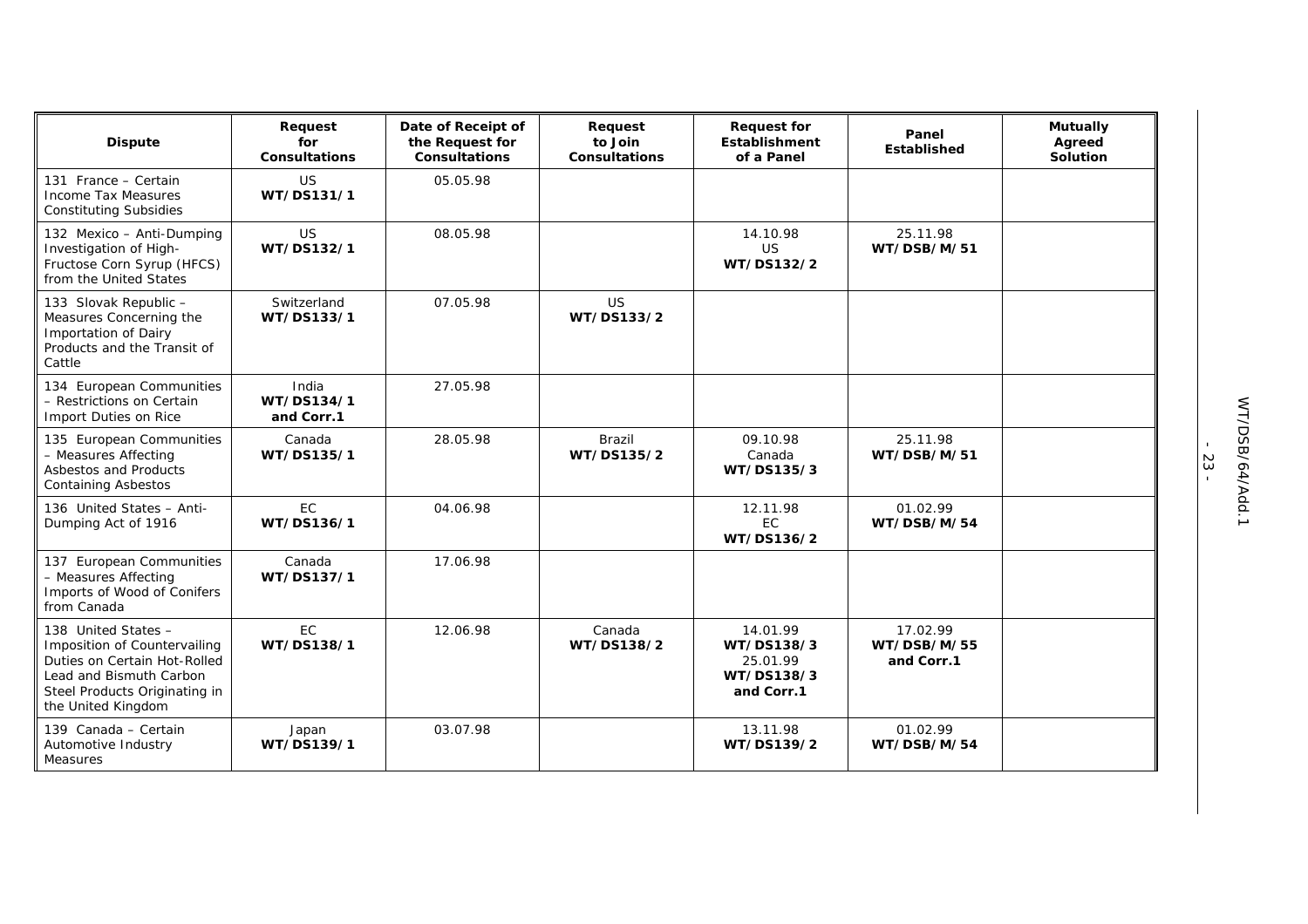| Dispute | Request for Consultations | Date of Receipt of the Request for Consultations | Request to Join Consultations | Request for Establishment of a Panel | Panel Established | Mutually Agreed Solution |
|---|---|---|---|---|---|---|
| 131 France – Certain Income Tax Measures Constituting Subsidies | US **WT/DS131/1** | 05.05.98 | | | | |
| 132 Mexico – Anti-Dumping Investigation of High-Fructose Corn Syrup (HFCS) from the United States | US **WT/DS132/1** | 08.05.98 | | 14.10.98 US **WT/DS132/2** | 25.11.98 **WT/DSB/M/51** | |
| 133 Slovak Republic – Measures Concerning the Importation of Dairy Products and the Transit of Cattle | Switzerland **WT/DS133/1** | 07.05.98 | US **WT/DS133/2** | | | |
| 134 European Communities – Restrictions on Certain Import Duties on Rice | India **WT/DS134/1 and Corr.1** | 27.05.98 | | | | |
| 135 European Communities – Measures Affecting Asbestos and Products Containing Asbestos | Canada **WT/DS135/1** | 28.05.98 | Brazil **WT/DS135/2** | 09.10.98 Canada **WT/DS135/3** | 25.11.98 **WT/DSB/M/51** | |
| 136 United States – Anti-Dumping Act of 1916 | EC **WT/DS136/1** | 04.06.98 | | 12.11.98 EC **WT/DS136/2** | 01.02.99 **WT/DSB/M/54** | |
| 137 European Communities – Measures Affecting Imports of Wood of Conifers from Canada | Canada **WT/DS137/1** | 17.06.98 | | | | |
| 138 United States – Imposition of Countervailing Duties on Certain Hot-Rolled Lead and Bismuth Carbon Steel Products Originating in the United Kingdom | EC **WT/DS138/1** | 12.06.98 | Canada **WT/DS138/2** | 14.01.99 **WT/DS138/3** 25.01.99 **WT/DS138/3 and Corr.1** | 17.02.99 **WT/DSB/M/55 and Corr.1** | |
| 139 Canada – Certain Automotive Industry Measures | Japan **WT/DS139/1** | 03.07.98 | | 13.11.98 **WT/DS139/2** | 01.02.99 **WT/DSB/M/54** | |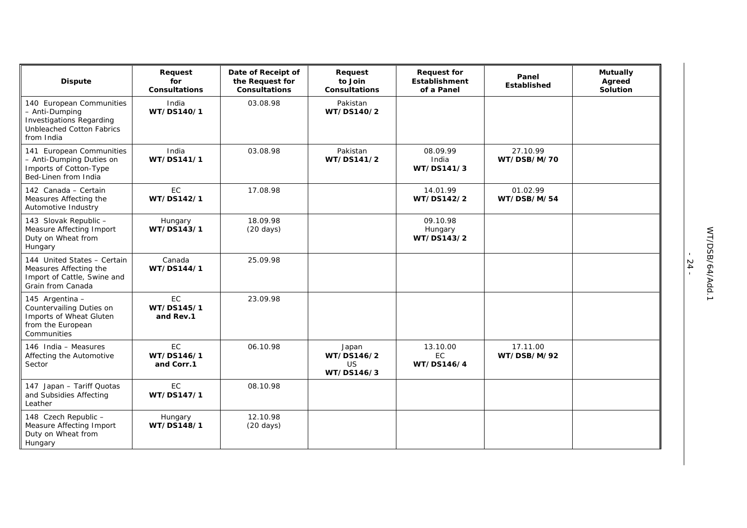| Dispute | Request for Consultations | Date of Receipt of the Request for Consultations | Request to Join Consultations | Request for Establishment of a Panel | Panel Established | Mutually Agreed Solution |
|---|---|---|---|---|---|---|
| 140 European Communities – Anti-Dumping Investigations Regarding Unbleached Cotton Fabrics from India | India **WT/DS140/1** | 03.08.98 | Pakistan **WT/DS140/2** | | | |
| 141 European Communities – Anti-Dumping Duties on Imports of Cotton-Type Bed-Linen from India | India **WT/DS141/1** | 03.08.98 | Pakistan **WT/DS141/2** | 08.09.99 India **WT/DS141/3** | 27.10.99 **WT/DSB/M/70** | |
| 142 Canada – Certain Measures Affecting the Automotive Industry | EC **WT/DS142/1** | 17.08.98 | | 14.01.99 **WT/DS142/2** | 01.02.99 **WT/DSB/M/54** | |
| 143 Slovak Republic – Measure Affecting Import Duty on Wheat from Hungary | Hungary **WT/DS143/1** | 18.09.98 (20 days) | | 09.10.98 Hungary **WT/DS143/2** | | |
| 144 United States – Certain Measures Affecting the Import of Cattle, Swine and Grain from Canada | Canada **WT/DS144/1** | 25.09.98 | | | | |
| 145 Argentina – Countervailing Duties on Imports of Wheat Gluten from the European Communities | EC **WT/DS145/1 and Rev.1** | 23.09.98 | | | | |
| 146 India – Measures Affecting the Automotive Sector | EC **WT/DS146/1 and Corr.1** | 06.10.98 | Japan **WT/DS146/2** US **WT/DS146/3** | 13.10.00 EC **WT/DS146/4** | 17.11.00 **WT/DSB/M/92** | |
| 147 Japan – Tariff Quotas and Subsidies Affecting Leather | EC **WT/DS147/1** | 08.10.98 | | | | |
| 148 Czech Republic – Measure Affecting Import Duty on Wheat from Hungary | Hungary **WT/DS148/1** | 12.10.98 (20 days) | | | | |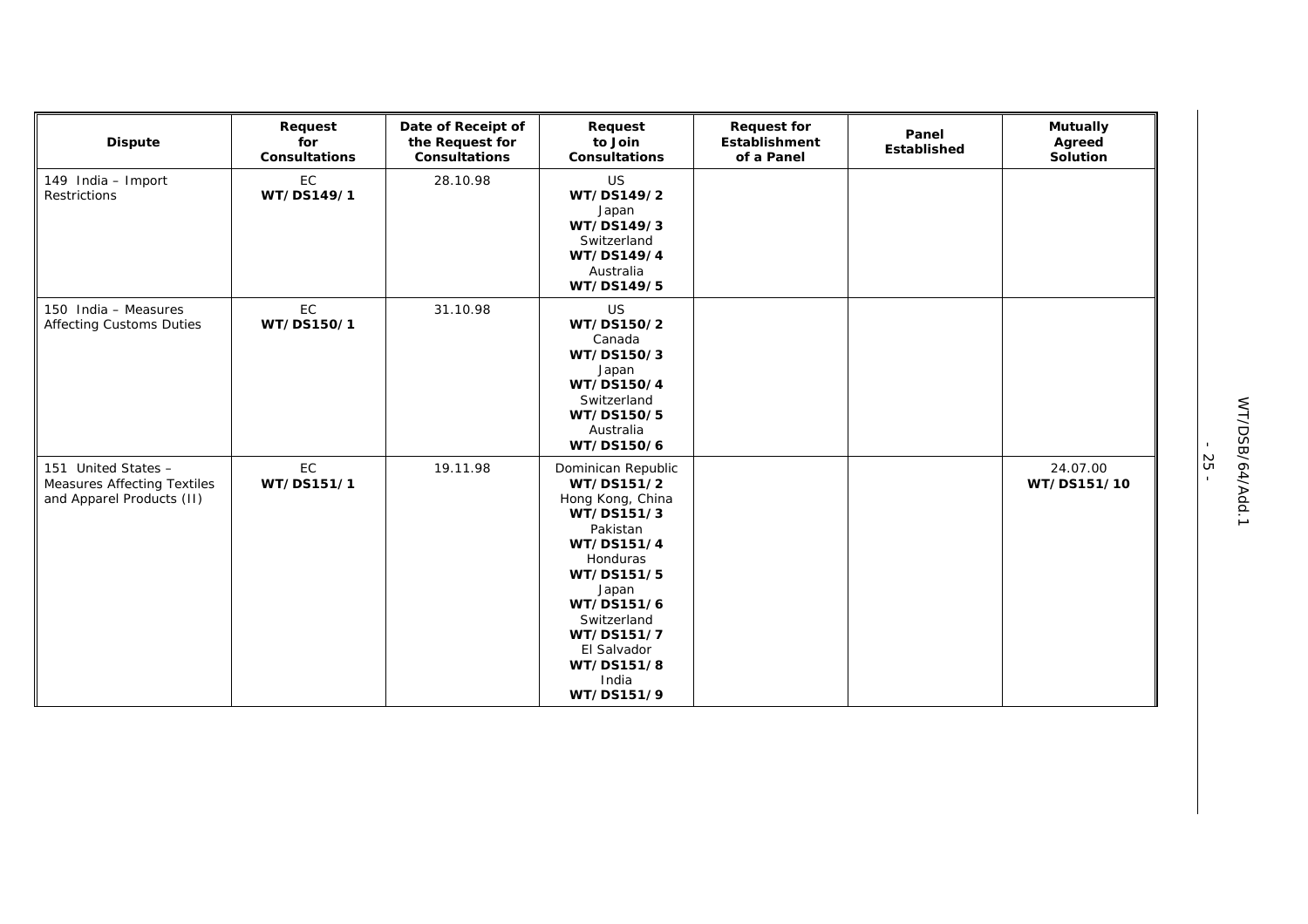| Dispute | Request for Consultations | Date of Receipt of the Request for Consultations | Request to Join Consultations | Request for Establishment of a Panel | Panel Established | Mutually Agreed Solution |
|---|---|---|---|---|---|---|
| 149 India – Import Restrictions | EC **WT/DS149/1** | 28.10.98 | US **WT/DS149/2** Japan **WT/DS149/3** Switzerland **WT/DS149/4** Australia **WT/DS149/5** | | | |
| 150 India – Measures Affecting Customs Duties | EC **WT/DS150/1** | 31.10.98 | US **WT/DS150/2** Canada **WT/DS150/3** Japan **WT/DS150/4** Switzerland **WT/DS150/5** Australia **WT/DS150/6** | | | |
| 151 United States – Measures Affecting Textiles and Apparel Products (II) | EC **WT/DS151/1** | 19.11.98 | Dominican Republic **WT/DS151/2** Hong Kong, China **WT/DS151/3** Pakistan **WT/DS151/4** Honduras **WT/DS151/5** Japan **WT/DS151/6** Switzerland **WT/DS151/7** El Salvador **WT/DS151/8** India **WT/DS151/9** | | | 24.07.00 **WT/DS151/10** |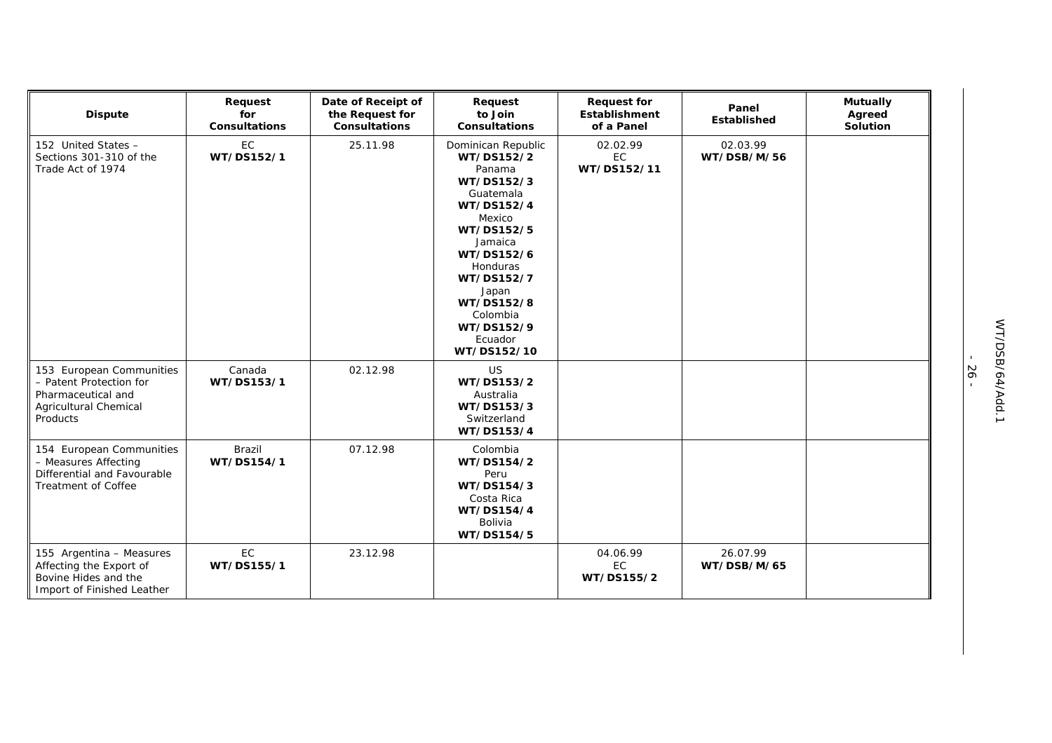| Dispute | Request for Consultations | Date of Receipt of the Request for Consultations | Request to Join Consultations | Request for Establishment of a Panel | Panel Established | Mutually Agreed Solution |
|---|---|---|---|---|---|---|
| 152 United States – Sections 301-310 of the Trade Act of 1974 | EC **WT/DS152/1** | 25.11.98 | Dominican Republic **WT/DS152/2** Panama **WT/DS152/3** Guatemala **WT/DS152/4** Mexico **WT/DS152/5** Jamaica **WT/DS152/6** Honduras **WT/DS152/7** Japan **WT/DS152/8** Colombia **WT/DS152/9** Ecuador **WT/DS152/10** | 02.02.99 EC **WT/DS152/11** | 02.03.99 **WT/DSB/M/56** | |
| 153 European Communities – Patent Protection for Pharmaceutical and Agricultural Chemical Products | Canada **WT/DS153/1** | 02.12.98 | US **WT/DS153/2** Australia **WT/DS153/3** Switzerland **WT/DS153/4** | | | |
| 154 European Communities – Measures Affecting Differential and Favourable Treatment of Coffee | Brazil **WT/DS154/1** | 07.12.98 | Colombia **WT/DS154/2** Peru **WT/DS154/3** Costa Rica **WT/DS154/4** Bolivia **WT/DS154/5** | | | |
| 155 Argentina – Measures Affecting the Export of Bovine Hides and the Import of Finished Leather | EC **WT/DS155/1** | 23.12.98 | | 04.06.99 EC **WT/DS155/2** | 26.07.99 **WT/DSB/M/65** | |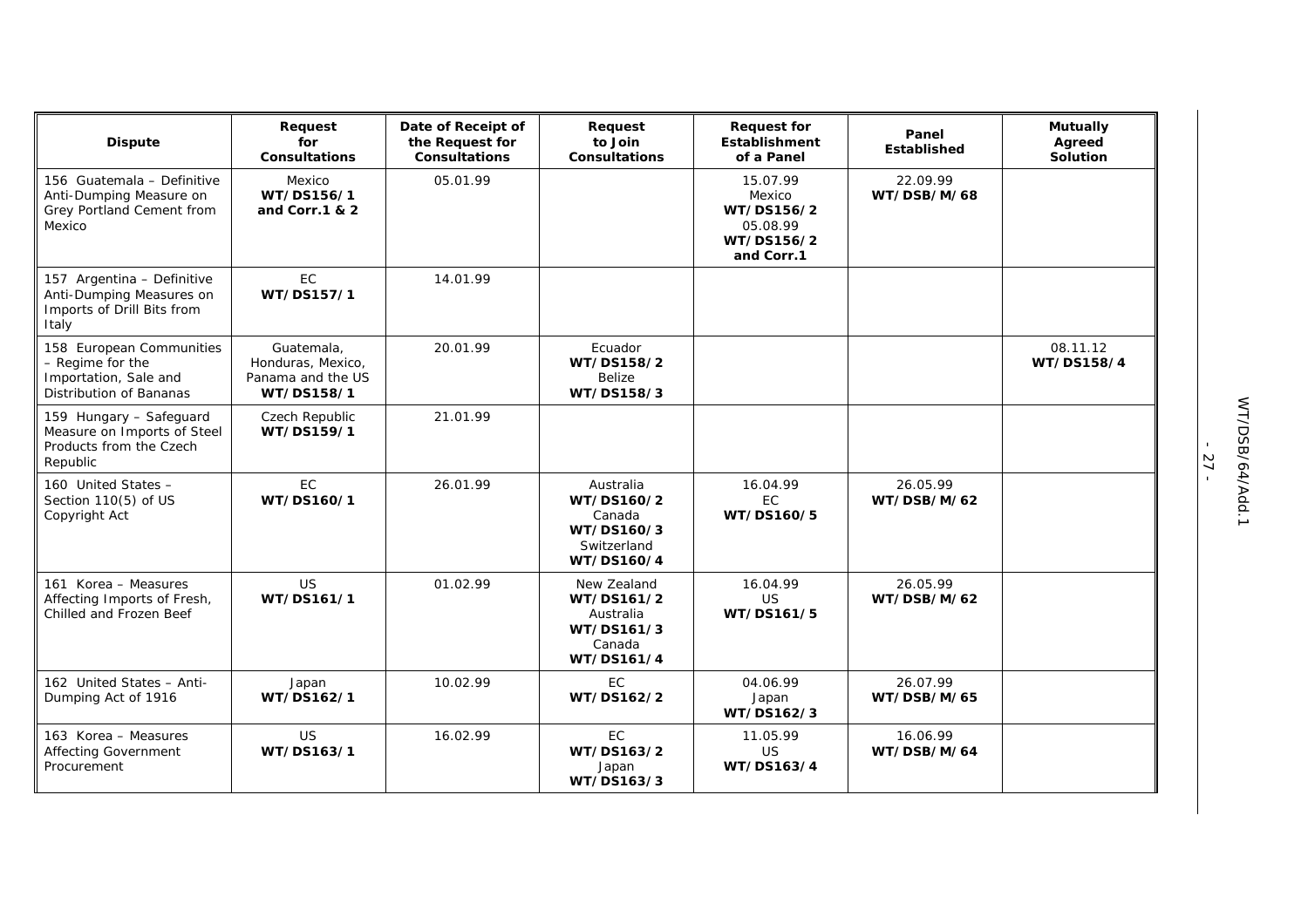| Dispute | Request for Consultations | Date of Receipt of the Request for Consultations | Request to Join Consultations | Request for Establishment of a Panel | Panel Established | Mutually Agreed Solution |
|---|---|---|---|---|---|---|
| 156 Guatemala – Definitive Anti-Dumping Measure on Grey Portland Cement from Mexico | Mexico **WT/DS156/1 and Corr.1 & 2** | 05.01.99 | | 15.07.99 Mexico **WT/DS156/2** 05.08.99 **WT/DS156/2 and Corr.1** | 22.09.99 **WT/DSB/M/68** | |
| 157 Argentina – Definitive Anti-Dumping Measures on Imports of Drill Bits from Italy | EC **WT/DS157/1** | 14.01.99 | | | | |
| 158 European Communities – Regime for the Importation, Sale and Distribution of Bananas | Guatemala, Honduras, Mexico, Panama and the US **WT/DS158/1** | 20.01.99 | Ecuador **WT/DS158/2** Belize **WT/DS158/3** | | | 08.11.12 **WT/DS158/4** |
| 159 Hungary – Safeguard Measure on Imports of Steel Products from the Czech Republic | Czech Republic **WT/DS159/1** | 21.01.99 | | | | |
| 160 United States – Section 110(5) of US Copyright Act | EC **WT/DS160/1** | 26.01.99 | Australia **WT/DS160/2** Canada **WT/DS160/3** Switzerland **WT/DS160/4** | 16.04.99 EC **WT/DS160/5** | 26.05.99 **WT/DSB/M/62** | |
| 161 Korea – Measures Affecting Imports of Fresh, Chilled and Frozen Beef | US **WT/DS161/1** | 01.02.99 | New Zealand **WT/DS161/2** Australia **WT/DS161/3** Canada **WT/DS161/4** | 16.04.99 US **WT/DS161/5** | 26.05.99 **WT/DSB/M/62** | |
| 162 United States – Anti-Dumping Act of 1916 | Japan **WT/DS162/1** | 10.02.99 | EC **WT/DS162/2** | 04.06.99 Japan **WT/DS162/3** | 26.07.99 **WT/DSB/M/65** | |
| 163 Korea – Measures Affecting Government Procurement | US **WT/DS163/1** | 16.02.99 | EC **WT/DS163/2** Japan **WT/DS163/3** | 11.05.99 US **WT/DS163/4** | 16.06.99 **WT/DSB/M/64** | |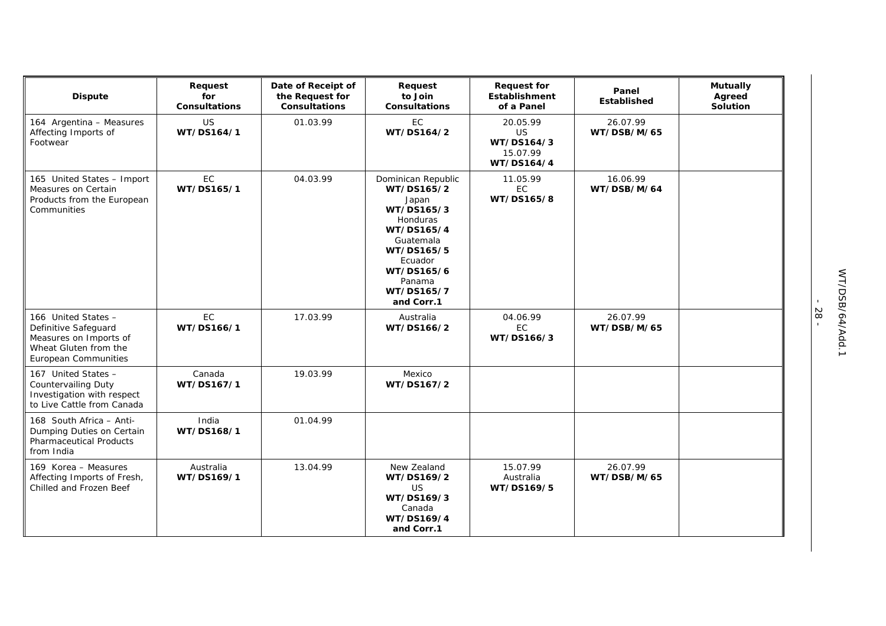| Dispute | Request for Consultations | Date of Receipt of the Request for Consultations | Request to Join Consultations | Request for Establishment of a Panel | Panel Established | Mutually Agreed Solution |
|---|---|---|---|---|---|---|
| 164 Argentina – Measures Affecting Imports of Footwear | US **WT/DS164/1** | 01.03.99 | EC **WT/DS164/2** | 20.05.99 US **WT/DS164/3** 15.07.99 **WT/DS164/4** | 26.07.99 **WT/DSB/M/65** | |
| 165 United States – Import Measures on Certain Products from the European Communities | EC **WT/DS165/1** | 04.03.99 | Dominican Republic **WT/DS165/2** Japan **WT/DS165/3** Honduras **WT/DS165/4** Guatemala **WT/DS165/5** Ecuador **WT/DS165/6** Panama **WT/DS165/7 and Corr.1** | 11.05.99 EC **WT/DS165/8** | 16.06.99 **WT/DSB/M/64** | |
| 166 United States – Definitive Safeguard Measures on Imports of Wheat Gluten from the European Communities | EC **WT/DS166/1** | 17.03.99 | Australia **WT/DS166/2** | 04.06.99 EC **WT/DS166/3** | 26.07.99 **WT/DSB/M/65** | |
| 167 United States – Countervailing Duty Investigation with respect to Live Cattle from Canada | Canada **WT/DS167/1** | 19.03.99 | Mexico **WT/DS167/2** | | | |
| 168 South Africa – Anti-Dumping Duties on Certain Pharmaceutical Products from India | India **WT/DS168/1** | 01.04.99 | | | | |
| 169 Korea – Measures Affecting Imports of Fresh, Chilled and Frozen Beef | Australia **WT/DS169/1** | 13.04.99 | New Zealand **WT/DS169/2** US **WT/DS169/3** Canada **WT/DS169/4 and Corr.1** | 15.07.99 Australia **WT/DS169/5** | 26.07.99 **WT/DSB/M/65** | |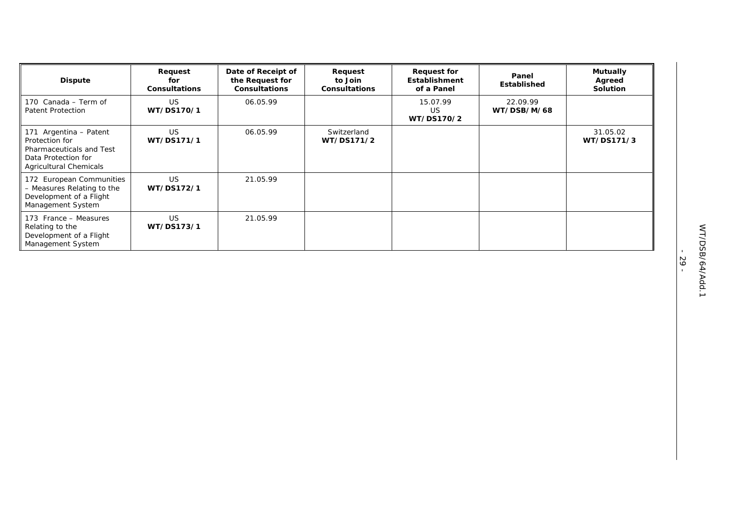| Dispute | Request for Consultations | Date of Receipt of the Request for Consultations | Request to Join Consultations | Request for Establishment of a Panel | Panel Established | Mutually Agreed Solution |
|---|---|---|---|---|---|---|
| 170 Canada – Term of Patent Protection | US **WT/DS170/1** | 06.05.99 | | 15.07.99 US **WT/DS170/2** | 22.09.99 **WT/DSB/M/68** | |
| 171 Argentina – Patent Protection for Pharmaceuticals and Test Data Protection for Agricultural Chemicals | US **WT/DS171/1** | 06.05.99 | Switzerland **WT/DS171/2** | | | 31.05.02 **WT/DS171/3** |
| 172 European Communities – Measures Relating to the Development of a Flight Management System | US **WT/DS172/1** | 21.05.99 | | | | |
| 173 France – Measures Relating to the Development of a Flight Management System | US **WT/DS173/1** | 21.05.99 | | | | |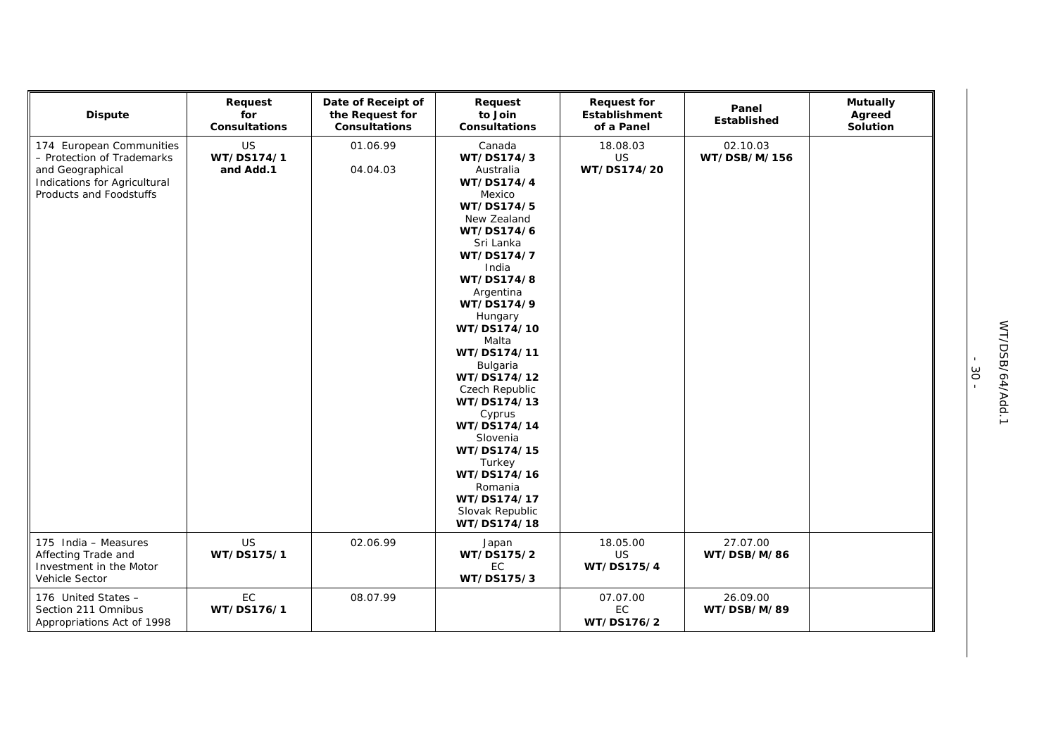| Dispute | Request for Consultations | Date of Receipt of the Request for Consultations | Request to Join Consultations | Request for Establishment of a Panel | Panel Established | Mutually Agreed Solution |
|---|---|---|---|---|---|---|
| 174 European Communities – Protection of Trademarks and Geographical Indications for Agricultural Products and Foodstuffs | US **WT/DS174/1 and Add.1** | 01.06.99<br>04.04.03 | Canada **WT/DS174/3** Australia **WT/DS174/4** Mexico **WT/DS174/5** New Zealand **WT/DS174/6** Sri Lanka **WT/DS174/7** India **WT/DS174/8** Argentina **WT/DS174/9** Hungary **WT/DS174/10** Malta **WT/DS174/11** Bulgaria **WT/DS174/12** Czech Republic **WT/DS174/13** Cyprus **WT/DS174/14** Slovenia **WT/DS174/15** Turkey **WT/DS174/16** Romania **WT/DS174/17** Slovak Republic **WT/DS174/18** | 18.08.03 US **WT/DS174/20** | 02.10.03 **WT/DSB/M/156** | |
| 175 India – Measures Affecting Trade and Investment in the Motor Vehicle Sector | US **WT/DS175/1** | 02.06.99 | Japan **WT/DS175/2** EC **WT/DS175/3** | 18.05.00 US **WT/DS175/4** | 27.07.00 **WT/DSB/M/86** | |
| 176 United States – Section 211 Omnibus Appropriations Act of 1998 | EC **WT/DS176/1** | 08.07.99 | | 07.07.00 EC **WT/DS176/2** | 26.09.00 **WT/DSB/M/89** | |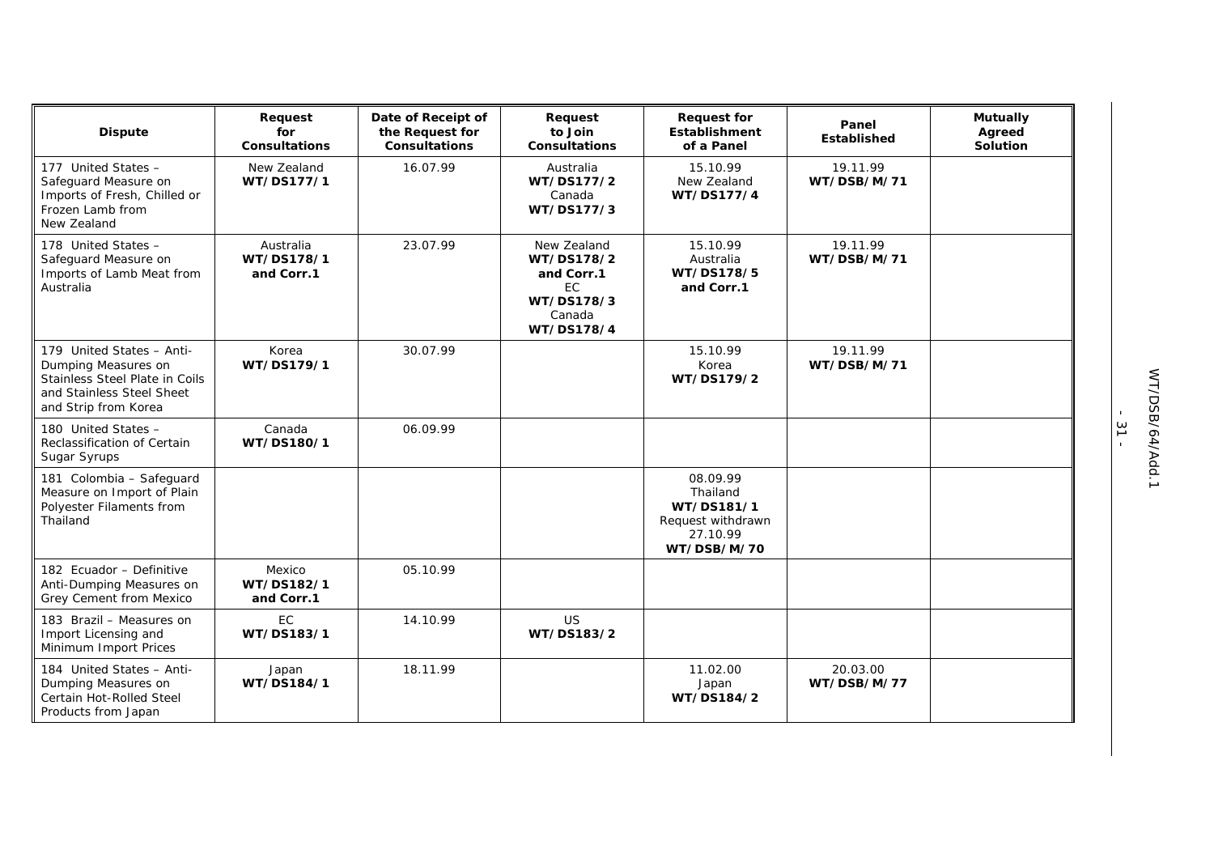| Dispute | Request for Consultations | Date of Receipt of the Request for Consultations | Request to Join Consultations | Request for Establishment of a Panel | Panel Established | Mutually Agreed Solution |
|---|---|---|---|---|---|---|
| 177 United States – Safeguard Measure on Imports of Fresh, Chilled or Frozen Lamb from New Zealand | New Zealand **WT/DS177/1** | 16.07.99 | Australia **WT/DS177/2** Canada **WT/DS177/3** | 15.10.99 New Zealand **WT/DS177/4** | 19.11.99 **WT/DSB/M/71** | |
| 178 United States – Safeguard Measure on Imports of Lamb Meat from Australia | Australia **WT/DS178/1 and Corr.1** | 23.07.99 | New Zealand **WT/DS178/2 and Corr.1** EC **WT/DS178/3** Canada **WT/DS178/4** | 15.10.99 Australia **WT/DS178/5 and Corr.1** | 19.11.99 **WT/DSB/M/71** | |
| 179 United States – Anti-Dumping Measures on Stainless Steel Plate in Coils and Stainless Steel Sheet and Strip from Korea | Korea **WT/DS179/1** | 30.07.99 | | 15.10.99 Korea **WT/DS179/2** | 19.11.99 **WT/DSB/M/71** | |
| 180 United States – Reclassification of Certain Sugar Syrups | Canada **WT/DS180/1** | 06.09.99 | | | | |
| 181 Colombia – Safeguard Measure on Import of Plain Polyester Filaments from Thailand | | | | 08.09.99 Thailand **WT/DS181/1** Request withdrawn 27.10.99 **WT/DSB/M/70** | | |
| 182 Ecuador – Definitive Anti-Dumping Measures on Grey Cement from Mexico | Mexico **WT/DS182/1 and Corr.1** | 05.10.99 | | | | |
| 183 Brazil – Measures on Import Licensing and Minimum Import Prices | EC **WT/DS183/1** | 14.10.99 | US **WT/DS183/2** | | | |
| 184 United States – Anti-Dumping Measures on Certain Hot-Rolled Steel Products from Japan | Japan **WT/DS184/1** | 18.11.99 | | 11.02.00 Japan **WT/DS184/2** | 20.03.00 **WT/DSB/M/77** | |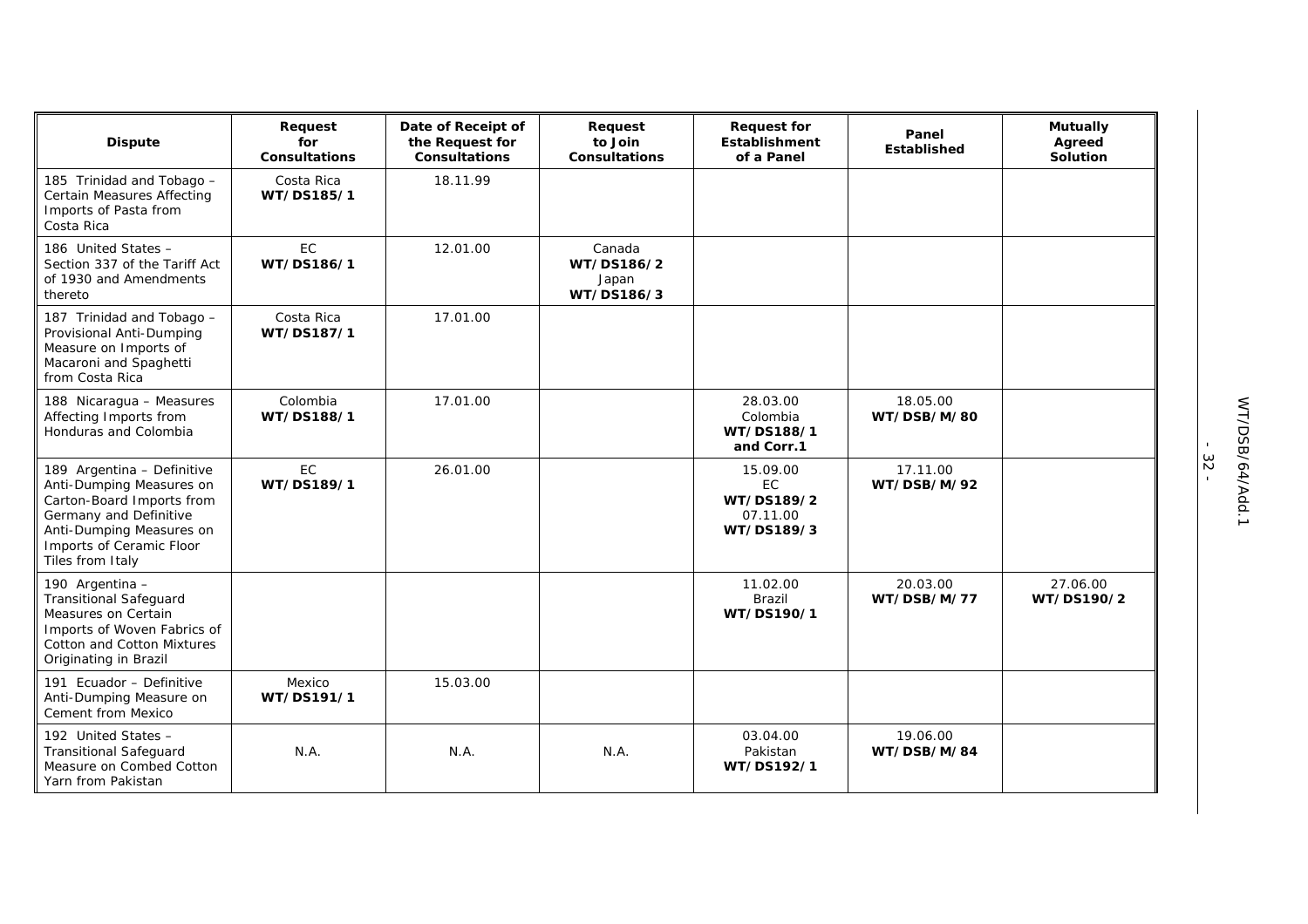| Dispute | Request for Consultations | Date of Receipt of the Request for Consultations | Request to Join Consultations | Request for Establishment of a Panel | Panel Established | Mutually Agreed Solution |
|---|---|---|---|---|---|---|
| 185 Trinidad and Tobago – Certain Measures Affecting Imports of Pasta from Costa Rica | Costa Rica **WT/DS185/1** | 18.11.99 | | | | |
| 186 United States – Section 337 of the Tariff Act of 1930 and Amendments thereto | EC **WT/DS186/1** | 12.01.00 | Canada **WT/DS186/2** Japan **WT/DS186/3** | | | |
| 187 Trinidad and Tobago – Provisional Anti-Dumping Measure on Imports of Macaroni and Spaghetti from Costa Rica | Costa Rica **WT/DS187/1** | 17.01.00 | | | | |
| 188 Nicaragua – Measures Affecting Imports from Honduras and Colombia | Colombia **WT/DS188/1** | 17.01.00 | | 28.03.00 Colombia **WT/DS188/1 and Corr.1** | 18.05.00 **WT/DSB/M/80** | |
| 189 Argentina – Definitive Anti-Dumping Measures on Carton-Board Imports from Germany and Definitive Anti-Dumping Measures on Imports of Ceramic Floor Tiles from Italy | EC **WT/DS189/1** | 26.01.00 | | 15.09.00 EC **WT/DS189/2** 07.11.00 **WT/DS189/3** | 17.11.00 **WT/DSB/M/92** | |
| 190 Argentina – Transitional Safeguard Measures on Certain Imports of Woven Fabrics of Cotton and Cotton Mixtures Originating in Brazil | | | | 11.02.00 Brazil **WT/DS190/1** | 20.03.00 **WT/DSB/M/77** | 27.06.00 **WT/DS190/2** |
| 191 Ecuador – Definitive Anti-Dumping Measure on Cement from Mexico | Mexico **WT/DS191/1** | 15.03.00 | | | | |
| 192 United States – Transitional Safeguard Measure on Combed Cotton Yarn from Pakistan | N.A. | N.A. | N.A. | 03.04.00 Pakistan **WT/DS192/1** | 19.06.00 **WT/DSB/M/84** | |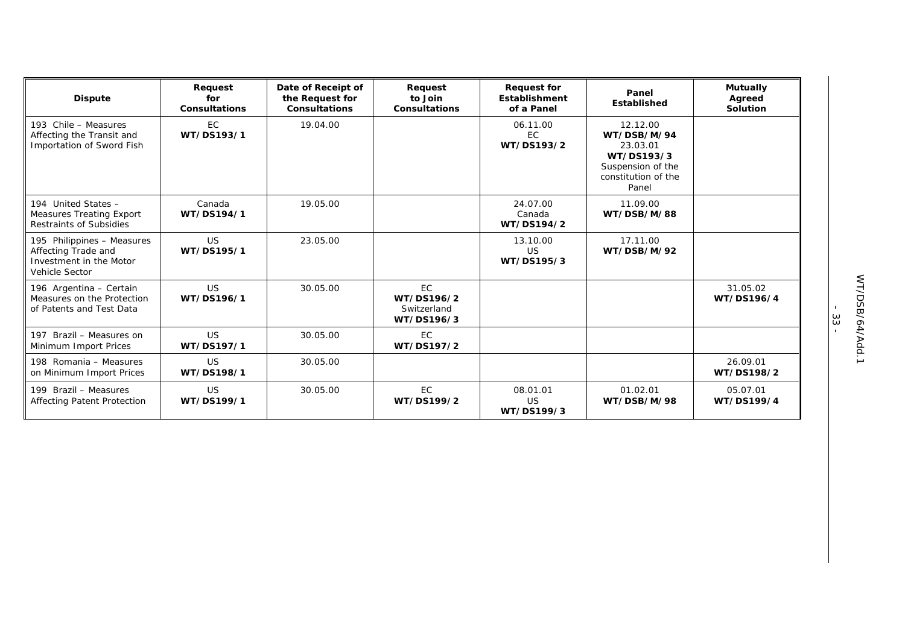| Dispute | Request for Consultations | Date of Receipt of the Request for Consultations | Request to Join Consultations | Request for Establishment of a Panel | Panel Established | Mutually Agreed Solution |
|---|---|---|---|---|---|---|
| 193 Chile – Measures Affecting the Transit and Importation of Sword Fish | EC **WT/DS193/1** | 19.04.00 | | 06.11.00 EC **WT/DS193/2** | 12.12.00 **WT/DSB/M/94** 23.03.01 **WT/DS193/3** Suspension of the constitution of the Panel | |
| 194 United States – Measures Treating Export Restraints of Subsidies | Canada **WT/DS194/1** | 19.05.00 | | 24.07.00 Canada **WT/DS194/2** | 11.09.00 **WT/DSB/M/88** | |
| 195 Philippines – Measures Affecting Trade and Investment in the Motor Vehicle Sector | US **WT/DS195/1** | 23.05.00 | | 13.10.00 US **WT/DS195/3** | 17.11.00 **WT/DSB/M/92** | |
| 196 Argentina – Certain Measures on the Protection of Patents and Test Data | US **WT/DS196/1** | 30.05.00 | EC **WT/DS196/2** Switzerland **WT/DS196/3** | | | 31.05.02 **WT/DS196/4** |
| 197 Brazil – Measures on Minimum Import Prices | US **WT/DS197/1** | 30.05.00 | EC **WT/DS197/2** | | | |
| 198 Romania – Measures on Minimum Import Prices | US **WT/DS198/1** | 30.05.00 | | | | 26.09.01 **WT/DS198/2** |
| 199 Brazil – Measures Affecting Patent Protection | US **WT/DS199/1** | 30.05.00 | EC **WT/DS199/2** | 08.01.01 US **WT/DS199/3** | 01.02.01 **WT/DSB/M/98** | 05.07.01 **WT/DS199/4** |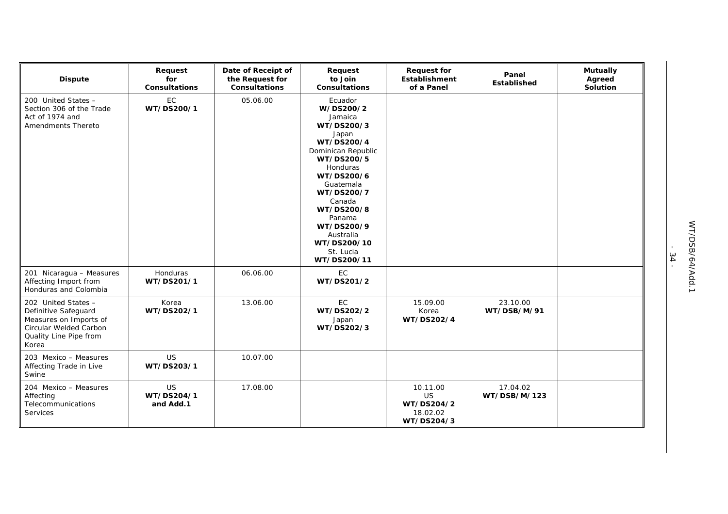| Dispute | Request for Consultations | Date of Receipt of the Request for Consultations | Request to Join Consultations | Request for Establishment of a Panel | Panel Established | Mutually Agreed Solution |
|---|---|---|---|---|---|---|
| 200 United States – Section 306 of the Trade Act of 1974 and Amendments Thereto | EC **WT/DS200/1** | 05.06.00 | Ecuador **W/DS200/2** Jamaica **WT/DS200/3** Japan **WT/DS200/4** Dominican Republic **WT/DS200/5** Honduras **WT/DS200/6** Guatemala **WT/DS200/7** Canada **WT/DS200/8** Panama **WT/DS200/9** Australia **WT/DS200/10** St. Lucia **WT/DS200/11** | | | |
| 201 Nicaragua – Measures Affecting Import from Honduras and Colombia | Honduras **WT/DS201/1** | 06.06.00 | EC **WT/DS201/2** | | | |
| 202 United States – Definitive Safeguard Measures on Imports of Circular Welded Carbon Quality Line Pipe from Korea | Korea **WT/DS202/1** | 13.06.00 | EC **WT/DS202/2** Japan **WT/DS202/3** | 15.09.00 Korea **WT/DS202/4** | 23.10.00 **WT/DSB/M/91** | |
| 203 Mexico – Measures Affecting Trade in Live Swine | US **WT/DS203/1** | 10.07.00 | | | | |
| 204 Mexico – Measures Affecting Telecommunications Services | US **WT/DS204/1 and Add.1** | 17.08.00 | | 10.11.00 US **WT/DS204/2** 18.02.02 **WT/DS204/3** | 17.04.02 **WT/DSB/M/123** | |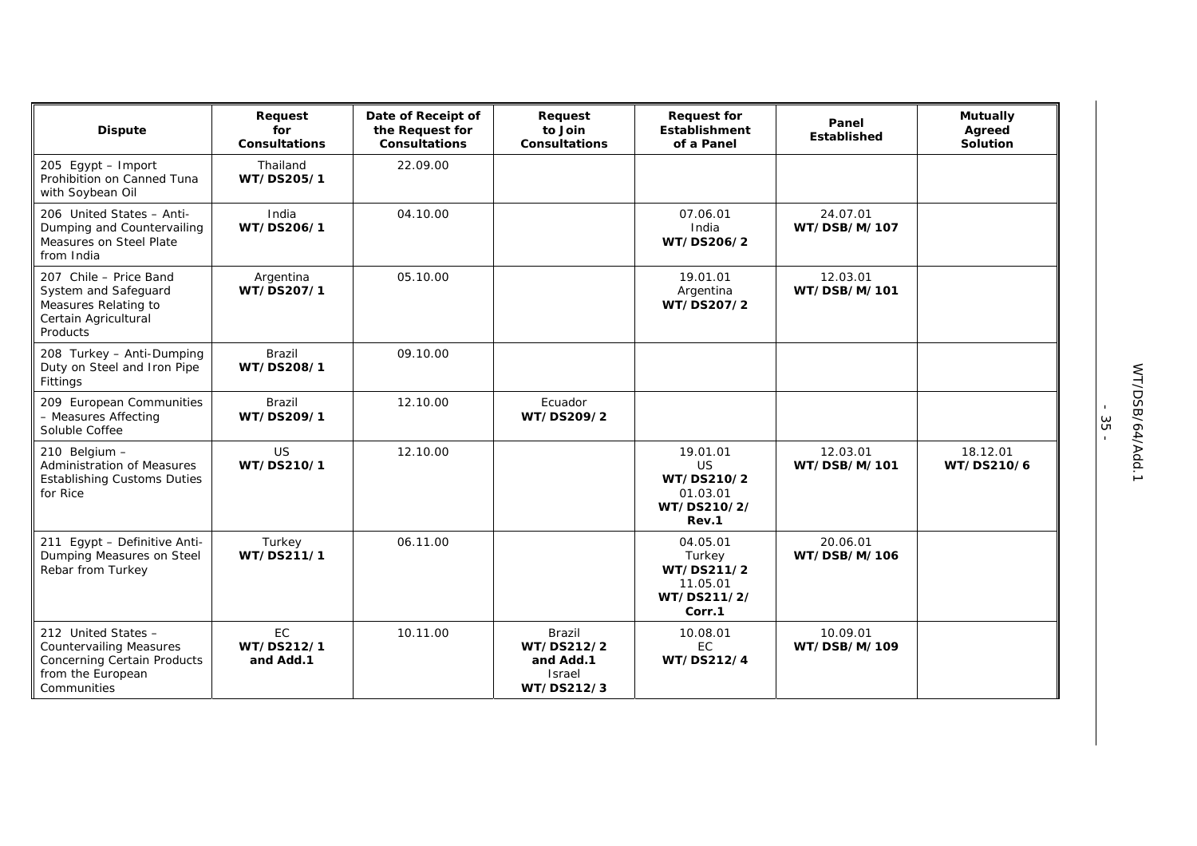| Dispute | Request for Consultations | Date of Receipt of the Request for Consultations | Request to Join Consultations | Request for Establishment of a Panel | Panel Established | Mutually Agreed Solution |
|---|---|---|---|---|---|---|
| 205 Egypt – Import Prohibition on Canned Tuna with Soybean Oil | Thailand **WT/DS205/1** | 22.09.00 | | | | |
| 206 United States – Anti-Dumping and Countervailing Measures on Steel Plate from India | India **WT/DS206/1** | 04.10.00 | | 07.06.01 India **WT/DS206/2** | 24.07.01 **WT/DSB/M/107** | |
| 207 Chile – Price Band System and Safeguard Measures Relating to Certain Agricultural Products | Argentina **WT/DS207/1** | 05.10.00 | | 19.01.01 Argentina **WT/DS207/2** | 12.03.01 **WT/DSB/M/101** | |
| 208 Turkey – Anti-Dumping Duty on Steel and Iron Pipe Fittings | Brazil **WT/DS208/1** | 09.10.00 | | | | |
| 209 European Communities – Measures Affecting Soluble Coffee | Brazil **WT/DS209/1** | 12.10.00 | Ecuador **WT/DS209/2** | | | |
| 210 Belgium – Administration of Measures Establishing Customs Duties for Rice | US **WT/DS210/1** | 12.10.00 | | 19.01.01 US **WT/DS210/2** 01.03.01 **WT/DS210/2/ Rev.1** | 12.03.01 **WT/DSB/M/101** | 18.12.01 **WT/DS210/6** |
| 211 Egypt – Definitive Anti-Dumping Measures on Steel Rebar from Turkey | Turkey **WT/DS211/1** | 06.11.00 | | 04.05.01 Turkey **WT/DS211/2** 11.05.01 **WT/DS211/2/ Corr.1** | 20.06.01 **WT/DSB/M/106** | |
| 212 United States – Countervailing Measures Concerning Certain Products from the European Communities | EC **WT/DS212/1 and Add.1** | 10.11.00 | Brazil **WT/DS212/2 and Add.1** Israel **WT/DS212/3** | 10.08.01 EC **WT/DS212/4** | 10.09.01 **WT/DSB/M/109** | |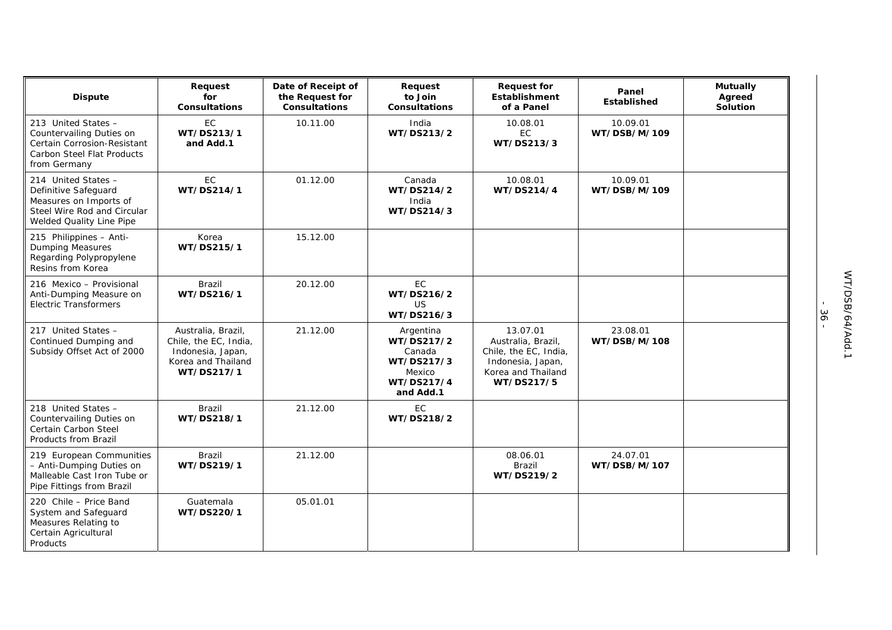| Dispute | Request for Consultations | Date of Receipt of the Request for Consultations | Request to Join Consultations | Request for Establishment of a Panel | Panel Established | Mutually Agreed Solution |
|---|---|---|---|---|---|---|
| 213 United States – Countervailing Duties on Certain Corrosion-Resistant Carbon Steel Flat Products from Germany | EC **WT/DS213/1 and Add.1** | 10.11.00 | India **WT/DS213/2** | 10.08.01 EC **WT/DS213/3** | 10.09.01 **WT/DSB/M/109** | |
| 214 United States – Definitive Safeguard Measures on Imports of Steel Wire Rod and Circular Welded Quality Line Pipe | EC **WT/DS214/1** | 01.12.00 | Canada **WT/DS214/2** India **WT/DS214/3** | 10.08.01 **WT/DS214/4** | 10.09.01 **WT/DSB/M/109** | |
| 215 Philippines – Anti-Dumping Measures Regarding Polypropylene Resins from Korea | Korea **WT/DS215/1** | 15.12.00 | | | | |
| 216 Mexico – Provisional Anti-Dumping Measure on Electric Transformers | Brazil **WT/DS216/1** | 20.12.00 | EC **WT/DS216/2** US **WT/DS216/3** | | | |
| 217 United States – Continued Dumping and Subsidy Offset Act of 2000 | Australia, Brazil, Chile, the EC, India, Indonesia, Japan, Korea and Thailand **WT/DS217/1** | 21.12.00 | Argentina **WT/DS217/2** Canada **WT/DS217/3** Mexico **WT/DS217/4 and Add.1** | 13.07.01 Australia, Brazil, Chile, the EC, India, Indonesia, Japan, Korea and Thailand **WT/DS217/5** | 23.08.01 **WT/DSB/M/108** | |
| 218 United States – Countervailing Duties on Certain Carbon Steel Products from Brazil | Brazil **WT/DS218/1** | 21.12.00 | EC **WT/DS218/2** | | | |
| 219 European Communities – Anti-Dumping Duties on Malleable Cast Iron Tube or Pipe Fittings from Brazil | Brazil **WT/DS219/1** | 21.12.00 | | 08.06.01 Brazil **WT/DS219/2** | 24.07.01 **WT/DSB/M/107** | |
| 220 Chile – Price Band System and Safeguard Measures Relating to Certain Agricultural Products | Guatemala **WT/DS220/1** | 05.01.01 | | | | |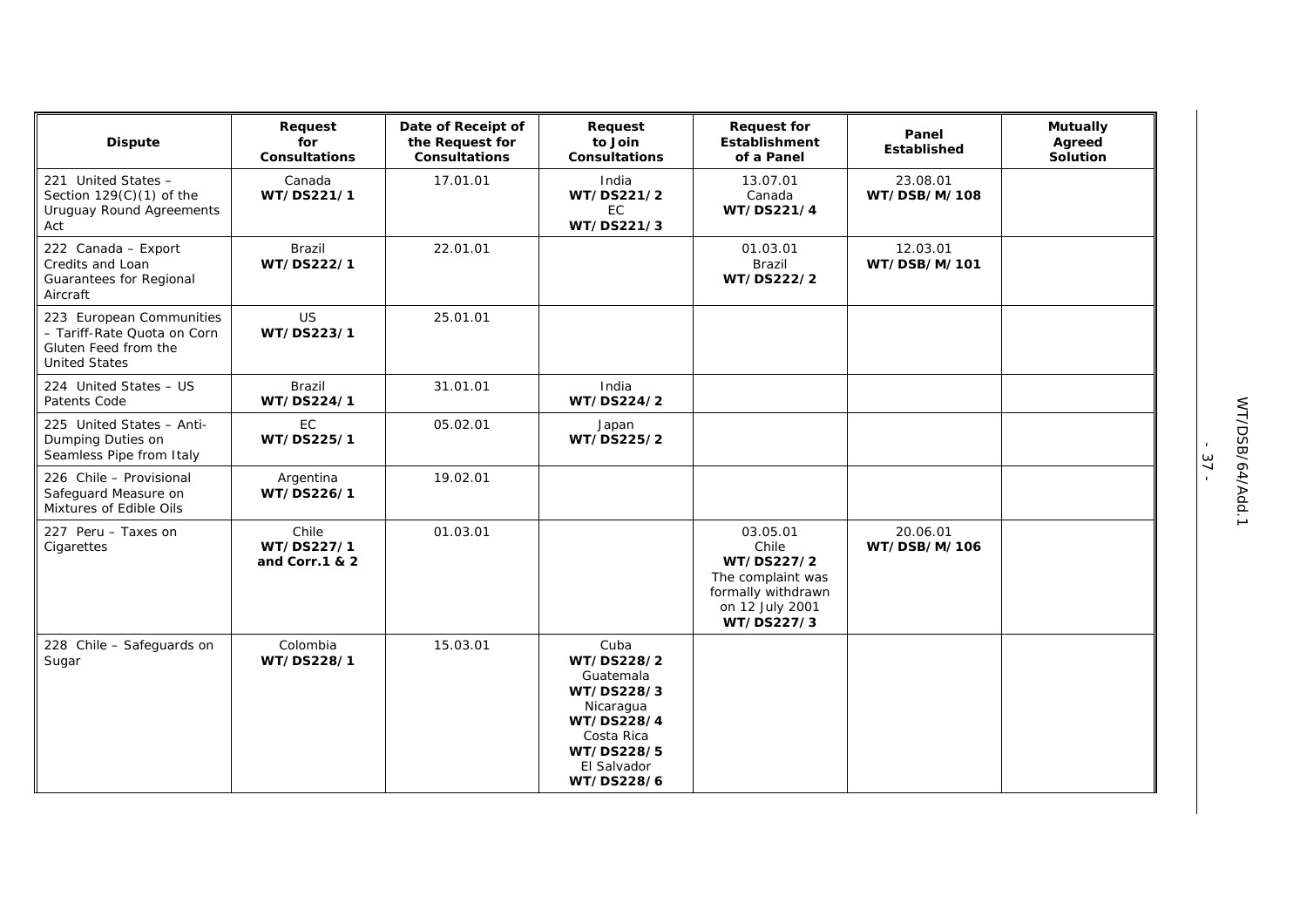| Dispute | Request for Consultations | Date of Receipt of the Request for Consultations | Request to Join Consultations | Request for Establishment of a Panel | Panel Established | Mutually Agreed Solution |
|---|---|---|---|---|---|---|
| 221 United States – Section 129(C)(1) of the Uruguay Round Agreements Act | Canada **WT/DS221/1** | 17.01.01 | India **WT/DS221/2** EC **WT/DS221/3** | 13.07.01 Canada **WT/DS221/4** | 23.08.01 **WT/DSB/M/108** | |
| 222 Canada – Export Credits and Loan Guarantees for Regional Aircraft | Brazil **WT/DS222/1** | 22.01.01 | | 01.03.01 Brazil **WT/DS222/2** | 12.03.01 **WT/DSB/M/101** | |
| 223 European Communities – Tariff-Rate Quota on Corn Gluten Feed from the United States | US **WT/DS223/1** | 25.01.01 | | | | |
| 224 United States – US Patents Code | Brazil **WT/DS224/1** | 31.01.01 | India **WT/DS224/2** | | | |
| 225 United States – Anti-Dumping Duties on Seamless Pipe from Italy | EC **WT/DS225/1** | 05.02.01 | Japan **WT/DS225/2** | | | |
| 226 Chile – Provisional Safeguard Measure on Mixtures of Edible Oils | Argentina **WT/DS226/1** | 19.02.01 | | | | |
| 227 Peru – Taxes on Cigarettes | Chile **WT/DS227/1 and Corr.1 & 2** | 01.03.01 | | 03.05.01 Chile **WT/DS227/2** The complaint was formally withdrawn on 12 July 2001 **WT/DS227/3** | 20.06.01 **WT/DSB/M/106** | |
| 228 Chile – Safeguards on Sugar | Colombia **WT/DS228/1** | 15.03.01 | Cuba **WT/DS228/2** Guatemala **WT/DS228/3** Nicaragua **WT/DS228/4** Costa Rica **WT/DS228/5** El Salvador **WT/DS228/6** | | | |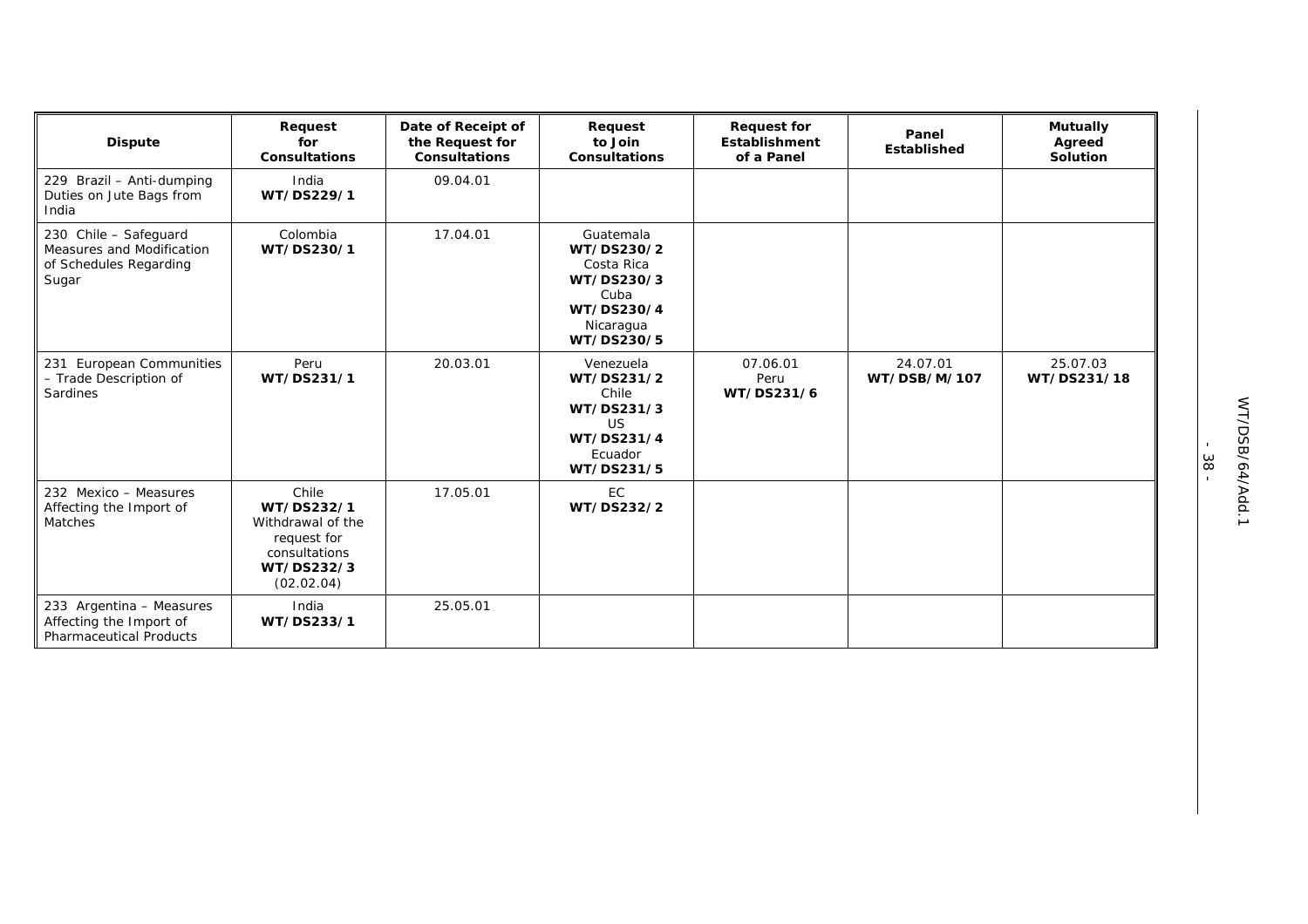| Dispute | Request for Consultations | Date of Receipt of the Request for Consultations | Request to Join Consultations | Request for Establishment of a Panel | Panel Established | Mutually Agreed Solution |
|---|---|---|---|---|---|---|
| 229 Brazil – Anti-dumping Duties on Jute Bags from India | India **WT/DS229/1** | 09.04.01 | | | | |
| 230 Chile – Safeguard Measures and Modification of Schedules Regarding Sugar | Colombia **WT/DS230/1** | 17.04.01 | Guatemala **WT/DS230/2** Costa Rica **WT/DS230/3** Cuba **WT/DS230/4** Nicaragua **WT/DS230/5** | | | |
| 231 European Communities – Trade Description of Sardines | Peru **WT/DS231/1** | 20.03.01 | Venezuela **WT/DS231/2** Chile **WT/DS231/3** US **WT/DS231/4** Ecuador **WT/DS231/5** | 07.06.01 Peru **WT/DS231/6** | 24.07.01 **WT/DSB/M/107** | 25.07.03 **WT/DS231/18** |
| 232 Mexico – Measures Affecting the Import of Matches | Chile **WT/DS232/1** Withdrawal of the request for consultations **WT/DS232/3** (02.02.04) | 17.05.01 | EC **WT/DS232/2** | | | |
| 233 Argentina – Measures Affecting the Import of Pharmaceutical Products | India **WT/DS233/1** | 25.05.01 | | | | |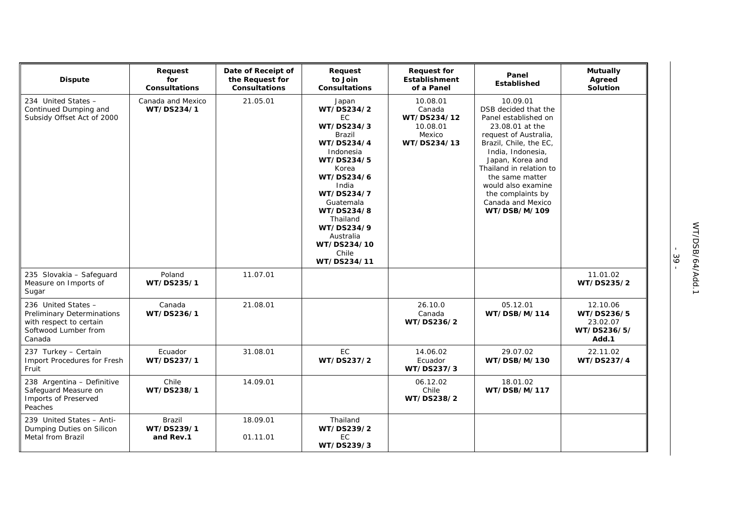| Dispute | Request for Consultations | Date of Receipt of the Request for Consultations | Request to Join Consultations | Request for Establishment of a Panel | Panel Established | Mutually Agreed Solution |
|---|---|---|---|---|---|---|
| 234 United States – Continued Dumping and Subsidy Offset Act of 2000 | Canada and Mexico **WT/DS234/1** | 21.05.01 | Japan **WT/DS234/2** EC **WT/DS234/3** Brazil **WT/DS234/4** Indonesia **WT/DS234/5** Korea **WT/DS234/6** India **WT/DS234/7** Guatemala **WT/DS234/8** Thailand **WT/DS234/9** Australia **WT/DS234/10** Chile **WT/DS234/11** | 10.08.01 Canada **WT/DS234/12** 10.08.01 Mexico **WT/DS234/13** | 10.09.01 DSB decided that the Panel established on 23.08.01 at the request of Australia, Brazil, Chile, the EC, India, Indonesia, Japan, Korea and Thailand in relation to the same matter would also examine the complaints by Canada and Mexico **WT/DSB/M/109** | |
| 235 Slovakia – Safeguard Measure on Imports of Sugar | Poland **WT/DS235/1** | 11.07.01 | | | | 11.01.02 **WT/DS235/2** |
| 236 United States – Preliminary Determinations with respect to certain Softwood Lumber from Canada | Canada **WT/DS236/1** | 21.08.01 | | 26.10.0 Canada **WT/DS236/2** | 05.12.01 **WT/DSB/M/114** | 12.10.06 **WT/DS236/5** 23.02.07 **WT/DS236/5/ Add.1** |
| 237 Turkey – Certain Import Procedures for Fresh Fruit | Ecuador **WT/DS237/1** | 31.08.01 | EC **WT/DS237/2** | 14.06.02 Ecuador **WT/DS237/3** | 29.07.02 **WT/DSB/M/130** | 22.11.02 **WT/DS237/4** |
| 238 Argentina – Definitive Safeguard Measure on Imports of Preserved Peaches | Chile **WT/DS238/1** | 14.09.01 | | 06.12.02 Chile **WT/DS238/2** | 18.01.02 **WT/DSB/M/117** | |
| 239 United States – Anti-Dumping Duties on Silicon Metal from Brazil | Brazil **WT/DS239/1 and Rev.1** | 18.09.01 01.11.01 | Thailand **WT/DS239/2** EC **WT/DS239/3** | | | |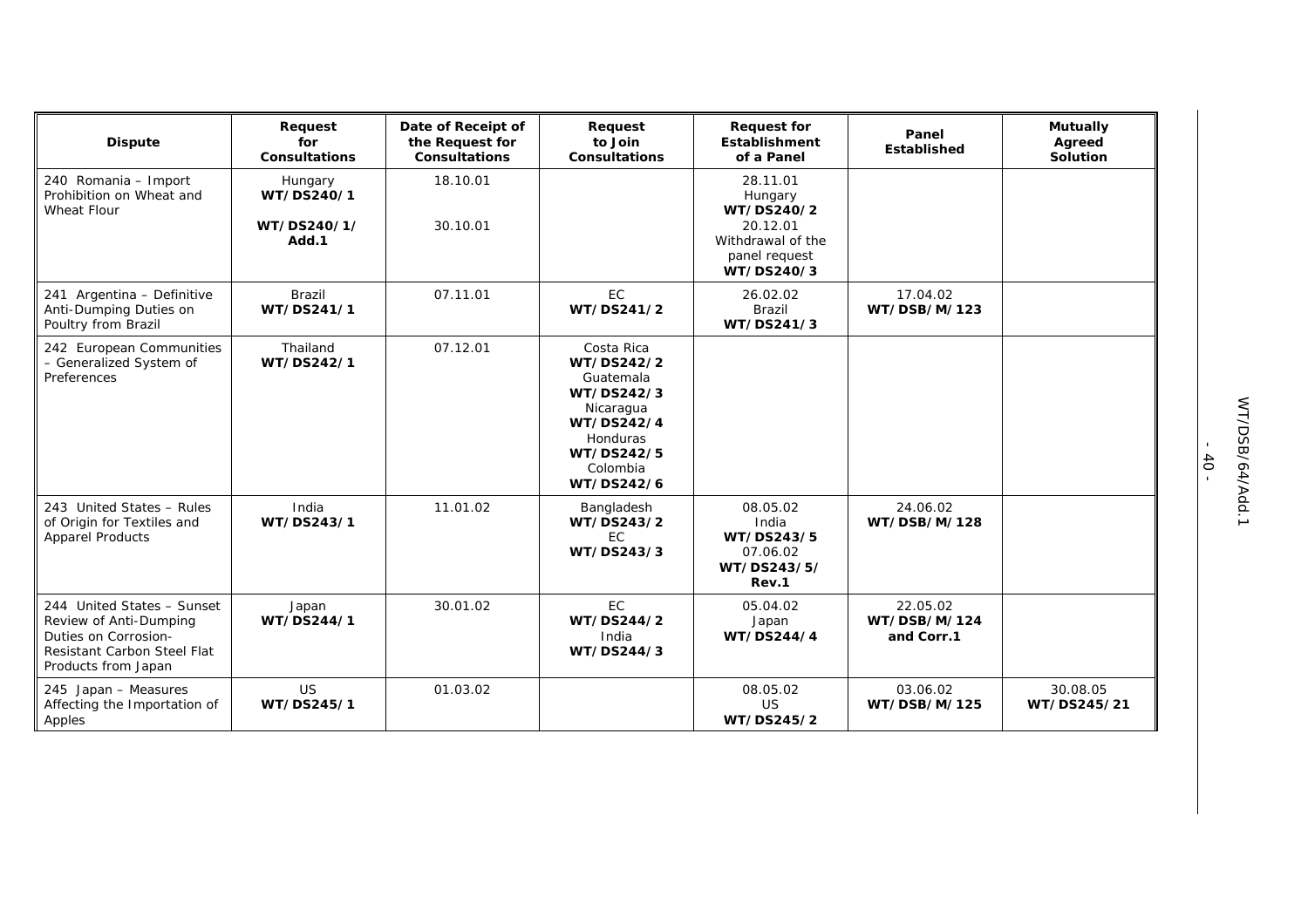| Dispute | Request for Consultations | Date of Receipt of the Request for Consultations | Request to Join Consultations | Request for Establishment of a Panel | Panel Established | Mutually Agreed Solution |
|---|---|---|---|---|---|---|
| 240 Romania – Import Prohibition on Wheat and Wheat Flour | Hungary **WT/DS240/1** **WT/DS240/1/ Add.1** | 18.10.01 30.10.01 | | 28.11.01 Hungary **WT/DS240/2** 20.12.01 Withdrawal of the panel request **WT/DS240/3** | | |
| 241 Argentina – Definitive Anti-Dumping Duties on Poultry from Brazil | Brazil **WT/DS241/1** | 07.11.01 | EC **WT/DS241/2** | 26.02.02 Brazil **WT/DS241/3** | 17.04.02 **WT/DSB/M/123** | |
| 242 European Communities – Generalized System of Preferences | Thailand **WT/DS242/1** | 07.12.01 | Costa Rica **WT/DS242/2** Guatemala **WT/DS242/3** Nicaragua **WT/DS242/4** Honduras **WT/DS242/5** Colombia **WT/DS242/6** | | | |
| 243 United States – Rules of Origin for Textiles and Apparel Products | India **WT/DS243/1** | 11.01.02 | Bangladesh **WT/DS243/2** EC **WT/DS243/3** | 08.05.02 India **WT/DS243/5** 07.06.02 **WT/DS243/5/ Rev.1** | 24.06.02 **WT/DSB/M/128** | |
| 244 United States – Sunset Review of Anti-Dumping Duties on Corrosion-Resistant Carbon Steel Flat Products from Japan | Japan **WT/DS244/1** | 30.01.02 | EC **WT/DS244/2** India **WT/DS244/3** | 05.04.02 Japan **WT/DS244/4** | 22.05.02 **WT/DSB/M/124 and Corr.1** | |
| 245 Japan – Measures Affecting the Importation of Apples | US **WT/DS245/1** | 01.03.02 | | 08.05.02 US **WT/DS245/2** | 03.06.02 **WT/DSB/M/125** | 30.08.05 **WT/DS245/21** |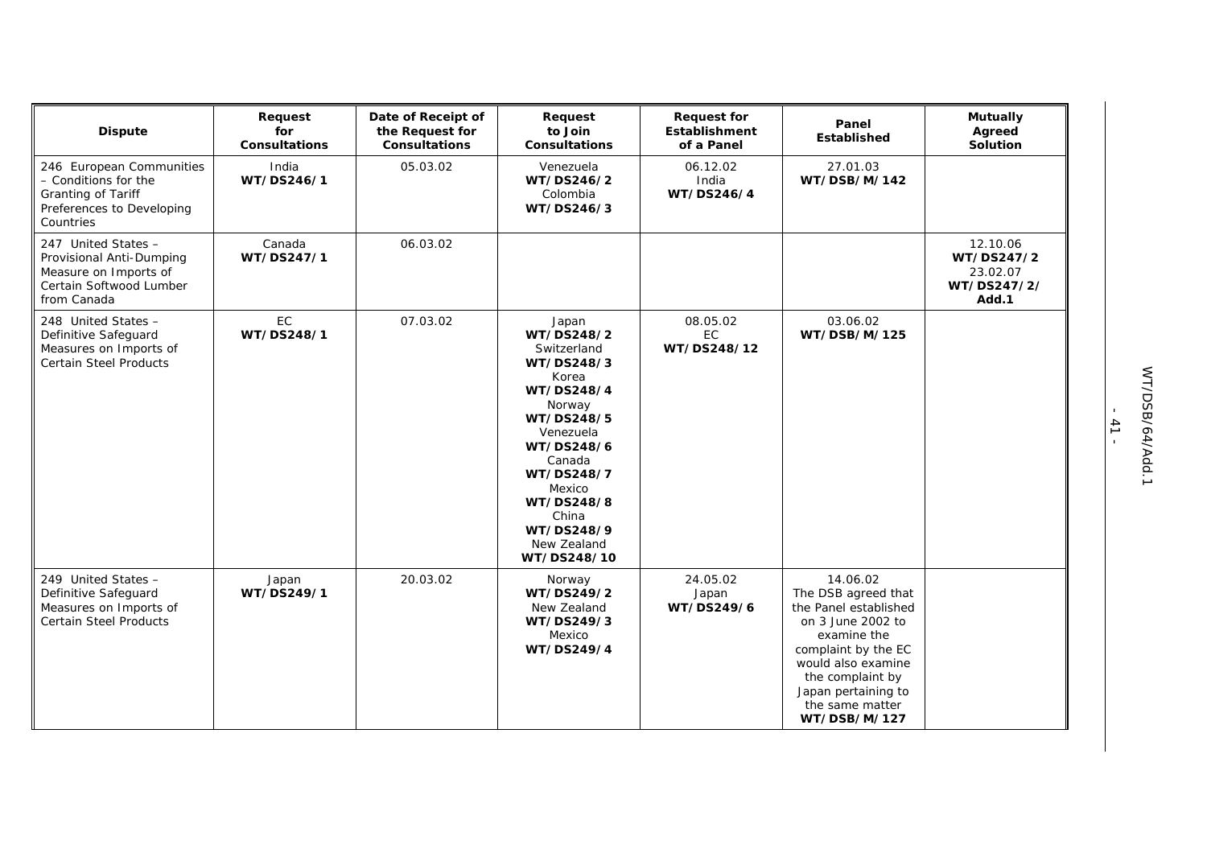| Dispute | Request for Consultations | Date of Receipt of the Request for Consultations | Request to Join Consultations | Request for Establishment of a Panel | Panel Established | Mutually Agreed Solution |
|---|---|---|---|---|---|---|
| 246 European Communities – Conditions for the Granting of Tariff Preferences to Developing Countries | India **WT/DS246/1** | 05.03.02 | Venezuela **WT/DS246/2** Colombia **WT/DS246/3** | 06.12.02 India **WT/DS246/4** | 27.01.03 **WT/DSB/M/142** | |
| 247 United States – Provisional Anti-Dumping Measure on Imports of Certain Softwood Lumber from Canada | Canada **WT/DS247/1** | 06.03.02 | | | | 12.10.06 **WT/DS247/2** 23.02.07 **WT/DS247/2/ Add.1** |
| 248 United States – Definitive Safeguard Measures on Imports of Certain Steel Products | EC **WT/DS248/1** | 07.03.02 | Japan **WT/DS248/2** Switzerland **WT/DS248/3** Korea **WT/DS248/4** Norway **WT/DS248/5** Venezuela **WT/DS248/6** Canada **WT/DS248/7** Mexico **WT/DS248/8** China **WT/DS248/9** New Zealand **WT/DS248/10** | 08.05.02 EC **WT/DS248/12** | 03.06.02 **WT/DSB/M/125** | |
| 249 United States – Definitive Safeguard Measures on Imports of Certain Steel Products | Japan **WT/DS249/1** | 20.03.02 | Norway **WT/DS249/2** New Zealand **WT/DS249/3** Mexico **WT/DS249/4** | 24.05.02 Japan **WT/DS249/6** | 14.06.02 The DSB agreed that the Panel established on 3 June 2002 to examine the complaint by the EC would also examine the complaint by Japan pertaining to the same matter **WT/DSB/M/127** | |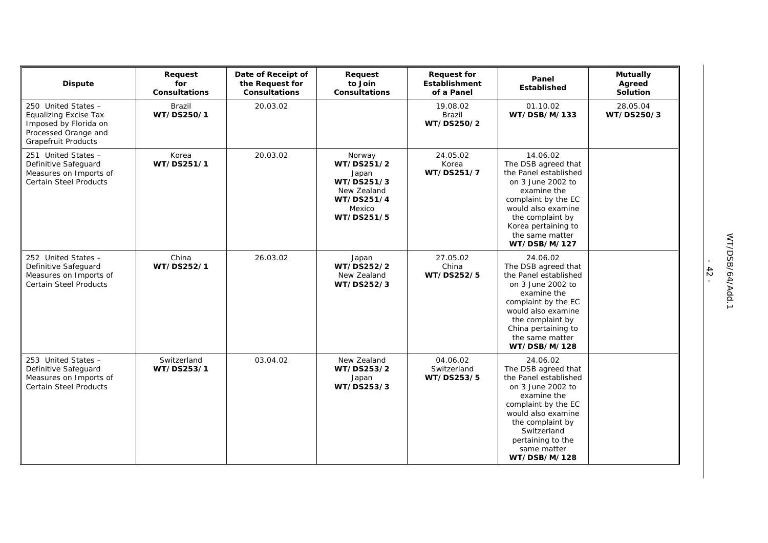| Dispute | Request for Consultations | Date of Receipt of the Request for Consultations | Request to Join Consultations | Request for Establishment of a Panel | Panel Established | Mutually Agreed Solution |
|---|---|---|---|---|---|---|
| 250 United States – Equalizing Excise Tax Imposed by Florida on Processed Orange and Grapefruit Products | Brazil **WT/DS250/1** | 20.03.02 | | 19.08.02 Brazil **WT/DS250/2** | 01.10.02 **WT/DSB/M/133** | 28.05.04 **WT/DS250/3** |
| 251 United States – Definitive Safeguard Measures on Imports of Certain Steel Products | Korea **WT/DS251/1** | 20.03.02 | Norway **WT/DS251/2** Japan **WT/DS251/3** New Zealand **WT/DS251/4** Mexico **WT/DS251/5** | 24.05.02 Korea **WT/DS251/7** | 14.06.02 The DSB agreed that the Panel established on 3 June 2002 to examine the complaint by the EC would also examine the complaint by Korea pertaining to the same matter **WT/DSB/M/127** | |
| 252 United States – Definitive Safeguard Measures on Imports of Certain Steel Products | China **WT/DS252/1** | 26.03.02 | Japan **WT/DS252/2** New Zealand **WT/DS252/3** | 27.05.02 China **WT/DS252/5** | 24.06.02 The DSB agreed that the Panel established on 3 June 2002 to examine the complaint by the EC would also examine the complaint by China pertaining to the same matter **WT/DSB/M/128** | |
| 253 United States – Definitive Safeguard Measures on Imports of Certain Steel Products | Switzerland **WT/DS253/1** | 03.04.02 | New Zealand **WT/DS253/2** Japan **WT/DS253/3** | 04.06.02 Switzerland **WT/DS253/5** | 24.06.02 The DSB agreed that the Panel established on 3 June 2002 to examine the complaint by the EC would also examine the complaint by Switzerland pertaining to the same matter **WT/DSB/M/128** | |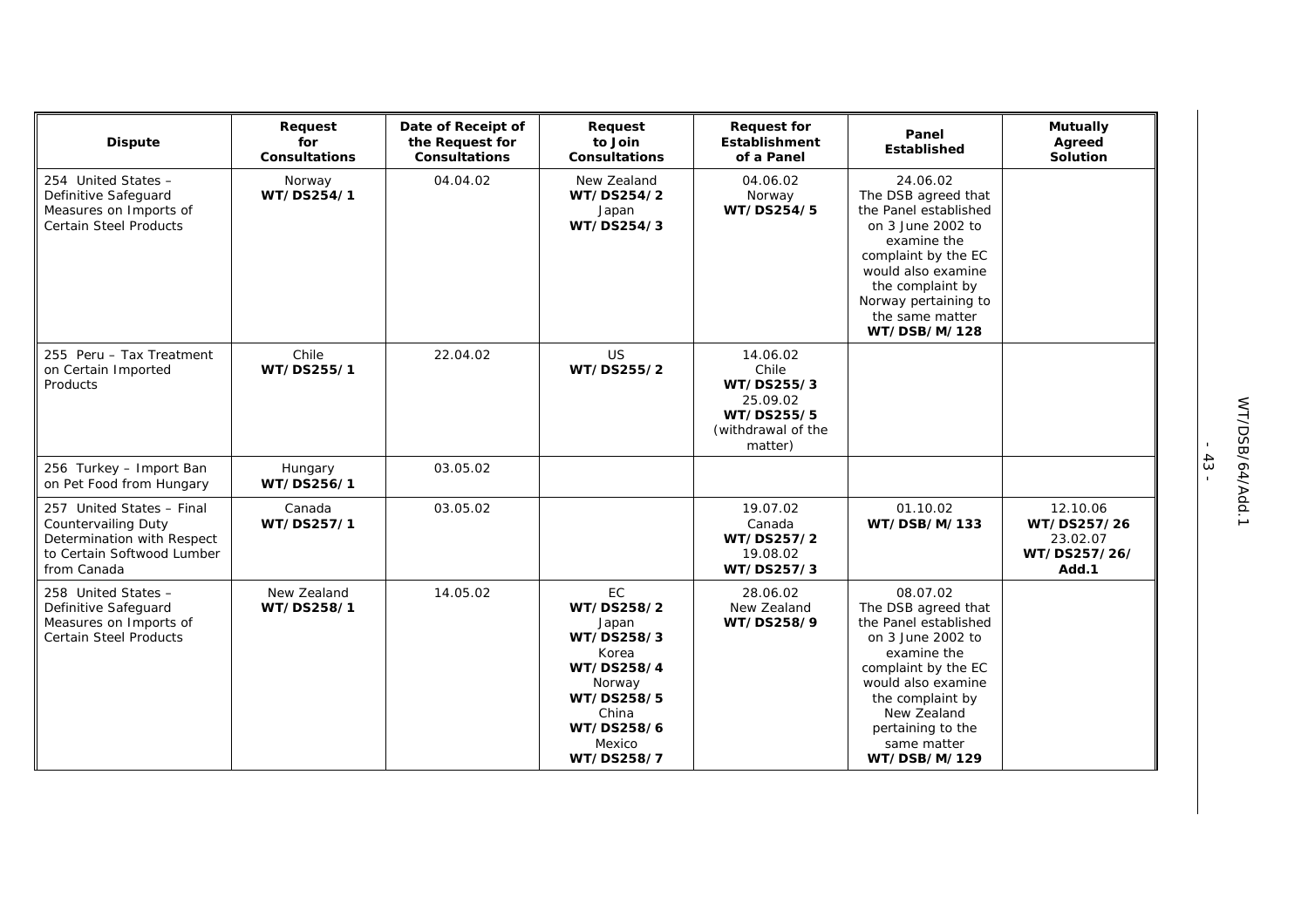| Dispute | Request for Consultations | Date of Receipt of the Request for Consultations | Request to Join Consultations | Request for Establishment of a Panel | Panel Established | Mutually Agreed Solution |
|---|---|---|---|---|---|---|
| 254 United States – Definitive Safeguard Measures on Imports of Certain Steel Products | Norway **WT/DS254/1** | 04.04.02 | New Zealand **WT/DS254/2** Japan **WT/DS254/3** | 04.06.02 Norway **WT/DS254/5** | 24.06.02 The DSB agreed that the Panel established on 3 June 2002 to examine the complaint by the EC would also examine the complaint by Norway pertaining to the same matter **WT/DSB/M/128** | |
| 255 Peru – Tax Treatment on Certain Imported Products | Chile **WT/DS255/1** | 22.04.02 | US **WT/DS255/2** | 14.06.02 Chile **WT/DS255/3** 25.09.02 **WT/DS255/5** (withdrawal of the matter) | | |
| 256 Turkey – Import Ban on Pet Food from Hungary | Hungary **WT/DS256/1** | 03.05.02 | | | | |
| 257 United States – Final Countervailing Duty Determination with Respect to Certain Softwood Lumber from Canada | Canada **WT/DS257/1** | 03.05.02 | | 19.07.02 Canada **WT/DS257/2** 19.08.02 **WT/DS257/3** | 01.10.02 **WT/DSB/M/133** | 12.10.06 **WT/DS257/26** 23.02.07 **WT/DS257/26/ Add.1** |
| 258 United States – Definitive Safeguard Measures on Imports of Certain Steel Products | New Zealand **WT/DS258/1** | 14.05.02 | EC **WT/DS258/2** Japan **WT/DS258/3** Korea **WT/DS258/4** Norway **WT/DS258/5** China **WT/DS258/6** Mexico **WT/DS258/7** | 28.06.02 New Zealand **WT/DS258/9** | 08.07.02 The DSB agreed that the Panel established on 3 June 2002 to examine the complaint by the EC would also examine the complaint by New Zealand pertaining to the same matter **WT/DSB/M/129** | |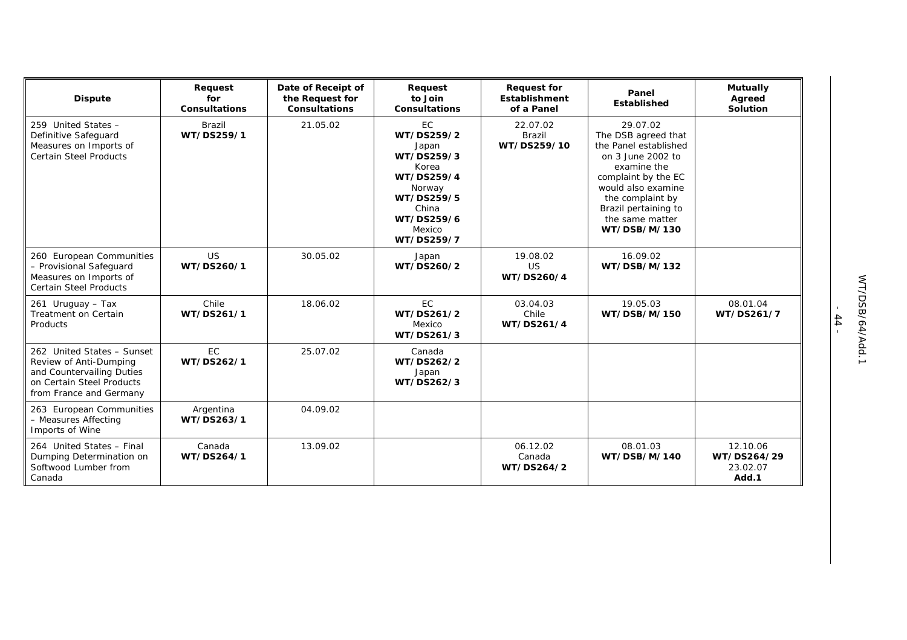| Dispute | Request for Consultations | Date of Receipt of the Request for Consultations | Request to Join Consultations | Request for Establishment of a Panel | Panel Established | Mutually Agreed Solution |
|---|---|---|---|---|---|---|
| 259 United States – Definitive Safeguard Measures on Imports of Certain Steel Products | Brazil **WT/DS259/1** | 21.05.02 | EC **WT/DS259/2** Japan **WT/DS259/3** Korea **WT/DS259/4** Norway **WT/DS259/5** China **WT/DS259/6** Mexico **WT/DS259/7** | 22.07.02 Brazil **WT/DS259/10** | 29.07.02 The DSB agreed that the Panel established on 3 June 2002 to examine the complaint by the EC would also examine the complaint by Brazil pertaining to the same matter **WT/DSB/M/130** | |
| 260 European Communities – Provisional Safeguard Measures on Imports of Certain Steel Products | US **WT/DS260/1** | 30.05.02 | Japan **WT/DS260/2** | 19.08.02 US **WT/DS260/4** | 16.09.02 **WT/DSB/M/132** | |
| 261 Uruguay – Tax Treatment on Certain Products | Chile **WT/DS261/1** | 18.06.02 | EC **WT/DS261/2** Mexico **WT/DS261/3** | 03.04.03 Chile **WT/DS261/4** | 19.05.03 **WT/DSB/M/150** | 08.01.04 **WT/DS261/7** |
| 262 United States – Sunset Review of Anti-Dumping and Countervailing Duties on Certain Steel Products from France and Germany | EC **WT/DS262/1** | 25.07.02 | Canada **WT/DS262/2** Japan **WT/DS262/3** | | | |
| 263 European Communities – Measures Affecting Imports of Wine | Argentina **WT/DS263/1** | 04.09.02 | | | | |
| 264 United States – Final Dumping Determination on Softwood Lumber from Canada | Canada **WT/DS264/1** | 13.09.02 | | 06.12.02 Canada **WT/DS264/2** | 08.01.03 **WT/DSB/M/140** | 12.10.06 **WT/DS264/29** 23.02.07 **Add.1** |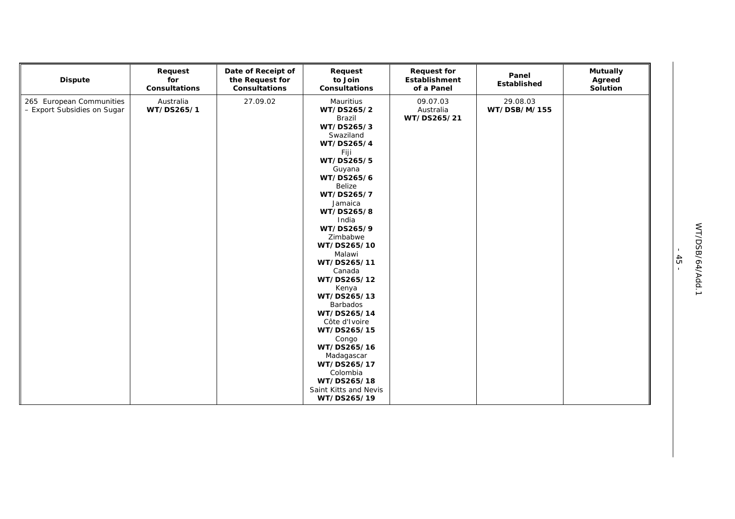| Dispute | Request for Consultations | Date of Receipt of the Request for Consultations | Request to Join Consultations | Request for Establishment of a Panel | Panel Established | Mutually Agreed Solution |
|---|---|---|---|---|---|---|
| 265 European Communities – Export Subsidies on Sugar | Australia **WT/DS265/1** | 27.09.02 | Mauritius **WT/DS265/2** Brazil **WT/DS265/3** Swaziland **WT/DS265/4** Fiji **WT/DS265/5** Guyana **WT/DS265/6** Belize **WT/DS265/7** Jamaica **WT/DS265/8** India **WT/DS265/9** Zimbabwe **WT/DS265/10** Malawi **WT/DS265/11** Canada **WT/DS265/12** Kenya **WT/DS265/13** Barbados **WT/DS265/14** Côte d'Ivoire **WT/DS265/15** Congo **WT/DS265/16** Madagascar **WT/DS265/17** Colombia **WT/DS265/18** Saint Kitts and Nevis **WT/DS265/19** | 09.07.03 Australia **WT/DS265/21** | 29.08.03 **WT/DSB/M/155** | |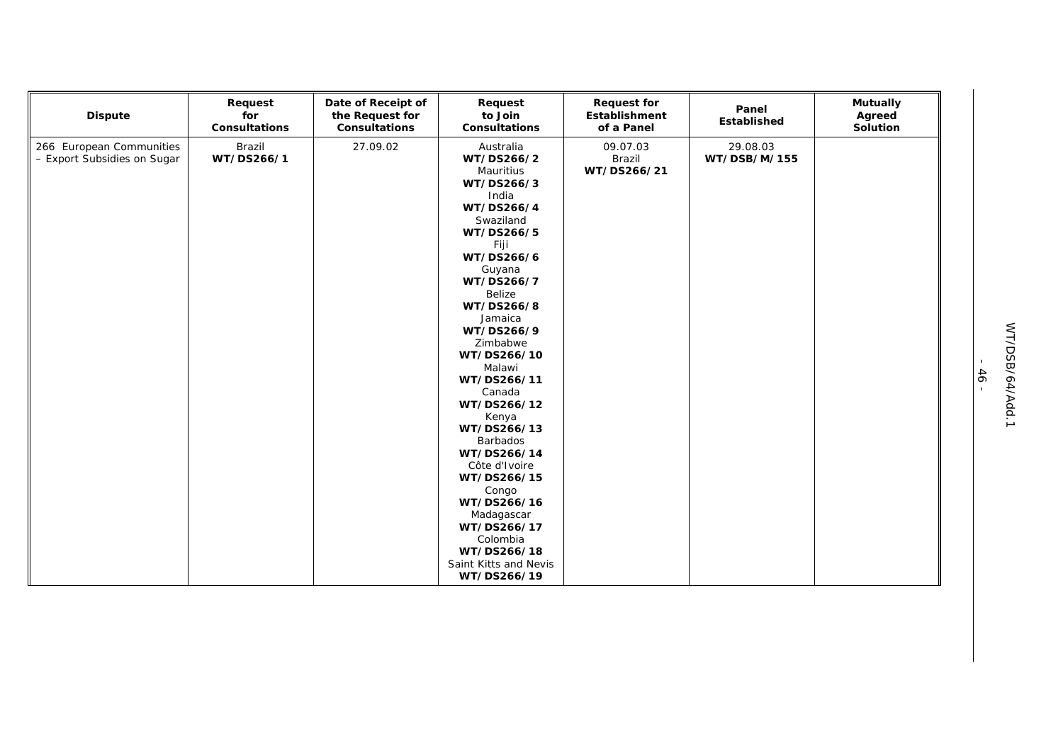| Dispute | Request for Consultations | Date of Receipt of the Request for Consultations | Request to Join Consultations | Request for Establishment of a Panel | Panel Established | Mutually Agreed Solution |
|---|---|---|---|---|---|---|
| 266 European Communities – Export Subsidies on Sugar | Brazil **WT/DS266/1** | 27.09.02 | Australia **WT/DS266/2** Mauritius **WT/DS266/3** India **WT/DS266/4** Swaziland **WT/DS266/5** Fiji **WT/DS266/6** Guyana **WT/DS266/7** Belize **WT/DS266/8** Jamaica **WT/DS266/9** Zimbabwe **WT/DS266/10** Malawi **WT/DS266/11** Canada **WT/DS266/12** Kenya **WT/DS266/13** Barbados **WT/DS266/14** Côte d'Ivoire **WT/DS266/15** Congo **WT/DS266/16** Madagascar **WT/DS266/17** Colombia **WT/DS266/18** Saint Kitts and Nevis **WT/DS266/19** | 09.07.03 Brazil **WT/DS266/21** | 29.08.03 **WT/DSB/M/155** | |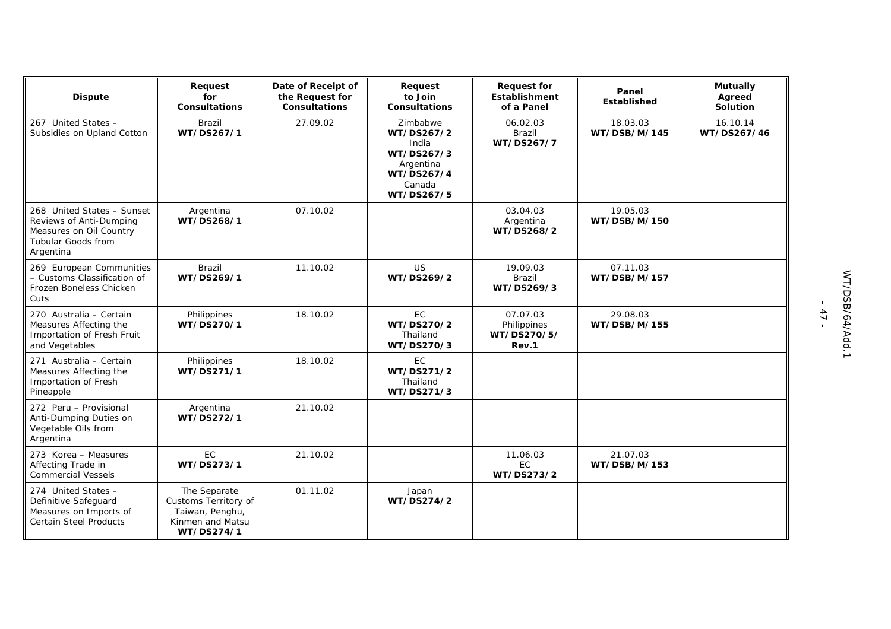| Dispute | Request for Consultations | Date of Receipt of the Request for Consultations | Request to Join Consultations | Request for Establishment of a Panel | Panel Established | Mutually Agreed Solution |
|---|---|---|---|---|---|---|
| 267 United States – Subsidies on Upland Cotton | Brazil **WT/DS267/1** | 27.09.02 | Zimbabwe **WT/DS267/2** India **WT/DS267/3** Argentina **WT/DS267/4** Canada **WT/DS267/5** | 06.02.03 Brazil **WT/DS267/7** | 18.03.03 **WT/DSB/M/145** | 16.10.14 **WT/DS267/46** |
| 268 United States – Sunset Reviews of Anti-Dumping Measures on Oil Country Tubular Goods from Argentina | Argentina **WT/DS268/1** | 07.10.02 | | 03.04.03 Argentina **WT/DS268/2** | 19.05.03 **WT/DSB/M/150** | |
| 269 European Communities – Customs Classification of Frozen Boneless Chicken Cuts | Brazil **WT/DS269/1** | 11.10.02 | US **WT/DS269/2** | 19.09.03 Brazil **WT/DS269/3** | 07.11.03 **WT/DSB/M/157** | |
| 270 Australia – Certain Measures Affecting the Importation of Fresh Fruit and Vegetables | Philippines **WT/DS270/1** | 18.10.02 | EC **WT/DS270/2** Thailand **WT/DS270/3** | 07.07.03 Philippines **WT/DS270/5/ Rev.1** | 29.08.03 **WT/DSB/M/155** | |
| 271 Australia – Certain Measures Affecting the Importation of Fresh Pineapple | Philippines **WT/DS271/1** | 18.10.02 | EC **WT/DS271/2** Thailand **WT/DS271/3** | | | |
| 272 Peru – Provisional Anti-Dumping Duties on Vegetable Oils from Argentina | Argentina **WT/DS272/1** | 21.10.02 | | | | |
| 273 Korea – Measures Affecting Trade in Commercial Vessels | EC **WT/DS273/1** | 21.10.02 | | 11.06.03 EC **WT/DS273/2** | 21.07.03 **WT/DSB/M/153** | |
| 274 United States – Definitive Safeguard Measures on Imports of Certain Steel Products | The Separate Customs Territory of Taiwan, Penghu, Kinmen and Matsu **WT/DS274/1** | 01.11.02 | Japan **WT/DS274/2** | | | |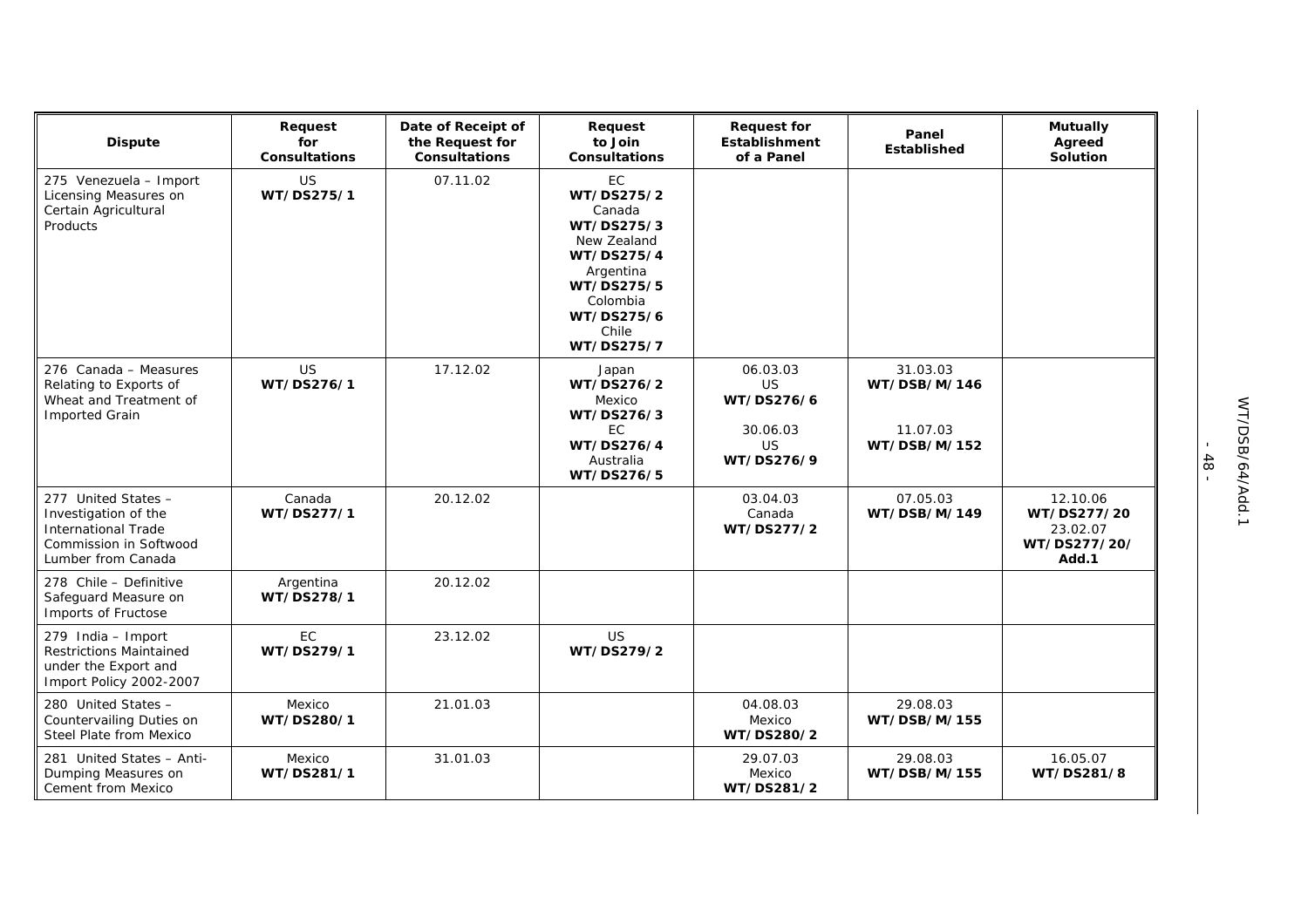| Dispute | Request for Consultations | Date of Receipt of the Request for Consultations | Request to Join Consultations | Request for Establishment of a Panel | Panel Established | Mutually Agreed Solution |
|---|---|---|---|---|---|---|
| 275 Venezuela – Import Licensing Measures on Certain Agricultural Products | US **WT/DS275/1** | 07.11.02 | EC **WT/DS275/2** Canada **WT/DS275/3** New Zealand **WT/DS275/4** Argentina **WT/DS275/5** Colombia **WT/DS275/6** Chile **WT/DS275/7** | | | |
| 276 Canada – Measures Relating to Exports of Wheat and Treatment of Imported Grain | US **WT/DS276/1** | 17.12.02 | Japan **WT/DS276/2** Mexico **WT/DS276/3** EC **WT/DS276/4** Australia **WT/DS276/5** | 06.03.03 US **WT/DS276/6** 30.06.03 US **WT/DS276/9** | 31.03.03 **WT/DSB/M/146** 11.07.03 **WT/DSB/M/152** | |
| 277 United States – Investigation of the International Trade Commission in Softwood Lumber from Canada | Canada **WT/DS277/1** | 20.12.02 | | 03.04.03 Canada **WT/DS277/2** | 07.05.03 **WT/DSB/M/149** | 12.10.06 **WT/DS277/20** 23.02.07 **WT/DS277/20/ Add.1** |
| 278 Chile – Definitive Safeguard Measure on Imports of Fructose | Argentina **WT/DS278/1** | 20.12.02 | | | | |
| 279 India – Import Restrictions Maintained under the Export and Import Policy 2002-2007 | EC **WT/DS279/1** | 23.12.02 | US **WT/DS279/2** | | | |
| 280 United States – Countervailing Duties on Steel Plate from Mexico | Mexico **WT/DS280/1** | 21.01.03 | | 04.08.03 Mexico **WT/DS280/2** | 29.08.03 **WT/DSB/M/155** | |
| 281 United States – Anti-Dumping Measures on Cement from Mexico | Mexico **WT/DS281/1** | 31.01.03 | | 29.07.03 Mexico **WT/DS281/2** | 29.08.03 **WT/DSB/M/155** | 16.05.07 **WT/DS281/8** |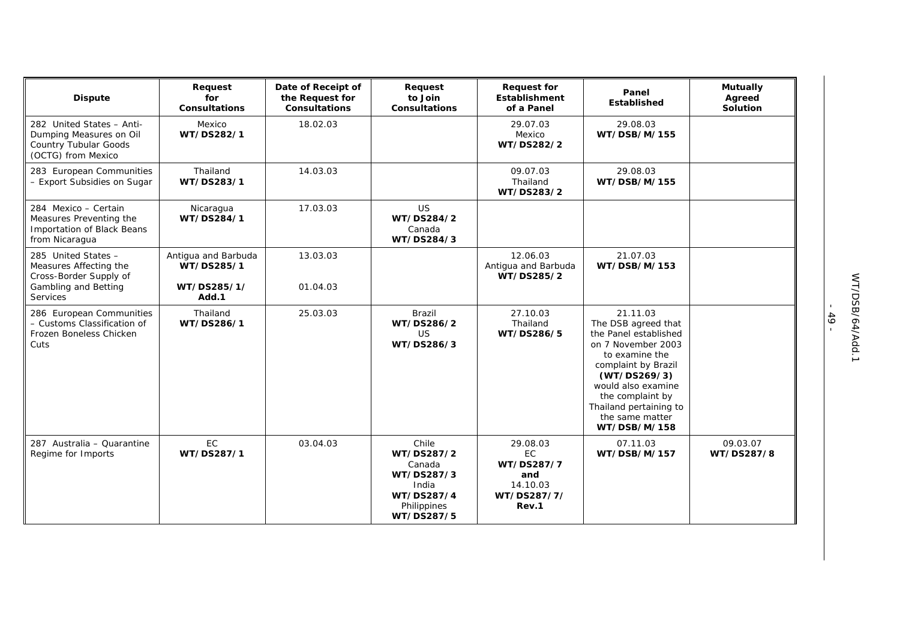| Dispute | Request for Consultations | Date of Receipt of the Request for Consultations | Request to Join Consultations | Request for Establishment of a Panel | Panel Established | Mutually Agreed Solution |
|---|---|---|---|---|---|---|
| 282 United States – Anti-Dumping Measures on Oil Country Tubular Goods (OCTG) from Mexico | Mexico **WT/DS282/1** | 18.02.03 | | 29.07.03 Mexico **WT/DS282/2** | 29.08.03 **WT/DSB/M/155** | |
| 283 European Communities – Export Subsidies on Sugar | Thailand **WT/DS283/1** | 14.03.03 | | 09.07.03 Thailand **WT/DS283/2** | 29.08.03 **WT/DSB/M/155** | |
| 284 Mexico – Certain Measures Preventing the Importation of Black Beans from Nicaragua | Nicaragua **WT/DS284/1** | 17.03.03 | US **WT/DS284/2** Canada **WT/DS284/3** | | | |
| 285 United States – Measures Affecting the Cross-Border Supply of Gambling and Betting Services | Antigua and Barbuda **WT/DS285/1** **WT/DS285/1/ Add.1** | 13.03.03 01.04.03 | | 12.06.03 Antigua and Barbuda **WT/DS285/2** | 21.07.03 **WT/DSB/M/153** | |
| 286 European Communities – Customs Classification of Frozen Boneless Chicken Cuts | Thailand **WT/DS286/1** | 25.03.03 | Brazil **WT/DS286/2** US **WT/DS286/3** | 27.10.03 Thailand **WT/DS286/5** | 21.11.03 The DSB agreed that the Panel established on 7 November 2003 to examine the complaint by Brazil **(WT/DS269/3)** would also examine the complaint by Thailand pertaining to the same matter **WT/DSB/M/158** | |
| 287 Australia – Quarantine Regime for Imports | EC **WT/DS287/1** | 03.04.03 | Chile **WT/DS287/2** Canada **WT/DS287/3** India **WT/DS287/4** Philippines **WT/DS287/5** | 29.08.03 EC **WT/DS287/7** **and** 14.10.03 **WT/DS287/7/ Rev.1** | 07.11.03 **WT/DSB/M/157** | 09.03.07 **WT/DS287/8** |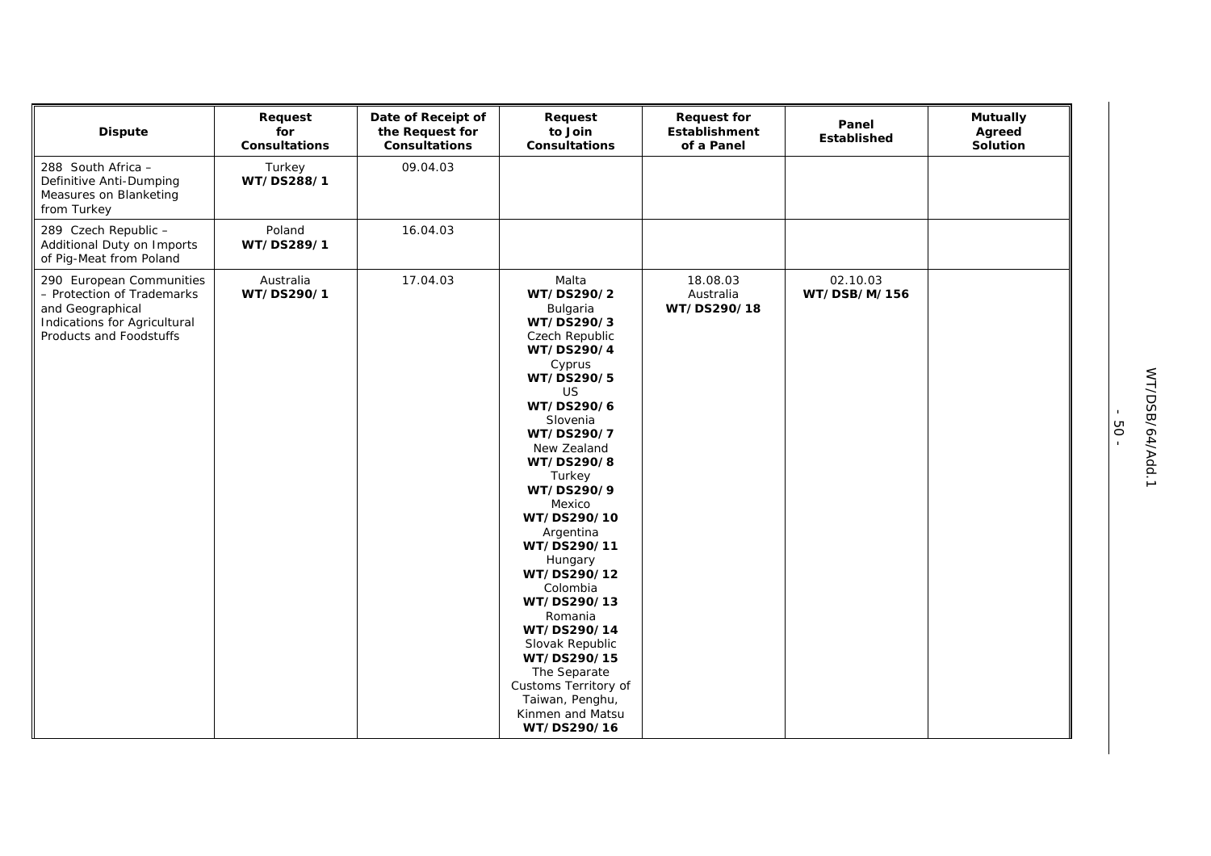| Dispute | Request for Consultations | Date of Receipt of the Request for Consultations | Request to Join Consultations | Request for Establishment of a Panel | Panel Established | Mutually Agreed Solution |
|---|---|---|---|---|---|---|
| 288 South Africa – Definitive Anti-Dumping Measures on Blanketing from Turkey | Turkey **WT/DS288/1** | 09.04.03 | | | | |
| 289 Czech Republic – Additional Duty on Imports of Pig-Meat from Poland | Poland **WT/DS289/1** | 16.04.03 | | | | |
| 290 European Communities – Protection of Trademarks and Geographical Indications for Agricultural Products and Foodstuffs | Australia **WT/DS290/1** | 17.04.03 | Malta **WT/DS290/2** Bulgaria **WT/DS290/3** Czech Republic **WT/DS290/4** Cyprus **WT/DS290/5** US **WT/DS290/6** Slovenia **WT/DS290/7** New Zealand **WT/DS290/8** Turkey **WT/DS290/9** Mexico **WT/DS290/10** Argentina **WT/DS290/11** Hungary **WT/DS290/12** Colombia **WT/DS290/13** Romania **WT/DS290/14** Slovak Republic **WT/DS290/15** The Separate Customs Territory of Taiwan, Penghu, Kinmen and Matsu **WT/DS290/16** | 18.08.03 Australia **WT/DS290/18** | 02.10.03 **WT/DSB/M/156** | |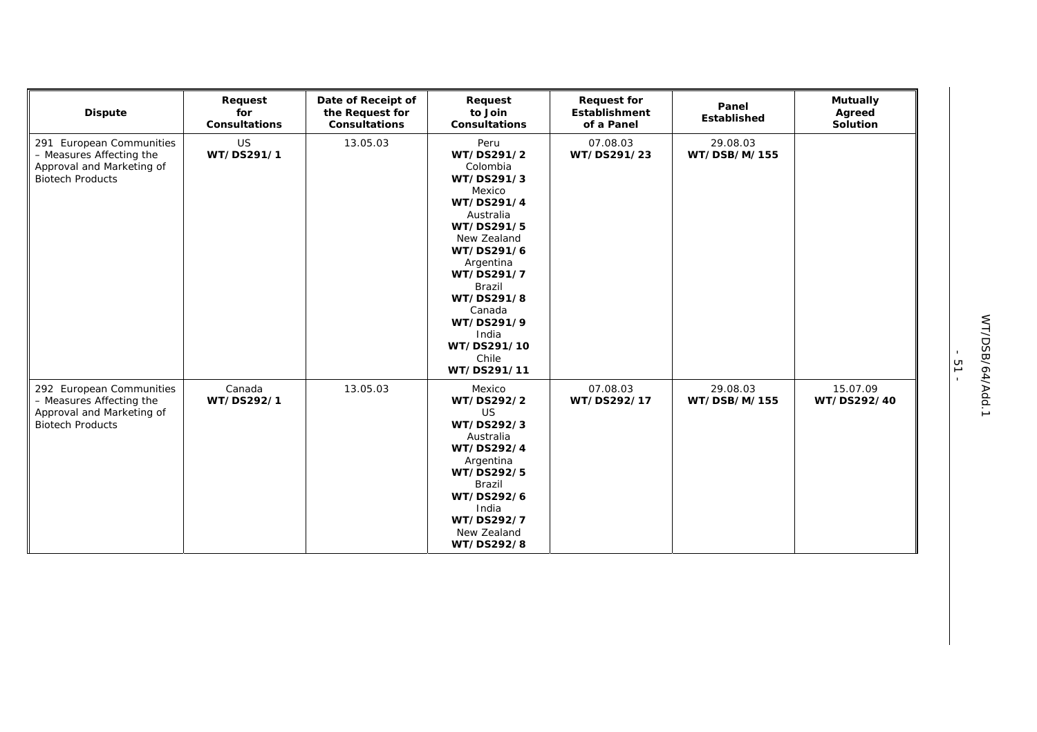| Dispute | Request for Consultations | Date of Receipt of the Request for Consultations | Request to Join Consultations | Request for Establishment of a Panel | Panel Established | Mutually Agreed Solution |
|---|---|---|---|---|---|---|
| 291 European Communities – Measures Affecting the Approval and Marketing of Biotech Products | US **WT/DS291/1** | 13.05.03 | Peru **WT/DS291/2** Colombia **WT/DS291/3** Mexico **WT/DS291/4** Australia **WT/DS291/5** New Zealand **WT/DS291/6** Argentina **WT/DS291/7** Brazil **WT/DS291/8** Canada **WT/DS291/9** India **WT/DS291/10** Chile **WT/DS291/11** | 07.08.03 **WT/DS291/23** | 29.08.03 **WT/DSB/M/155** | |
| 292 European Communities – Measures Affecting the Approval and Marketing of Biotech Products | Canada **WT/DS292/1** | 13.05.03 | Mexico **WT/DS292/2** US **WT/DS292/3** Australia **WT/DS292/4** Argentina **WT/DS292/5** Brazil **WT/DS292/6** India **WT/DS292/7** New Zealand **WT/DS292/8** | 07.08.03 **WT/DS292/17** | 29.08.03 **WT/DSB/M/155** | 15.07.09 **WT/DS292/40** |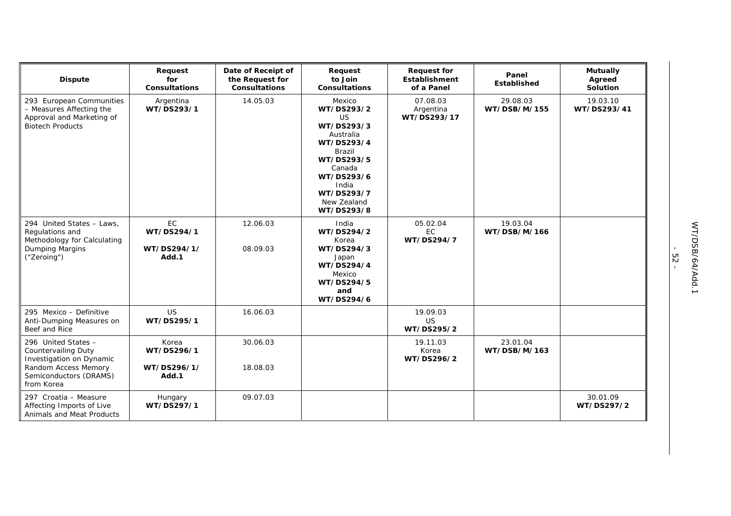| Dispute | Request for Consultations | Date of Receipt of the Request for Consultations | Request to Join Consultations | Request for Establishment of a Panel | Panel Established | Mutually Agreed Solution |
|---|---|---|---|---|---|---|
| 293 European Communities – Measures Affecting the Approval and Marketing of Biotech Products | Argentina **WT/DS293/1** | 14.05.03 | Mexico **WT/DS293/2** US **WT/DS293/3** Australia **WT/DS293/4** Brazil **WT/DS293/5** Canada **WT/DS293/6** India **WT/DS293/7** New Zealand **WT/DS293/8** | 07.08.03 Argentina **WT/DS293/17** | 29.08.03 **WT/DSB/M/155** | 19.03.10 **WT/DS293/41** |
| 294 United States – Laws, Regulations and Methodology for Calculating Dumping Margins ("Zeroing") | EC **WT/DS294/1** **WT/DS294/1/ Add.1** | 12.06.03 08.09.03 | India **WT/DS294/2** Korea **WT/DS294/3** Japan **WT/DS294/4** Mexico **WT/DS294/5** **and** **WT/DS294/6** | 05.02.04 EC **WT/DS294/7** | 19.03.04 **WT/DSB/M/166** | |
| 295 Mexico – Definitive Anti-Dumping Measures on Beef and Rice | US **WT/DS295/1** | 16.06.03 | | 19.09.03 US **WT/DS295/2** | | |
| 296 United States – Countervailing Duty Investigation on Dynamic Random Access Memory Semiconductors (DRAMS) from Korea | Korea **WT/DS296/1** **WT/DS296/1/ Add.1** | 30.06.03 18.08.03 | | 19.11.03 Korea **WT/DS296/2** | 23.01.04 **WT/DSB/M/163** | |
| 297 Croatia – Measure Affecting Imports of Live Animals and Meat Products | Hungary **WT/DS297/1** | 09.07.03 | | | | 30.01.09 **WT/DS297/2** |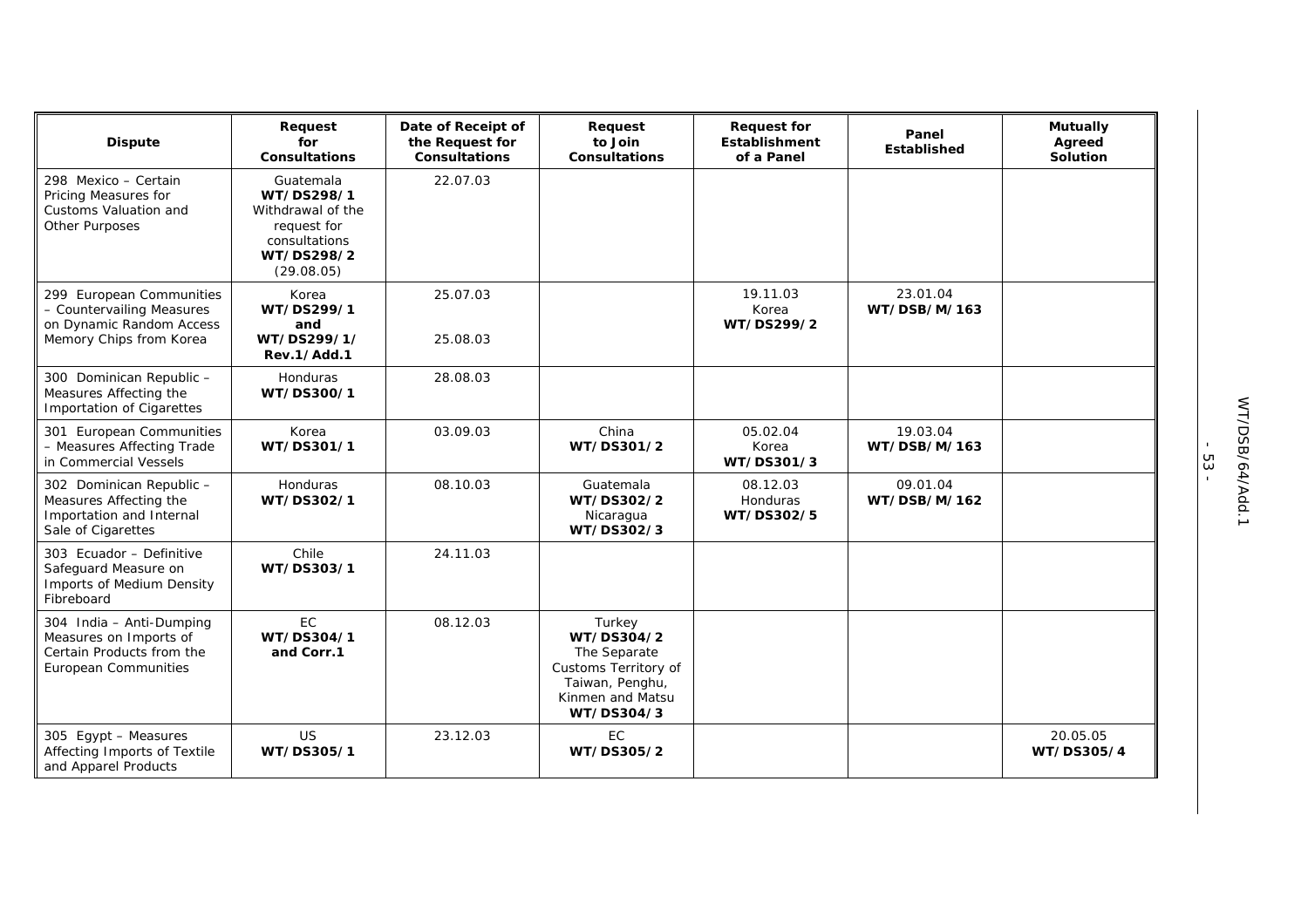| Dispute | Request for Consultations | Date of Receipt of the Request for Consultations | Request to Join Consultations | Request for Establishment of a Panel | Panel Established | Mutually Agreed Solution |
|---|---|---|---|---|---|---|
| 298 Mexico – Certain Pricing Measures for Customs Valuation and Other Purposes | Guatemala **WT/DS298/1** Withdrawal of the request for consultations **WT/DS298/2** (29.08.05) | 22.07.03 | | | | |
| 299 European Communities – Countervailing Measures on Dynamic Random Access Memory Chips from Korea | Korea **WT/DS299/1** **and** **WT/DS299/1/ Rev.1/Add.1** | 25.07.03<br><br>25.08.03 | | 19.11.03 Korea **WT/DS299/2** | 23.01.04 **WT/DSB/M/163** | |
| 300 Dominican Republic – Measures Affecting the Importation of Cigarettes | Honduras **WT/DS300/1** | 28.08.03 | | | | |
| 301 European Communities – Measures Affecting Trade in Commercial Vessels | Korea **WT/DS301/1** | 03.09.03 | China **WT/DS301/2** | 05.02.04 Korea **WT/DS301/3** | 19.03.04 **WT/DSB/M/163** | |
| 302 Dominican Republic – Measures Affecting the Importation and Internal Sale of Cigarettes | Honduras **WT/DS302/1** | 08.10.03 | Guatemala **WT/DS302/2** Nicaragua **WT/DS302/3** | 08.12.03 Honduras **WT/DS302/5** | 09.01.04 **WT/DSB/M/162** | |
| 303 Ecuador – Definitive Safeguard Measure on Imports of Medium Density Fibreboard | Chile **WT/DS303/1** | 24.11.03 | | | | |
| 304 India – Anti-Dumping Measures on Imports of Certain Products from the European Communities | EC **WT/DS304/1** **and Corr.1** | 08.12.03 | Turkey **WT/DS304/2** The Separate Customs Territory of Taiwan, Penghu, Kinmen and Matsu **WT/DS304/3** | | | |
| 305 Egypt – Measures Affecting Imports of Textile and Apparel Products | US **WT/DS305/1** | 23.12.03 | EC **WT/DS305/2** | | | 20.05.05 **WT/DS305/4** |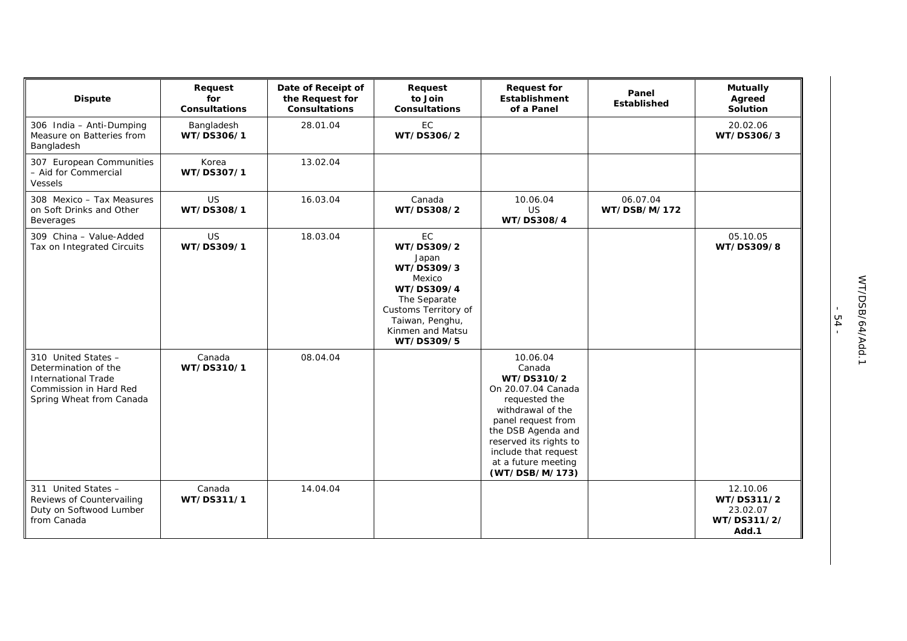| Dispute | Request for Consultations | Date of Receipt of the Request for Consultations | Request to Join Consultations | Request for Establishment of a Panel | Panel Established | Mutually Agreed Solution |
|---|---|---|---|---|---|---|
| 306 India – Anti-Dumping Measure on Batteries from Bangladesh | Bangladesh **WT/DS306/1** | 28.01.04 | EC **WT/DS306/2** | | | 20.02.06 **WT/DS306/3** |
| 307 European Communities – Aid for Commercial Vessels | Korea **WT/DS307/1** | 13.02.04 | | | | |
| 308 Mexico – Tax Measures on Soft Drinks and Other Beverages | US **WT/DS308/1** | 16.03.04 | Canada **WT/DS308/2** | 10.06.04 US **WT/DS308/4** | 06.07.04 **WT/DSB/M/172** | |
| 309 China – Value-Added Tax on Integrated Circuits | US **WT/DS309/1** | 18.03.04 | EC **WT/DS309/2** Japan **WT/DS309/3** Mexico **WT/DS309/4** The Separate Customs Territory of Taiwan, Penghu, Kinmen and Matsu **WT/DS309/5** | | | 05.10.05 **WT/DS309/8** |
| 310 United States – Determination of the International Trade Commission in Hard Red Spring Wheat from Canada | Canada **WT/DS310/1** | 08.04.04 | | 10.06.04 Canada **WT/DS310/2** On 20.07.04 Canada requested the withdrawal of the panel request from the DSB Agenda and reserved its rights to include that request at a future meeting **(WT/DSB/M/173)** | | |
| 311 United States – Reviews of Countervailing Duty on Softwood Lumber from Canada | Canada **WT/DS311/1** | 14.04.04 | | | | 12.10.06 **WT/DS311/2** 23.02.07 **WT/DS311/2/ Add.1** |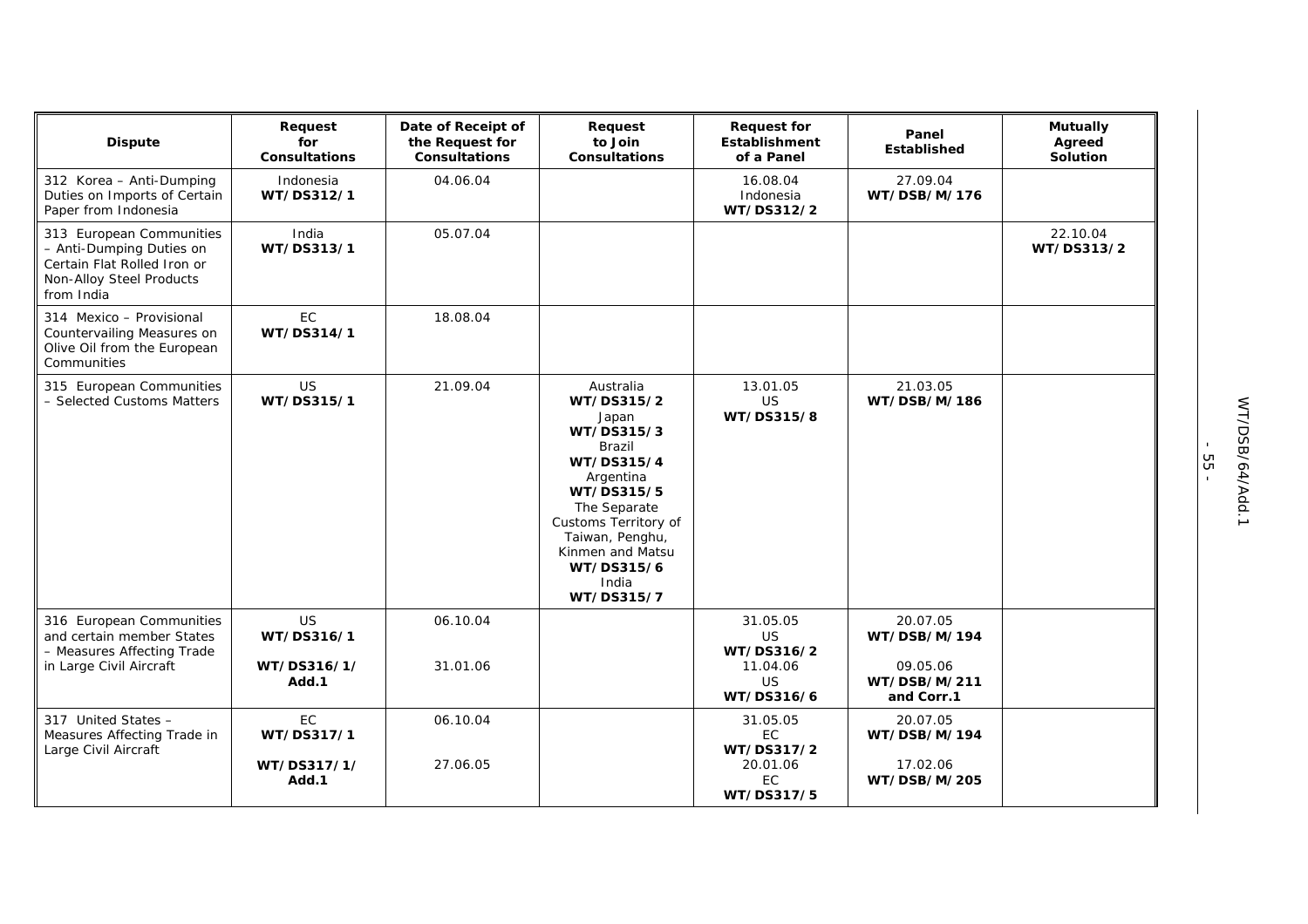| Dispute | Request for Consultations | Date of Receipt of the Request for Consultations | Request to Join Consultations | Request for Establishment of a Panel | Panel Established | Mutually Agreed Solution |
|---|---|---|---|---|---|---|
| 312 Korea – Anti-Dumping Duties on Imports of Certain Paper from Indonesia | Indonesia **WT/DS312/1** | 04.06.04 | | 16.08.04 Indonesia **WT/DS312/2** | 27.09.04 **WT/DSB/M/176** | |
| 313 European Communities – Anti-Dumping Duties on Certain Flat Rolled Iron or Non-Alloy Steel Products from India | India **WT/DS313/1** | 05.07.04 | | | | 22.10.04 **WT/DS313/2** |
| 314 Mexico – Provisional Countervailing Measures on Olive Oil from the European Communities | EC **WT/DS314/1** | 18.08.04 | | | | |
| 315 European Communities – Selected Customs Matters | US **WT/DS315/1** | 21.09.04 | Australia **WT/DS315/2** Japan **WT/DS315/3** Brazil **WT/DS315/4** Argentina **WT/DS315/5** The Separate Customs Territory of Taiwan, Penghu, Kinmen and Matsu **WT/DS315/6** India **WT/DS315/7** | 13.01.05 US **WT/DS315/8** | 21.03.05 **WT/DSB/M/186** | |
| 316 European Communities and certain member States – Measures Affecting Trade in Large Civil Aircraft | US **WT/DS316/1** **WT/DS316/1/ Add.1** | 06.10.04 31.01.06 | | 31.05.05 US **WT/DS316/2** 11.04.06 US **WT/DS316/6** | 20.07.05 **WT/DSB/M/194** 09.05.06 **WT/DSB/M/211 and Corr.1** | |
| 317 United States – Measures Affecting Trade in Large Civil Aircraft | EC **WT/DS317/1** **WT/DS317/1/ Add.1** | 06.10.04 27.06.05 | | 31.05.05 EC **WT/DS317/2** 20.01.06 EC **WT/DS317/5** | 20.07.05 **WT/DSB/M/194** 17.02.06 **WT/DSB/M/205** | |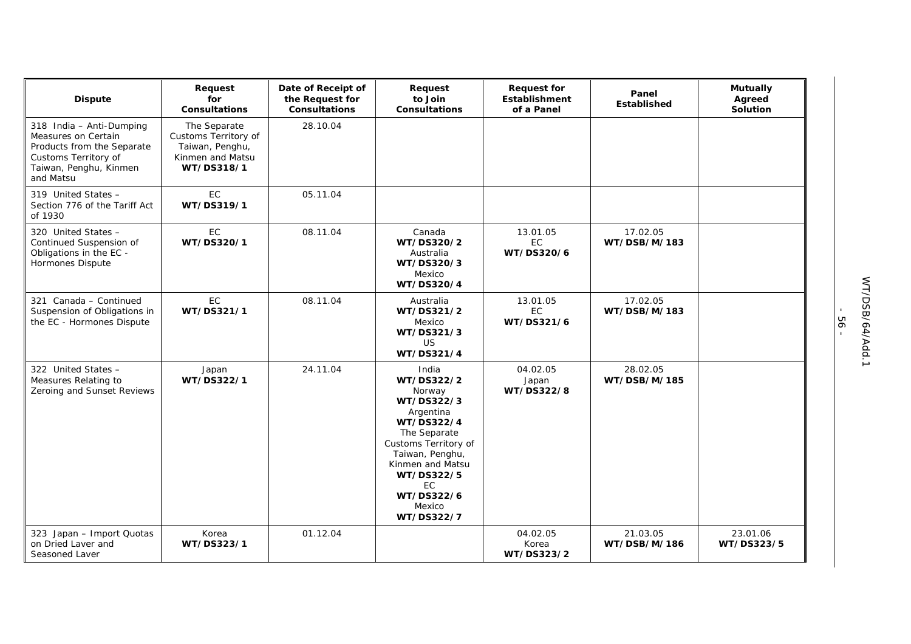| Dispute | Request for Consultations | Date of Receipt of the Request for Consultations | Request to Join Consultations | Request for Establishment of a Panel | Panel Established | Mutually Agreed Solution |
|---|---|---|---|---|---|---|
| 318 India – Anti-Dumping Measures on Certain Products from the Separate Customs Territory of Taiwan, Penghu, Kinmen and Matsu | The Separate Customs Territory of Taiwan, Penghu, Kinmen and Matsu **WT/DS318/1** | 28.10.04 | | | | |
| 319 United States – Section 776 of the Tariff Act of 1930 | EC **WT/DS319/1** | 05.11.04 | | | | |
| 320 United States – Continued Suspension of Obligations in the EC - Hormones Dispute | EC **WT/DS320/1** | 08.11.04 | Canada **WT/DS320/2** Australia **WT/DS320/3** Mexico **WT/DS320/4** | 13.01.05 EC **WT/DS320/6** | 17.02.05 **WT/DSB/M/183** | |
| 321 Canada – Continued Suspension of Obligations in the EC - Hormones Dispute | EC **WT/DS321/1** | 08.11.04 | Australia **WT/DS321/2** Mexico **WT/DS321/3** US **WT/DS321/4** | 13.01.05 EC **WT/DS321/6** | 17.02.05 **WT/DSB/M/183** | |
| 322 United States – Measures Relating to Zeroing and Sunset Reviews | Japan **WT/DS322/1** | 24.11.04 | India **WT/DS322/2** Norway **WT/DS322/3** Argentina **WT/DS322/4** The Separate Customs Territory of Taiwan, Penghu, Kinmen and Matsu **WT/DS322/5** EC **WT/DS322/6** Mexico **WT/DS322/7** | 04.02.05 Japan **WT/DS322/8** | 28.02.05 **WT/DSB/M/185** | |
| 323 Japan – Import Quotas on Dried Laver and Seasoned Laver | Korea **WT/DS323/1** | 01.12.04 | | 04.02.05 Korea **WT/DS323/2** | 21.03.05 **WT/DSB/M/186** | 23.01.06 **WT/DS323/5** |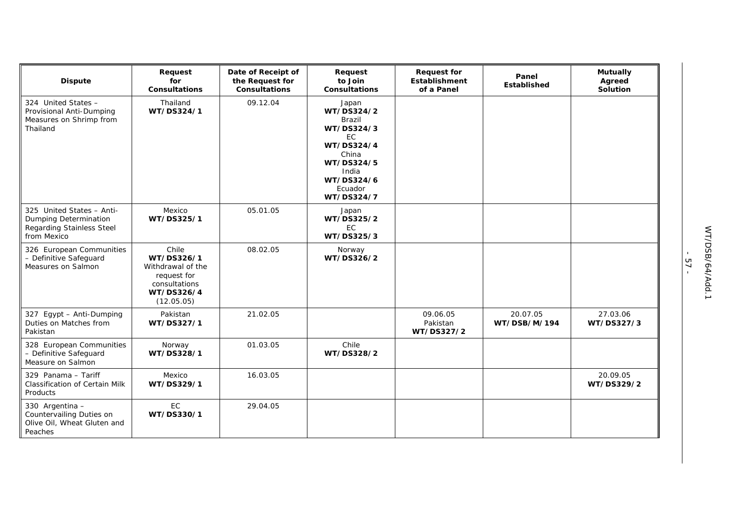| Dispute | Request for Consultations | Date of Receipt of the Request for Consultations | Request to Join Consultations | Request for Establishment of a Panel | Panel Established | Mutually Agreed Solution |
|---|---|---|---|---|---|---|
| 324 United States – Provisional Anti-Dumping Measures on Shrimp from Thailand | Thailand **WT/DS324/1** | 09.12.04 | Japan **WT/DS324/2** Brazil **WT/DS324/3** EC **WT/DS324/4** China **WT/DS324/5** India **WT/DS324/6** Ecuador **WT/DS324/7** | | | |
| 325 United States – Anti-Dumping Determination Regarding Stainless Steel from Mexico | Mexico **WT/DS325/1** | 05.01.05 | Japan **WT/DS325/2** EC **WT/DS325/3** | | | |
| 326 European Communities – Definitive Safeguard Measures on Salmon | Chile **WT/DS326/1** Withdrawal of the request for consultations **WT/DS326/4** (12.05.05) | 08.02.05 | Norway **WT/DS326/2** | | | |
| 327 Egypt – Anti-Dumping Duties on Matches from Pakistan | Pakistan **WT/DS327/1** | 21.02.05 | | 09.06.05 Pakistan **WT/DS327/2** | 20.07.05 **WT/DSB/M/194** | 27.03.06 **WT/DS327/3** |
| 328 European Communities – Definitive Safeguard Measure on Salmon | Norway **WT/DS328/1** | 01.03.05 | Chile **WT/DS328/2** | | | |
| 329 Panama – Tariff Classification of Certain Milk Products | Mexico **WT/DS329/1** | 16.03.05 | | | | 20.09.05 **WT/DS329/2** |
| 330 Argentina – Countervailing Duties on Olive Oil, Wheat Gluten and Peaches | EC **WT/DS330/1** | 29.04.05 | | | | |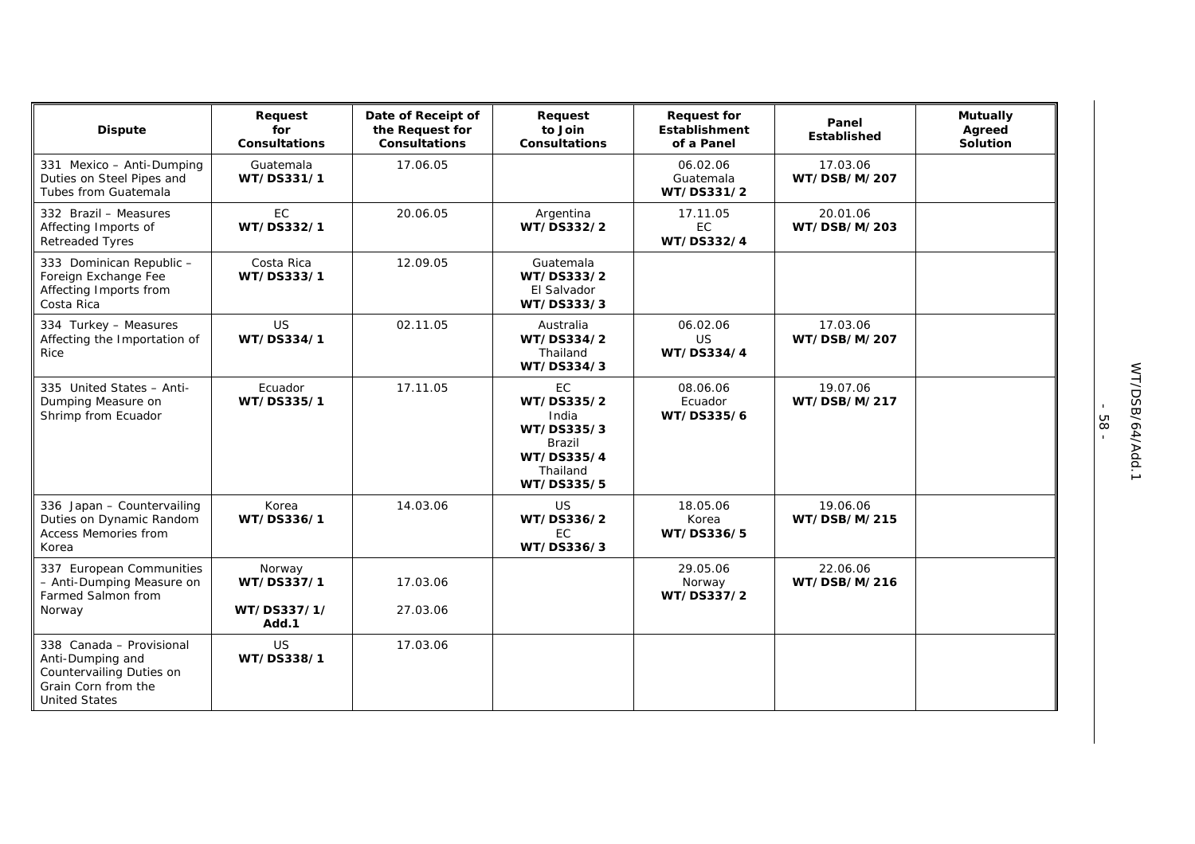| Dispute | Request for Consultations | Date of Receipt of the Request for Consultations | Request to Join Consultations | Request for Establishment of a Panel | Panel Established | Mutually Agreed Solution |
|---|---|---|---|---|---|---|
| 331 Mexico – Anti-Dumping Duties on Steel Pipes and Tubes from Guatemala | Guatemala **WT/DS331/1** | 17.06.05 | | 06.02.06 Guatemala **WT/DS331/2** | 17.03.06 **WT/DSB/M/207** | |
| 332 Brazil – Measures Affecting Imports of Retreaded Tyres | EC **WT/DS332/1** | 20.06.05 | Argentina **WT/DS332/2** | 17.11.05 EC **WT/DS332/4** | 20.01.06 **WT/DSB/M/203** | |
| 333 Dominican Republic – Foreign Exchange Fee Affecting Imports from Costa Rica | Costa Rica **WT/DS333/1** | 12.09.05 | Guatemala **WT/DS333/2** El Salvador **WT/DS333/3** | | | |
| 334 Turkey – Measures Affecting the Importation of Rice | US **WT/DS334/1** | 02.11.05 | Australia **WT/DS334/2** Thailand **WT/DS334/3** | 06.02.06 US **WT/DS334/4** | 17.03.06 **WT/DSB/M/207** | |
| 335 United States – Anti-Dumping Measure on Shrimp from Ecuador | Ecuador **WT/DS335/1** | 17.11.05 | EC **WT/DS335/2** India **WT/DS335/3** Brazil **WT/DS335/4** Thailand **WT/DS335/5** | 08.06.06 Ecuador **WT/DS335/6** | 19.07.06 **WT/DSB/M/217** | |
| 336 Japan – Countervailing Duties on Dynamic Random Access Memories from Korea | Korea **WT/DS336/1** | 14.03.06 | US **WT/DS336/2** EC **WT/DS336/3** | 18.05.06 Korea **WT/DS336/5** | 19.06.06 **WT/DSB/M/215** | |
| 337 European Communities – Anti-Dumping Measure on Farmed Salmon from Norway | Norway **WT/DS337/1** **WT/DS337/1/ Add.1** | 17.03.06 27.03.06 | | 29.05.06 Norway **WT/DS337/2** | 22.06.06 **WT/DSB/M/216** | |
| 338 Canada – Provisional Anti-Dumping and Countervailing Duties on Grain Corn from the United States | US **WT/DS338/1** | 17.03.06 | | | | |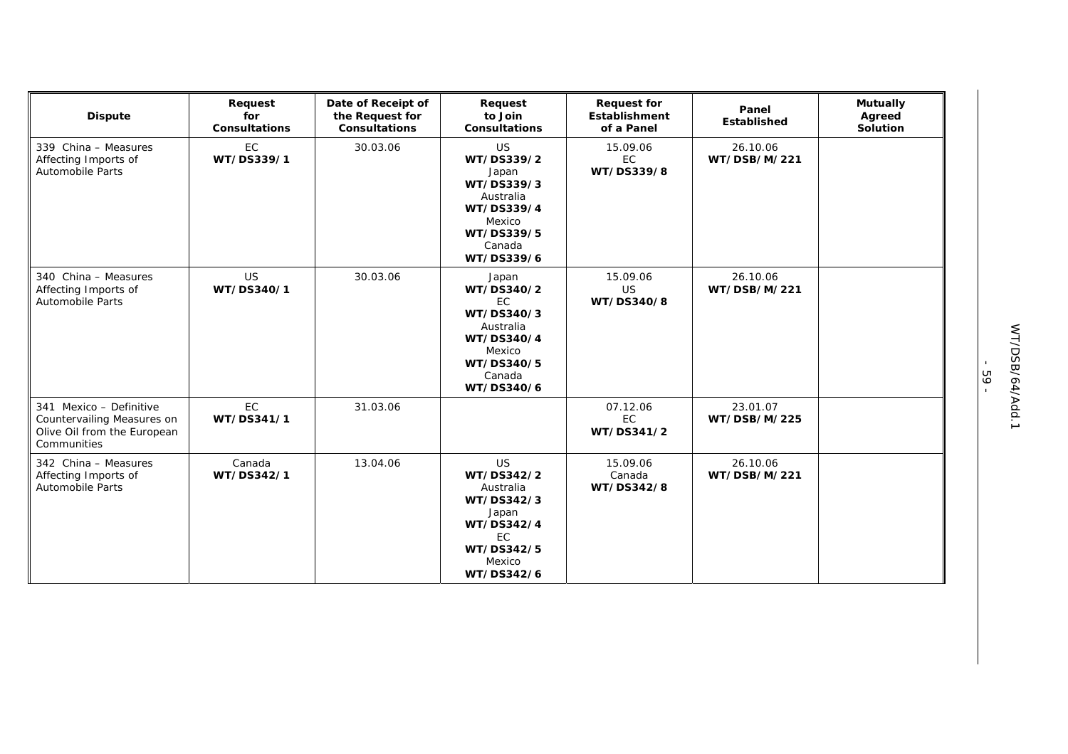| Dispute | Request for Consultations | Date of Receipt of the Request for Consultations | Request to Join Consultations | Request for Establishment of a Panel | Panel Established | Mutually Agreed Solution |
|---|---|---|---|---|---|---|
| 339 China – Measures Affecting Imports of Automobile Parts | EC **WT/DS339/1** | 30.03.06 | US **WT/DS339/2** Japan **WT/DS339/3** Australia **WT/DS339/4** Mexico **WT/DS339/5** Canada **WT/DS339/6** | 15.09.06 EC **WT/DS339/8** | 26.10.06 **WT/DSB/M/221** | |
| 340 China – Measures Affecting Imports of Automobile Parts | US **WT/DS340/1** | 30.03.06 | Japan **WT/DS340/2** EC **WT/DS340/3** Australia **WT/DS340/4** Mexico **WT/DS340/5** Canada **WT/DS340/6** | 15.09.06 US **WT/DS340/8** | 26.10.06 **WT/DSB/M/221** | |
| 341 Mexico – Definitive Countervailing Measures on Olive Oil from the European Communities | EC **WT/DS341/1** | 31.03.06 | | 07.12.06 EC **WT/DS341/2** | 23.01.07 **WT/DSB/M/225** | |
| 342 China – Measures Affecting Imports of Automobile Parts | Canada **WT/DS342/1** | 13.04.06 | US **WT/DS342/2** Australia **WT/DS342/3** Japan **WT/DS342/4** EC **WT/DS342/5** Mexico **WT/DS342/6** | 15.09.06 Canada **WT/DS342/8** | 26.10.06 **WT/DSB/M/221** | |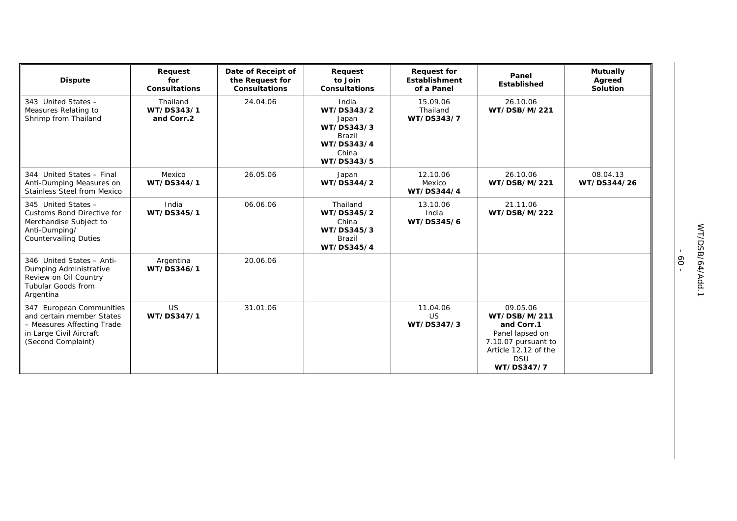| Dispute | Request for Consultations | Date of Receipt of the Request for Consultations | Request to Join Consultations | Request for Establishment of a Panel | Panel Established | Mutually Agreed Solution |
|---|---|---|---|---|---|---|
| 343 United States – Measures Relating to Shrimp from Thailand | Thailand **WT/DS343/1 and Corr.2** | 24.04.06 | India **WT/DS343/2** Japan **WT/DS343/3** Brazil **WT/DS343/4** China **WT/DS343/5** | 15.09.06 Thailand **WT/DS343/7** | 26.10.06 **WT/DSB/M/221** | |
| 344 United States – Final Anti-Dumping Measures on Stainless Steel from Mexico | Mexico **WT/DS344/1** | 26.05.06 | Japan **WT/DS344/2** | 12.10.06 Mexico **WT/DS344/4** | 26.10.06 **WT/DSB/M/221** | 08.04.13 **WT/DS344/26** |
| 345 United States – Customs Bond Directive for Merchandise Subject to Anti-Dumping/ Countervailing Duties | India **WT/DS345/1** | 06.06.06 | Thailand **WT/DS345/2** China **WT/DS345/3** Brazil **WT/DS345/4** | 13.10.06 India **WT/DS345/6** | 21.11.06 **WT/DSB/M/222** | |
| 346 United States – Anti-Dumping Administrative Review on Oil Country Tubular Goods from Argentina | Argentina **WT/DS346/1** | 20.06.06 | | | | |
| 347 European Communities and certain member States – Measures Affecting Trade in Large Civil Aircraft (Second Complaint) | US **WT/DS347/1** | 31.01.06 | | 11.04.06 US **WT/DS347/3** | 09.05.06 **WT/DSB/M/211 and Corr.1** Panel lapsed on 7.10.07 pursuant to Article 12.12 of the DSU **WT/DS347/7** | |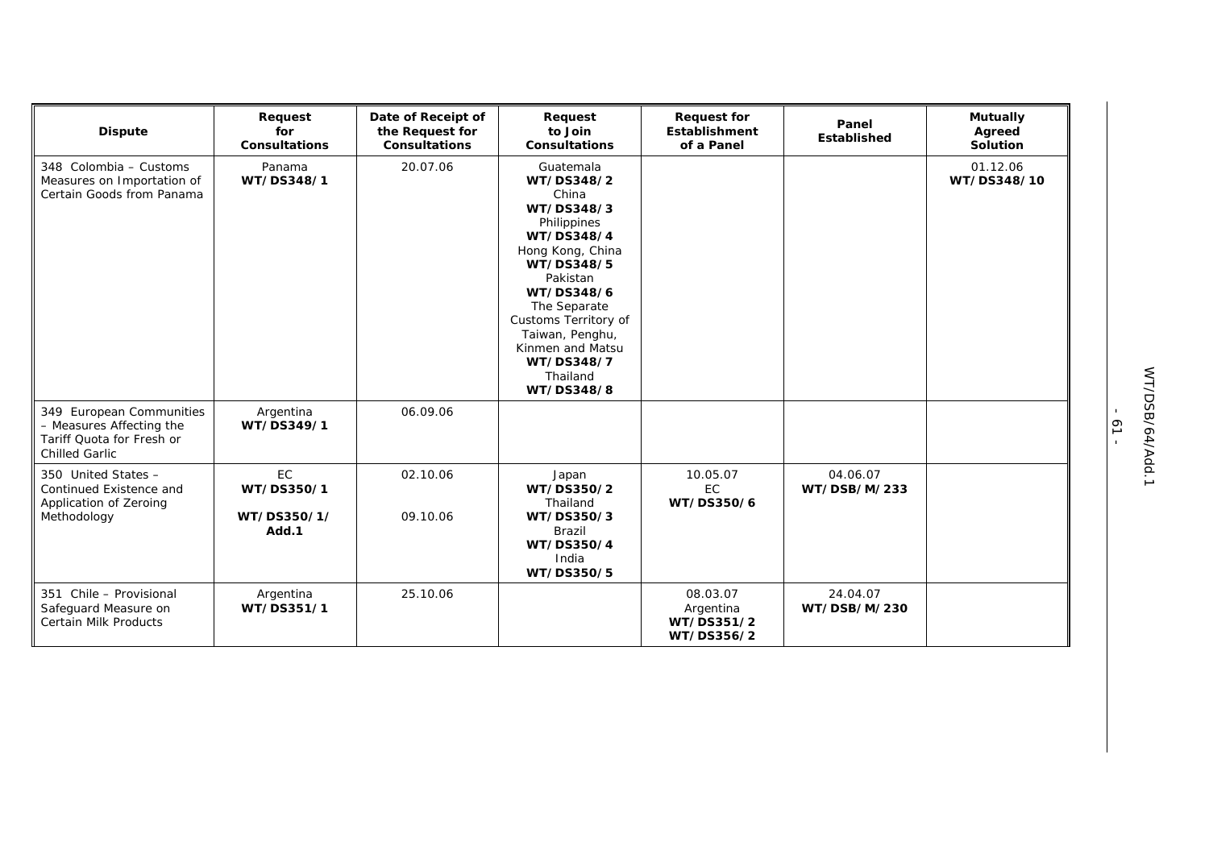| Dispute | Request for Consultations | Date of Receipt of the Request for Consultations | Request to Join Consultations | Request for Establishment of a Panel | Panel Established | Mutually Agreed Solution |
|---|---|---|---|---|---|---|
| 348 Colombia – Customs Measures on Importation of Certain Goods from Panama | Panama **WT/DS348/1** | 20.07.06 | Guatemala **WT/DS348/2** China **WT/DS348/3** Philippines **WT/DS348/4** Hong Kong, China **WT/DS348/5** Pakistan **WT/DS348/6** The Separate Customs Territory of Taiwan, Penghu, Kinmen and Matsu **WT/DS348/7** Thailand **WT/DS348/8** | | | 01.12.06 **WT/DS348/10** |
| 349 European Communities – Measures Affecting the Tariff Quota for Fresh or Chilled Garlic | Argentina **WT/DS349/1** | 06.09.06 | | | | |
| 350 United States – Continued Existence and Application of Zeroing Methodology | EC **WT/DS350/1** **WT/DS350/1/Add.1** | 02.10.06 09.10.06 | Japan **WT/DS350/2** Thailand **WT/DS350/3** Brazil **WT/DS350/4** India **WT/DS350/5** | 10.05.07 EC **WT/DS350/6** | 04.06.07 **WT/DSB/M/233** | |
| 351 Chile – Provisional Safeguard Measure on Certain Milk Products | Argentina **WT/DS351/1** | 25.10.06 | | 08.03.07 Argentina **WT/DS351/2** **WT/DS356/2** | 24.04.07 **WT/DSB/M/230** | |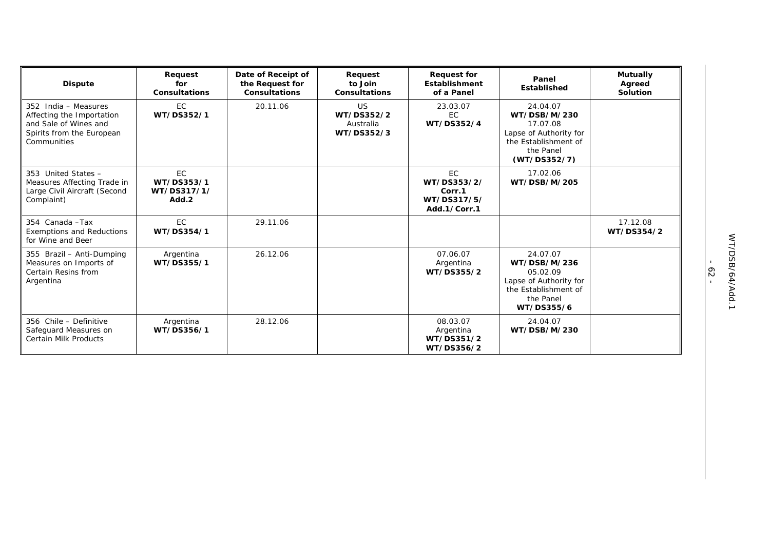| Dispute | Request for Consultations | Date of Receipt of the Request for Consultations | Request to Join Consultations | Request for Establishment of a Panel | Panel Established | Mutually Agreed Solution |
|---|---|---|---|---|---|---|
| 352 India – Measures Affecting the Importation and Sale of Wines and Spirits from the European Communities | EC **WT/DS352/1** | 20.11.06 | US **WT/DS352/2** Australia **WT/DS352/3** | 23.03.07 EC **WT/DS352/4** | 24.04.07 **WT/DSB/M/230** 17.07.08 Lapse of Authority for the Establishment of the Panel **(WT/DS352/7)** | |
| 353 United States – Measures Affecting Trade in Large Civil Aircraft (Second Complaint) | EC **WT/DS353/1 WT/DS317/1/ Add.2** | | | EC **WT/DS353/2/ Corr.1 WT/DS317/5/ Add.1/Corr.1** | 17.02.06 **WT/DSB/M/205** | |
| 354 Canada –Tax Exemptions and Reductions for Wine and Beer | EC **WT/DS354/1** | 29.11.06 | | | | 17.12.08 **WT/DS354/2** |
| 355 Brazil – Anti-Dumping Measures on Imports of Certain Resins from Argentina | Argentina **WT/DS355/1** | 26.12.06 | | 07.06.07 Argentina **WT/DS355/2** | 24.07.07 **WT/DSB/M/236** 05.02.09 Lapse of Authority for the Establishment of the Panel **WT/DS355/6** | |
| 356 Chile – Definitive Safeguard Measures on Certain Milk Products | Argentina **WT/DS356/1** | 28.12.06 | | 08.03.07 Argentina **WT/DS351/2 WT/DS356/2** | 24.04.07 **WT/DSB/M/230** | |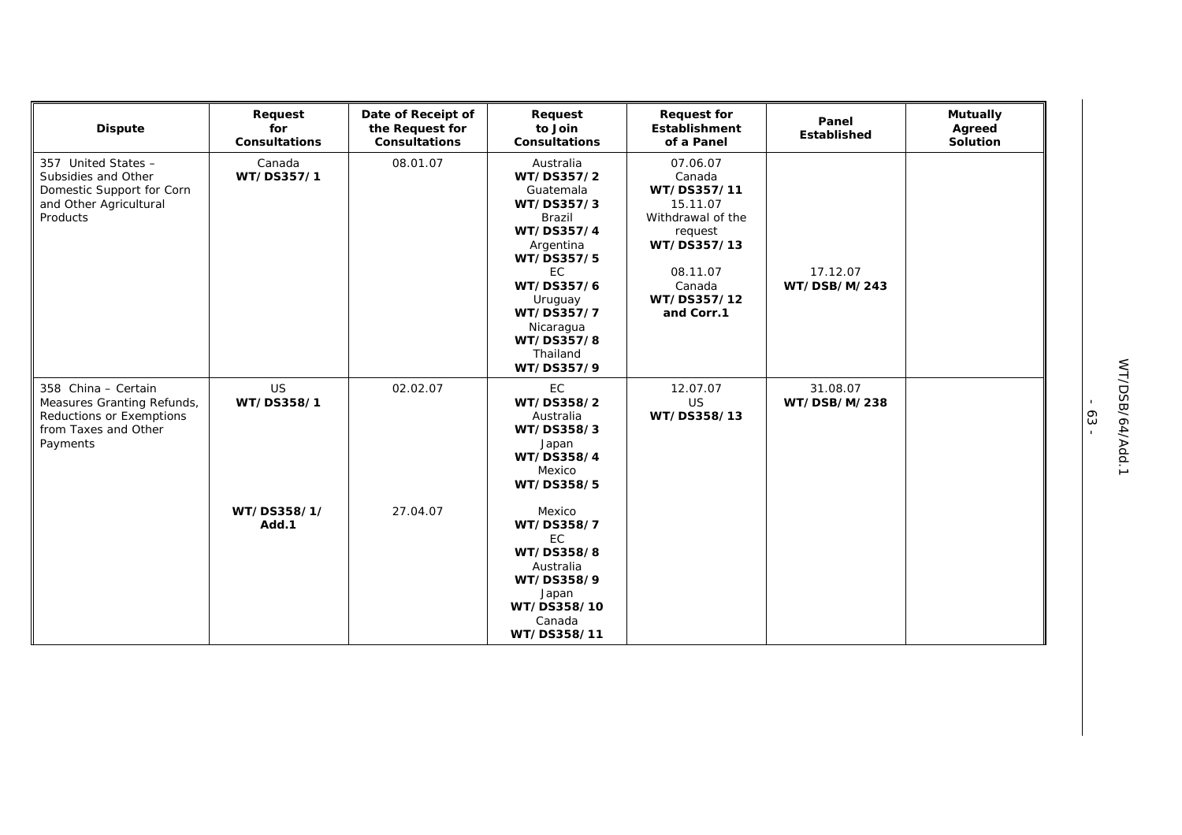| Dispute | Request for Consultations | Date of Receipt of the Request for Consultations | Request to Join Consultations | Request for Establishment of a Panel | Panel Established | Mutually Agreed Solution |
|---|---|---|---|---|---|---|
| 357 United States – Subsidies and Other Domestic Support for Corn and Other Agricultural Products | Canada **WT/DS357/1** | 08.01.07 | Australia **WT/DS357/2** Guatemala **WT/DS357/3** Brazil **WT/DS357/4** Argentina **WT/DS357/5** EC **WT/DS357/6** Uruguay **WT/DS357/7** Nicaragua **WT/DS357/8** Thailand **WT/DS357/9** | 07.06.07 Canada **WT/DS357/11** 15.11.07 Withdrawal of the request **WT/DS357/13** 08.11.07 Canada **WT/DS357/12 and Corr.1** | 17.12.07 **WT/DSB/M/243** | |
| 358 China – Certain Measures Granting Refunds, Reductions or Exemptions from Taxes and Other Payments | US **WT/DS358/1** | 02.02.07 | EC **WT/DS358/2** Australia **WT/DS358/3** Japan **WT/DS358/4** Mexico **WT/DS358/5** | 12.07.07 US **WT/DS358/13** | 31.08.07 **WT/DSB/M/238** | |
| | **WT/DS358/1/ Add.1** | 27.04.07 | Mexico **WT/DS358/7** EC **WT/DS358/8** Australia **WT/DS358/9** Japan **WT/DS358/10** Canada **WT/DS358/11** | | | |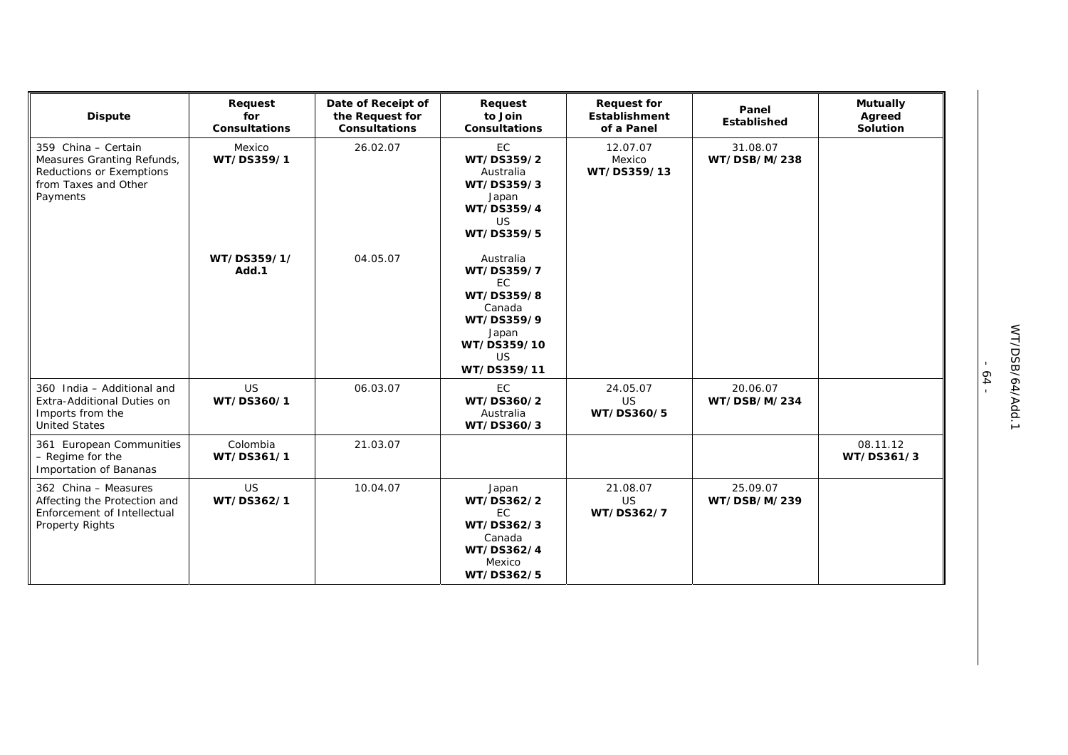| Dispute | Request for Consultations | Date of Receipt of the Request for Consultations | Request to Join Consultations | Request for Establishment of a Panel | Panel Established | Mutually Agreed Solution |
|---|---|---|---|---|---|---|
| 359 China – Certain Measures Granting Refunds, Reductions or Exemptions from Taxes and Other Payments | Mexico **WT/DS359/1** | 26.02.07 | EC **WT/DS359/2** Australia **WT/DS359/3** Japan **WT/DS359/4** US **WT/DS359/5** | 12.07.07 Mexico **WT/DS359/13** | 31.08.07 **WT/DSB/M/238** | |
| | **WT/DS359/1/ Add.1** | 04.05.07 | Australia **WT/DS359/7** EC **WT/DS359/8** Canada **WT/DS359/9** Japan **WT/DS359/10** US **WT/DS359/11** | | | |
| 360 India – Additional and Extra-Additional Duties on Imports from the United States | US **WT/DS360/1** | 06.03.07 | EC **WT/DS360/2** Australia **WT/DS360/3** | 24.05.07 US **WT/DS360/5** | 20.06.07 **WT/DSB/M/234** | |
| 361 European Communities – Regime for the Importation of Bananas | Colombia **WT/DS361/1** | 21.03.07 | | | | 08.11.12 **WT/DS361/3** |
| 362 China – Measures Affecting the Protection and Enforcement of Intellectual Property Rights | US **WT/DS362/1** | 10.04.07 | Japan **WT/DS362/2** EC **WT/DS362/3** Canada **WT/DS362/4** Mexico **WT/DS362/5** | 21.08.07 US **WT/DS362/7** | 25.09.07 **WT/DSB/M/239** | |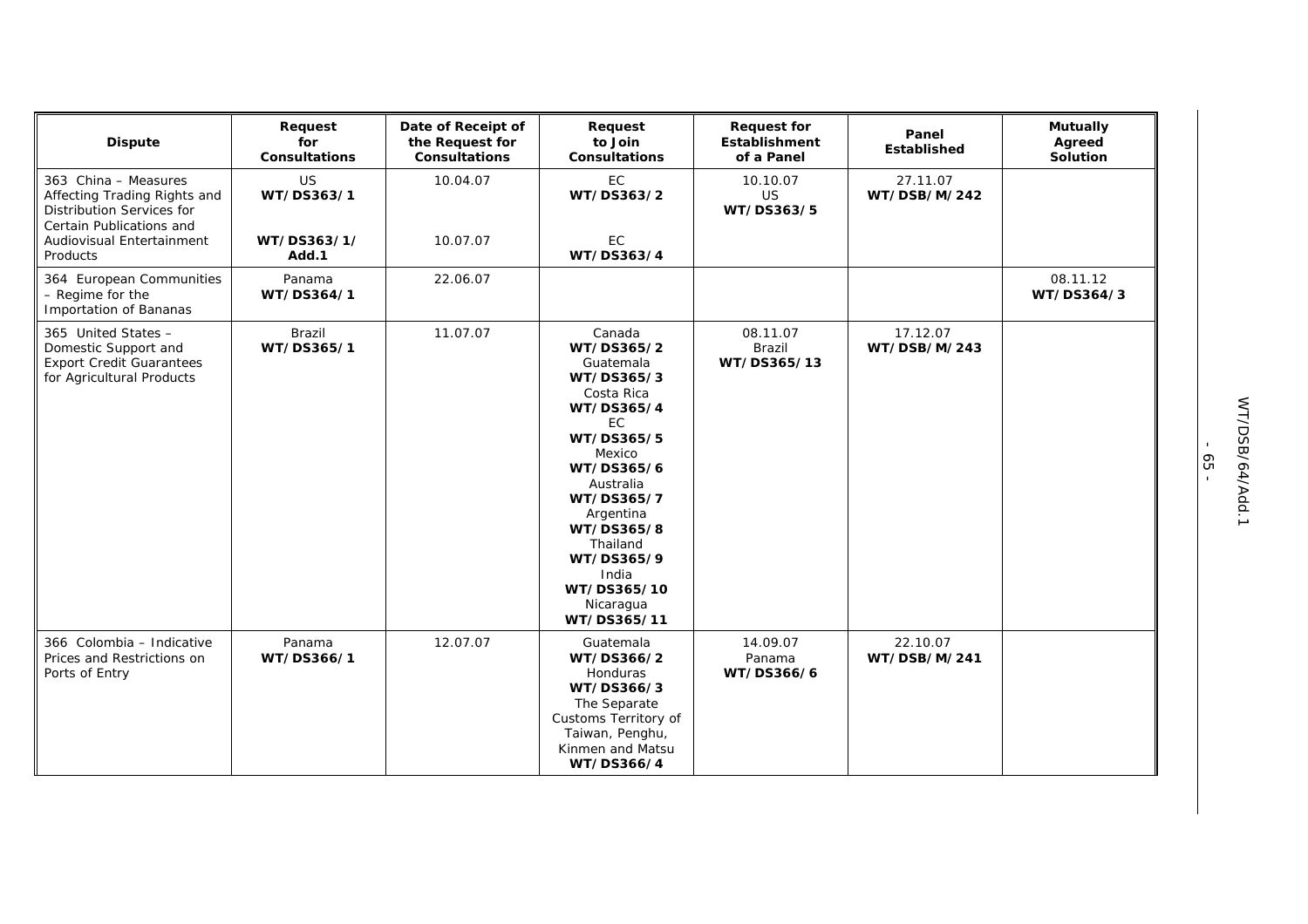| Dispute | Request for Consultations | Date of Receipt of the Request for Consultations | Request to Join Consultations | Request for Establishment of a Panel | Panel Established | Mutually Agreed Solution |
|---|---|---|---|---|---|---|
| 363 China – Measures Affecting Trading Rights and Distribution Services for Certain Publications and Audiovisual Entertainment Products | US **WT/DS363/1** <br><br> **WT/DS363/1/ Add.1** | 10.04.07 <br><br> 10.07.07 | EC **WT/DS363/2** <br><br> EC **WT/DS363/4** | 10.10.07 US **WT/DS363/5** | 27.11.07 **WT/DSB/M/242** | |
| 364 European Communities – Regime for the Importation of Bananas | Panama **WT/DS364/1** | 22.06.07 | | | | 08.11.12 **WT/DS364/3** |
| 365 United States – Domestic Support and Export Credit Guarantees for Agricultural Products | Brazil **WT/DS365/1** | 11.07.07 | Canada **WT/DS365/2** Guatemala **WT/DS365/3** Costa Rica **WT/DS365/4** EC **WT/DS365/5** Mexico **WT/DS365/6** Australia **WT/DS365/7** Argentina **WT/DS365/8** Thailand **WT/DS365/9** India **WT/DS365/10** Nicaragua **WT/DS365/11** | 08.11.07 Brazil **WT/DS365/13** | 17.12.07 **WT/DSB/M/243** | |
| 366 Colombia – Indicative Prices and Restrictions on Ports of Entry | Panama **WT/DS366/1** | 12.07.07 | Guatemala **WT/DS366/2** Honduras **WT/DS366/3** The Separate Customs Territory of Taiwan, Penghu, Kinmen and Matsu **WT/DS366/4** | 14.09.07 Panama **WT/DS366/6** | 22.10.07 **WT/DSB/M/241** | |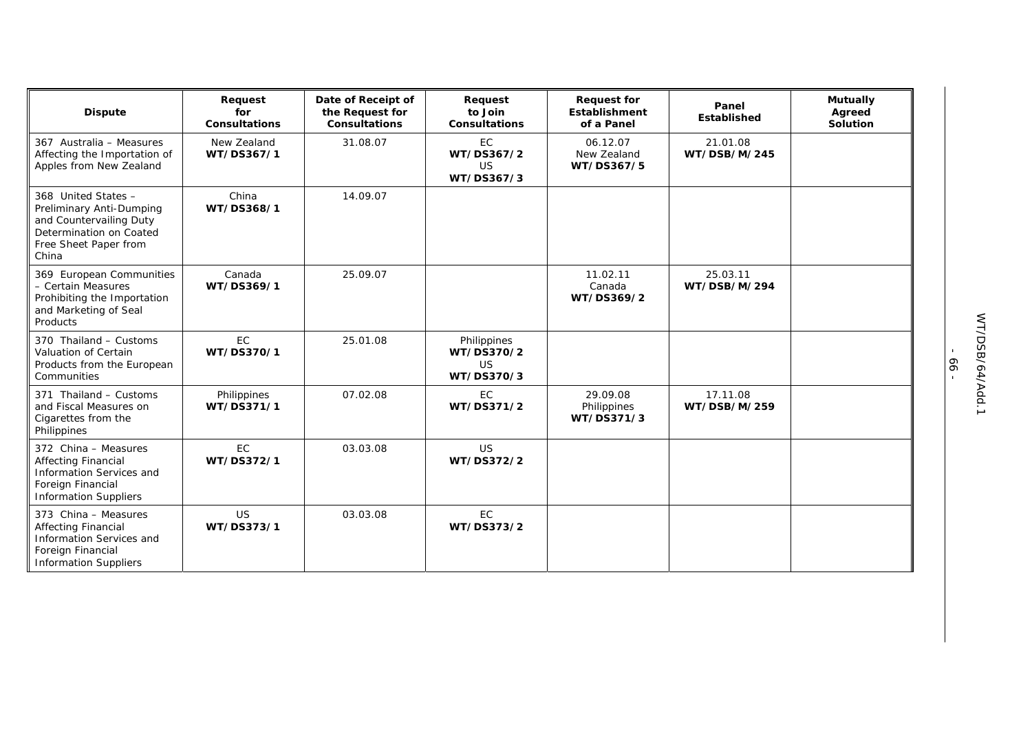| Dispute | Request for Consultations | Date of Receipt of the Request for Consultations | Request to Join Consultations | Request for Establishment of a Panel | Panel Established | Mutually Agreed Solution |
|---|---|---|---|---|---|---|
| 367 Australia – Measures Affecting the Importation of Apples from New Zealand | New Zealand **WT/DS367/1** | 31.08.07 | EC **WT/DS367/2** US **WT/DS367/3** | 06.12.07 New Zealand **WT/DS367/5** | 21.01.08 **WT/DSB/M/245** | |
| 368 United States – Preliminary Anti-Dumping and Countervailing Duty Determination on Coated Free Sheet Paper from China | China **WT/DS368/1** | 14.09.07 | | | | |
| 369 European Communities – Certain Measures Prohibiting the Importation and Marketing of Seal Products | Canada **WT/DS369/1** | 25.09.07 | | 11.02.11 Canada **WT/DS369/2** | 25.03.11 **WT/DSB/M/294** | |
| 370 Thailand – Customs Valuation of Certain Products from the European Communities | EC **WT/DS370/1** | 25.01.08 | Philippines **WT/DS370/2** US **WT/DS370/3** | | | |
| 371 Thailand – Customs and Fiscal Measures on Cigarettes from the Philippines | Philippines **WT/DS371/1** | 07.02.08 | EC **WT/DS371/2** | 29.09.08 Philippines **WT/DS371/3** | 17.11.08 **WT/DSB/M/259** | |
| 372 China – Measures Affecting Financial Information Services and Foreign Financial Information Suppliers | EC **WT/DS372/1** | 03.03.08 | US **WT/DS372/2** | | | |
| 373 China – Measures Affecting Financial Information Services and Foreign Financial Information Suppliers | US **WT/DS373/1** | 03.03.08 | EC **WT/DS373/2** | | | |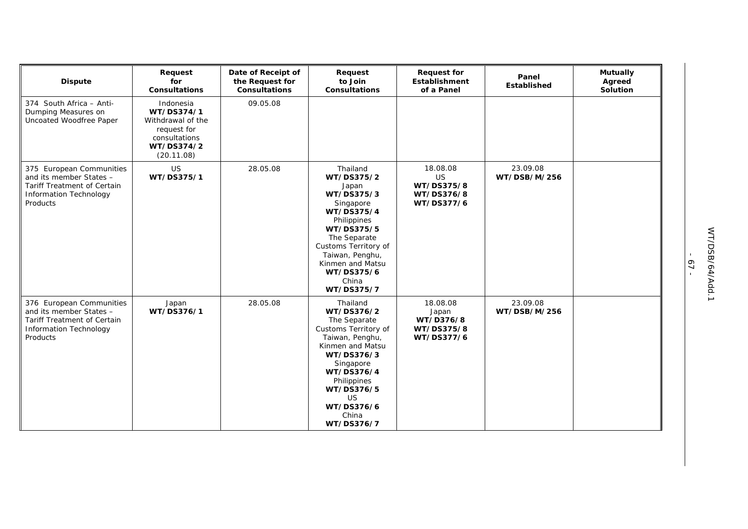| Dispute | Request for Consultations | Date of Receipt of the Request for Consultations | Request to Join Consultations | Request for Establishment of a Panel | Panel Established | Mutually Agreed Solution |
|---|---|---|---|---|---|---|
| 374 South Africa – Anti-Dumping Measures on Uncoated Woodfree Paper | Indonesia **WT/DS374/1** Withdrawal of the request for consultations **WT/DS374/2** (20.11.08) | 09.05.08 | | | | |
| 375 European Communities and its member States – Tariff Treatment of Certain Information Technology Products | US **WT/DS375/1** | 28.05.08 | Thailand **WT/DS375/2** Japan **WT/DS375/3** Singapore **WT/DS375/4** Philippines **WT/DS375/5** The Separate Customs Territory of Taiwan, Penghu, Kinmen and Matsu **WT/DS375/6** China **WT/DS375/7** | 18.08.08 US **WT/DS375/8** **WT/DS376/8** **WT/DS377/6** | 23.09.08 **WT/DSB/M/256** | |
| 376 European Communities and its member States – Tariff Treatment of Certain Information Technology Products | Japan **WT/DS376/1** | 28.05.08 | Thailand **WT/DS376/2** The Separate Customs Territory of Taiwan, Penghu, Kinmen and Matsu **WT/DS376/3** Singapore **WT/DS376/4** Philippines **WT/DS376/5** US **WT/DS376/6** China **WT/DS376/7** | 18.08.08 Japan **WT/D376/8** **WT/DS375/8** **WT/DS377/6** | 23.09.08 **WT/DSB/M/256** | |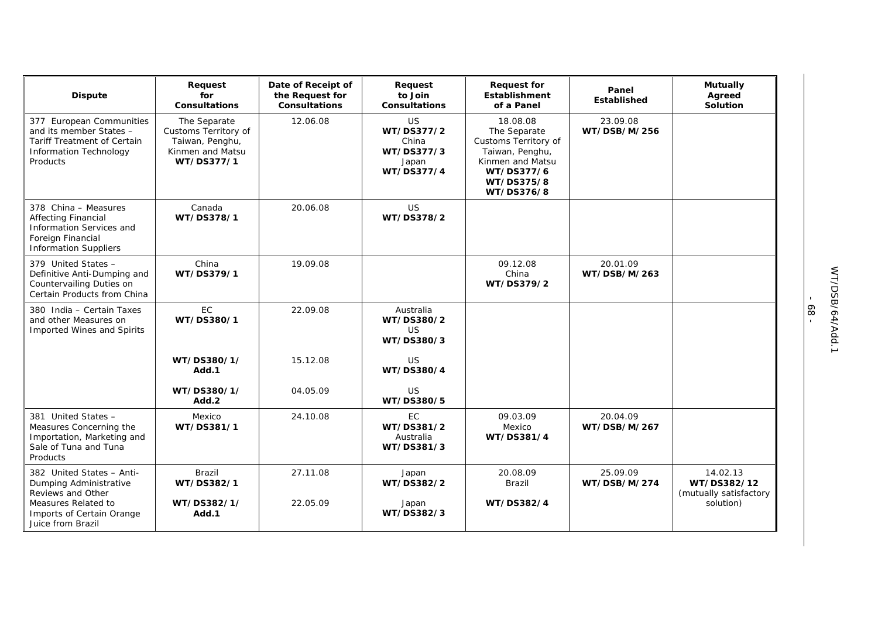| Dispute | Request for Consultations | Date of Receipt of the Request for Consultations | Request to Join Consultations | Request for Establishment of a Panel | Panel Established | Mutually Agreed Solution |
|---|---|---|---|---|---|---|
| 377 European Communities and its member States – Tariff Treatment of Certain Information Technology Products | The Separate Customs Territory of Taiwan, Penghu, Kinmen and Matsu **WT/DS377/1** | 12.06.08 | US **WT/DS377/2** China **WT/DS377/3** Japan **WT/DS377/4** | 18.08.08 The Separate Customs Territory of Taiwan, Penghu, Kinmen and Matsu **WT/DS377/6** **WT/DS375/8** **WT/DS376/8** | 23.09.08 **WT/DSB/M/256** | |
| 378 China – Measures Affecting Financial Information Services and Foreign Financial Information Suppliers | Canada **WT/DS378/1** | 20.06.08 | US **WT/DS378/2** | | | |
| 379 United States – Definitive Anti-Dumping and Countervailing Duties on Certain Products from China | China **WT/DS379/1** | 19.09.08 | | 09.12.08 China **WT/DS379/2** | 20.01.09 **WT/DSB/M/263** | |
| 380 India – Certain Taxes and other Measures on Imported Wines and Spirits | EC **WT/DS380/1** | 22.09.08 | Australia **WT/DS380/2** US **WT/DS380/3** | | | |
| | **WT/DS380/1/ Add.1** | 15.12.08 | US **WT/DS380/4** | | | |
| | **WT/DS380/1/ Add.2** | 04.05.09 | US **WT/DS380/5** | | | |
| 381 United States – Measures Concerning the Importation, Marketing and Sale of Tuna and Tuna Products | Mexico **WT/DS381/1** | 24.10.08 | EC **WT/DS381/2** Australia **WT/DS381/3** | 09.03.09 Mexico **WT/DS381/4** | 20.04.09 **WT/DSB/M/267** | |
| 382 United States – Anti-Dumping Administrative Reviews and Other Measures Related to Imports of Certain Orange Juice from Brazil | Brazil **WT/DS382/1** | 27.11.08 | Japan **WT/DS382/2** | 20.08.09 Brazil **WT/DS382/4** | 25.09.09 **WT/DSB/M/274** | 14.02.13 **WT/DS382/12** (mutually satisfactory solution) |
| | **WT/DS382/1/ Add.1** | 22.05.09 | Japan **WT/DS382/3** | | | |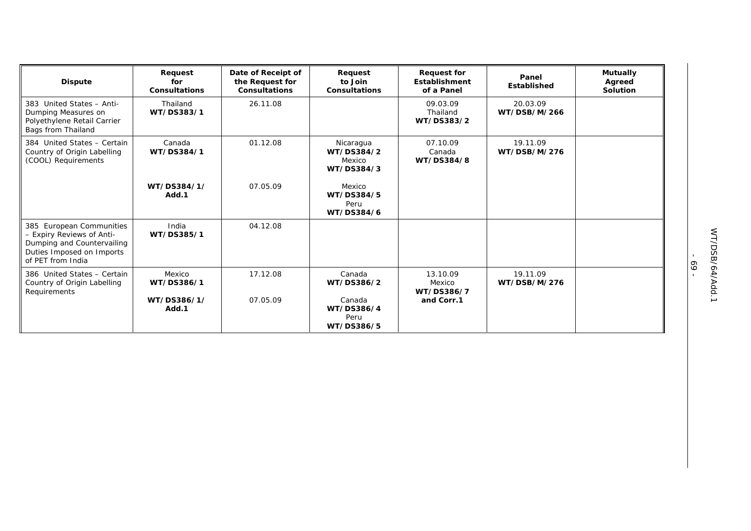| Dispute | Request for Consultations | Date of Receipt of the Request for Consultations | Request to Join Consultations | Request for Establishment of a Panel | Panel Established | Mutually Agreed Solution |
|---|---|---|---|---|---|---|
| 383 United States – Anti-Dumping Measures on Polyethylene Retail Carrier Bags from Thailand | Thailand **WT/DS383/1** | 26.11.08 | | 09.03.09 Thailand **WT/DS383/2** | 20.03.09 **WT/DSB/M/266** | |
| 384 United States – Certain Country of Origin Labelling (COOL) Requirements | Canada **WT/DS384/1** | 01.12.08 | Nicaragua **WT/DS384/2** Mexico **WT/DS384/3** | 07.10.09 Canada **WT/DS384/8** | 19.11.09 **WT/DSB/M/276** | |
| | **WT/DS384/1/ Add.1** | 07.05.09 | Mexico **WT/DS384/5** Peru **WT/DS384/6** | | | |
| 385 European Communities – Expiry Reviews of Anti-Dumping and Countervailing Duties Imposed on Imports of PET from India | India **WT/DS385/1** | 04.12.08 | | | | |
| 386 United States – Certain Country of Origin Labelling Requirements | Mexico **WT/DS386/1** | 17.12.08 | Canada **WT/DS386/2** | 13.10.09 Mexico **WT/DS386/7 and Corr.1** | 19.11.09 **WT/DSB/M/276** | |
| | **WT/DS386/1/ Add.1** | 07.05.09 | Canada **WT/DS386/4** Peru **WT/DS386/5** | | | |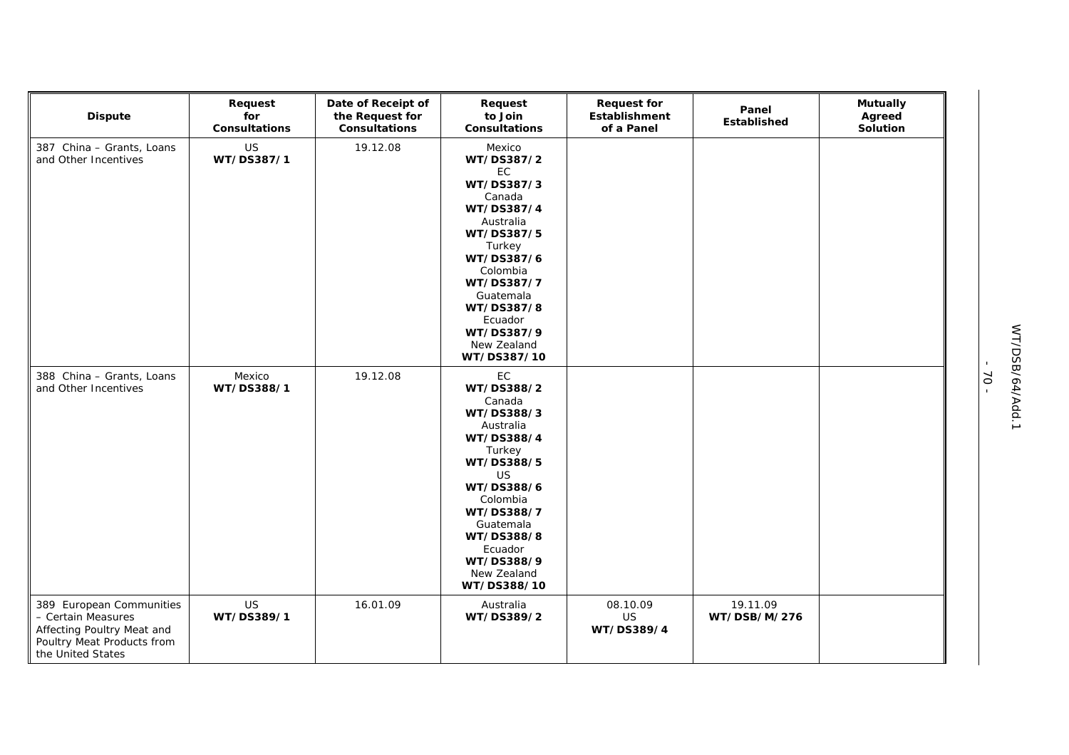| Dispute | Request for Consultations | Date of Receipt of the Request for Consultations | Request to Join Consultations | Request for Establishment of a Panel | Panel Established | Mutually Agreed Solution |
|---|---|---|---|---|---|---|
| 387 China – Grants, Loans and Other Incentives | US **WT/DS387/1** | 19.12.08 | Mexico **WT/DS387/2** EC **WT/DS387/3** Canada **WT/DS387/4** Australia **WT/DS387/5** Turkey **WT/DS387/6** Colombia **WT/DS387/7** Guatemala **WT/DS387/8** Ecuador **WT/DS387/9** New Zealand **WT/DS387/10** | | | |
| 388 China – Grants, Loans and Other Incentives | Mexico **WT/DS388/1** | 19.12.08 | EC **WT/DS388/2** Canada **WT/DS388/3** Australia **WT/DS388/4** Turkey **WT/DS388/5** US **WT/DS388/6** Colombia **WT/DS388/7** Guatemala **WT/DS388/8** Ecuador **WT/DS388/9** New Zealand **WT/DS388/10** | | | |
| 389 European Communities – Certain Measures Affecting Poultry Meat and Poultry Meat Products from the United States | US **WT/DS389/1** | 16.01.09 | Australia **WT/DS389/2** | 08.10.09 US **WT/DS389/4** | 19.11.09 **WT/DSB/M/276** | |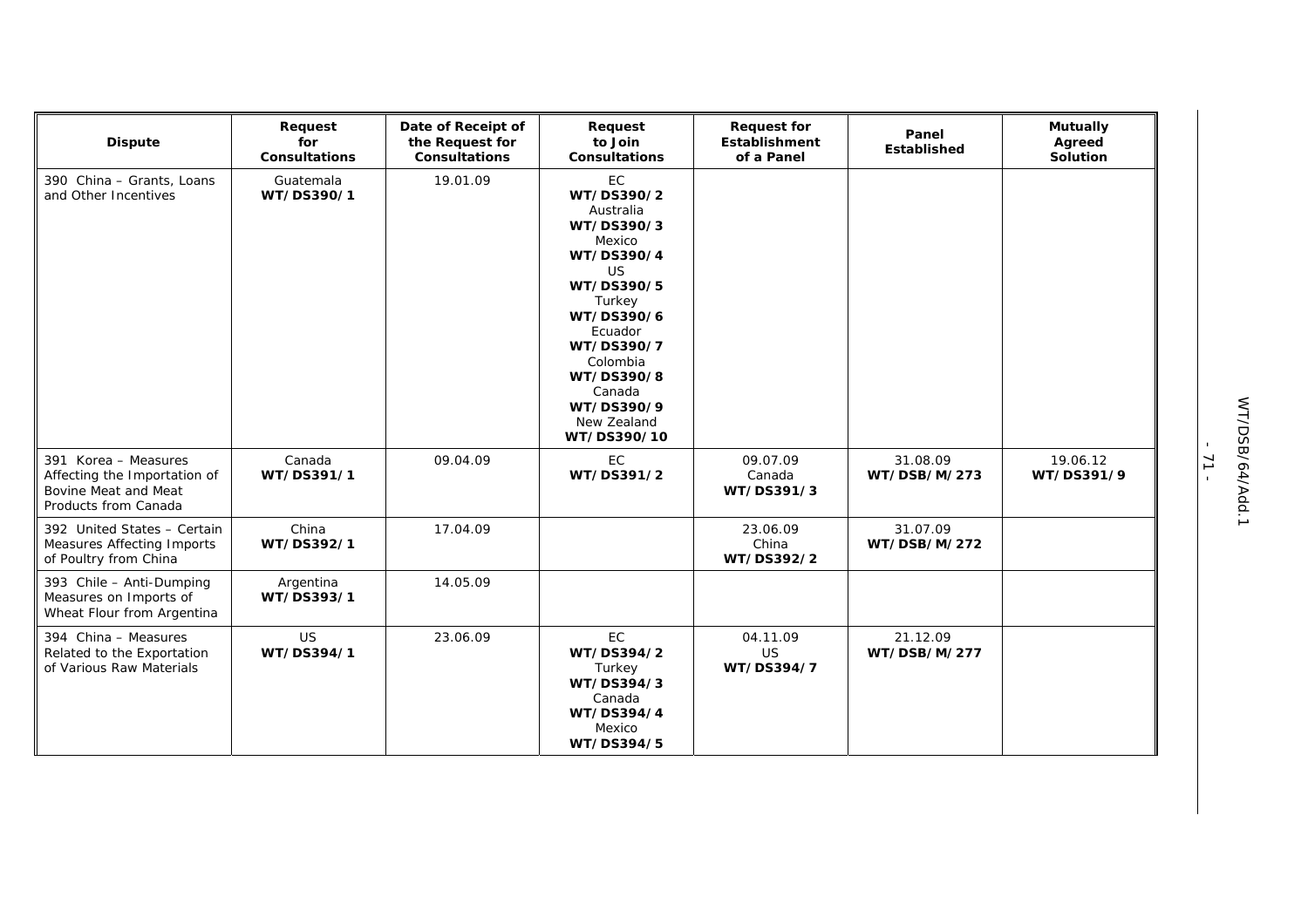| Dispute | Request for Consultations | Date of Receipt of the Request for Consultations | Request to Join Consultations | Request for Establishment of a Panel | Panel Established | Mutually Agreed Solution |
|---|---|---|---|---|---|---|
| 390 China – Grants, Loans and Other Incentives | Guatemala **WT/DS390/1** | 19.01.09 | EC **WT/DS390/2** Australia **WT/DS390/3** Mexico **WT/DS390/4** US **WT/DS390/5** Turkey **WT/DS390/6** Ecuador **WT/DS390/7** Colombia **WT/DS390/8** Canada **WT/DS390/9** New Zealand **WT/DS390/10** | | | |
| 391 Korea – Measures Affecting the Importation of Bovine Meat and Meat Products from Canada | Canada **WT/DS391/1** | 09.04.09 | EC **WT/DS391/2** | 09.07.09 Canada **WT/DS391/3** | 31.08.09 **WT/DSB/M/273** | 19.06.12 **WT/DS391/9** |
| 392 United States – Certain Measures Affecting Imports of Poultry from China | China **WT/DS392/1** | 17.04.09 | | 23.06.09 China **WT/DS392/2** | 31.07.09 **WT/DSB/M/272** | |
| 393 Chile – Anti-Dumping Measures on Imports of Wheat Flour from Argentina | Argentina **WT/DS393/1** | 14.05.09 | | | | |
| 394 China – Measures Related to the Exportation of Various Raw Materials | US **WT/DS394/1** | 23.06.09 | EC **WT/DS394/2** Turkey **WT/DS394/3** Canada **WT/DS394/4** Mexico **WT/DS394/5** | 04.11.09 US **WT/DS394/7** | 21.12.09 **WT/DSB/M/277** | |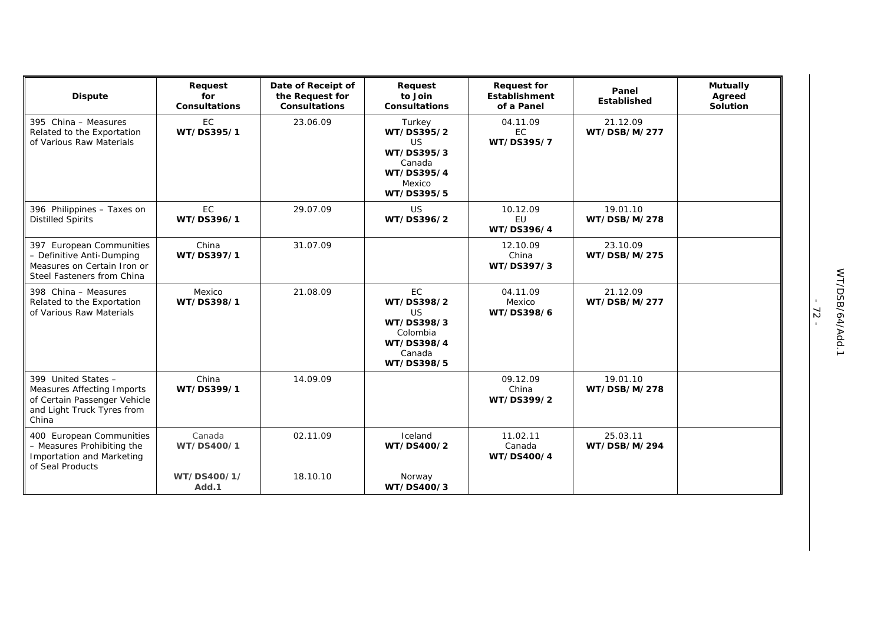| Dispute | Request for Consultations | Date of Receipt of the Request for Consultations | Request to Join Consultations | Request for Establishment of a Panel | Panel Established | Mutually Agreed Solution |
|---|---|---|---|---|---|---|
| 395 China – Measures Related to the Exportation of Various Raw Materials | EC **WT/DS395/1** | 23.06.09 | Turkey **WT/DS395/2** US **WT/DS395/3** Canada **WT/DS395/4** Mexico **WT/DS395/5** | 04.11.09 EC **WT/DS395/7** | 21.12.09 **WT/DSB/M/277** | |
| 396 Philippines – Taxes on Distilled Spirits | EC **WT/DS396/1** | 29.07.09 | US **WT/DS396/2** | 10.12.09 EU **WT/DS396/4** | 19.01.10 **WT/DSB/M/278** | |
| 397 European Communities – Definitive Anti-Dumping Measures on Certain Iron or Steel Fasteners from China | China **WT/DS397/1** | 31.07.09 | | 12.10.09 China **WT/DS397/3** | 23.10.09 **WT/DSB/M/275** | |
| 398 China – Measures Related to the Exportation of Various Raw Materials | Mexico **WT/DS398/1** | 21.08.09 | EC **WT/DS398/2** US **WT/DS398/3** Colombia **WT/DS398/4** Canada **WT/DS398/5** | 04.11.09 Mexico **WT/DS398/6** | 21.12.09 **WT/DSB/M/277** | |
| 399 United States – Measures Affecting Imports of Certain Passenger Vehicle and Light Truck Tyres from China | China **WT/DS399/1** | 14.09.09 | | 09.12.09 China **WT/DS399/2** | 19.01.10 **WT/DSB/M/278** | |
| 400 European Communities – Measures Prohibiting the Importation and Marketing of Seal Products | Canada **WT/DS400/1** **WT/DS400/1/ Add.1** | 02.11.09 18.10.10 | Iceland **WT/DS400/2** Norway **WT/DS400/3** | 11.02.11 Canada **WT/DS400/4** | 25.03.11 **WT/DSB/M/294** | |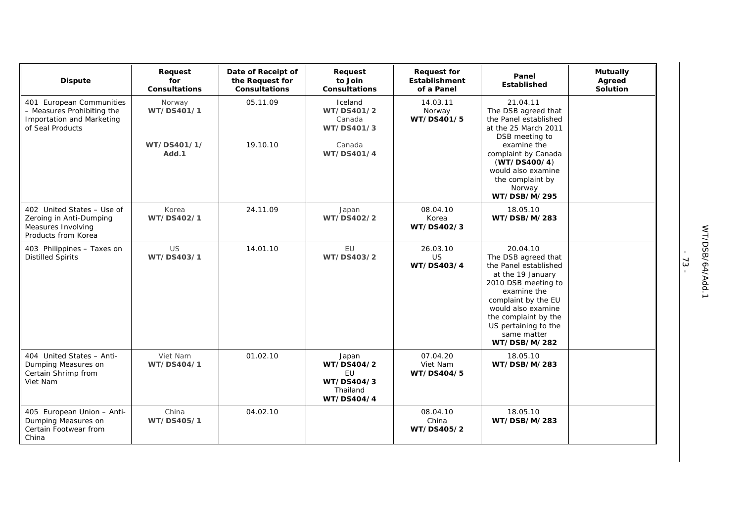| Dispute | Request for Consultations | Date of Receipt of the Request for Consultations | Request to Join Consultations | Request for Establishment of a Panel | Panel Established | Mutually Agreed Solution |
|---|---|---|---|---|---|---|
| 401 European Communities – Measures Prohibiting the Importation and Marketing of Seal Products | Norway **WT/DS401/1**<br><br>**WT/DS401/1/ Add.1** | 05.11.09<br><br>19.10.10 | Iceland **WT/DS401/2**<br>Canada **WT/DS401/3**<br><br>Canada **WT/DS401/4** | 14.03.11 Norway **WT/DS401/5** | 21.04.11 The DSB agreed that the Panel established at the 25 March 2011 DSB meeting to examine the complaint by Canada (**WT/DS400/4**) would also examine the complaint by Norway **WT/DSB/M/295** | |
| 402 United States – Use of Zeroing in Anti-Dumping Measures Involving Products from Korea | Korea **WT/DS402/1** | 24.11.09 | Japan **WT/DS402/2** | 08.04.10 Korea **WT/DS402/3** | 18.05.10 **WT/DSB/M/283** | |
| 403 Philippines – Taxes on Distilled Spirits | US **WT/DS403/1** | 14.01.10 | EU **WT/DS403/2** | 26.03.10 US **WT/DS403/4** | 20.04.10 The DSB agreed that the Panel established at the 19 January 2010 DSB meeting to examine the complaint by the EU would also examine the complaint by the US pertaining to the same matter **WT/DSB/M/282** | |
| 404 United States – Anti-Dumping Measures on Certain Shrimp from Viet Nam | Viet Nam **WT/DS404/1** | 01.02.10 | Japan **WT/DS404/2**<br>EU **WT/DS404/3**<br>Thailand **WT/DS404/4** | 07.04.20 Viet Nam **WT/DS404/5** | 18.05.10 **WT/DSB/M/283** | |
| 405 European Union – Anti-Dumping Measures on Certain Footwear from China | China **WT/DS405/1** | 04.02.10 | | 08.04.10 China **WT/DS405/2** | 18.05.10 **WT/DSB/M/283** | |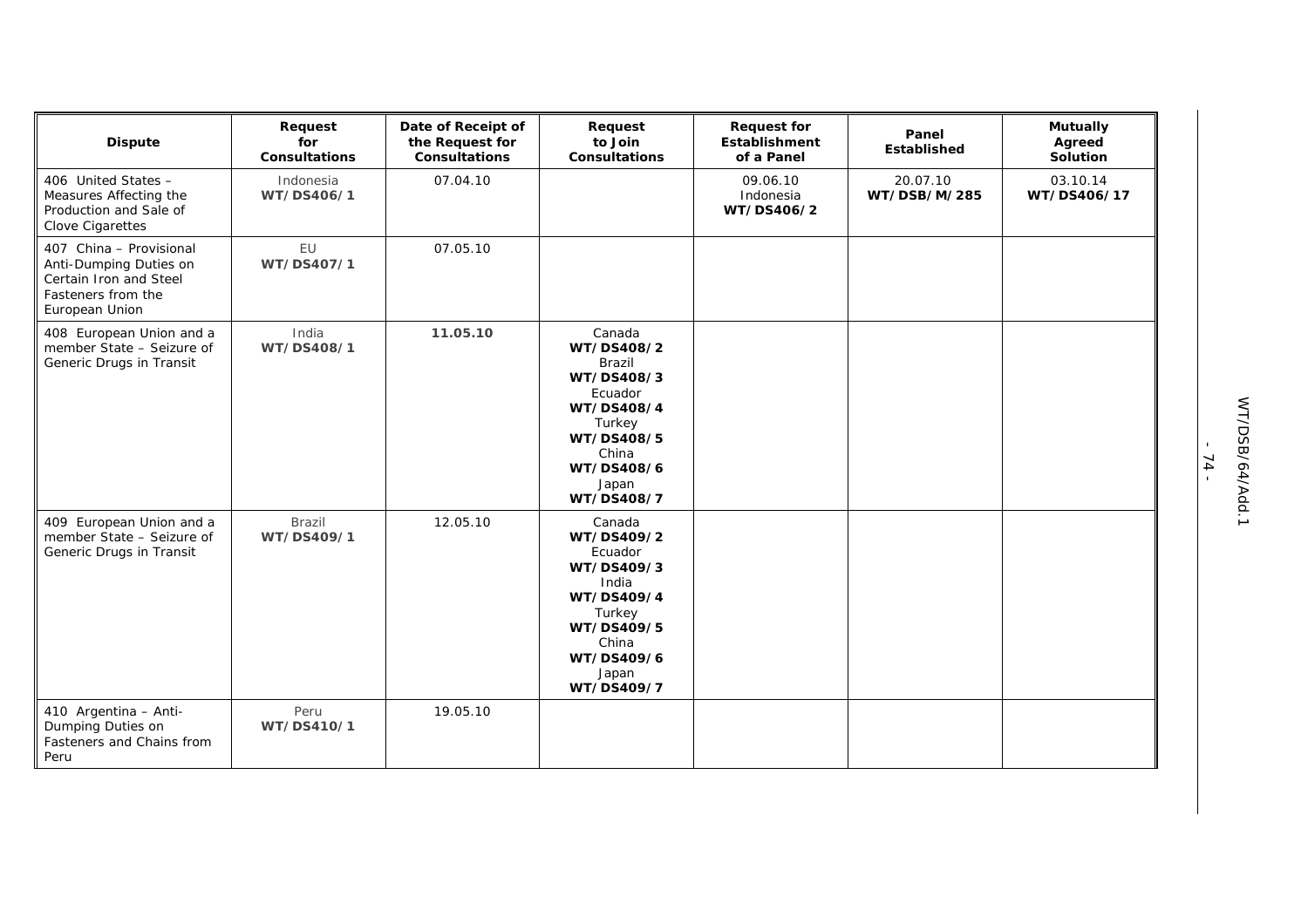| Dispute | Request for Consultations | Date of Receipt of the Request for Consultations | Request to Join Consultations | Request for Establishment of a Panel | Panel Established | Mutually Agreed Solution |
|---|---|---|---|---|---|---|
| 406 United States – Measures Affecting the Production and Sale of Clove Cigarettes | Indonesia **WT/DS406/1** | 07.04.10 | | 09.06.10 Indonesia **WT/DS406/2** | 20.07.10 **WT/DSB/M/285** | 03.10.14 **WT/DS406/17** |
| 407 China – Provisional Anti-Dumping Duties on Certain Iron and Steel Fasteners from the European Union | EU **WT/DS407/1** | 07.05.10 | | | | |
| 408 European Union and a member State – Seizure of Generic Drugs in Transit | India **WT/DS408/1** | **11.05.10** | Canada **WT/DS408/2** Brazil **WT/DS408/3** Ecuador **WT/DS408/4** Turkey **WT/DS408/5** China **WT/DS408/6** Japan **WT/DS408/7** | | | |
| 409 European Union and a member State – Seizure of Generic Drugs in Transit | Brazil **WT/DS409/1** | 12.05.10 | Canada **WT/DS409/2** Ecuador **WT/DS409/3** India **WT/DS409/4** Turkey **WT/DS409/5** China **WT/DS409/6** Japan **WT/DS409/7** | | | |
| 410 Argentina – Anti-Dumping Duties on Fasteners and Chains from Peru | Peru **WT/DS410/1** | 19.05.10 | | | | |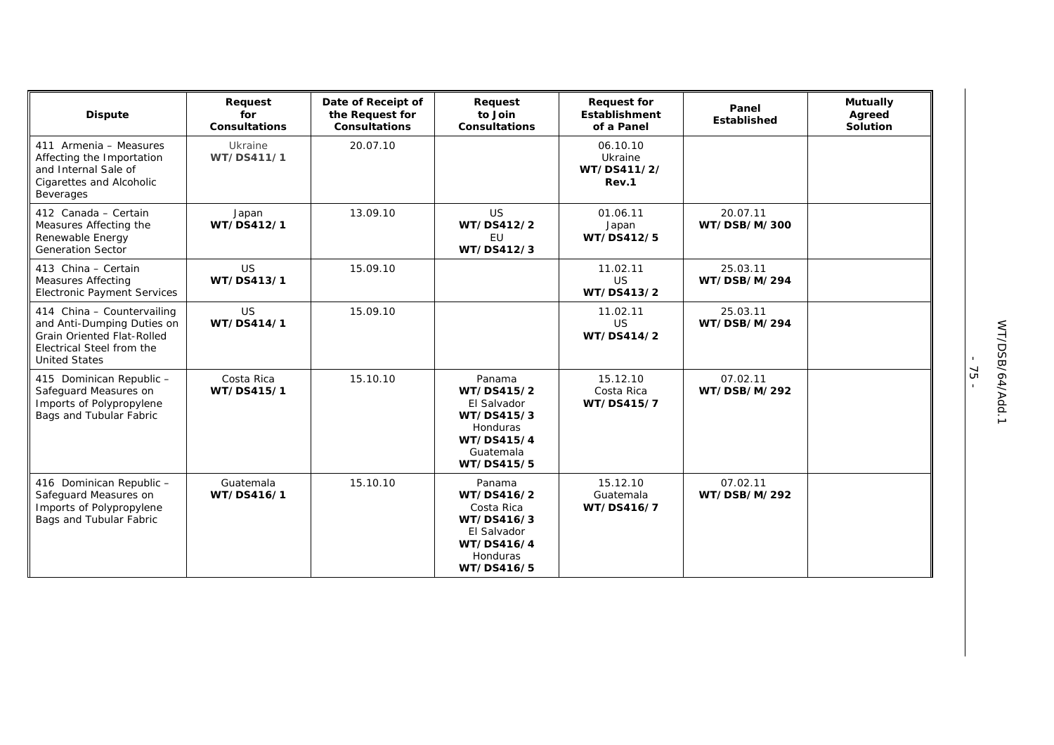| Dispute | Request for Consultations | Date of Receipt of the Request for Consultations | Request to Join Consultations | Request for Establishment of a Panel | Panel Established | Mutually Agreed Solution |
|---|---|---|---|---|---|---|
| 411 Armenia – Measures Affecting the Importation and Internal Sale of Cigarettes and Alcoholic Beverages | Ukraine **WT/DS411/1** | 20.07.10 | | 06.10.10 Ukraine **WT/DS411/2/ Rev.1** | | |
| 412 Canada – Certain Measures Affecting the Renewable Energy Generation Sector | Japan **WT/DS412/1** | 13.09.10 | US **WT/DS412/2** EU **WT/DS412/3** | 01.06.11 Japan **WT/DS412/5** | 20.07.11 **WT/DSB/M/300** | |
| 413 China – Certain Measures Affecting Electronic Payment Services | US **WT/DS413/1** | 15.09.10 | | 11.02.11 US **WT/DS413/2** | 25.03.11 **WT/DSB/M/294** | |
| 414 China – Countervailing and Anti-Dumping Duties on Grain Oriented Flat-Rolled Electrical Steel from the United States | US **WT/DS414/1** | 15.09.10 | | 11.02.11 US **WT/DS414/2** | 25.03.11 **WT/DSB/M/294** | |
| 415 Dominican Republic – Safeguard Measures on Imports of Polypropylene Bags and Tubular Fabric | Costa Rica **WT/DS415/1** | 15.10.10 | Panama **WT/DS415/2** El Salvador **WT/DS415/3** Honduras **WT/DS415/4** Guatemala **WT/DS415/5** | 15.12.10 Costa Rica **WT/DS415/7** | 07.02.11 **WT/DSB/M/292** | |
| 416 Dominican Republic – Safeguard Measures on Imports of Polypropylene Bags and Tubular Fabric | Guatemala **WT/DS416/1** | 15.10.10 | Panama **WT/DS416/2** Costa Rica **WT/DS416/3** El Salvador **WT/DS416/4** Honduras **WT/DS416/5** | 15.12.10 Guatemala **WT/DS416/7** | 07.02.11 **WT/DSB/M/292** | |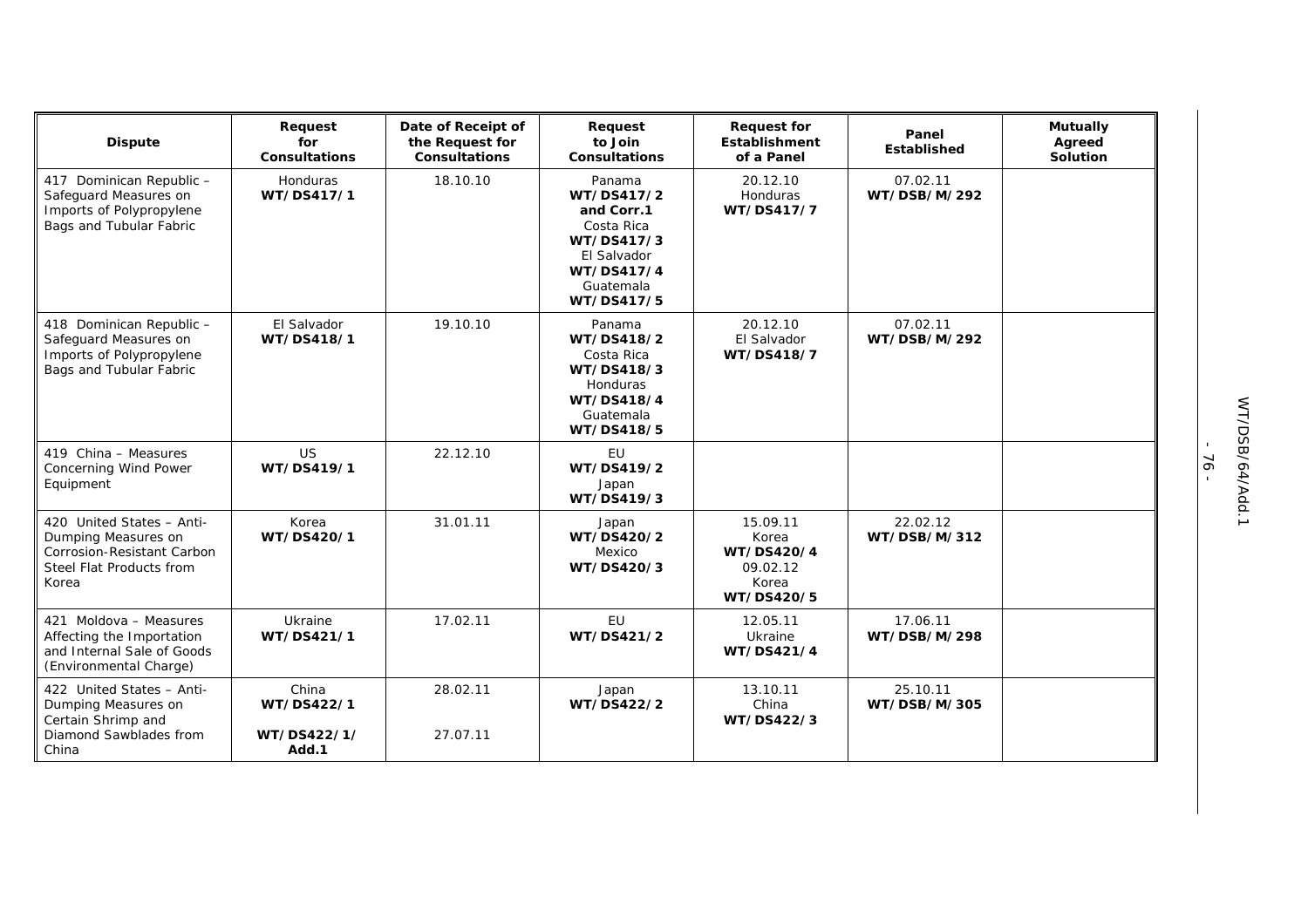| Dispute | Request for Consultations | Date of Receipt of the Request for Consultations | Request to Join Consultations | Request for Establishment of a Panel | Panel Established | Mutually Agreed Solution |
|---|---|---|---|---|---|---|
| 417 Dominican Republic – Safeguard Measures on Imports of Polypropylene Bags and Tubular Fabric | Honduras **WT/DS417/1** | 18.10.10 | Panama **WT/DS417/2 and Corr.1** Costa Rica **WT/DS417/3** El Salvador **WT/DS417/4** Guatemala **WT/DS417/5** | 20.12.10 Honduras **WT/DS417/7** | 07.02.11 **WT/DSB/M/292** | |
| 418 Dominican Republic – Safeguard Measures on Imports of Polypropylene Bags and Tubular Fabric | El Salvador **WT/DS418/1** | 19.10.10 | Panama **WT/DS418/2** Costa Rica **WT/DS418/3** Honduras **WT/DS418/4** Guatemala **WT/DS418/5** | 20.12.10 El Salvador **WT/DS418/7** | 07.02.11 **WT/DSB/M/292** | |
| 419 China – Measures Concerning Wind Power Equipment | US **WT/DS419/1** | 22.12.10 | EU **WT/DS419/2** Japan **WT/DS419/3** | | | |
| 420 United States – Anti-Dumping Measures on Corrosion-Resistant Carbon Steel Flat Products from Korea | Korea **WT/DS420/1** | 31.01.11 | Japan **WT/DS420/2** Mexico **WT/DS420/3** | 15.09.11 Korea **WT/DS420/4** 09.02.12 Korea **WT/DS420/5** | 22.02.12 **WT/DSB/M/312** | |
| 421 Moldova – Measures Affecting the Importation and Internal Sale of Goods (Environmental Charge) | Ukraine **WT/DS421/1** | 17.02.11 | EU **WT/DS421/2** | 12.05.11 Ukraine **WT/DS421/4** | 17.06.11 **WT/DSB/M/298** | |
| 422 United States – Anti-Dumping Measures on Certain Shrimp and Diamond Sawblades from China | China **WT/DS422/1** **WT/DS422/1/ Add.1** | 28.02.11 27.07.11 | Japan **WT/DS422/2** | 13.10.11 China **WT/DS422/3** | 25.10.11 **WT/DSB/M/305** | |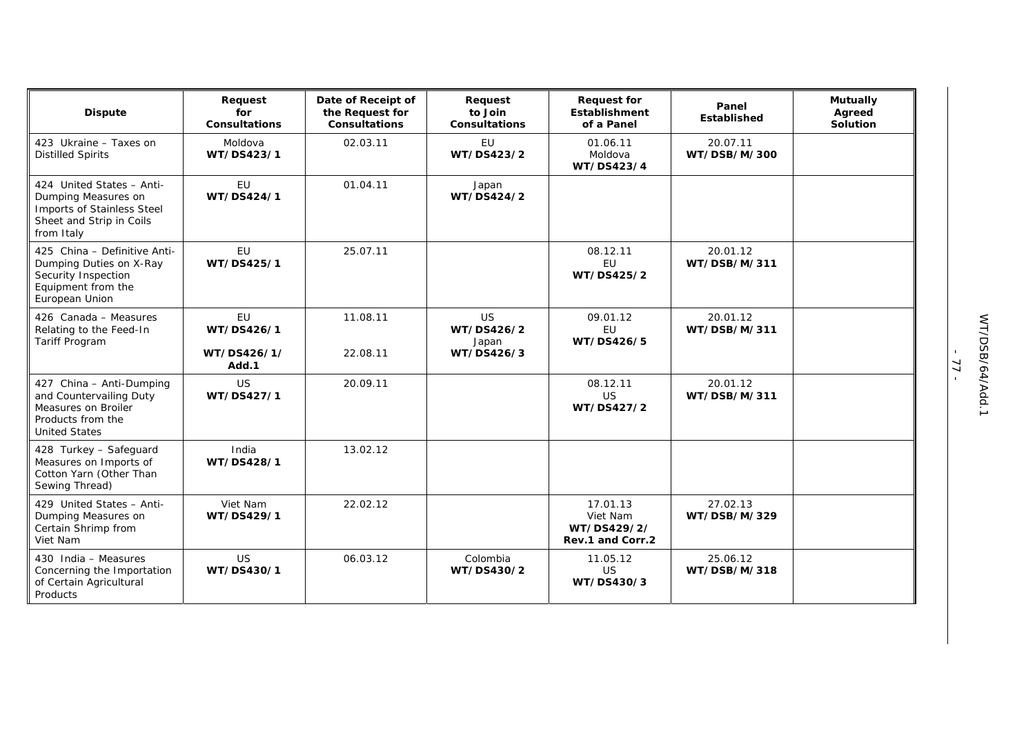| Dispute | Request for Consultations | Date of Receipt of the Request for Consultations | Request to Join Consultations | Request for Establishment of a Panel | Panel Established | Mutually Agreed Solution |
|---|---|---|---|---|---|---|
| 423 Ukraine – Taxes on Distilled Spirits | Moldova **WT/DS423/1** | 02.03.11 | EU **WT/DS423/2** | 01.06.11 Moldova **WT/DS423/4** | 20.07.11 **WT/DSB/M/300** | |
| 424 United States – Anti-Dumping Measures on Imports of Stainless Steel Sheet and Strip in Coils from Italy | EU **WT/DS424/1** | 01.04.11 | Japan **WT/DS424/2** | | | |
| 425 China – Definitive Anti-Dumping Duties on X-Ray Security Inspection Equipment from the European Union | EU **WT/DS425/1** | 25.07.11 | | 08.12.11 EU **WT/DS425/2** | 20.01.12 **WT/DSB/M/311** | |
| 426 Canada – Measures Relating to the Feed-In Tariff Program | EU **WT/DS426/1** **WT/DS426/1/ Add.1** | 11.08.11 22.08.11 | US **WT/DS426/2** Japan **WT/DS426/3** | 09.01.12 EU **WT/DS426/5** | 20.01.12 **WT/DSB/M/311** | |
| 427 China – Anti-Dumping and Countervailing Duty Measures on Broiler Products from the United States | US **WT/DS427/1** | 20.09.11 | | 08.12.11 US **WT/DS427/2** | 20.01.12 **WT/DSB/M/311** | |
| 428 Turkey – Safeguard Measures on Imports of Cotton Yarn (Other Than Sewing Thread) | India **WT/DS428/1** | 13.02.12 | | | | |
| 429 United States – Anti-Dumping Measures on Certain Shrimp from Viet Nam | Viet Nam **WT/DS429/1** | 22.02.12 | | 17.01.13 Viet Nam **WT/DS429/2/ Rev.1 and Corr.2** | 27.02.13 **WT/DSB/M/329** | |
| 430 India – Measures Concerning the Importation of Certain Agricultural Products | US **WT/DS430/1** | 06.03.12 | Colombia **WT/DS430/2** | 11.05.12 US **WT/DS430/3** | 25.06.12 **WT/DSB/M/318** | |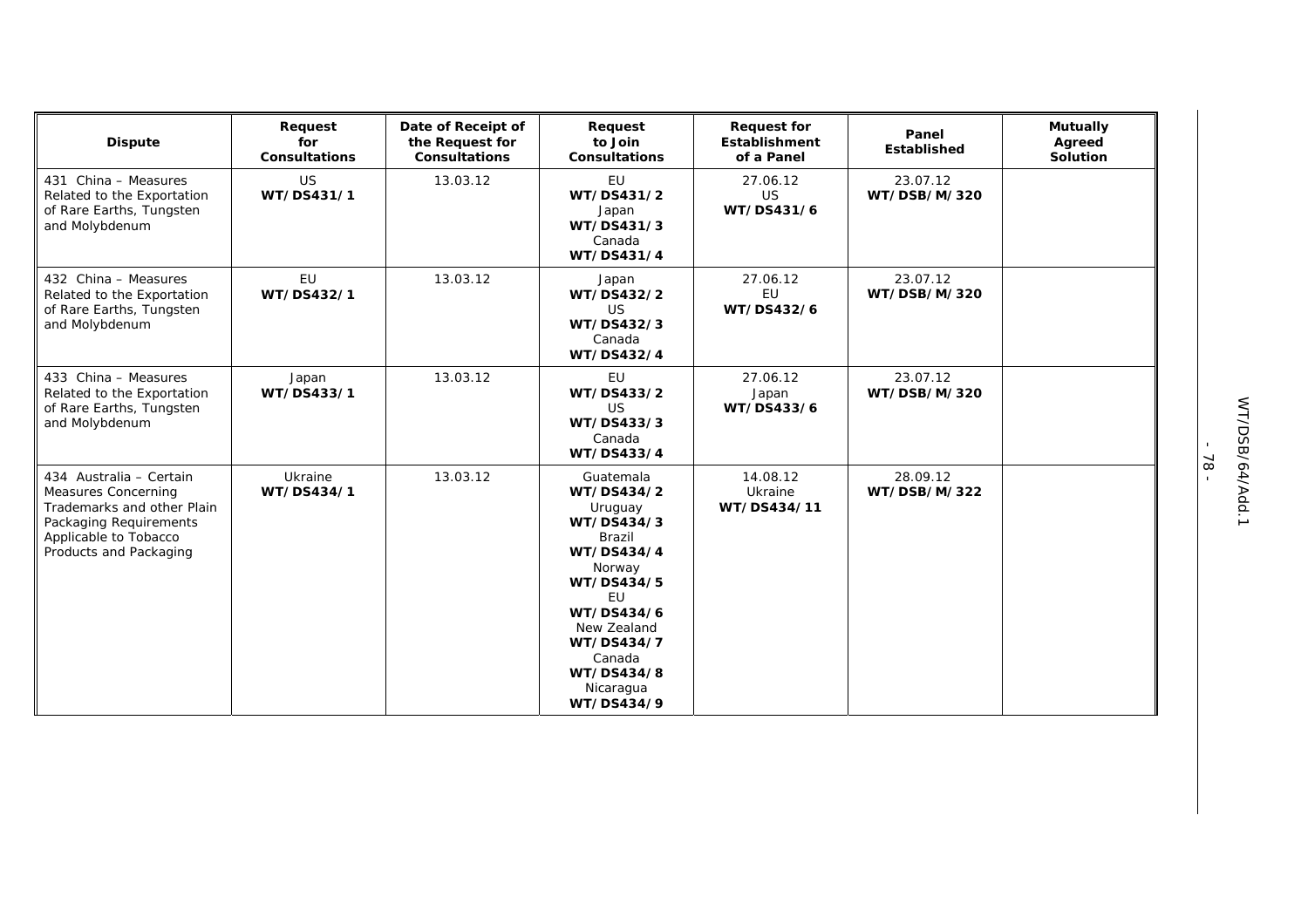| Dispute | Request for Consultations | Date of Receipt of the Request for Consultations | Request to Join Consultations | Request for Establishment of a Panel | Panel Established | Mutually Agreed Solution |
|---|---|---|---|---|---|---|
| 431 China – Measures Related to the Exportation of Rare Earths, Tungsten and Molybdenum | US **WT/DS431/1** | 13.03.12 | EU **WT/DS431/2** Japan **WT/DS431/3** Canada **WT/DS431/4** | 27.06.12 US **WT/DS431/6** | 23.07.12 **WT/DSB/M/320** | |
| 432 China – Measures Related to the Exportation of Rare Earths, Tungsten and Molybdenum | EU **WT/DS432/1** | 13.03.12 | Japan **WT/DS432/2** US **WT/DS432/3** Canada **WT/DS432/4** | 27.06.12 EU **WT/DS432/6** | 23.07.12 **WT/DSB/M/320** | |
| 433 China – Measures Related to the Exportation of Rare Earths, Tungsten and Molybdenum | Japan **WT/DS433/1** | 13.03.12 | EU **WT/DS433/2** US **WT/DS433/3** Canada **WT/DS433/4** | 27.06.12 Japan **WT/DS433/6** | 23.07.12 **WT/DSB/M/320** | |
| 434 Australia – Certain Measures Concerning Trademarks and other Plain Packaging Requirements Applicable to Tobacco Products and Packaging | Ukraine **WT/DS434/1** | 13.03.12 | Guatemala **WT/DS434/2** Uruguay **WT/DS434/3** Brazil **WT/DS434/4** Norway **WT/DS434/5** EU **WT/DS434/6** New Zealand **WT/DS434/7** Canada **WT/DS434/8** Nicaragua **WT/DS434/9** | 14.08.12 Ukraine **WT/DS434/11** | 28.09.12 **WT/DSB/M/322** | |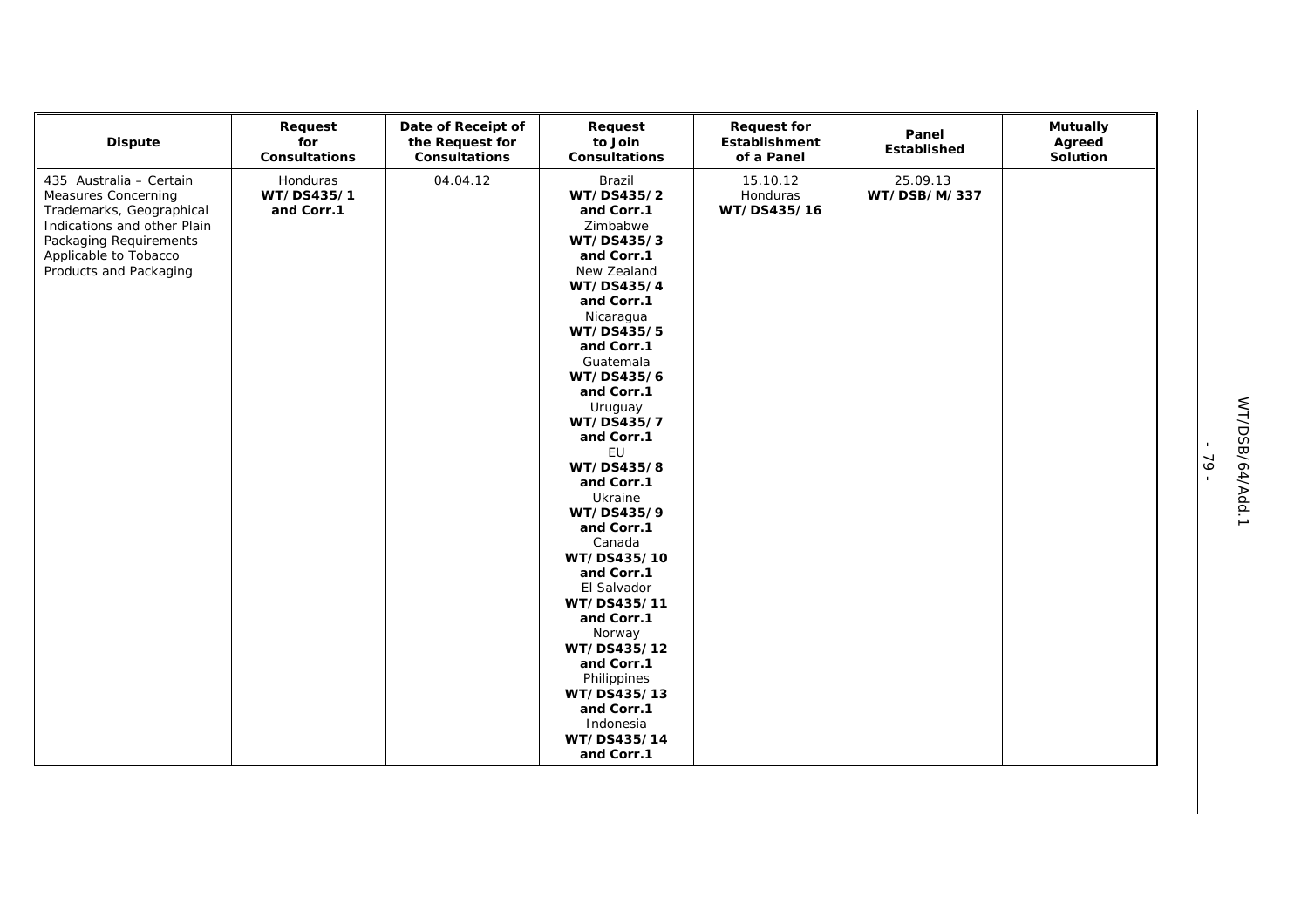| Dispute | Request for Consultations | Date of Receipt of the Request for Consultations | Request to Join Consultations | Request for Establishment of a Panel | Panel Established | Mutually Agreed Solution |
|---|---|---|---|---|---|---|
| 435 Australia – Certain Measures Concerning Trademarks, Geographical Indications and other Plain Packaging Requirements Applicable to Tobacco Products and Packaging | Honduras **WT/DS435/1 and Corr.1** | 04.04.12 | Brazil **WT/DS435/2 and Corr.1** Zimbabwe **WT/DS435/3 and Corr.1** New Zealand **WT/DS435/4 and Corr.1** Nicaragua **WT/DS435/5 and Corr.1** Guatemala **WT/DS435/6 and Corr.1** Uruguay **WT/DS435/7 and Corr.1** EU **WT/DS435/8 and Corr.1** Ukraine **WT/DS435/9 and Corr.1** Canada **WT/DS435/10 and Corr.1** El Salvador **WT/DS435/11 and Corr.1** Norway **WT/DS435/12 and Corr.1** Philippines **WT/DS435/13 and Corr.1** Indonesia **WT/DS435/14 and Corr.1** | 15.10.12 Honduras **WT/DS435/16** | 25.09.13 **WT/DSB/M/337** | |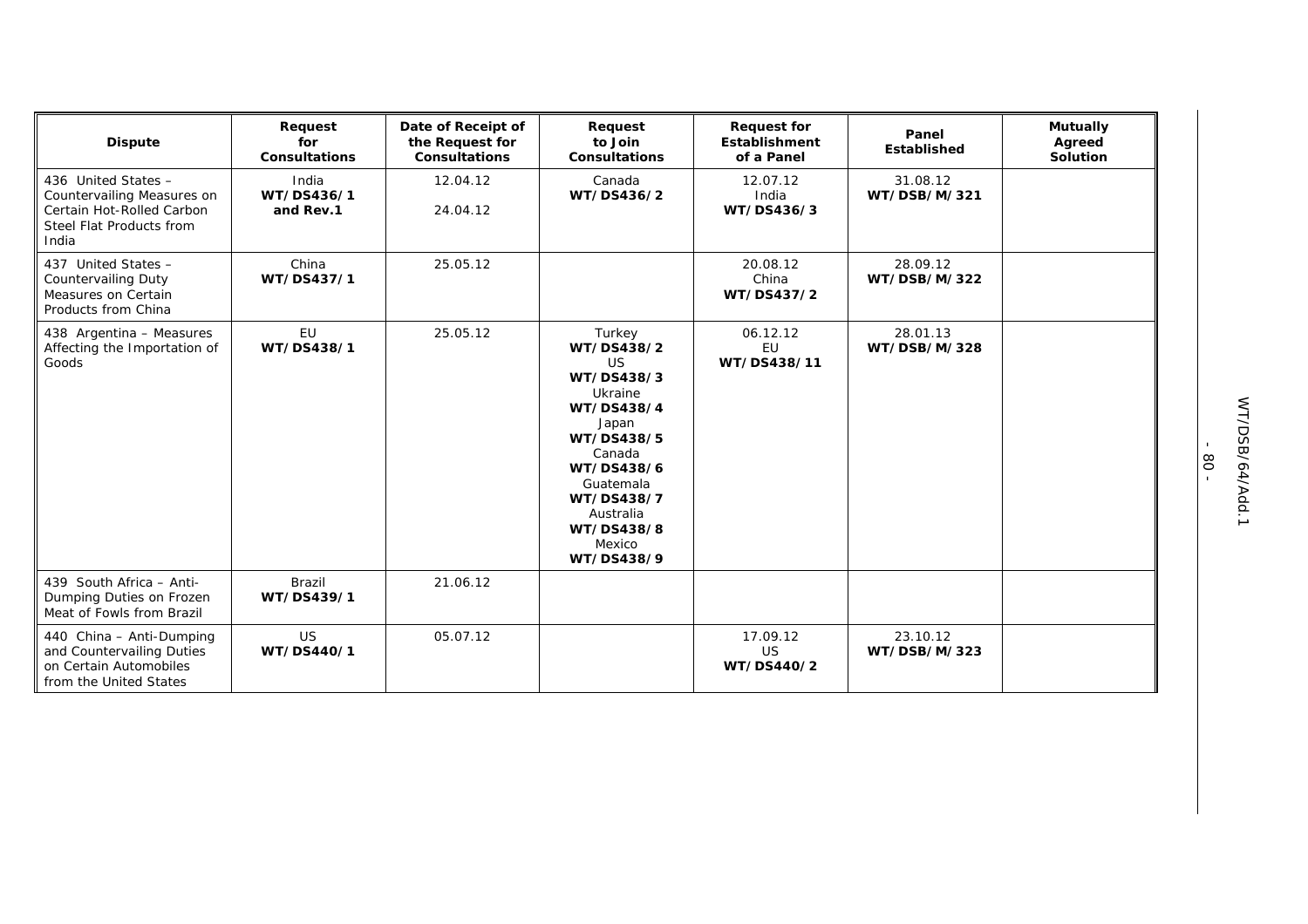| Dispute | Request for Consultations | Date of Receipt of the Request for Consultations | Request to Join Consultations | Request for Establishment of a Panel | Panel Established | Mutually Agreed Solution |
|---|---|---|---|---|---|---|
| 436 United States – Countervailing Measures on Certain Hot-Rolled Carbon Steel Flat Products from India | India **WT/DS436/1 and Rev.1** | 12.04.12<br>24.04.12 | Canada **WT/DS436/2** | 12.07.12 India **WT/DS436/3** | 31.08.12 **WT/DSB/M/321** | |
| 437 United States – Countervailing Duty Measures on Certain Products from China | China **WT/DS437/1** | 25.05.12 | | 20.08.12 China **WT/DS437/2** | 28.09.12 **WT/DSB/M/322** | |
| 438 Argentina – Measures Affecting the Importation of Goods | EU **WT/DS438/1** | 25.05.12 | Turkey **WT/DS438/2** US **WT/DS438/3** Ukraine **WT/DS438/4** Japan **WT/DS438/5** Canada **WT/DS438/6** Guatemala **WT/DS438/7** Australia **WT/DS438/8** Mexico **WT/DS438/9** | 06.12.12 EU **WT/DS438/11** | 28.01.13 **WT/DSB/M/328** | |
| 439 South Africa – Anti-Dumping Duties on Frozen Meat of Fowls from Brazil | Brazil **WT/DS439/1** | 21.06.12 | | | | |
| 440 China – Anti-Dumping and Countervailing Duties on Certain Automobiles from the United States | US **WT/DS440/1** | 05.07.12 | | 17.09.12 US **WT/DS440/2** | 23.10.12 **WT/DSB/M/323** | |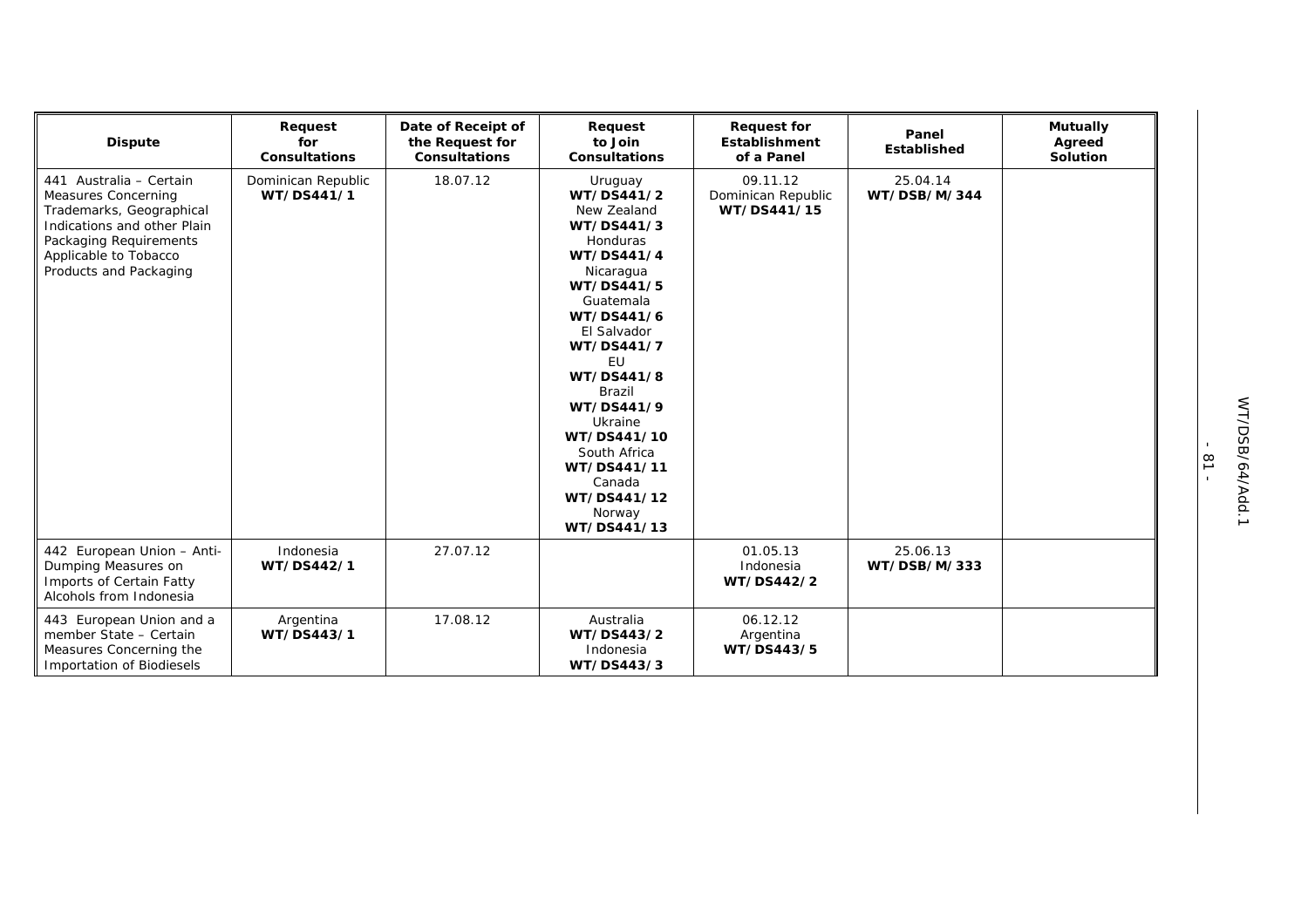| Dispute | Request for Consultations | Date of Receipt of the Request for Consultations | Request to Join Consultations | Request for Establishment of a Panel | Panel Established | Mutually Agreed Solution |
|---|---|---|---|---|---|---|
| 441 Australia – Certain Measures Concerning Trademarks, Geographical Indications and other Plain Packaging Requirements Applicable to Tobacco Products and Packaging | Dominican Republic **WT/DS441/1** | 18.07.12 | Uruguay **WT/DS441/2** New Zealand **WT/DS441/3** Honduras **WT/DS441/4** Nicaragua **WT/DS441/5** Guatemala **WT/DS441/6** El Salvador **WT/DS441/7** EU **WT/DS441/8** Brazil **WT/DS441/9** Ukraine **WT/DS441/10** South Africa **WT/DS441/11** Canada **WT/DS441/12** Norway **WT/DS441/13** | 09.11.12 Dominican Republic **WT/DS441/15** | 25.04.14 **WT/DSB/M/344** | |
| 442 European Union – Anti-Dumping Measures on Imports of Certain Fatty Alcohols from Indonesia | Indonesia **WT/DS442/1** | 27.07.12 | | 01.05.13 Indonesia **WT/DS442/2** | 25.06.13 **WT/DSB/M/333** | |
| 443 European Union and a member State – Certain Measures Concerning the Importation of Biodiesels | Argentina **WT/DS443/1** | 17.08.12 | Australia **WT/DS443/2** Indonesia **WT/DS443/3** | 06.12.12 Argentina **WT/DS443/5** | | |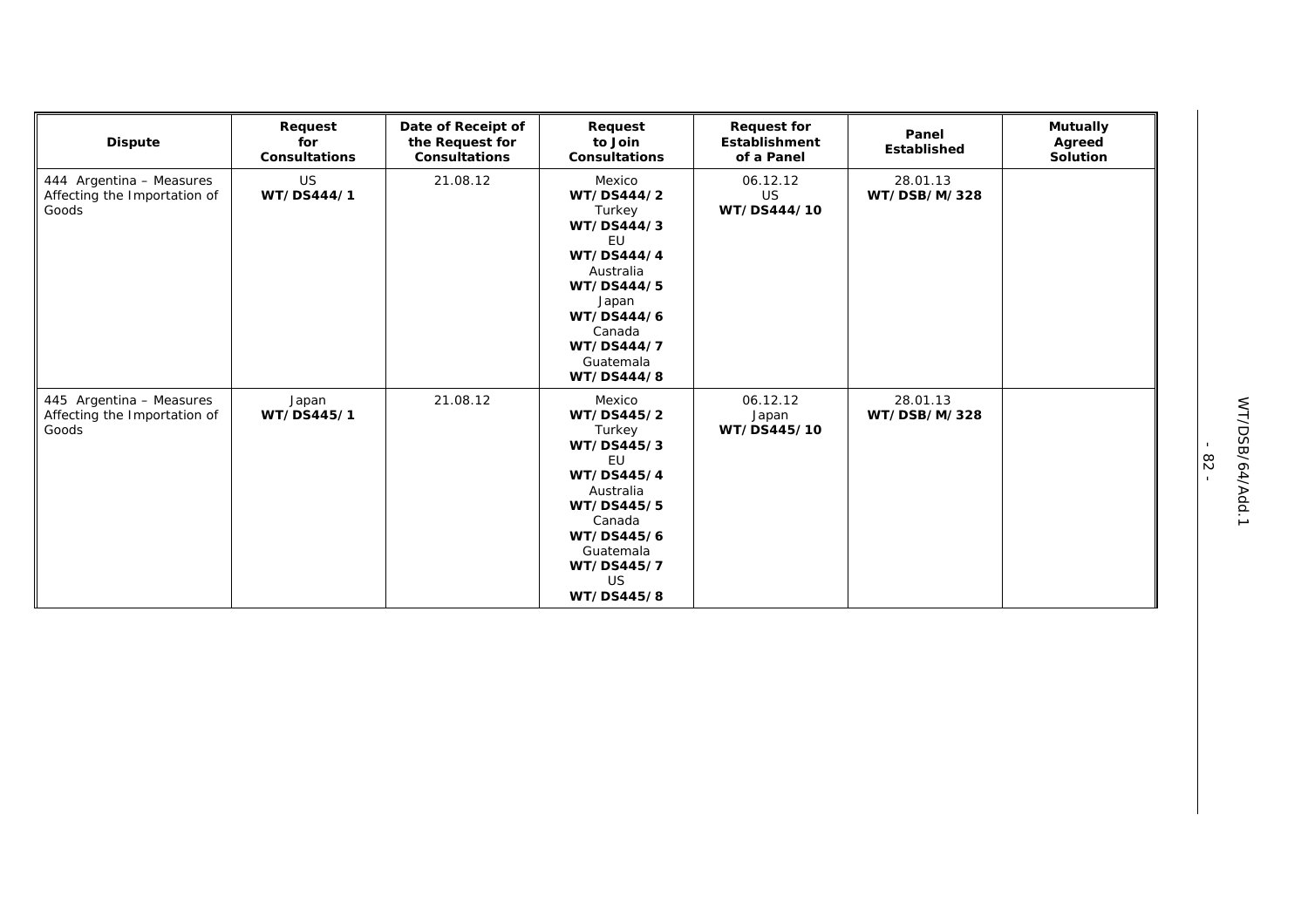| Dispute | Request for Consultations | Date of Receipt of the Request for Consultations | Request to Join Consultations | Request for Establishment of a Panel | Panel Established | Mutually Agreed Solution |
|---|---|---|---|---|---|---|
| 444 Argentina – Measures Affecting the Importation of Goods | US **WT/DS444/1** | 21.08.12 | Mexico **WT/DS444/2** Turkey **WT/DS444/3** EU **WT/DS444/4** Australia **WT/DS444/5** Japan **WT/DS444/6** Canada **WT/DS444/7** Guatemala **WT/DS444/8** | 06.12.12 US **WT/DS444/10** | 28.01.13 **WT/DSB/M/328** | |
| 445 Argentina – Measures Affecting the Importation of Goods | Japan **WT/DS445/1** | 21.08.12 | Mexico **WT/DS445/2** Turkey **WT/DS445/3** EU **WT/DS445/4** Australia **WT/DS445/5** Canada **WT/DS445/6** Guatemala **WT/DS445/7** US **WT/DS445/8** | 06.12.12 Japan **WT/DS445/10** | 28.01.13 **WT/DSB/M/328** | |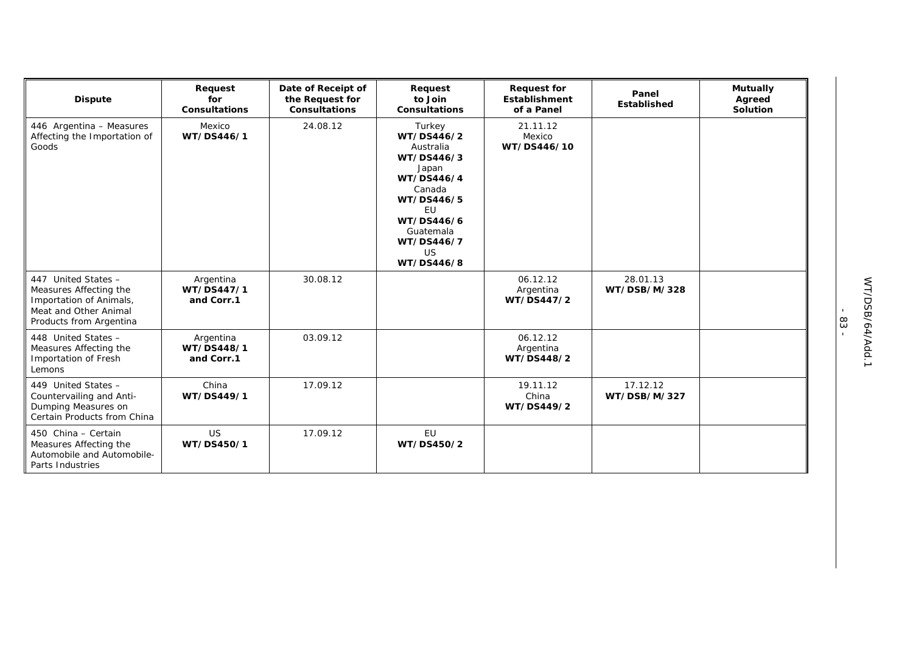| Dispute | Request for Consultations | Date of Receipt of the Request for Consultations | Request to Join Consultations | Request for Establishment of a Panel | Panel Established | Mutually Agreed Solution |
|---|---|---|---|---|---|---|
| 446 Argentina – Measures Affecting the Importation of Goods | Mexico **WT/DS446/1** | 24.08.12 | Turkey **WT/DS446/2** Australia **WT/DS446/3** Japan **WT/DS446/4** Canada **WT/DS446/5** EU **WT/DS446/6** Guatemala **WT/DS446/7** US **WT/DS446/8** | 21.11.12 Mexico **WT/DS446/10** | | |
| 447 United States – Measures Affecting the Importation of Animals, Meat and Other Animal Products from Argentina | Argentina **WT/DS447/1 and Corr.1** | 30.08.12 | | 06.12.12 Argentina **WT/DS447/2** | 28.01.13 **WT/DSB/M/328** | |
| 448 United States – Measures Affecting the Importation of Fresh Lemons | Argentina **WT/DS448/1 and Corr.1** | 03.09.12 | | 06.12.12 Argentina **WT/DS448/2** | | |
| 449 United States – Countervailing and Anti-Dumping Measures on Certain Products from China | China **WT/DS449/1** | 17.09.12 | | 19.11.12 China **WT/DS449/2** | 17.12.12 **WT/DSB/M/327** | |
| 450 China – Certain Measures Affecting the Automobile and Automobile-Parts Industries | US **WT/DS450/1** | 17.09.12 | EU **WT/DS450/2** | | | |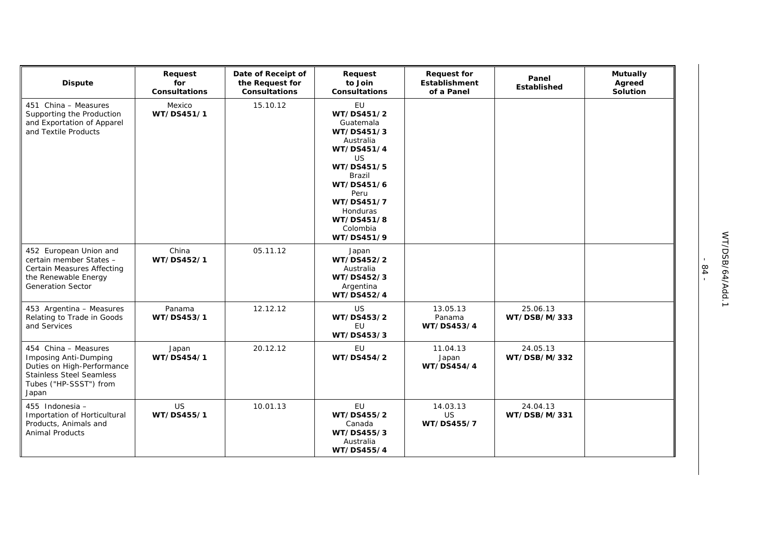| Dispute | Request for Consultations | Date of Receipt of the Request for Consultations | Request to Join Consultations | Request for Establishment of a Panel | Panel Established | Mutually Agreed Solution |
|---|---|---|---|---|---|---|
| 451 China – Measures Supporting the Production and Exportation of Apparel and Textile Products | Mexico **WT/DS451/1** | 15.10.12 | EU **WT/DS451/2** Guatemala **WT/DS451/3** Australia **WT/DS451/4** US **WT/DS451/5** Brazil **WT/DS451/6** Peru **WT/DS451/7** Honduras **WT/DS451/8** Colombia **WT/DS451/9** | | | |
| 452 European Union and certain member States – Certain Measures Affecting the Renewable Energy Generation Sector | China **WT/DS452/1** | 05.11.12 | Japan **WT/DS452/2** Australia **WT/DS452/3** Argentina **WT/DS452/4** | | | |
| 453 Argentina – Measures Relating to Trade in Goods and Services | Panama **WT/DS453/1** | 12.12.12 | US **WT/DS453/2** EU **WT/DS453/3** | 13.05.13 Panama **WT/DS453/4** | 25.06.13 **WT/DSB/M/333** | |
| 454 China – Measures Imposing Anti-Dumping Duties on High-Performance Stainless Steel Seamless Tubes ("HP-SSST") from Japan | Japan **WT/DS454/1** | 20.12.12 | EU **WT/DS454/2** | 11.04.13 Japan **WT/DS454/4** | 24.05.13 **WT/DSB/M/332** | |
| 455 Indonesia – Importation of Horticultural Products, Animals and Animal Products | US **WT/DS455/1** | 10.01.13 | EU **WT/DS455/2** Canada **WT/DS455/3** Australia **WT/DS455/4** | 14.03.13 US **WT/DS455/7** | 24.04.13 **WT/DSB/M/331** | |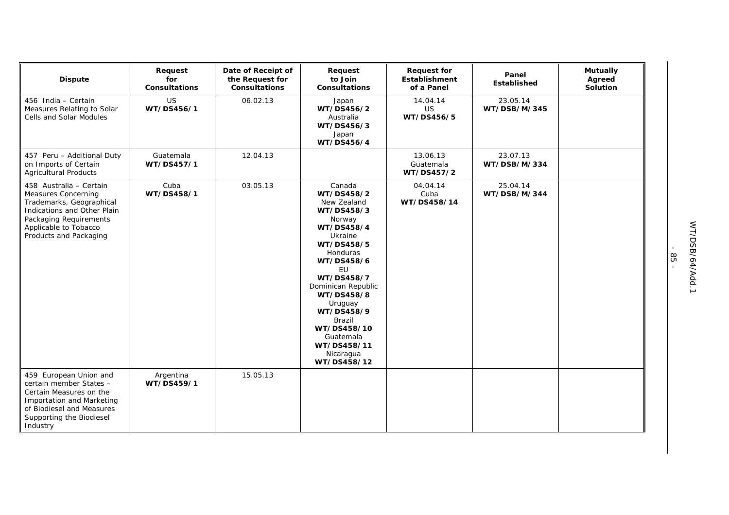| Dispute | Request for Consultations | Date of Receipt of the Request for Consultations | Request to Join Consultations | Request for Establishment of a Panel | Panel Established | Mutually Agreed Solution |
|---|---|---|---|---|---|---|
| 456 India – Certain Measures Relating to Solar Cells and Solar Modules | US **WT/DS456/1** | 06.02.13 | Japan **WT/DS456/2** Australia **WT/DS456/3** Japan **WT/DS456/4** | 14.04.14 US **WT/DS456/5** | 23.05.14 **WT/DSB/M/345** | |
| 457 Peru – Additional Duty on Imports of Certain Agricultural Products | Guatemala **WT/DS457/1** | 12.04.13 | | 13.06.13 Guatemala **WT/DS457/2** | 23.07.13 **WT/DSB/M/334** | |
| 458 Australia – Certain Measures Concerning Trademarks, Geographical Indications and Other Plain Packaging Requirements Applicable to Tobacco Products and Packaging | Cuba **WT/DS458/1** | 03.05.13 | Canada **WT/DS458/2** New Zealand **WT/DS458/3** Norway **WT/DS458/4** Ukraine **WT/DS458/5** Honduras **WT/DS458/6** EU **WT/DS458/7** Dominican Republic **WT/DS458/8** Uruguay **WT/DS458/9** Brazil **WT/DS458/10** Guatemala **WT/DS458/11** Nicaragua **WT/DS458/12** | 04.04.14 Cuba **WT/DS458/14** | 25.04.14 **WT/DSB/M/344** | |
| 459 European Union and certain member States – Certain Measures on the Importation and Marketing of Biodiesel and Measures Supporting the Biodiesel Industry | Argentina **WT/DS459/1** | 15.05.13 | | | | |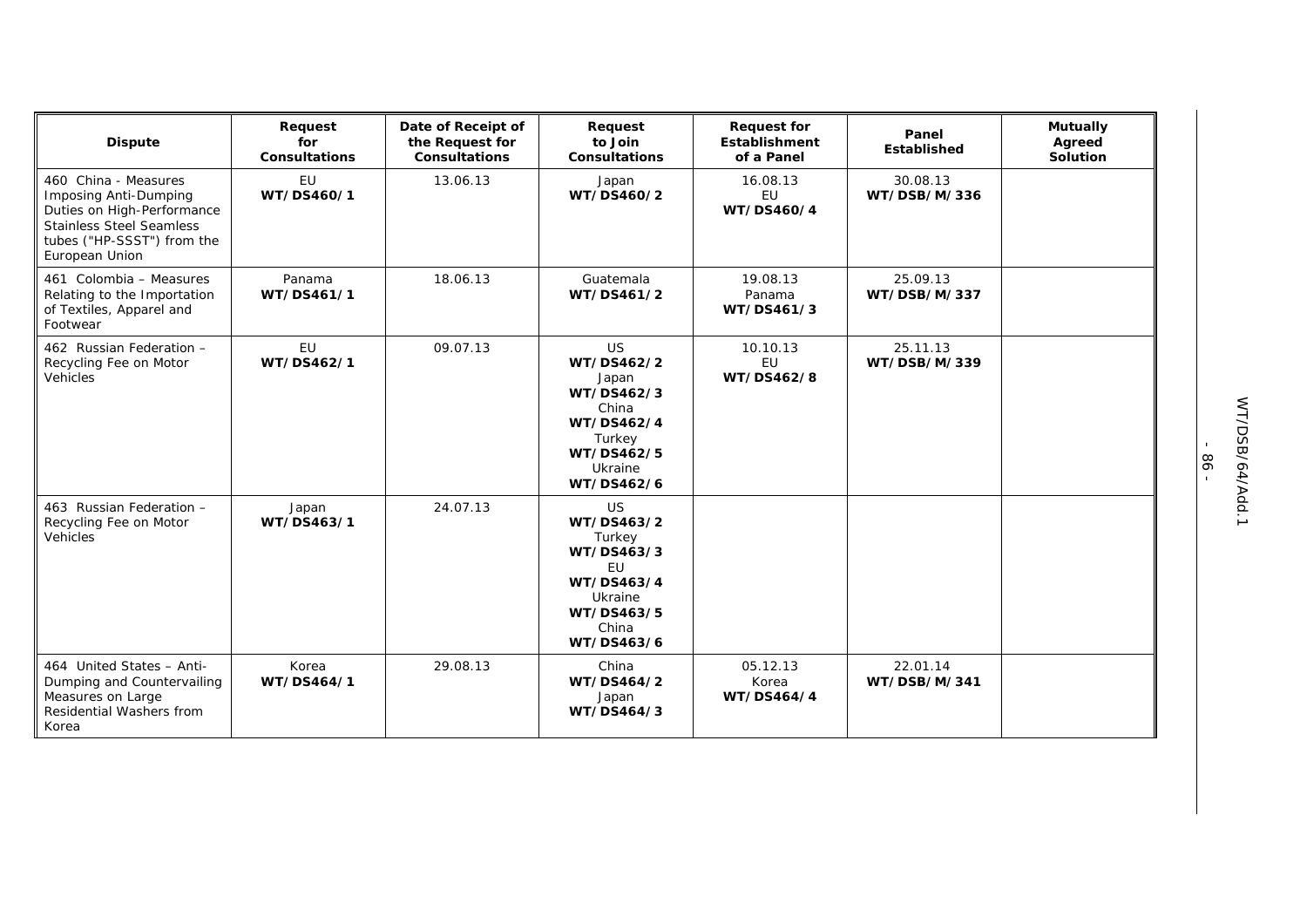| Dispute | Request for Consultations | Date of Receipt of the Request for Consultations | Request to Join Consultations | Request for Establishment of a Panel | Panel Established | Mutually Agreed Solution |
|---|---|---|---|---|---|---|
| 460 China - Measures Imposing Anti-Dumping Duties on High-Performance Stainless Steel Seamless tubes ("HP-SSST") from the European Union | EU **WT/DS460/1** | 13.06.13 | Japan **WT/DS460/2** | 16.08.13 EU **WT/DS460/4** | 30.08.13 **WT/DSB/M/336** | |
| 461 Colombia – Measures Relating to the Importation of Textiles, Apparel and Footwear | Panama **WT/DS461/1** | 18.06.13 | Guatemala **WT/DS461/2** | 19.08.13 Panama **WT/DS461/3** | 25.09.13 **WT/DSB/M/337** | |
| 462 Russian Federation – Recycling Fee on Motor Vehicles | EU **WT/DS462/1** | 09.07.13 | US **WT/DS462/2** Japan **WT/DS462/3** China **WT/DS462/4** Turkey **WT/DS462/5** Ukraine **WT/DS462/6** | 10.10.13 EU **WT/DS462/8** | 25.11.13 **WT/DSB/M/339** | |
| 463 Russian Federation – Recycling Fee on Motor Vehicles | Japan **WT/DS463/1** | 24.07.13 | US **WT/DS463/2** Turkey **WT/DS463/3** EU **WT/DS463/4** Ukraine **WT/DS463/5** China **WT/DS463/6** | | | |
| 464 United States – Anti-Dumping and Countervailing Measures on Large Residential Washers from Korea | Korea **WT/DS464/1** | 29.08.13 | China **WT/DS464/2** Japan **WT/DS464/3** | 05.12.13 Korea **WT/DS464/4** | 22.01.14 **WT/DSB/M/341** | |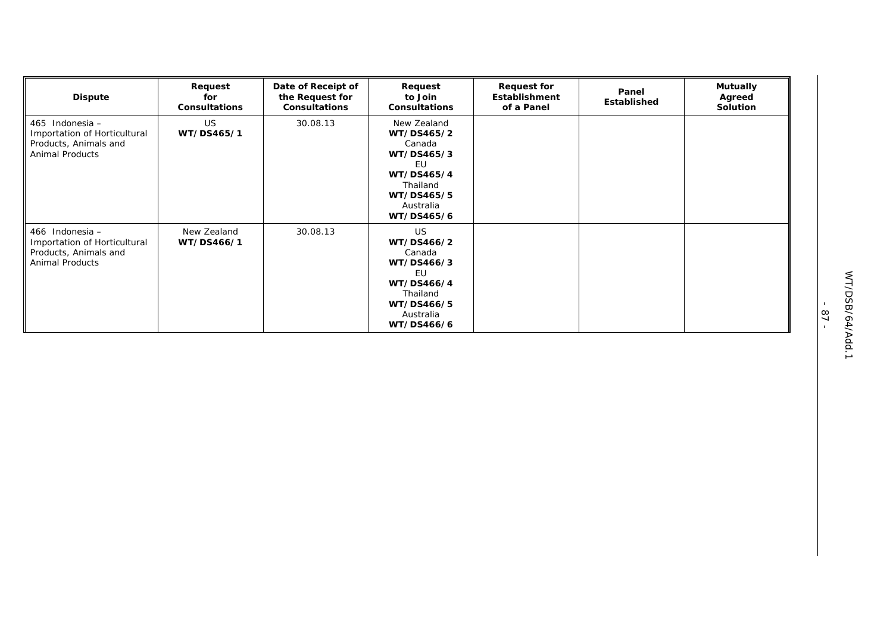| Dispute | Request for Consultations | Date of Receipt of the Request for Consultations | Request to Join Consultations | Request for Establishment of a Panel | Panel Established | Mutually Agreed Solution |
|---|---|---|---|---|---|---|
| 465 Indonesia – Importation of Horticultural Products, Animals and Animal Products | US **WT/DS465/1** | 30.08.13 | New Zealand **WT/DS465/2** Canada **WT/DS465/3** EU **WT/DS465/4** Thailand **WT/DS465/5** Australia **WT/DS465/6** | | | |
| 466 Indonesia – Importation of Horticultural Products, Animals and Animal Products | New Zealand **WT/DS466/1** | 30.08.13 | US **WT/DS466/2** Canada **WT/DS466/3** EU **WT/DS466/4** Thailand **WT/DS466/5** Australia **WT/DS466/6** | | | |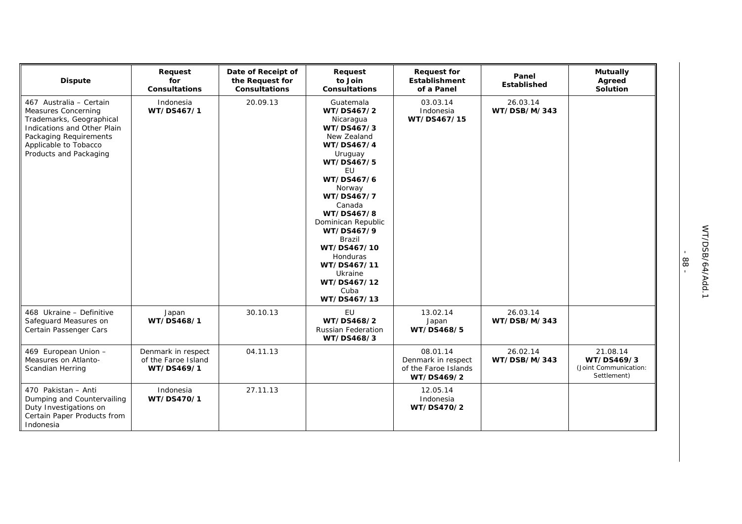| Dispute | Request for Consultations | Date of Receipt of the Request for Consultations | Request to Join Consultations | Request for Establishment of a Panel | Panel Established | Mutually Agreed Solution |
|---|---|---|---|---|---|---|
| 467 Australia – Certain Measures Concerning Trademarks, Geographical Indications and Other Plain Packaging Requirements Applicable to Tobacco Products and Packaging | Indonesia **WT/DS467/1** | 20.09.13 | Guatemala **WT/DS467/2** Nicaragua **WT/DS467/3** New Zealand **WT/DS467/4** Uruguay **WT/DS467/5** EU **WT/DS467/6** Norway **WT/DS467/7** Canada **WT/DS467/8** Dominican Republic **WT/DS467/9** Brazil **WT/DS467/10** Honduras **WT/DS467/11** Ukraine **WT/DS467/12** Cuba **WT/DS467/13** | 03.03.14 Indonesia **WT/DS467/15** | 26.03.14 **WT/DSB/M/343** | |
| 468 Ukraine – Definitive Safeguard Measures on Certain Passenger Cars | Japan **WT/DS468/1** | 30.10.13 | EU **WT/DS468/2** Russian Federation **WT/DS468/3** | 13.02.14 Japan **WT/DS468/5** | 26.03.14 **WT/DSB/M/343** | |
| 469 European Union – Measures on Atlanto-Scandian Herring | Denmark in respect of the Faroe Island **WT/DS469/1** | 04.11.13 | | 08.01.14 Denmark in respect of the Faroe Islands **WT/DS469/2** | 26.02.14 **WT/DSB/M/343** | 21.08.14 **WT/DS469/3** *(Joint Communication: Settlement)* |
| 470 Pakistan – Anti Dumping and Countervailing Duty Investigations on Certain Paper Products from Indonesia | Indonesia **WT/DS470/1** | 27.11.13 | | 12.05.14 Indonesia **WT/DS470/2** | | |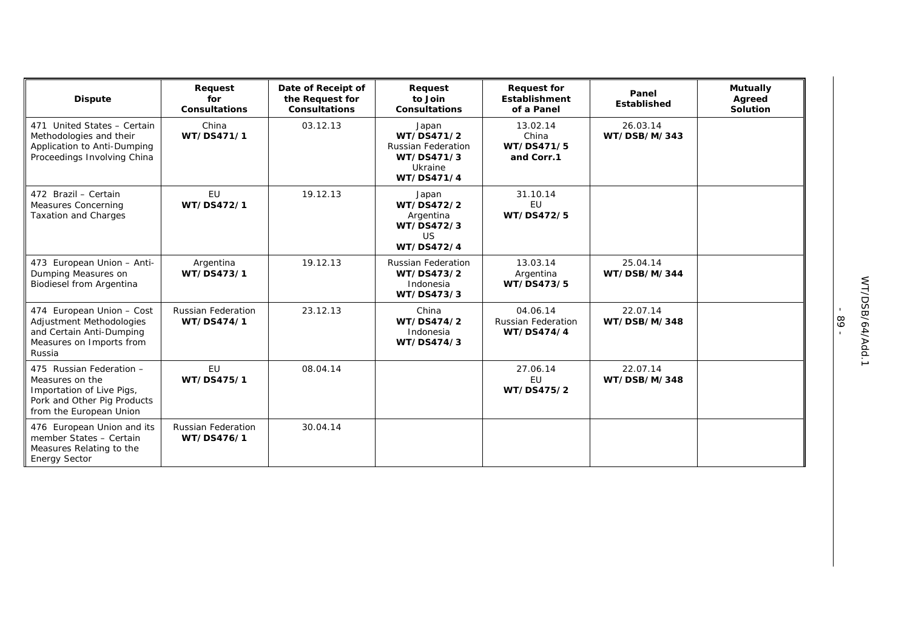| Dispute | Request for Consultations | Date of Receipt of the Request for Consultations | Request to Join Consultations | Request for Establishment of a Panel | Panel Established | Mutually Agreed Solution |
|---|---|---|---|---|---|---|
| 471 United States – Certain Methodologies and their Application to Anti-Dumping Proceedings Involving China | China **WT/DS471/1** | 03.12.13 | Japan **WT/DS471/2** Russian Federation **WT/DS471/3** Ukraine **WT/DS471/4** | 13.02.14 China **WT/DS471/5 and Corr.1** | 26.03.14 **WT/DSB/M/343** | |
| 472 Brazil – Certain Measures Concerning Taxation and Charges | EU **WT/DS472/1** | 19.12.13 | Japan **WT/DS472/2** Argentina **WT/DS472/3** US **WT/DS472/4** | 31.10.14 EU **WT/DS472/5** | | |
| 473 European Union – Anti-Dumping Measures on Biodiesel from Argentina | Argentina **WT/DS473/1** | 19.12.13 | Russian Federation **WT/DS473/2** Indonesia **WT/DS473/3** | 13.03.14 Argentina **WT/DS473/5** | 25.04.14 **WT/DSB/M/344** | |
| 474 European Union – Cost Adjustment Methodologies and Certain Anti-Dumping Measures on Imports from Russia | Russian Federation **WT/DS474/1** | 23.12.13 | China **WT/DS474/2** Indonesia **WT/DS474/3** | 04.06.14 Russian Federation **WT/DS474/4** | 22.07.14 **WT/DSB/M/348** | |
| 475 Russian Federation – Measures on the Importation of Live Pigs, Pork and Other Pig Products from the European Union | EU **WT/DS475/1** | 08.04.14 | | 27.06.14 EU **WT/DS475/2** | 22.07.14 **WT/DSB/M/348** | |
| 476 European Union and its member States – Certain Measures Relating to the Energy Sector | Russian Federation **WT/DS476/1** | 30.04.14 | | | | |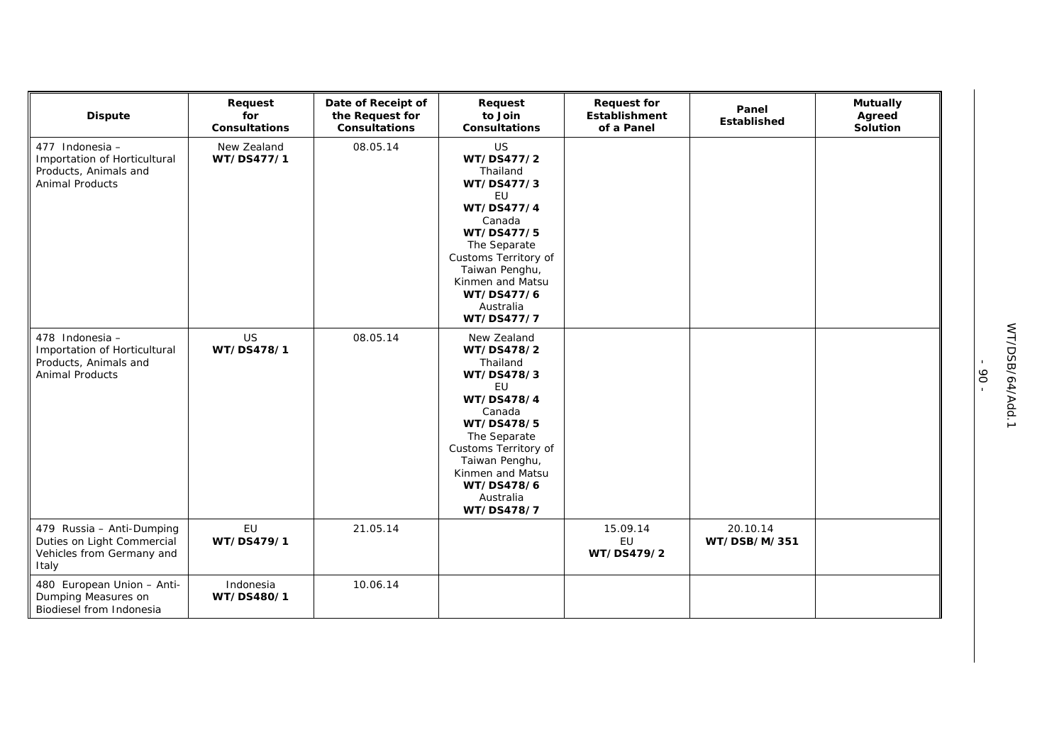| Dispute | Request for Consultations | Date of Receipt of the Request for Consultations | Request to Join Consultations | Request for Establishment of a Panel | Panel Established | Mutually Agreed Solution |
|---|---|---|---|---|---|---|
| 477 Indonesia – Importation of Horticultural Products, Animals and Animal Products | New Zealand **WT/DS477/1** | 08.05.14 | US **WT/DS477/2** Thailand **WT/DS477/3** EU **WT/DS477/4** Canada **WT/DS477/5** The Separate Customs Territory of Taiwan Penghu, Kinmen and Matsu **WT/DS477/6** Australia **WT/DS477/7** | | | |
| 478 Indonesia – Importation of Horticultural Products, Animals and Animal Products | US **WT/DS478/1** | 08.05.14 | New Zealand **WT/DS478/2** Thailand **WT/DS478/3** EU **WT/DS478/4** Canada **WT/DS478/5** The Separate Customs Territory of Taiwan Penghu, Kinmen and Matsu **WT/DS478/6** Australia **WT/DS478/7** | | | |
| 479 Russia – Anti-Dumping Duties on Light Commercial Vehicles from Germany and Italy | EU **WT/DS479/1** | 21.05.14 | | 15.09.14 EU **WT/DS479/2** | 20.10.14 **WT/DSB/M/351** | |
| 480 European Union – Anti-Dumping Measures on Biodiesel from Indonesia | Indonesia **WT/DS480/1** | 10.06.14 | | | | |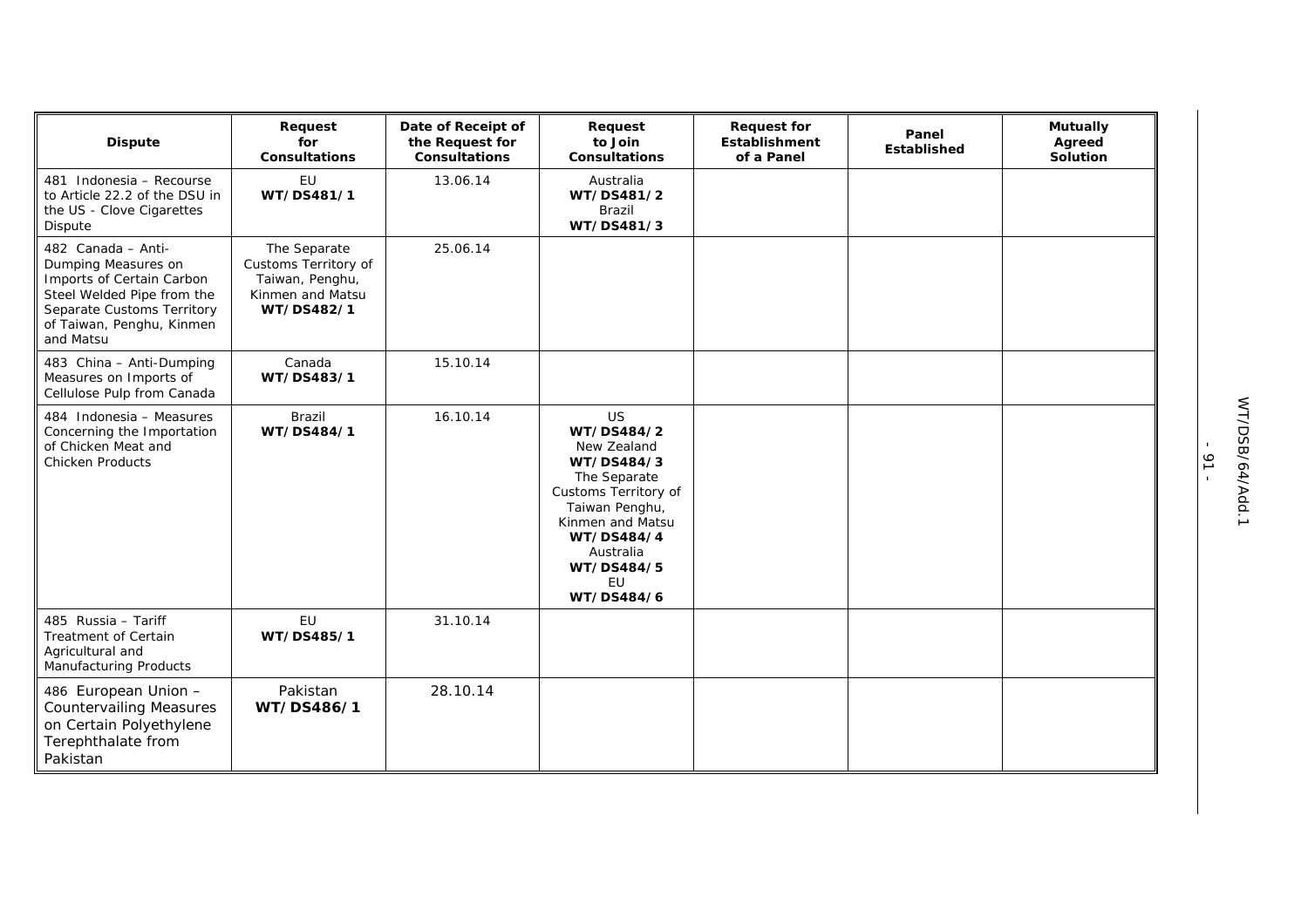| Dispute | Request for Consultations | Date of Receipt of the Request for Consultations | Request to Join Consultations | Request for Establishment of a Panel | Panel Established | Mutually Agreed Solution |
|---|---|---|---|---|---|---|
| 481 Indonesia – Recourse to Article 22.2 of the DSU in the US - Clove Cigarettes Dispute | EU **WT/DS481/1** | 13.06.14 | Australia **WT/DS481/2** Brazil **WT/DS481/3** | | | |
| 482 Canada – Anti-Dumping Measures on Imports of Certain Carbon Steel Welded Pipe from the Separate Customs Territory of Taiwan, Penghu, Kinmen and Matsu | The Separate Customs Territory of Taiwan, Penghu, Kinmen and Matsu **WT/DS482/1** | 25.06.14 | | | | |
| 483 China – Anti-Dumping Measures on Imports of Cellulose Pulp from Canada | Canada **WT/DS483/1** | 15.10.14 | | | | |
| 484 Indonesia – Measures Concerning the Importation of Chicken Meat and Chicken Products | Brazil **WT/DS484/1** | 16.10.14 | US **WT/DS484/2** New Zealand **WT/DS484/3** The Separate Customs Territory of Taiwan Penghu, Kinmen and Matsu **WT/DS484/4** Australia **WT/DS484/5** EU **WT/DS484/6** | | | |
| 485 Russia – Tariff Treatment of Certain Agricultural and Manufacturing Products | EU **WT/DS485/1** | 31.10.14 | | | | |
| 486 European Union – Countervailing Measures on Certain Polyethylene Terephthalate from Pakistan | Pakistan **WT/DS486/1** | 28.10.14 | | | | |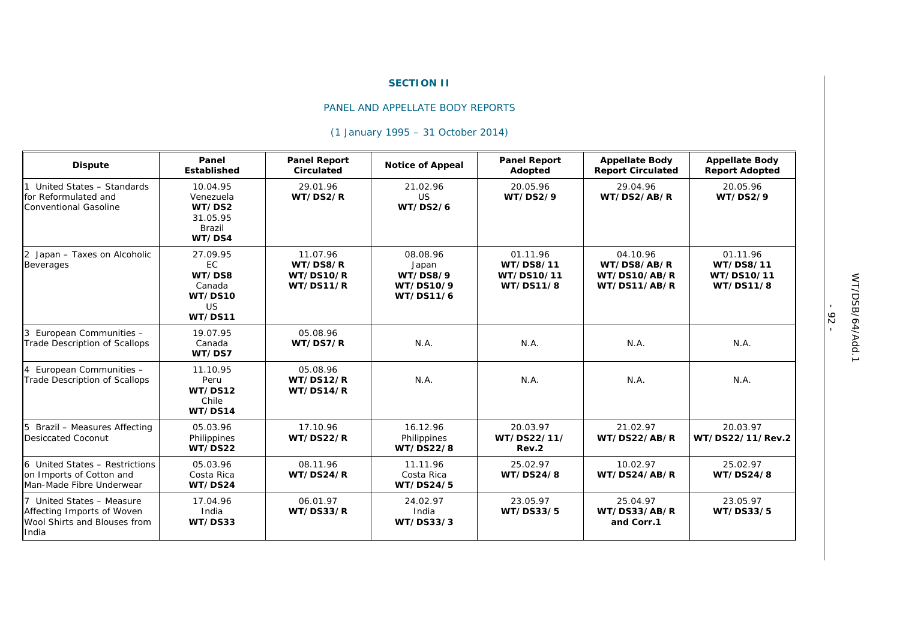**SECTION II**

PANEL AND APPELLATE BODY REPORTS

(1 January 1995 – 31 October 2014)

| Dispute | Panel Established | Panel Report Circulated | Notice of Appeal | Panel Report Adopted | Appellate Body Report Circulated | Appellate Body Report Adopted |
|---|---|---|---|---|---|---|
| 1 United States – Standards for Reformulated and Conventional Gasoline | 10.04.95 Venezuela **WT/DS2** 31.05.95 Brazil **WT/DS4** | 29.01.96 **WT/DS2/R** | 21.02.96 US **WT/DS2/6** | 20.05.96 **WT/DS2/9** | 29.04.96 **WT/DS2/AB/R** | 20.05.96 **WT/DS2/9** |
| 2 Japan – Taxes on Alcoholic Beverages | 27.09.95 EC **WT/DS8** Canada **WT/DS10** US **WT/DS11** | 11.07.96 **WT/DS8/R** **WT/DS10/R** **WT/DS11/R** | 08.08.96 Japan **WT/DS8/9** **WT/DS10/9** **WT/DS11/6** | 01.11.96 **WT/DS8/11** **WT/DS10/11** **WT/DS11/8** | 04.10.96 **WT/DS8/AB/R** **WT/DS10/AB/R** **WT/DS11/AB/R** | 01.11.96 **WT/DS8/11** **WT/DS10/11** **WT/DS11/8** |
| 3 European Communities – Trade Description of Scallops | 19.07.95 Canada **WT/DS7** | 05.08.96 **WT/DS7/R** | N.A. | N.A. | N.A. | N.A. |
| 4 European Communities – Trade Description of Scallops | 11.10.95 Peru **WT/DS12** Chile **WT/DS14** | 05.08.96 **WT/DS12/R** **WT/DS14/R** | N.A. | N.A. | N.A. | N.A. |
| 5 Brazil – Measures Affecting Desiccated Coconut | 05.03.96 Philippines **WT/DS22** | 17.10.96 **WT/DS22/R** | 16.12.96 Philippines **WT/DS22/8** | 20.03.97 **WT/DS22/11/ Rev.2** | 21.02.97 **WT/DS22/AB/R** | 20.03.97 **WT/DS22/11/Rev.2** |
| 6 United States – Restrictions on Imports of Cotton and Man-Made Fibre Underwear | 05.03.96 Costa Rica **WT/DS24** | 08.11.96 **WT/DS24/R** | 11.11.96 Costa Rica **WT/DS24/5** | 25.02.97 **WT/DS24/8** | 10.02.97 **WT/DS24/AB/R** | 25.02.97 **WT/DS24/8** |
| 7 United States – Measure Affecting Imports of Woven Wool Shirts and Blouses from India | 17.04.96 India **WT/DS33** | 06.01.97 **WT/DS33/R** | 24.02.97 India **WT/DS33/3** | 23.05.97 **WT/DS33/5** | 25.04.97 **WT/DS33/AB/R and Corr.1** | 23.05.97 **WT/DS33/5** |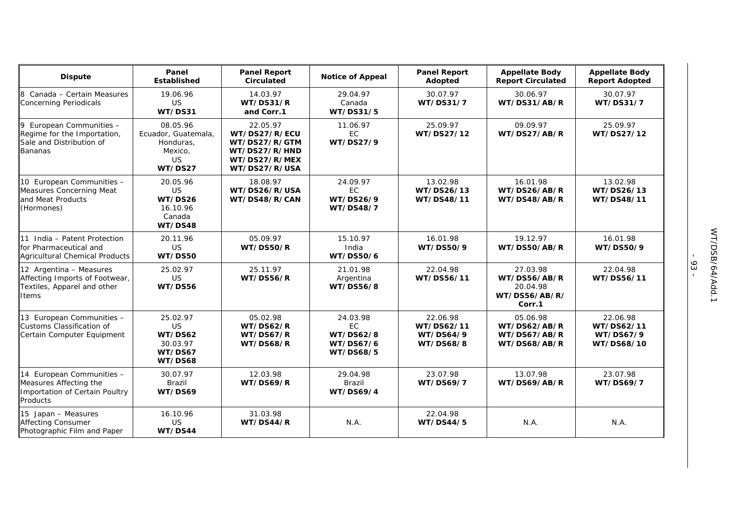| Dispute | Panel Established | Panel Report Circulated | Notice of Appeal | Panel Report Adopted | Appellate Body Report Circulated | Appellate Body Report Adopted |
|---|---|---|---|---|---|---|
| 8 Canada – Certain Measures Concerning Periodicals | 19.06.96<br>US<br>**WT/DS31** | 14.03.97<br>**WT/DS31/R and Corr.1** | 29.04.97<br>Canada<br>**WT/DS31/5** | 30.07.97<br>**WT/DS31/7** | 30.06.97<br>**WT/DS31/AB/R** | 30.07.97<br>**WT/DS31/7** |
| 9 European Communities – Regime for the Importation, Sale and Distribution of Bananas | 08.05.96<br>Ecuador, Guatemala, Honduras, Mexico, US<br>**WT/DS27** | 22.05.97<br>**WT/DS27/R/ECU**<br>**WT/DS27/R/GTM**<br>**WT/DS27/R/HND**<br>**WT/DS27/R/MEX**<br>**WT/DS27/R/USA** | 11.06.97<br>EC<br>**WT/DS27/9** | 25.09.97<br>**WT/DS27/12** | 09.09.97<br>**WT/DS27/AB/R** | 25.09.97<br>**WT/DS27/12** |
| 10 European Communities – Measures Concerning Meat and Meat Products (Hormones) | 20.05.96<br>US<br>**WT/DS26**<br>16.10.96<br>Canada<br>**WT/DS48** | 18.08.97<br>**WT/DS26/R/USA**<br>**WT/DS48/R/CAN** | 24.09.97<br>EC<br>**WT/DS26/9**<br>**WT/DS48/7** | 13.02.98<br>**WT/DS26/13**<br>**WT/DS48/11** | 16.01.98<br>**WT/DS26/AB/R**<br>**WT/DS48/AB/R** | 13.02.98<br>**WT/DS26/13**<br>**WT/DS48/11** |
| 11 India – Patent Protection for Pharmaceutical and Agricultural Chemical Products | 20.11.96<br>US<br>**WT/DS50** | 05.09.97<br>**WT/DS50/R** | 15.10.97<br>India<br>**WT/DS50/6** | 16.01.98<br>**WT/DS50/9** | 19.12.97<br>**WT/DS50/AB/R** | 16.01.98<br>**WT/DS50/9** |
| 12 Argentina – Measures Affecting Imports of Footwear, Textiles, Apparel and other Items | 25.02.97<br>US<br>**WT/DS56** | 25.11.97<br>**WT/DS56/R** | 21.01.98<br>Argentina<br>**WT/DS56/8** | 22.04.98<br>**WT/DS56/11** | 27.03.98<br>**WT/DS56/AB/R**<br>20.04.98<br>**WT/DS56/AB/R/ Corr.1** | 22.04.98<br>**WT/DS56/11** |
| 13 European Communities – Customs Classification of Certain Computer Equipment | 25.02.97<br>US<br>**WT/DS62**<br>30.03.97<br>**WT/DS67**<br>**WT/DS68** | 05.02.98<br>**WT/DS62/R**<br>**WT/DS67/R**<br>**WT/DS68/R** | 24.03.98<br>EC<br>**WT/DS62/8**<br>**WT/DS67/6**<br>**WT/DS68/5** | 22.06.98<br>**WT/DS62/11**<br>**WT/DS64/9**<br>**WT/DS68/8** | 05.06.98<br>**WT/DS62/AB/R**<br>**WT/DS67/AB/R**<br>**WT/DS68/AB/R** | 22.06.98<br>**WT/DS62/11**<br>**WT/DS67/9**<br>**WT/DS68/10** |
| 14 European Communities – Measures Affecting the Importation of Certain Poultry Products | 30.07.97<br>Brazil<br>**WT/DS69** | 12.03.98<br>**WT/DS69/R** | 29.04.98<br>Brazil<br>**WT/DS69/4** | 23.07.98<br>**WT/DS69/7** | 13.07.98<br>**WT/DS69/AB/R** | 23.07.98<br>**WT/DS69/7** |
| 15 Japan – Measures Affecting Consumer Photographic Film and Paper | 16.10.96<br>US<br>**WT/DS44** | 31.03.98<br>**WT/DS44/R** | N.A. | 22.04.98<br>**WT/DS44/5** | N.A. | N.A. |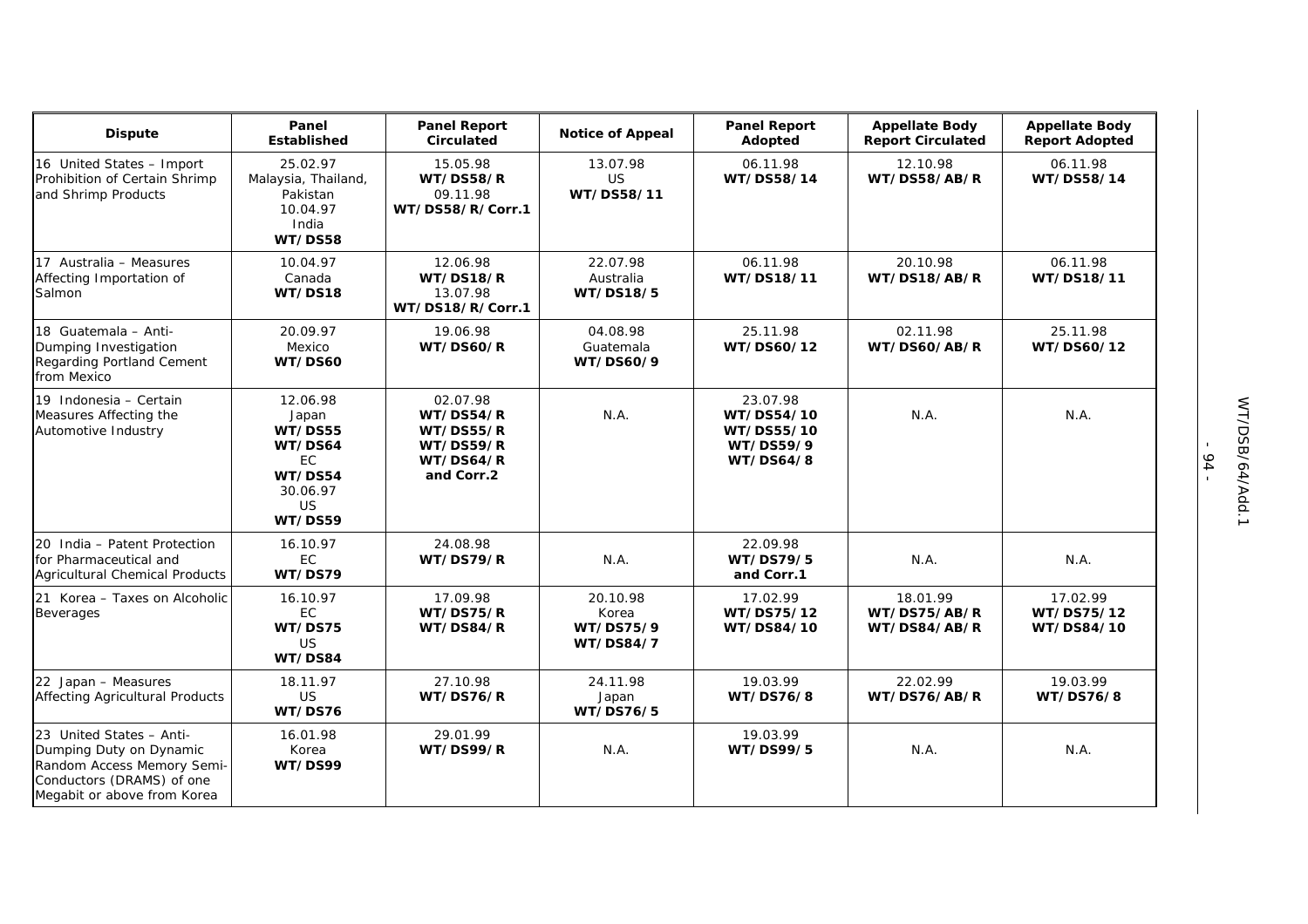| Dispute | Panel Established | Panel Report Circulated | Notice of Appeal | Panel Report Adopted | Appellate Body Report Circulated | Appellate Body Report Adopted |
|---|---|---|---|---|---|---|
| 16 United States – Import Prohibition of Certain Shrimp and Shrimp Products | 25.02.97<br>Malaysia, Thailand, Pakistan<br>10.04.97<br>India<br>**WT/DS58** | 15.05.98<br>**WT/DS58/R**<br>09.11.98<br>**WT/DS58/R/Corr.1** | 13.07.98<br>US<br>**WT/DS58/11** | 06.11.98<br>**WT/DS58/14** | 12.10.98<br>**WT/DS58/AB/R** | 06.11.98<br>**WT/DS58/14** |
| 17 Australia – Measures Affecting Importation of Salmon | 10.04.97<br>Canada<br>**WT/DS18** | 12.06.98<br>**WT/DS18/R**<br>13.07.98<br>**WT/DS18/R/Corr.1** | 22.07.98<br>Australia<br>**WT/DS18/5** | 06.11.98<br>**WT/DS18/11** | 20.10.98<br>**WT/DS18/AB/R** | 06.11.98<br>**WT/DS18/11** |
| 18 Guatemala – Anti-Dumping Investigation Regarding Portland Cement from Mexico | 20.09.97<br>Mexico<br>**WT/DS60** | 19.06.98<br>**WT/DS60/R** | 04.08.98<br>Guatemala<br>**WT/DS60/9** | 25.11.98<br>**WT/DS60/12** | 02.11.98<br>**WT/DS60/AB/R** | 25.11.98<br>**WT/DS60/12** |
| 19 Indonesia – Certain Measures Affecting the Automotive Industry | 12.06.98<br>Japan<br>**WT/DS55**<br>**WT/DS64**<br>EC<br>**WT/DS54**<br>30.06.97<br>US<br>**WT/DS59** | 02.07.98<br>**WT/DS54/R**<br>**WT/DS55/R**<br>**WT/DS59/R**<br>**WT/DS64/R**<br>**and Corr.2** | N.A. | 23.07.98<br>**WT/DS54/10**<br>**WT/DS55/10**<br>**WT/DS59/9**<br>**WT/DS64/8** | N.A. | N.A. |
| 20 India – Patent Protection for Pharmaceutical and Agricultural Chemical Products | 16.10.97<br>EC<br>**WT/DS79** | 24.08.98<br>**WT/DS79/R** | N.A. | 22.09.98<br>**WT/DS79/5**<br>**and Corr.1** | N.A. | N.A. |
| 21 Korea – Taxes on Alcoholic Beverages | 16.10.97<br>EC<br>**WT/DS75**<br>US<br>**WT/DS84** | 17.09.98<br>**WT/DS75/R**<br>**WT/DS84/R** | 20.10.98<br>Korea<br>**WT/DS75/9**<br>**WT/DS84/7** | 17.02.99<br>**WT/DS75/12**<br>**WT/DS84/10** | 18.01.99<br>**WT/DS75/AB/R**<br>**WT/DS84/AB/R** | 17.02.99<br>**WT/DS75/12**<br>**WT/DS84/10** |
| 22 Japan – Measures Affecting Agricultural Products | 18.11.97<br>US<br>**WT/DS76** | 27.10.98<br>**WT/DS76/R** | 24.11.98<br>Japan<br>**WT/DS76/5** | 19.03.99<br>**WT/DS76/8** | 22.02.99<br>**WT/DS76/AB/R** | 19.03.99<br>**WT/DS76/8** |
| 23 United States – Anti-Dumping Duty on Dynamic Random Access Memory Semi-Conductors (DRAMS) of one Megabit or above from Korea | 16.01.98<br>Korea<br>**WT/DS99** | 29.01.99<br>**WT/DS99/R** | N.A. | 19.03.99<br>**WT/DS99/5** | N.A. | N.A. |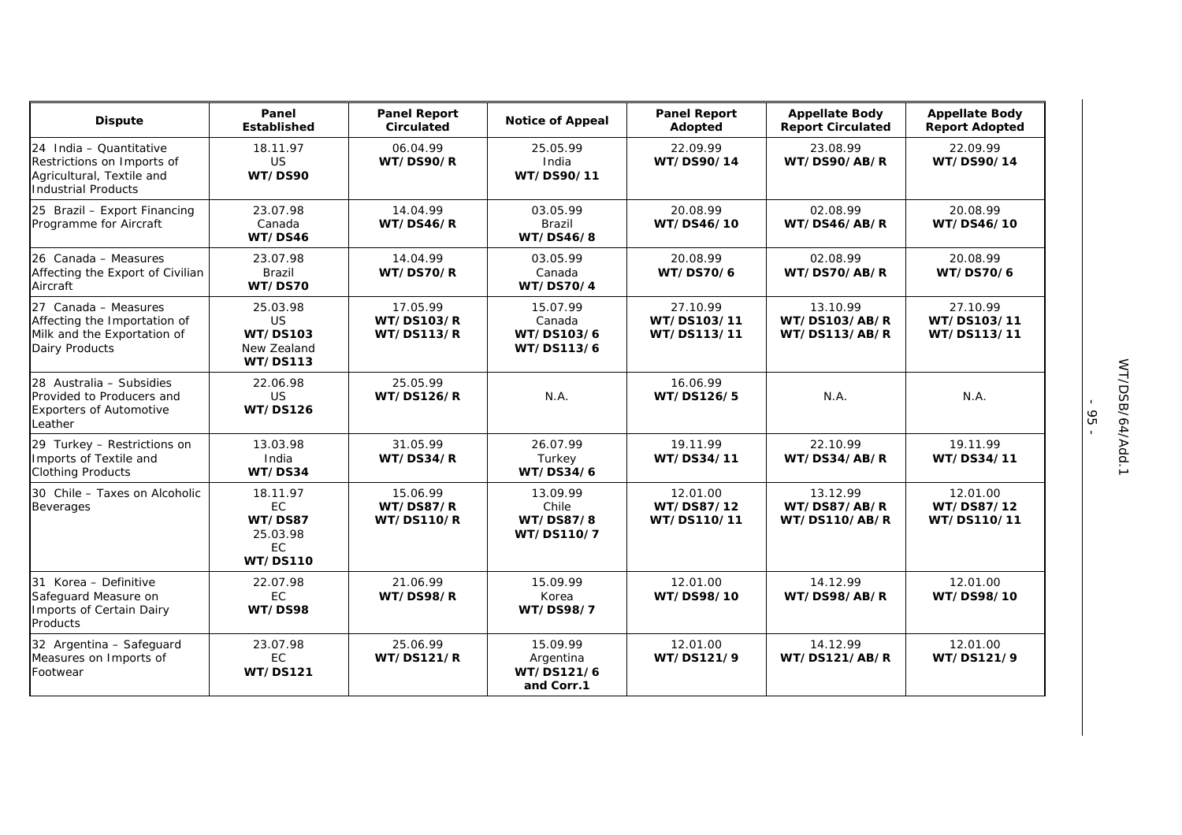| Dispute | Panel Established | Panel Report Circulated | Notice of Appeal | Panel Report Adopted | Appellate Body Report Circulated | Appellate Body Report Adopted |
|---|---|---|---|---|---|---|
| 24 India – Quantitative Restrictions on Imports of Agricultural, Textile and Industrial Products | 18.11.97<br>US<br>**WT/DS90** | 06.04.99<br>**WT/DS90/R** | 25.05.99<br>India<br>**WT/DS90/11** | 22.09.99<br>**WT/DS90/14** | 23.08.99<br>**WT/DS90/AB/R** | 22.09.99<br>**WT/DS90/14** |
| 25 Brazil – Export Financing Programme for Aircraft | 23.07.98<br>Canada<br>**WT/DS46** | 14.04.99<br>**WT/DS46/R** | 03.05.99<br>Brazil<br>**WT/DS46/8** | 20.08.99<br>**WT/DS46/10** | 02.08.99<br>**WT/DS46/AB/R** | 20.08.99<br>**WT/DS46/10** |
| 26 Canada – Measures Affecting the Export of Civilian Aircraft | 23.07.98<br>Brazil<br>**WT/DS70** | 14.04.99<br>**WT/DS70/R** | 03.05.99<br>Canada<br>**WT/DS70/4** | 20.08.99<br>**WT/DS70/6** | 02.08.99<br>**WT/DS70/AB/R** | 20.08.99<br>**WT/DS70/6** |
| 27 Canada – Measures Affecting the Importation of Milk and the Exportation of Dairy Products | 25.03.98<br>US<br>**WT/DS103**<br>New Zealand<br>**WT/DS113** | 17.05.99<br>**WT/DS103/R**<br>**WT/DS113/R** | 15.07.99<br>Canada<br>**WT/DS103/6**<br>**WT/DS113/6** | 27.10.99<br>**WT/DS103/11**<br>**WT/DS113/11** | 13.10.99<br>**WT/DS103/AB/R**<br>**WT/DS113/AB/R** | 27.10.99<br>**WT/DS103/11**<br>**WT/DS113/11** |
| 28 Australia – Subsidies Provided to Producers and Exporters of Automotive Leather | 22.06.98<br>US<br>**WT/DS126** | 25.05.99<br>**WT/DS126/R** | N.A. | 16.06.99<br>**WT/DS126/5** | N.A. | N.A. |
| 29 Turkey – Restrictions on Imports of Textile and Clothing Products | 13.03.98<br>India<br>**WT/DS34** | 31.05.99<br>**WT/DS34/R** | 26.07.99<br>Turkey<br>**WT/DS34/6** | 19.11.99<br>**WT/DS34/11** | 22.10.99<br>**WT/DS34/AB/R** | 19.11.99<br>**WT/DS34/11** |
| 30 Chile – Taxes on Alcoholic Beverages | 18.11.97<br>EC<br>**WT/DS87**<br>25.03.98<br>EC<br>**WT/DS110** | 15.06.99<br>**WT/DS87/R**<br>**WT/DS110/R** | 13.09.99<br>Chile<br>**WT/DS87/8**<br>**WT/DS110/7** | 12.01.00<br>**WT/DS87/12**<br>**WT/DS110/11** | 13.12.99<br>**WT/DS87/AB/R**<br>**WT/DS110/AB/R** | 12.01.00<br>**WT/DS87/12**<br>**WT/DS110/11** |
| 31 Korea – Definitive Safeguard Measure on Imports of Certain Dairy Products | 22.07.98<br>EC<br>**WT/DS98** | 21.06.99<br>**WT/DS98/R** | 15.09.99<br>Korea<br>**WT/DS98/7** | 12.01.00<br>**WT/DS98/10** | 14.12.99<br>**WT/DS98/AB/R** | 12.01.00<br>**WT/DS98/10** |
| 32 Argentina – Safeguard Measures on Imports of Footwear | 23.07.98<br>EC<br>**WT/DS121** | 25.06.99<br>**WT/DS121/R** | 15.09.99<br>Argentina<br>**WT/DS121/6 and Corr.1** | 12.01.00<br>**WT/DS121/9** | 14.12.99<br>**WT/DS121/AB/R** | 12.01.00<br>**WT/DS121/9** |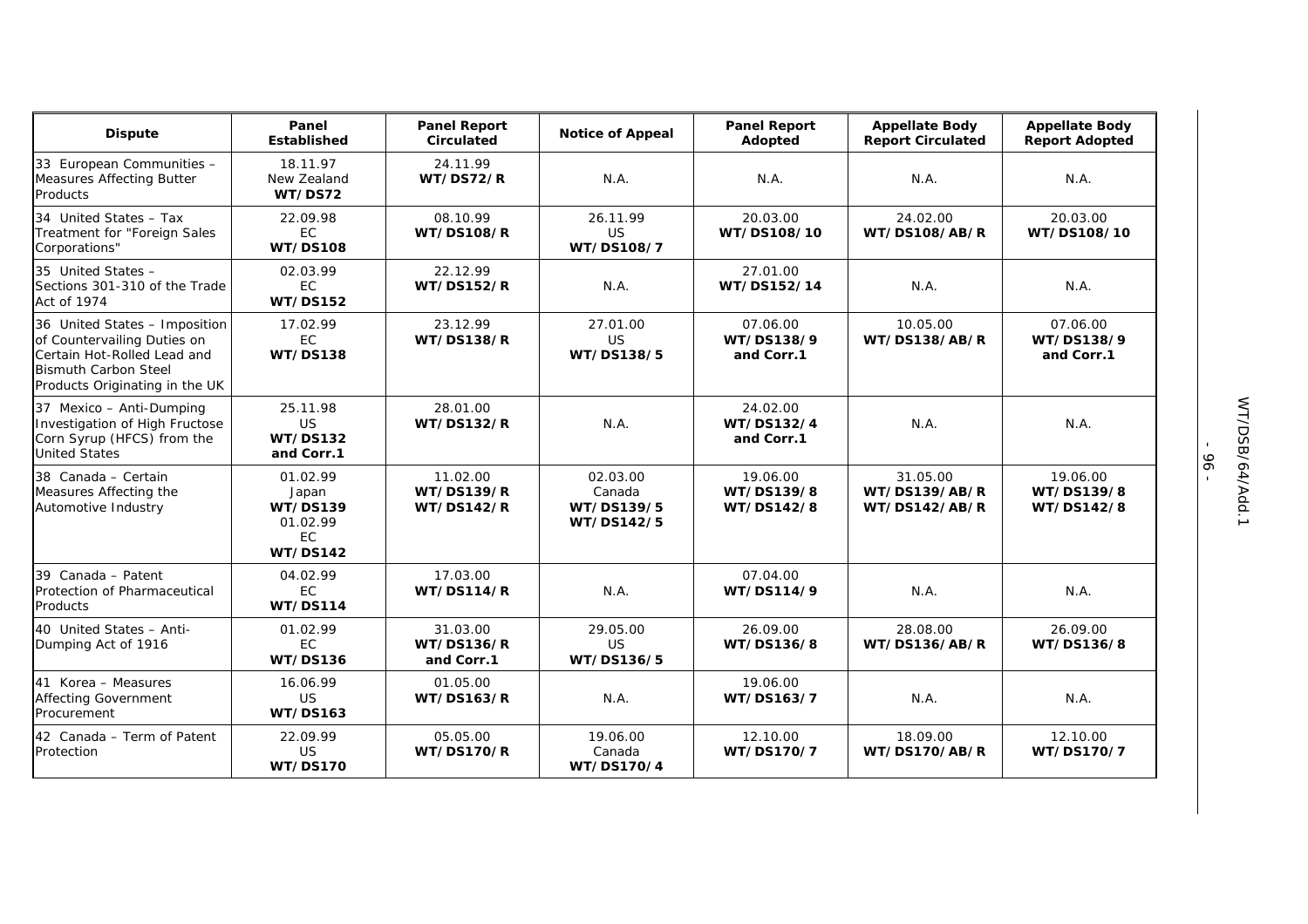| Dispute | Panel Established | Panel Report Circulated | Notice of Appeal | Panel Report Adopted | Appellate Body Report Circulated | Appellate Body Report Adopted |
|---|---|---|---|---|---|---|
| 33 European Communities – Measures Affecting Butter Products | 18.11.97 New Zealand **WT/DS72** | 24.11.99 **WT/DS72/R** | N.A. | N.A. | N.A. | N.A. |
| 34 United States – Tax Treatment for "Foreign Sales Corporations" | 22.09.98 EC **WT/DS108** | 08.10.99 **WT/DS108/R** | 26.11.99 US **WT/DS108/7** | 20.03.00 **WT/DS108/10** | 24.02.00 **WT/DS108/AB/R** | 20.03.00 **WT/DS108/10** |
| 35 United States – Sections 301-310 of the Trade Act of 1974 | 02.03.99 EC **WT/DS152** | 22.12.99 **WT/DS152/R** | N.A. | 27.01.00 **WT/DS152/14** | N.A. | N.A. |
| 36 United States – Imposition of Countervailing Duties on Certain Hot-Rolled Lead and Bismuth Carbon Steel Products Originating in the UK | 17.02.99 EC **WT/DS138** | 23.12.99 **WT/DS138/R** | 27.01.00 US **WT/DS138/5** | 07.06.00 **WT/DS138/9 and Corr.1** | 10.05.00 **WT/DS138/AB/R** | 07.06.00 **WT/DS138/9 and Corr.1** |
| 37 Mexico – Anti-Dumping Investigation of High Fructose Corn Syrup (HFCS) from the United States | 25.11.98 US **WT/DS132 and Corr.1** | 28.01.00 **WT/DS132/R** | N.A. | 24.02.00 **WT/DS132/4 and Corr.1** | N.A. | N.A. |
| 38 Canada – Certain Measures Affecting the Automotive Industry | 01.02.99 Japan **WT/DS139** 01.02.99 EC **WT/DS142** | 11.02.00 **WT/DS139/R WT/DS142/R** | 02.03.00 Canada **WT/DS139/5 WT/DS142/5** | 19.06.00 **WT/DS139/8 WT/DS142/8** | 31.05.00 **WT/DS139/AB/R WT/DS142/AB/R** | 19.06.00 **WT/DS139/8 WT/DS142/8** |
| 39 Canada – Patent Protection of Pharmaceutical Products | 04.02.99 EC **WT/DS114** | 17.03.00 **WT/DS114/R** | N.A. | 07.04.00 **WT/DS114/9** | N.A. | N.A. |
| 40 United States – Anti-Dumping Act of 1916 | 01.02.99 EC **WT/DS136** | 31.03.00 **WT/DS136/R and Corr.1** | 29.05.00 US **WT/DS136/5** | 26.09.00 **WT/DS136/8** | 28.08.00 **WT/DS136/AB/R** | 26.09.00 **WT/DS136/8** |
| 41 Korea – Measures Affecting Government Procurement | 16.06.99 US **WT/DS163** | 01.05.00 **WT/DS163/R** | N.A. | 19.06.00 **WT/DS163/7** | N.A. | N.A. |
| 42 Canada – Term of Patent Protection | 22.09.99 US **WT/DS170** | 05.05.00 **WT/DS170/R** | 19.06.00 Canada **WT/DS170/4** | 12.10.00 **WT/DS170/7** | 18.09.00 **WT/DS170/AB/R** | 12.10.00 **WT/DS170/7** |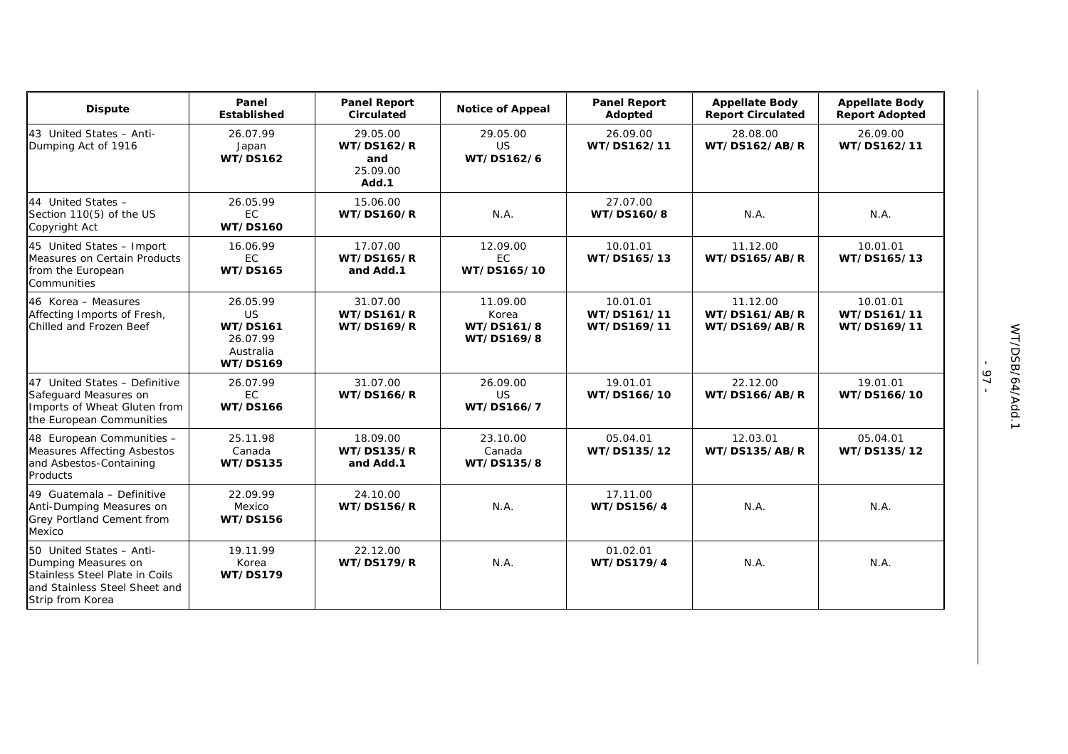| Dispute | Panel Established | Panel Report Circulated | Notice of Appeal | Panel Report Adopted | Appellate Body Report Circulated | Appellate Body Report Adopted |
|---|---|---|---|---|---|---|
| 43 United States – Anti-Dumping Act of 1916 | 26.07.99 Japan **WT/DS162** | 29.05.00 **WT/DS162/R and** 25.09.00 **Add.1** | 29.05.00 US **WT/DS162/6** | 26.09.00 **WT/DS162/11** | 28.08.00 **WT/DS162/AB/R** | 26.09.00 **WT/DS162/11** |
| 44 United States – Section 110(5) of the US Copyright Act | 26.05.99 EC **WT/DS160** | 15.06.00 **WT/DS160/R** | N.A. | 27.07.00 **WT/DS160/8** | N.A. | N.A. |
| 45 United States – Import Measures on Certain Products from the European Communities | 16.06.99 EC **WT/DS165** | 17.07.00 **WT/DS165/R and Add.1** | 12.09.00 EC **WT/DS165/10** | 10.01.01 **WT/DS165/13** | 11.12.00 **WT/DS165/AB/R** | 10.01.01 **WT/DS165/13** |
| 46 Korea – Measures Affecting Imports of Fresh, Chilled and Frozen Beef | 26.05.99 US **WT/DS161** 26.07.99 Australia **WT/DS169** | 31.07.00 **WT/DS161/R WT/DS169/R** | 11.09.00 Korea **WT/DS161/8 WT/DS169/8** | 10.01.01 **WT/DS161/11 WT/DS169/11** | 11.12.00 **WT/DS161/AB/R WT/DS169/AB/R** | 10.01.01 **WT/DS161/11 WT/DS169/11** |
| 47 United States – Definitive Safeguard Measures on Imports of Wheat Gluten from the European Communities | 26.07.99 EC **WT/DS166** | 31.07.00 **WT/DS166/R** | 26.09.00 US **WT/DS166/7** | 19.01.01 **WT/DS166/10** | 22.12.00 **WT/DS166/AB/R** | 19.01.01 **WT/DS166/10** |
| 48 European Communities – Measures Affecting Asbestos and Asbestos-Containing Products | 25.11.98 Canada **WT/DS135** | 18.09.00 **WT/DS135/R and Add.1** | 23.10.00 Canada **WT/DS135/8** | 05.04.01 **WT/DS135/12** | 12.03.01 **WT/DS135/AB/R** | 05.04.01 **WT/DS135/12** |
| 49 Guatemala – Definitive Anti-Dumping Measures on Grey Portland Cement from Mexico | 22.09.99 Mexico **WT/DS156** | 24.10.00 **WT/DS156/R** | N.A. | 17.11.00 **WT/DS156/4** | N.A. | N.A. |
| 50 United States – Anti-Dumping Measures on Stainless Steel Plate in Coils and Stainless Steel Sheet and Strip from Korea | 19.11.99 Korea **WT/DS179** | 22.12.00 **WT/DS179/R** | N.A. | 01.02.01 **WT/DS179/4** | N.A. | N.A. |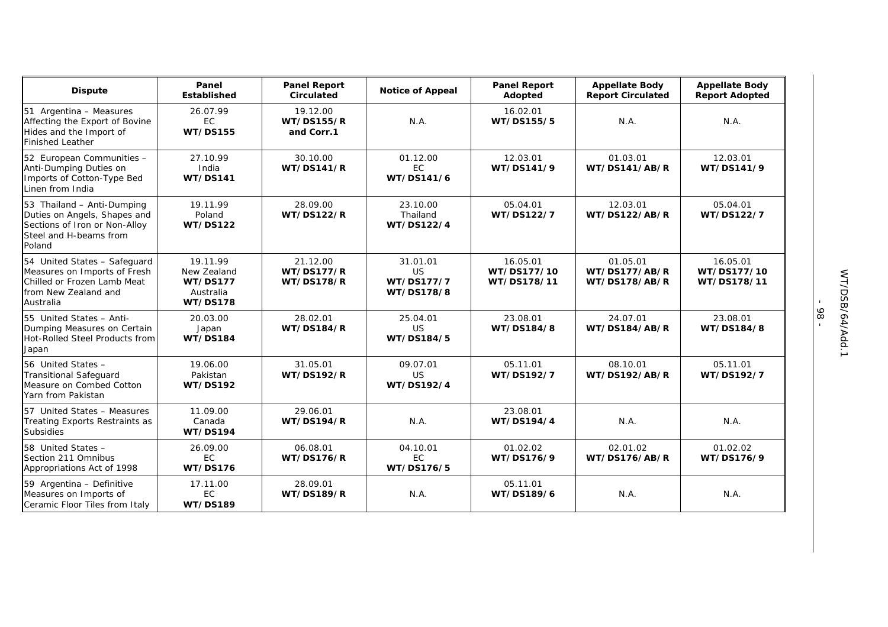| Dispute | Panel Established | Panel Report Circulated | Notice of Appeal | Panel Report Adopted | Appellate Body Report Circulated | Appellate Body Report Adopted |
|---|---|---|---|---|---|---|
| 51 Argentina – Measures Affecting the Export of Bovine Hides and the Import of Finished Leather | 26.07.99 EC **WT/DS155** | 19.12.00 **WT/DS155/R and Corr.1** | N.A. | 16.02.01 **WT/DS155/5** | N.A. | N.A. |
| 52 European Communities – Anti-Dumping Duties on Imports of Cotton-Type Bed Linen from India | 27.10.99 India **WT/DS141** | 30.10.00 **WT/DS141/R** | 01.12.00 EC **WT/DS141/6** | 12.03.01 **WT/DS141/9** | 01.03.01 **WT/DS141/AB/R** | 12.03.01 **WT/DS141/9** |
| 53 Thailand – Anti-Dumping Duties on Angels, Shapes and Sections of Iron or Non-Alloy Steel and H-beams from Poland | 19.11.99 Poland **WT/DS122** | 28.09.00 **WT/DS122/R** | 23.10.00 Thailand **WT/DS122/4** | 05.04.01 **WT/DS122/7** | 12.03.01 **WT/DS122/AB/R** | 05.04.01 **WT/DS122/7** |
| 54 United States – Safeguard Measures on Imports of Fresh Chilled or Frozen Lamb Meat from New Zealand and Australia | 19.11.99 New Zealand **WT/DS177** Australia **WT/DS178** | 21.12.00 **WT/DS177/R WT/DS178/R** | 31.01.01 US **WT/DS177/7 WT/DS178/8** | 16.05.01 **WT/DS177/10 WT/DS178/11** | 01.05.01 **WT/DS177/AB/R WT/DS178/AB/R** | 16.05.01 **WT/DS177/10 WT/DS178/11** |
| 55 United States – Anti-Dumping Measures on Certain Hot-Rolled Steel Products from Japan | 20.03.00 Japan **WT/DS184** | 28.02.01 **WT/DS184/R** | 25.04.01 US **WT/DS184/5** | 23.08.01 **WT/DS184/8** | 24.07.01 **WT/DS184/AB/R** | 23.08.01 **WT/DS184/8** |
| 56 United States – Transitional Safeguard Measure on Combed Cotton Yarn from Pakistan | 19.06.00 Pakistan **WT/DS192** | 31.05.01 **WT/DS192/R** | 09.07.01 US **WT/DS192/4** | 05.11.01 **WT/DS192/7** | 08.10.01 **WT/DS192/AB/R** | 05.11.01 **WT/DS192/7** |
| 57 United States – Measures Treating Exports Restraints as Subsidies | 11.09.00 Canada **WT/DS194** | 29.06.01 **WT/DS194/R** | N.A. | 23.08.01 **WT/DS194/4** | N.A. | N.A. |
| 58 United States – Section 211 Omnibus Appropriations Act of 1998 | 26.09.00 EC **WT/DS176** | 06.08.01 **WT/DS176/R** | 04.10.01 EC **WT/DS176/5** | 01.02.02 **WT/DS176/9** | 02.01.02 **WT/DS176/AB/R** | 01.02.02 **WT/DS176/9** |
| 59 Argentina – Definitive Measures on Imports of Ceramic Floor Tiles from Italy | 17.11.00 EC **WT/DS189** | 28.09.01 **WT/DS189/R** | N.A. | 05.11.01 **WT/DS189/6** | N.A. | N.A. |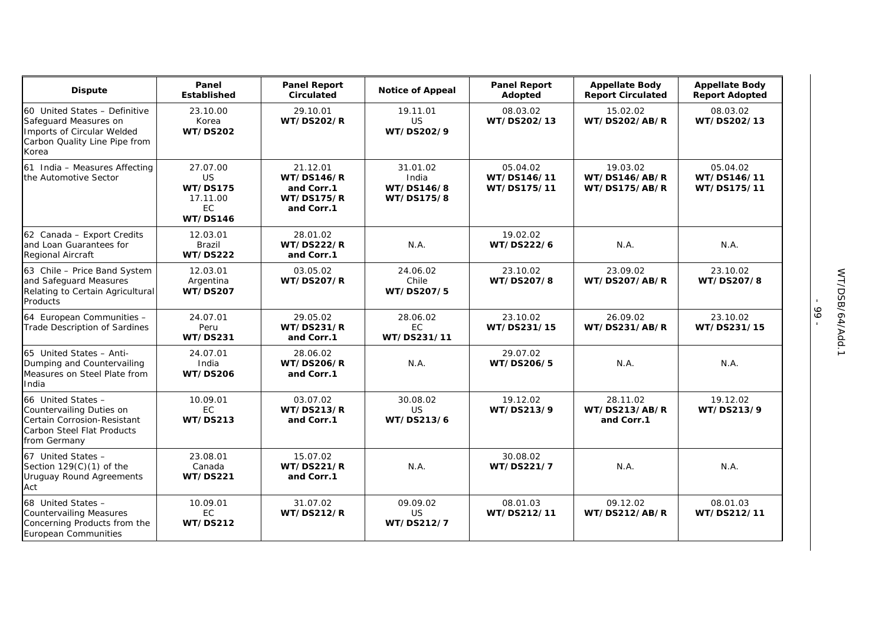| Dispute | Panel Established | Panel Report Circulated | Notice of Appeal | Panel Report Adopted | Appellate Body Report Circulated | Appellate Body Report Adopted |
|---|---|---|---|---|---|---|
| 60 United States – Definitive Safeguard Measures on Imports of Circular Welded Carbon Quality Line Pipe from Korea | 23.10.00 Korea **WT/DS202** | 29.10.01 **WT/DS202/R** | 19.11.01 US **WT/DS202/9** | 08.03.02 **WT/DS202/13** | 15.02.02 **WT/DS202/AB/R** | 08.03.02 **WT/DS202/13** |
| 61 India – Measures Affecting the Automotive Sector | 27.07.00 US **WT/DS175** 17.11.00 EC **WT/DS146** | 21.12.01 **WT/DS146/R and Corr.1 WT/DS175/R and Corr.1** | 31.01.02 India **WT/DS146/8 WT/DS175/8** | 05.04.02 **WT/DS146/11 WT/DS175/11** | 19.03.02 **WT/DS146/AB/R WT/DS175/AB/R** | 05.04.02 **WT/DS146/11 WT/DS175/11** |
| 62 Canada – Export Credits and Loan Guarantees for Regional Aircraft | 12.03.01 Brazil **WT/DS222** | 28.01.02 **WT/DS222/R and Corr.1** | N.A. | 19.02.02 **WT/DS222/6** | N.A. | N.A. |
| 63 Chile – Price Band System and Safeguard Measures Relating to Certain Agricultural Products | 12.03.01 Argentina **WT/DS207** | 03.05.02 **WT/DS207/R** | 24.06.02 Chile **WT/DS207/5** | 23.10.02 **WT/DS207/8** | 23.09.02 **WT/DS207/AB/R** | 23.10.02 **WT/DS207/8** |
| 64 European Communities – Trade Description of Sardines | 24.07.01 Peru **WT/DS231** | 29.05.02 **WT/DS231/R and Corr.1** | 28.06.02 EC **WT/DS231/11** | 23.10.02 **WT/DS231/15** | 26.09.02 **WT/DS231/AB/R** | 23.10.02 **WT/DS231/15** |
| 65 United States – Anti-Dumping and Countervailing Measures on Steel Plate from India | 24.07.01 India **WT/DS206** | 28.06.02 **WT/DS206/R and Corr.1** | N.A. | 29.07.02 **WT/DS206/5** | N.A. | N.A. |
| 66 United States – Countervailing Duties on Certain Corrosion-Resistant Carbon Steel Flat Products from Germany | 10.09.01 EC **WT/DS213** | 03.07.02 **WT/DS213/R and Corr.1** | 30.08.02 US **WT/DS213/6** | 19.12.02 **WT/DS213/9** | 28.11.02 **WT/DS213/AB/R and Corr.1** | 19.12.02 **WT/DS213/9** |
| 67 United States – Section 129(C)(1) of the Uruguay Round Agreements Act | 23.08.01 Canada **WT/DS221** | 15.07.02 **WT/DS221/R and Corr.1** | N.A. | 30.08.02 **WT/DS221/7** | N.A. | N.A. |
| 68 United States – Countervailing Measures Concerning Products from the European Communities | 10.09.01 EC **WT/DS212** | 31.07.02 **WT/DS212/R** | 09.09.02 US **WT/DS212/7** | 08.01.03 **WT/DS212/11** | 09.12.02 **WT/DS212/AB/R** | 08.01.03 **WT/DS212/11** |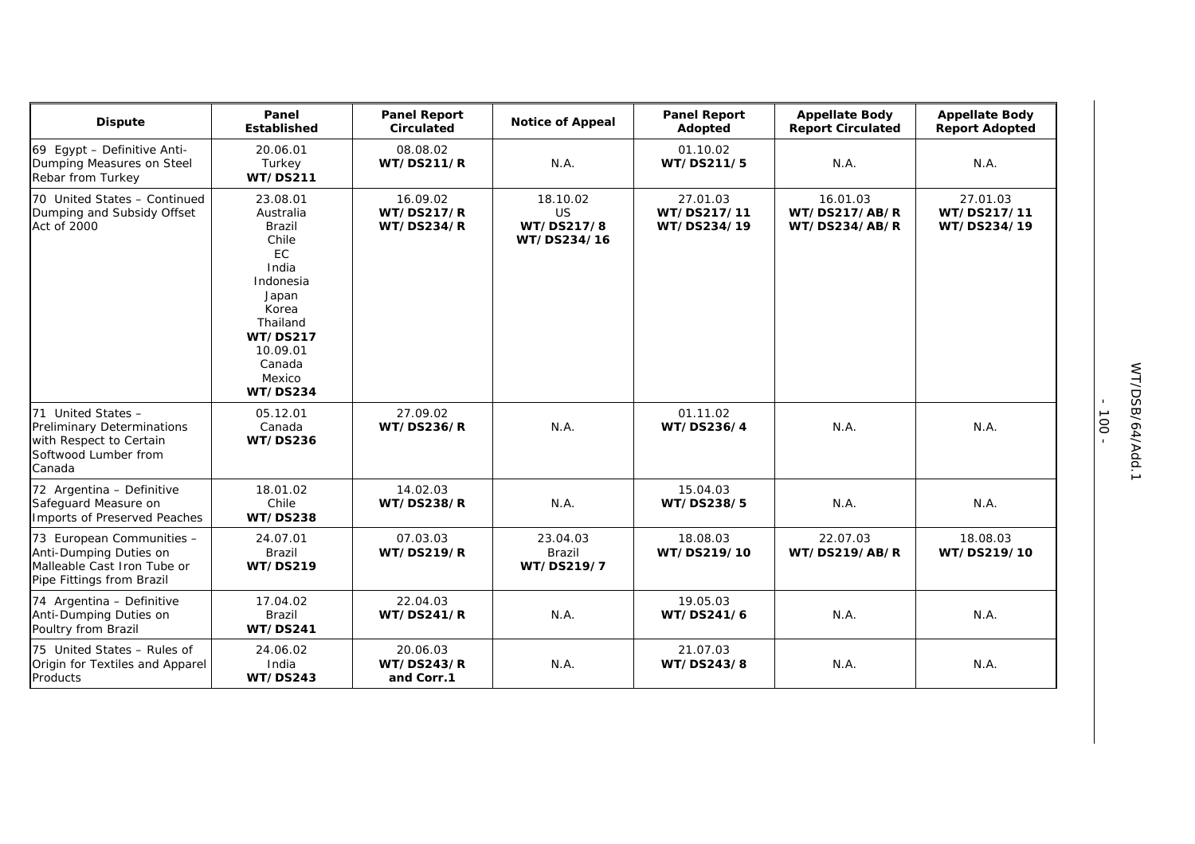| Dispute | Panel Established | Panel Report Circulated | Notice of Appeal | Panel Report Adopted | Appellate Body Report Circulated | Appellate Body Report Adopted |
|---|---|---|---|---|---|---|
| 69 Egypt – Definitive Anti-Dumping Measures on Steel Rebar from Turkey | 20.06.01 Turkey **WT/DS211** | 08.08.02 **WT/DS211/R** | N.A. | 01.10.02 **WT/DS211/5** | N.A. | N.A. |
| 70 United States – Continued Dumping and Subsidy Offset Act of 2000 | 23.08.01 Australia Brazil Chile EC India Indonesia Japan Korea Thailand **WT/DS217** 10.09.01 Canada Mexico **WT/DS234** | 16.09.02 **WT/DS217/R** **WT/DS234/R** | 18.10.02 US **WT/DS217/8** **WT/DS234/16** | 27.01.03 **WT/DS217/11** **WT/DS234/19** | 16.01.03 **WT/DS217/AB/R** **WT/DS234/AB/R** | 27.01.03 **WT/DS217/11** **WT/DS234/19** |
| 71 United States – Preliminary Determinations with Respect to Certain Softwood Lumber from Canada | 05.12.01 Canada **WT/DS236** | 27.09.02 **WT/DS236/R** | N.A. | 01.11.02 **WT/DS236/4** | N.A. | N.A. |
| 72 Argentina – Definitive Safeguard Measure on Imports of Preserved Peaches | 18.01.02 Chile **WT/DS238** | 14.02.03 **WT/DS238/R** | N.A. | 15.04.03 **WT/DS238/5** | N.A. | N.A. |
| 73 European Communities – Anti-Dumping Duties on Malleable Cast Iron Tube or Pipe Fittings from Brazil | 24.07.01 Brazil **WT/DS219** | 07.03.03 **WT/DS219/R** | 23.04.03 Brazil **WT/DS219/7** | 18.08.03 **WT/DS219/10** | 22.07.03 **WT/DS219/AB/R** | 18.08.03 **WT/DS219/10** |
| 74 Argentina – Definitive Anti-Dumping Duties on Poultry from Brazil | 17.04.02 Brazil **WT/DS241** | 22.04.03 **WT/DS241/R** | N.A. | 19.05.03 **WT/DS241/6** | N.A. | N.A. |
| 75 United States – Rules of Origin for Textiles and Apparel Products | 24.06.02 India **WT/DS243** | 20.06.03 **WT/DS243/R and Corr.1** | N.A. | 21.07.03 **WT/DS243/8** | N.A. | N.A. |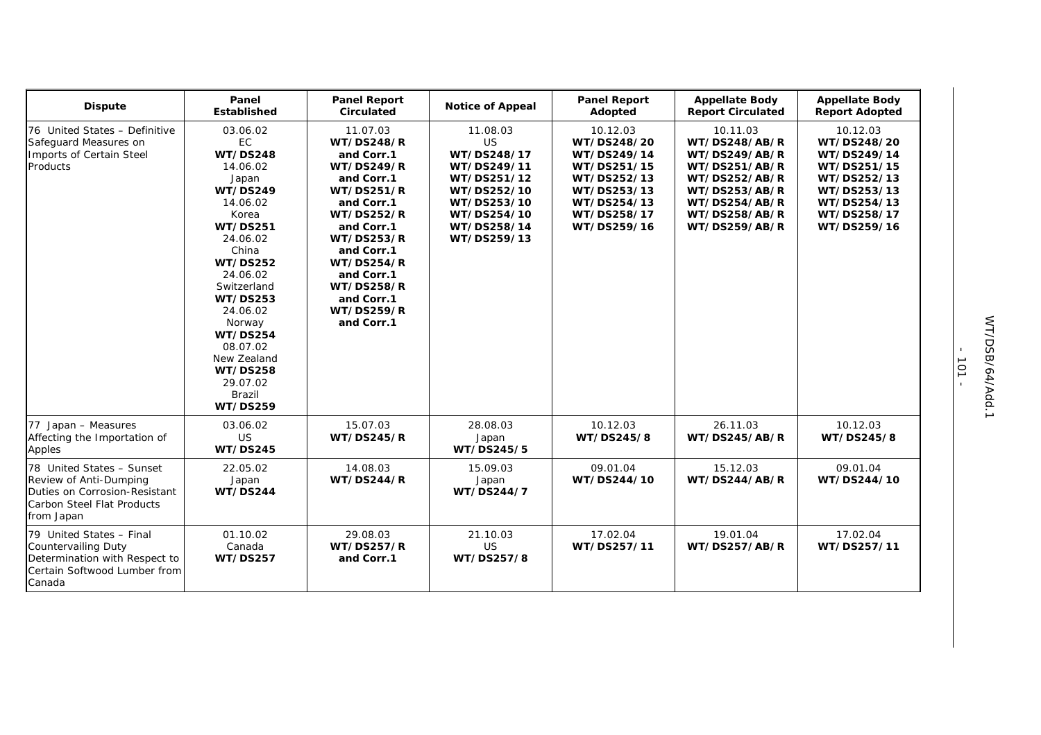| Dispute | Panel Established | Panel Report Circulated | Notice of Appeal | Panel Report Adopted | Appellate Body Report Circulated | Appellate Body Report Adopted |
|---|---|---|---|---|---|---|
| 76 United States – Definitive Safeguard Measures on Imports of Certain Steel Products | 03.06.02<br>EC<br>**WT/DS248**<br>14.06.02<br>Japan<br>**WT/DS249**<br>14.06.02<br>Korea<br>**WT/DS251**<br>24.06.02<br>China<br>**WT/DS252**<br>24.06.02<br>Switzerland<br>**WT/DS253**<br>24.06.02<br>Norway<br>**WT/DS254**<br>08.07.02<br>New Zealand<br>**WT/DS258**<br>29.07.02<br>Brazil<br>**WT/DS259** | 11.07.03<br>**WT/DS248/R and Corr.1**<br>**WT/DS249/R and Corr.1**<br>**WT/DS251/R and Corr.1**<br>**WT/DS252/R and Corr.1**<br>**WT/DS253/R and Corr.1**<br>**WT/DS254/R and Corr.1**<br>**WT/DS258/R and Corr.1**<br>**WT/DS259/R and Corr.1** | 11.08.03<br>US<br>**WT/DS248/17**<br>**WT/DS249/11**<br>**WT/DS251/12**<br>**WT/DS252/10**<br>**WT/DS253/10**<br>**WT/DS254/10**<br>**WT/DS258/14**<br>**WT/DS259/13** | 10.12.03<br>**WT/DS248/20**<br>**WT/DS249/14**<br>**WT/DS251/15**<br>**WT/DS252/13**<br>**WT/DS253/13**<br>**WT/DS254/13**<br>**WT/DS258/17**<br>**WT/DS259/16** | 10.11.03<br>**WT/DS248/AB/R**<br>**WT/DS249/AB/R**<br>**WT/DS251/AB/R**<br>**WT/DS252/AB/R**<br>**WT/DS253/AB/R**<br>**WT/DS254/AB/R**<br>**WT/DS258/AB/R**<br>**WT/DS259/AB/R** | 10.12.03<br>**WT/DS248/20**<br>**WT/DS249/14**<br>**WT/DS251/15**<br>**WT/DS252/13**<br>**WT/DS253/13**<br>**WT/DS254/13**<br>**WT/DS258/17**<br>**WT/DS259/16** |
| 77 Japan – Measures Affecting the Importation of Apples | 03.06.02<br>US<br>**WT/DS245** | 15.07.03<br>**WT/DS245/R** | 28.08.03<br>Japan<br>**WT/DS245/5** | 10.12.03<br>**WT/DS245/8** | 26.11.03<br>**WT/DS245/AB/R** | 10.12.03<br>**WT/DS245/8** |
| 78 United States – Sunset Review of Anti-Dumping Duties on Corrosion-Resistant Carbon Steel Flat Products from Japan | 22.05.02<br>Japan<br>**WT/DS244** | 14.08.03<br>**WT/DS244/R** | 15.09.03<br>Japan<br>**WT/DS244/7** | 09.01.04<br>**WT/DS244/10** | 15.12.03<br>**WT/DS244/AB/R** | 09.01.04<br>**WT/DS244/10** |
| 79 United States – Final Countervailing Duty Determination with Respect to Certain Softwood Lumber from Canada | 01.10.02<br>Canada<br>**WT/DS257** | 29.08.03<br>**WT/DS257/R and Corr.1** | 21.10.03<br>US<br>**WT/DS257/8** | 17.02.04<br>**WT/DS257/11** | 19.01.04<br>**WT/DS257/AB/R** | 17.02.04<br>**WT/DS257/11** |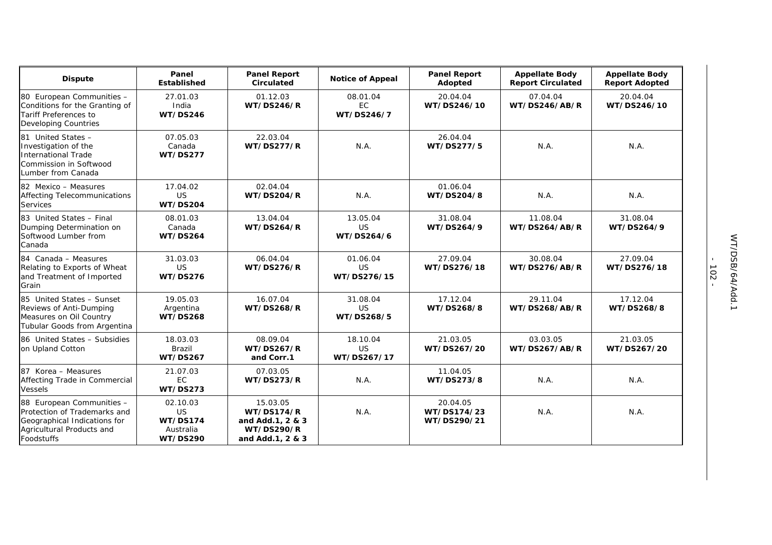| Dispute | Panel Established | Panel Report Circulated | Notice of Appeal | Panel Report Adopted | Appellate Body Report Circulated | Appellate Body Report Adopted |
|---|---|---|---|---|---|---|
| 80 European Communities – Conditions for the Granting of Tariff Preferences to Developing Countries | 27.01.03 India **WT/DS246** | 01.12.03 **WT/DS246/R** | 08.01.04 EC **WT/DS246/7** | 20.04.04 **WT/DS246/10** | 07.04.04 **WT/DS246/AB/R** | 20.04.04 **WT/DS246/10** |
| 81 United States – Investigation of the International Trade Commission in Softwood Lumber from Canada | 07.05.03 Canada **WT/DS277** | 22.03.04 **WT/DS277/R** | N.A. | 26.04.04 **WT/DS277/5** | N.A. | N.A. |
| 82 Mexico – Measures Affecting Telecommunications Services | 17.04.02 US **WT/DS204** | 02.04.04 **WT/DS204/R** | N.A. | 01.06.04 **WT/DS204/8** | N.A. | N.A. |
| 83 United States – Final Dumping Determination on Softwood Lumber from Canada | 08.01.03 Canada **WT/DS264** | 13.04.04 **WT/DS264/R** | 13.05.04 US **WT/DS264/6** | 31.08.04 **WT/DS264/9** | 11.08.04 **WT/DS264/AB/R** | 31.08.04 **WT/DS264/9** |
| 84 Canada – Measures Relating to Exports of Wheat and Treatment of Imported Grain | 31.03.03 US **WT/DS276** | 06.04.04 **WT/DS276/R** | 01.06.04 US **WT/DS276/15** | 27.09.04 **WT/DS276/18** | 30.08.04 **WT/DS276/AB/R** | 27.09.04 **WT/DS276/18** |
| 85 United States – Sunset Reviews of Anti-Dumping Measures on Oil Country Tubular Goods from Argentina | 19.05.03 Argentina **WT/DS268** | 16.07.04 **WT/DS268/R** | 31.08.04 US **WT/DS268/5** | 17.12.04 **WT/DS268/8** | 29.11.04 **WT/DS268/AB/R** | 17.12.04 **WT/DS268/8** |
| 86 United States – Subsidies on Upland Cotton | 18.03.03 Brazil **WT/DS267** | 08.09.04 **WT/DS267/R and Corr.1** | 18.10.04 US **WT/DS267/17** | 21.03.05 **WT/DS267/20** | 03.03.05 **WT/DS267/AB/R** | 21.03.05 **WT/DS267/20** |
| 87 Korea – Measures Affecting Trade in Commercial Vessels | 21.07.03 EC **WT/DS273** | 07.03.05 **WT/DS273/R** | N.A. | 11.04.05 **WT/DS273/8** | N.A. | N.A. |
| 88 European Communities – Protection of Trademarks and Geographical Indications for Agricultural Products and Foodstuffs | 02.10.03 US **WT/DS174** Australia **WT/DS290** | 15.03.05 **WT/DS174/R and Add.1, 2 & 3** **WT/DS290/R and Add.1, 2 & 3** | N.A. | 20.04.05 **WT/DS174/23** **WT/DS290/21** | N.A. | N.A. |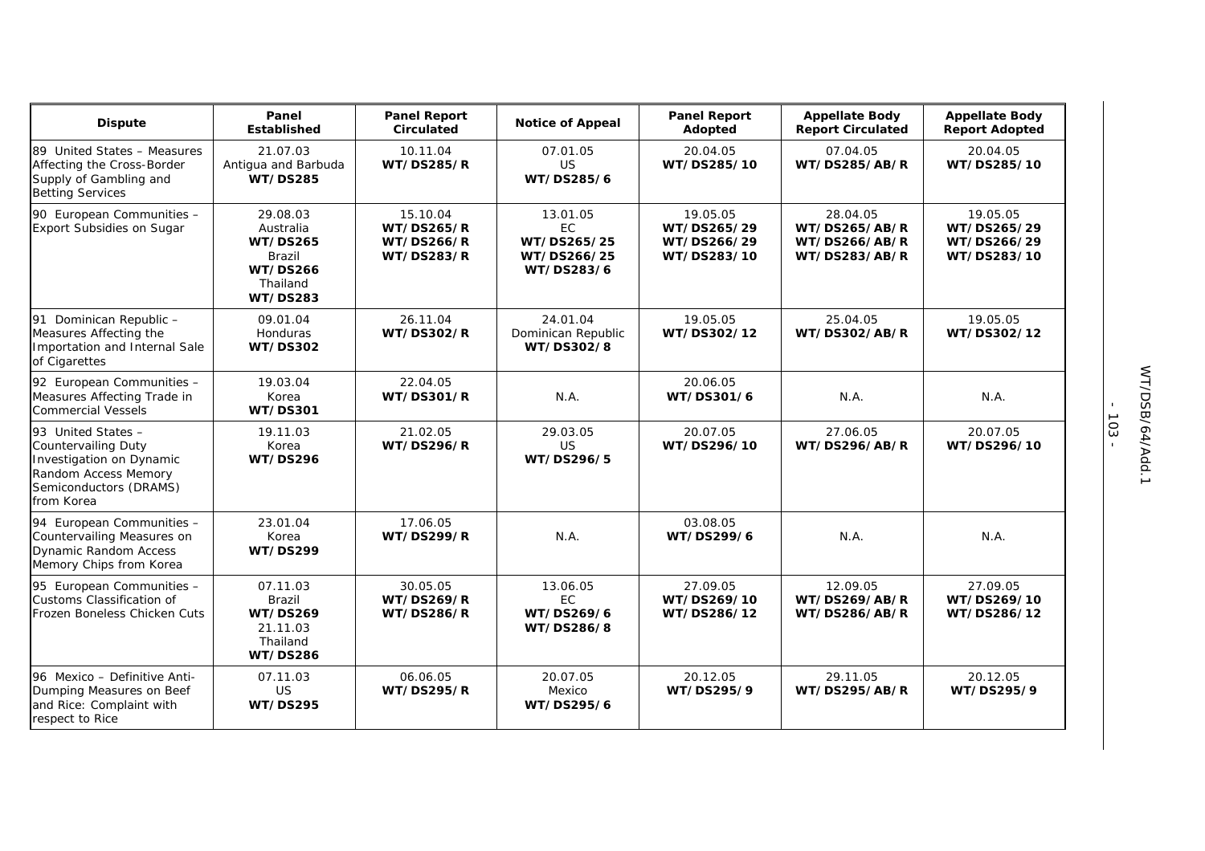| Dispute | Panel Established | Panel Report Circulated | Notice of Appeal | Panel Report Adopted | Appellate Body Report Circulated | Appellate Body Report Adopted |
|---|---|---|---|---|---|---|
| 89 United States – Measures Affecting the Cross-Border Supply of Gambling and Betting Services | 21.07.03 Antigua and Barbuda **WT/DS285** | 10.11.04 **WT/DS285/R** | 07.01.05 US **WT/DS285/6** | 20.04.05 **WT/DS285/10** | 07.04.05 **WT/DS285/AB/R** | 20.04.05 **WT/DS285/10** |
| 90 European Communities – Export Subsidies on Sugar | 29.08.03 Australia **WT/DS265** Brazil **WT/DS266** Thailand **WT/DS283** | 15.10.04 **WT/DS265/R** **WT/DS266/R** **WT/DS283/R** | 13.01.05 EC **WT/DS265/25** **WT/DS266/25** **WT/DS283/6** | 19.05.05 **WT/DS265/29** **WT/DS266/29** **WT/DS283/10** | 28.04.05 **WT/DS265/AB/R** **WT/DS266/AB/R** **WT/DS283/AB/R** | 19.05.05 **WT/DS265/29** **WT/DS266/29** **WT/DS283/10** |
| 91 Dominican Republic – Measures Affecting the Importation and Internal Sale of Cigarettes | 09.01.04 Honduras **WT/DS302** | 26.11.04 **WT/DS302/R** | 24.01.04 Dominican Republic **WT/DS302/8** | 19.05.05 **WT/DS302/12** | 25.04.05 **WT/DS302/AB/R** | 19.05.05 **WT/DS302/12** |
| 92 European Communities – Measures Affecting Trade in Commercial Vessels | 19.03.04 Korea **WT/DS301** | 22.04.05 **WT/DS301/R** | N.A. | 20.06.05 **WT/DS301/6** | N.A. | N.A. |
| 93 United States – Countervailing Duty Investigation on Dynamic Random Access Memory Semiconductors (DRAMS) from Korea | 19.11.03 Korea **WT/DS296** | 21.02.05 **WT/DS296/R** | 29.03.05 US **WT/DS296/5** | 20.07.05 **WT/DS296/10** | 27.06.05 **WT/DS296/AB/R** | 20.07.05 **WT/DS296/10** |
| 94 European Communities – Countervailing Measures on Dynamic Random Access Memory Chips from Korea | 23.01.04 Korea **WT/DS299** | 17.06.05 **WT/DS299/R** | N.A. | 03.08.05 **WT/DS299/6** | N.A. | N.A. |
| 95 European Communities – Customs Classification of Frozen Boneless Chicken Cuts | 07.11.03 Brazil **WT/DS269** 21.11.03 Thailand **WT/DS286** | 30.05.05 **WT/DS269/R** **WT/DS286/R** | 13.06.05 EC **WT/DS269/6** **WT/DS286/8** | 27.09.05 **WT/DS269/10** **WT/DS286/12** | 12.09.05 **WT/DS269/AB/R** **WT/DS286/AB/R** | 27.09.05 **WT/DS269/10** **WT/DS286/12** |
| 96 Mexico – Definitive Anti-Dumping Measures on Beef and Rice: Complaint with respect to Rice | 07.11.03 US **WT/DS295** | 06.06.05 **WT/DS295/R** | 20.07.05 Mexico **WT/DS295/6** | 20.12.05 **WT/DS295/9** | 29.11.05 **WT/DS295/AB/R** | 20.12.05 **WT/DS295/9** |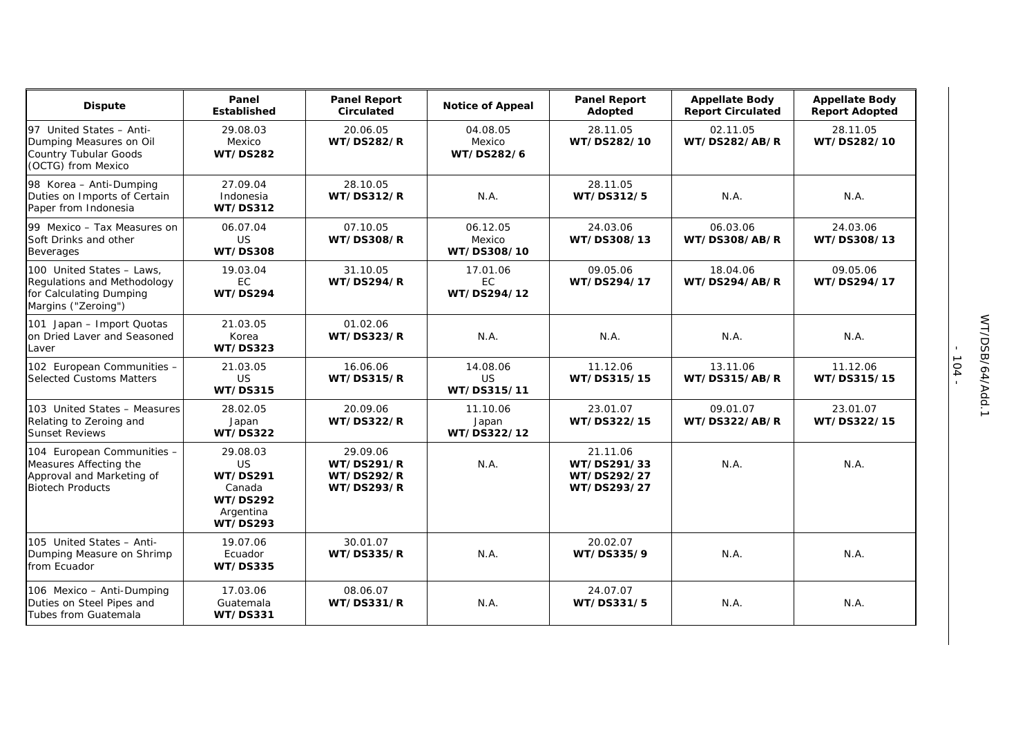| Dispute | Panel Established | Panel Report Circulated | Notice of Appeal | Panel Report Adopted | Appellate Body Report Circulated | Appellate Body Report Adopted |
|---|---|---|---|---|---|---|
| 97 United States – Anti-Dumping Measures on Oil Country Tubular Goods (OCTG) from Mexico | 29.08.03 Mexico **WT/DS282** | 20.06.05 **WT/DS282/R** | 04.08.05 Mexico **WT/DS282/6** | 28.11.05 **WT/DS282/10** | 02.11.05 **WT/DS282/AB/R** | 28.11.05 **WT/DS282/10** |
| 98 Korea – Anti-Dumping Duties on Imports of Certain Paper from Indonesia | 27.09.04 Indonesia **WT/DS312** | 28.10.05 **WT/DS312/R** | N.A. | 28.11.05 **WT/DS312/5** | N.A. | N.A. |
| 99 Mexico – Tax Measures on Soft Drinks and other Beverages | 06.07.04 US **WT/DS308** | 07.10.05 **WT/DS308/R** | 06.12.05 Mexico **WT/DS308/10** | 24.03.06 **WT/DS308/13** | 06.03.06 **WT/DS308/AB/R** | 24.03.06 **WT/DS308/13** |
| 100 United States – Laws, Regulations and Methodology for Calculating Dumping Margins ("Zeroing") | 19.03.04 EC **WT/DS294** | 31.10.05 **WT/DS294/R** | 17.01.06 EC **WT/DS294/12** | 09.05.06 **WT/DS294/17** | 18.04.06 **WT/DS294/AB/R** | 09.05.06 **WT/DS294/17** |
| 101 Japan – Import Quotas on Dried Laver and Seasoned Laver | 21.03.05 Korea **WT/DS323** | 01.02.06 **WT/DS323/R** | N.A. | N.A. | N.A. | N.A. |
| 102 European Communities – Selected Customs Matters | 21.03.05 US **WT/DS315** | 16.06.06 **WT/DS315/R** | 14.08.06 US **WT/DS315/11** | 11.12.06 **WT/DS315/15** | 13.11.06 **WT/DS315/AB/R** | 11.12.06 **WT/DS315/15** |
| 103 United States – Measures Relating to Zeroing and Sunset Reviews | 28.02.05 Japan **WT/DS322** | 20.09.06 **WT/DS322/R** | 11.10.06 Japan **WT/DS322/12** | 23.01.07 **WT/DS322/15** | 09.01.07 **WT/DS322/AB/R** | 23.01.07 **WT/DS322/15** |
| 104 European Communities – Measures Affecting the Approval and Marketing of Biotech Products | 29.08.03 US **WT/DS291** Canada **WT/DS292** Argentina **WT/DS293** | 29.09.06 **WT/DS291/R** **WT/DS292/R** **WT/DS293/R** | N.A. | 21.11.06 **WT/DS291/33** **WT/DS292/27** **WT/DS293/27** | N.A. | N.A. |
| 105 United States – Anti-Dumping Measure on Shrimp from Ecuador | 19.07.06 Ecuador **WT/DS335** | 30.01.07 **WT/DS335/R** | N.A. | 20.02.07 **WT/DS335/9** | N.A. | N.A. |
| 106 Mexico – Anti-Dumping Duties on Steel Pipes and Tubes from Guatemala | 17.03.06 Guatemala **WT/DS331** | 08.06.07 **WT/DS331/R** | N.A. | 24.07.07 **WT/DS331/5** | N.A. | N.A. |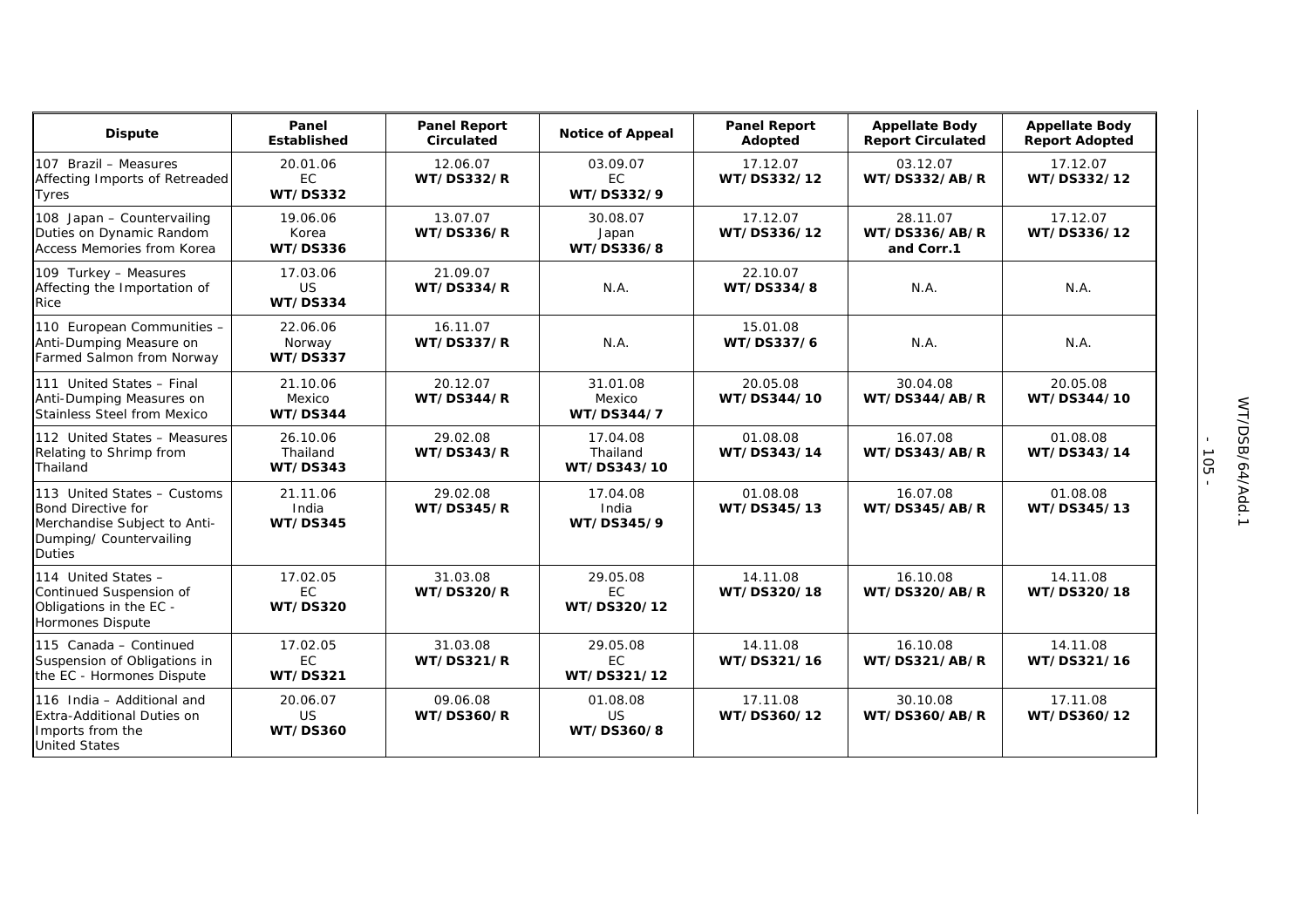| Dispute | Panel Established | Panel Report Circulated | Notice of Appeal | Panel Report Adopted | Appellate Body Report Circulated | Appellate Body Report Adopted |
|---|---|---|---|---|---|---|
| 107 Brazil – Measures Affecting Imports of Retreaded Tyres | 20.01.06 EC **WT/DS332** | 12.06.07 **WT/DS332/R** | 03.09.07 EC **WT/DS332/9** | 17.12.07 **WT/DS332/12** | 03.12.07 **WT/DS332/AB/R** | 17.12.07 **WT/DS332/12** |
| 108 Japan – Countervailing Duties on Dynamic Random Access Memories from Korea | 19.06.06 Korea **WT/DS336** | 13.07.07 **WT/DS336/R** | 30.08.07 Japan **WT/DS336/8** | 17.12.07 **WT/DS336/12** | 28.11.07 **WT/DS336/AB/R and Corr.1** | 17.12.07 **WT/DS336/12** |
| 109 Turkey – Measures Affecting the Importation of Rice | 17.03.06 US **WT/DS334** | 21.09.07 **WT/DS334/R** | N.A. | 22.10.07 **WT/DS334/8** | N.A. | N.A. |
| 110 European Communities – Anti-Dumping Measure on Farmed Salmon from Norway | 22.06.06 Norway **WT/DS337** | 16.11.07 **WT/DS337/R** | N.A. | 15.01.08 **WT/DS337/6** | N.A. | N.A. |
| 111 United States – Final Anti-Dumping Measures on Stainless Steel from Mexico | 21.10.06 Mexico **WT/DS344** | 20.12.07 **WT/DS344/R** | 31.01.08 Mexico **WT/DS344/7** | 20.05.08 **WT/DS344/10** | 30.04.08 **WT/DS344/AB/R** | 20.05.08 **WT/DS344/10** |
| 112 United States – Measures Relating to Shrimp from Thailand | 26.10.06 Thailand **WT/DS343** | 29.02.08 **WT/DS343/R** | 17.04.08 Thailand **WT/DS343/10** | 01.08.08 **WT/DS343/14** | 16.07.08 **WT/DS343/AB/R** | 01.08.08 **WT/DS343/14** |
| 113 United States – Customs Bond Directive for Merchandise Subject to Anti-Dumping/ Countervailing Duties | 21.11.06 India **WT/DS345** | 29.02.08 **WT/DS345/R** | 17.04.08 India **WT/DS345/9** | 01.08.08 **WT/DS345/13** | 16.07.08 **WT/DS345/AB/R** | 01.08.08 **WT/DS345/13** |
| 114 United States – Continued Suspension of Obligations in the EC - Hormones Dispute | 17.02.05 EC **WT/DS320** | 31.03.08 **WT/DS320/R** | 29.05.08 EC **WT/DS320/12** | 14.11.08 **WT/DS320/18** | 16.10.08 **WT/DS320/AB/R** | 14.11.08 **WT/DS320/18** |
| 115 Canada – Continued Suspension of Obligations in the EC - Hormones Dispute | 17.02.05 EC **WT/DS321** | 31.03.08 **WT/DS321/R** | 29.05.08 EC **WT/DS321/12** | 14.11.08 **WT/DS321/16** | 16.10.08 **WT/DS321/AB/R** | 14.11.08 **WT/DS321/16** |
| 116 India – Additional and Extra-Additional Duties on Imports from the United States | 20.06.07 US **WT/DS360** | 09.06.08 **WT/DS360/R** | 01.08.08 US **WT/DS360/8** | 17.11.08 **WT/DS360/12** | 30.10.08 **WT/DS360/AB/R** | 17.11.08 **WT/DS360/12** |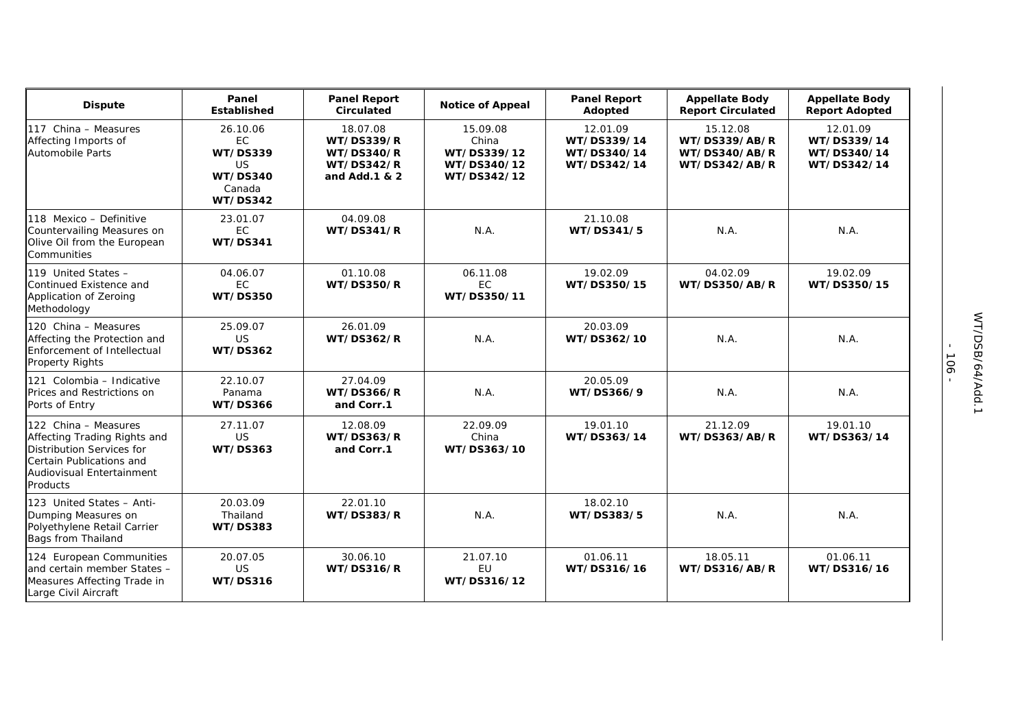| Dispute | Panel Established | Panel Report Circulated | Notice of Appeal | Panel Report Adopted | Appellate Body Report Circulated | Appellate Body Report Adopted |
|---|---|---|---|---|---|---|
| 117 China – Measures Affecting Imports of Automobile Parts | 26.10.06 EC **WT/DS339** US **WT/DS340** Canada **WT/DS342** | 18.07.08 **WT/DS339/R WT/DS340/R WT/DS342/R and Add.1 & 2** | 15.09.08 China **WT/DS339/12 WT/DS340/12 WT/DS342/12** | 12.01.09 **WT/DS339/14 WT/DS340/14 WT/DS342/14** | 15.12.08 **WT/DS339/AB/R WT/DS340/AB/R WT/DS342/AB/R** | 12.01.09 **WT/DS339/14 WT/DS340/14 WT/DS342/14** |
| 118 Mexico – Definitive Countervailing Measures on Olive Oil from the European Communities | 23.01.07 EC **WT/DS341** | 04.09.08 **WT/DS341/R** | N.A. | 21.10.08 **WT/DS341/5** | N.A. | N.A. |
| 119 United States – Continued Existence and Application of Zeroing Methodology | 04.06.07 EC **WT/DS350** | 01.10.08 **WT/DS350/R** | 06.11.08 EC **WT/DS350/11** | 19.02.09 **WT/DS350/15** | 04.02.09 **WT/DS350/AB/R** | 19.02.09 **WT/DS350/15** |
| 120 China – Measures Affecting the Protection and Enforcement of Intellectual Property Rights | 25.09.07 US **WT/DS362** | 26.01.09 **WT/DS362/R** | N.A. | 20.03.09 **WT/DS362/10** | N.A. | N.A. |
| 121 Colombia – Indicative Prices and Restrictions on Ports of Entry | 22.10.07 Panama **WT/DS366** | 27.04.09 **WT/DS366/R and Corr.1** | N.A. | 20.05.09 **WT/DS366/9** | N.A. | N.A. |
| 122 China – Measures Affecting Trading Rights and Distribution Services for Certain Publications and Audiovisual Entertainment Products | 27.11.07 US **WT/DS363** | 12.08.09 **WT/DS363/R and Corr.1** | 22.09.09 China **WT/DS363/10** | 19.01.10 **WT/DS363/14** | 21.12.09 **WT/DS363/AB/R** | 19.01.10 **WT/DS363/14** |
| 123 United States – Anti-Dumping Measures on Polyethylene Retail Carrier Bags from Thailand | 20.03.09 Thailand **WT/DS383** | 22.01.10 **WT/DS383/R** | N.A. | 18.02.10 **WT/DS383/5** | N.A. | N.A. |
| 124 European Communities and certain member States – Measures Affecting Trade in Large Civil Aircraft | 20.07.05 US **WT/DS316** | 30.06.10 **WT/DS316/R** | 21.07.10 EU **WT/DS316/12** | 01.06.11 **WT/DS316/16** | 18.05.11 **WT/DS316/AB/R** | 01.06.11 **WT/DS316/16** |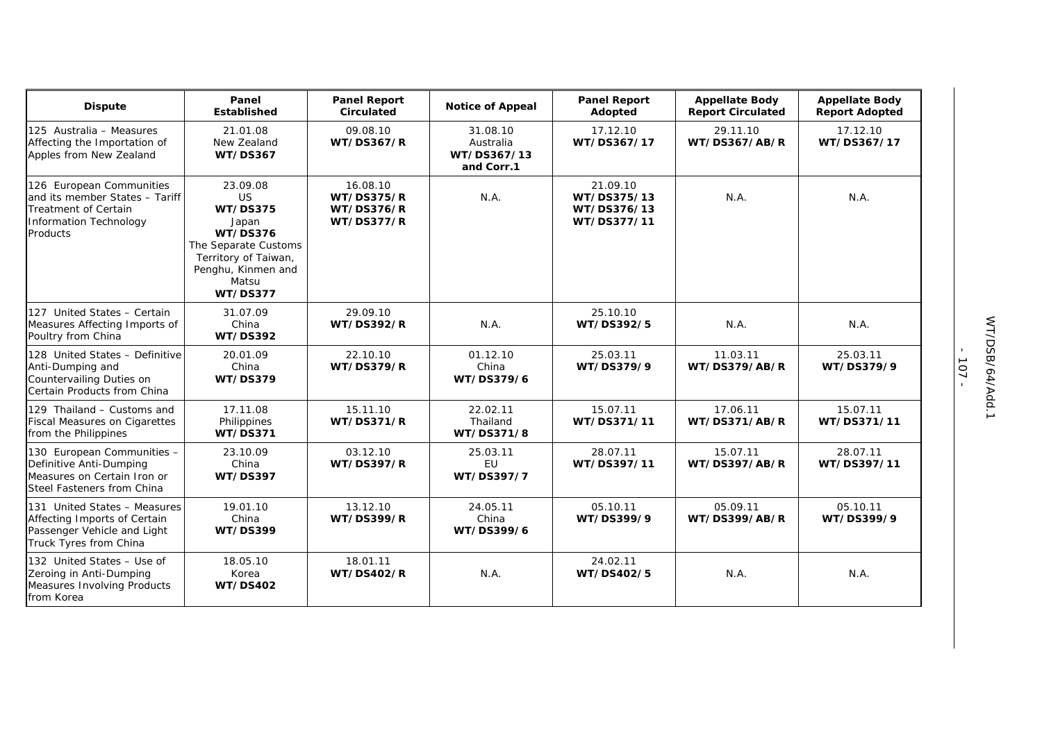| Dispute | Panel Established | Panel Report Circulated | Notice of Appeal | Panel Report Adopted | Appellate Body Report Circulated | Appellate Body Report Adopted |
|---|---|---|---|---|---|---|
| 125 Australia – Measures Affecting the Importation of Apples from New Zealand | 21.01.08<br>New Zealand<br>**WT/DS367** | 09.08.10<br>**WT/DS367/R** | 31.08.10<br>Australia<br>**WT/DS367/13 and Corr.1** | 17.12.10<br>**WT/DS367/17** | 29.11.10<br>**WT/DS367/AB/R** | 17.12.10<br>**WT/DS367/17** |
| 126 European Communities and its member States – Tariff Treatment of Certain Information Technology Products | 23.09.08<br>US<br>**WT/DS375**<br>Japan<br>**WT/DS376**<br>The Separate Customs Territory of Taiwan, Penghu, Kinmen and Matsu<br>**WT/DS377** | 16.08.10<br>**WT/DS375/R**<br>**WT/DS376/R**<br>**WT/DS377/R** | N.A. | 21.09.10<br>**WT/DS375/13**<br>**WT/DS376/13**<br>**WT/DS377/11** | N.A. | N.A. |
| 127 United States – Certain Measures Affecting Imports of Poultry from China | 31.07.09<br>China<br>**WT/DS392** | 29.09.10<br>**WT/DS392/R** | N.A. | 25.10.10<br>**WT/DS392/5** | N.A. | N.A. |
| 128 United States – Definitive Anti-Dumping and Countervailing Duties on Certain Products from China | 20.01.09<br>China<br>**WT/DS379** | 22.10.10<br>**WT/DS379/R** | 01.12.10<br>China<br>**WT/DS379/6** | 25.03.11<br>**WT/DS379/9** | 11.03.11<br>**WT/DS379/AB/R** | 25.03.11<br>**WT/DS379/9** |
| 129 Thailand – Customs and Fiscal Measures on Cigarettes from the Philippines | 17.11.08<br>Philippines<br>**WT/DS371** | 15.11.10<br>**WT/DS371/R** | 22.02.11<br>Thailand<br>**WT/DS371/8** | 15.07.11<br>**WT/DS371/11** | 17.06.11<br>**WT/DS371/AB/R** | 15.07.11<br>**WT/DS371/11** |
| 130 European Communities – Definitive Anti-Dumping Measures on Certain Iron or Steel Fasteners from China | 23.10.09<br>China<br>**WT/DS397** | 03.12.10<br>**WT/DS397/R** | 25.03.11<br>EU<br>**WT/DS397/7** | 28.07.11<br>**WT/DS397/11** | 15.07.11<br>**WT/DS397/AB/R** | 28.07.11<br>**WT/DS397/11** |
| 131 United States – Measures Affecting Imports of Certain Passenger Vehicle and Light Truck Tyres from China | 19.01.10<br>China<br>**WT/DS399** | 13.12.10<br>**WT/DS399/R** | 24.05.11<br>China<br>**WT/DS399/6** | 05.10.11<br>**WT/DS399/9** | 05.09.11<br>**WT/DS399/AB/R** | 05.10.11<br>**WT/DS399/9** |
| 132 United States – Use of Zeroing in Anti-Dumping Measures Involving Products from Korea | 18.05.10<br>Korea<br>**WT/DS402** | 18.01.11<br>**WT/DS402/R** | N.A. | 24.02.11<br>**WT/DS402/5** | N.A. | N.A. |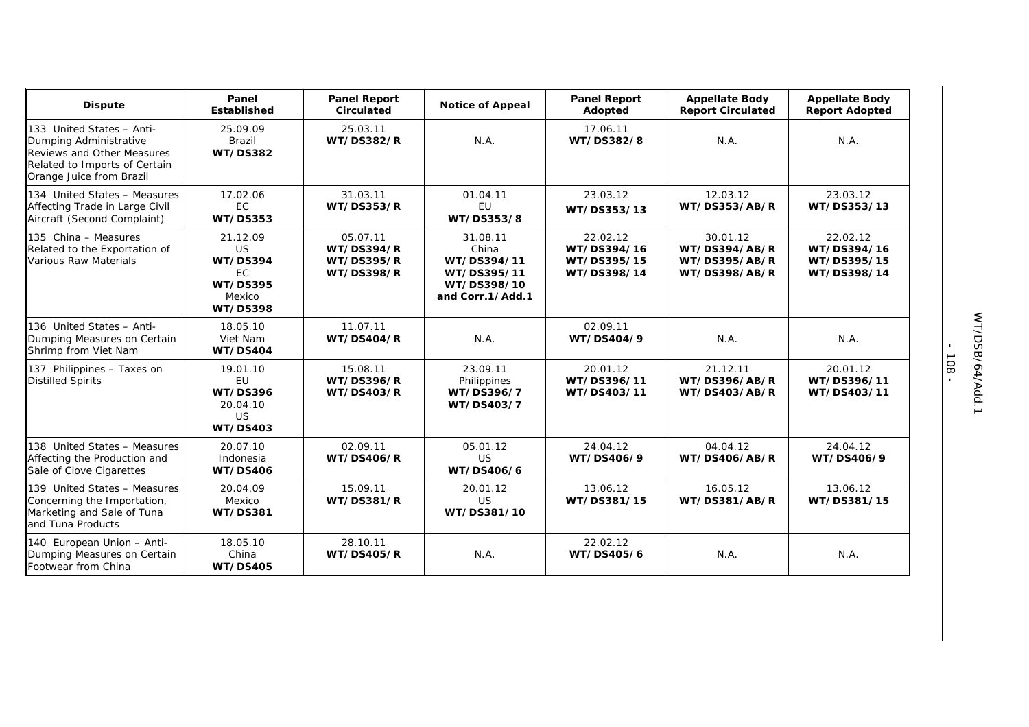| Dispute | Panel Established | Panel Report Circulated | Notice of Appeal | Panel Report Adopted | Appellate Body Report Circulated | Appellate Body Report Adopted |
|---|---|---|---|---|---|---|
| 133 United States – Anti-Dumping Administrative Reviews and Other Measures Related to Imports of Certain Orange Juice from Brazil | 25.09.09 Brazil **WT/DS382** | 25.03.11 **WT/DS382/R** | N.A. | 17.06.11 **WT/DS382/8** | N.A. | N.A. |
| 134 United States – Measures Affecting Trade in Large Civil Aircraft (Second Complaint) | 17.02.06 EC **WT/DS353** | 31.03.11 **WT/DS353/R** | 01.04.11 EU **WT/DS353/8** | 23.03.12 **WT/DS353/13** | 12.03.12 **WT/DS353/AB/R** | 23.03.12 **WT/DS353/13** |
| 135 China – Measures Related to the Exportation of Various Raw Materials | 21.12.09 US **WT/DS394** EC **WT/DS395** Mexico **WT/DS398** | 05.07.11 **WT/DS394/R** **WT/DS395/R** **WT/DS398/R** | 31.08.11 China **WT/DS394/11** **WT/DS395/11** **WT/DS398/10 and Corr.1/Add.1** | 22.02.12 **WT/DS394/16** **WT/DS395/15** **WT/DS398/14** | 30.01.12 **WT/DS394/AB/R** **WT/DS395/AB/R** **WT/DS398/AB/R** | 22.02.12 **WT/DS394/16** **WT/DS395/15** **WT/DS398/14** |
| 136 United States – Anti-Dumping Measures on Certain Shrimp from Viet Nam | 18.05.10 Viet Nam **WT/DS404** | 11.07.11 **WT/DS404/R** | N.A. | 02.09.11 **WT/DS404/9** | N.A. | N.A. |
| 137 Philippines – Taxes on Distilled Spirits | 19.01.10 EU **WT/DS396** 20.04.10 US **WT/DS403** | 15.08.11 **WT/DS396/R** **WT/DS403/R** | 23.09.11 Philippines **WT/DS396/7** **WT/DS403/7** | 20.01.12 **WT/DS396/11** **WT/DS403/11** | 21.12.11 **WT/DS396/AB/R** **WT/DS403/AB/R** | 20.01.12 **WT/DS396/11** **WT/DS403/11** |
| 138 United States – Measures Affecting the Production and Sale of Clove Cigarettes | 20.07.10 Indonesia **WT/DS406** | 02.09.11 **WT/DS406/R** | 05.01.12 US **WT/DS406/6** | 24.04.12 **WT/DS406/9** | 04.04.12 **WT/DS406/AB/R** | 24.04.12 **WT/DS406/9** |
| 139 United States – Measures Concerning the Importation, Marketing and Sale of Tuna and Tuna Products | 20.04.09 Mexico **WT/DS381** | 15.09.11 **WT/DS381/R** | 20.01.12 US **WT/DS381/10** | 13.06.12 **WT/DS381/15** | 16.05.12 **WT/DS381/AB/R** | 13.06.12 **WT/DS381/15** |
| 140 European Union – Anti-Dumping Measures on Certain Footwear from China | 18.05.10 China **WT/DS405** | 28.10.11 **WT/DS405/R** | N.A. | 22.02.12 **WT/DS405/6** | N.A. | N.A. |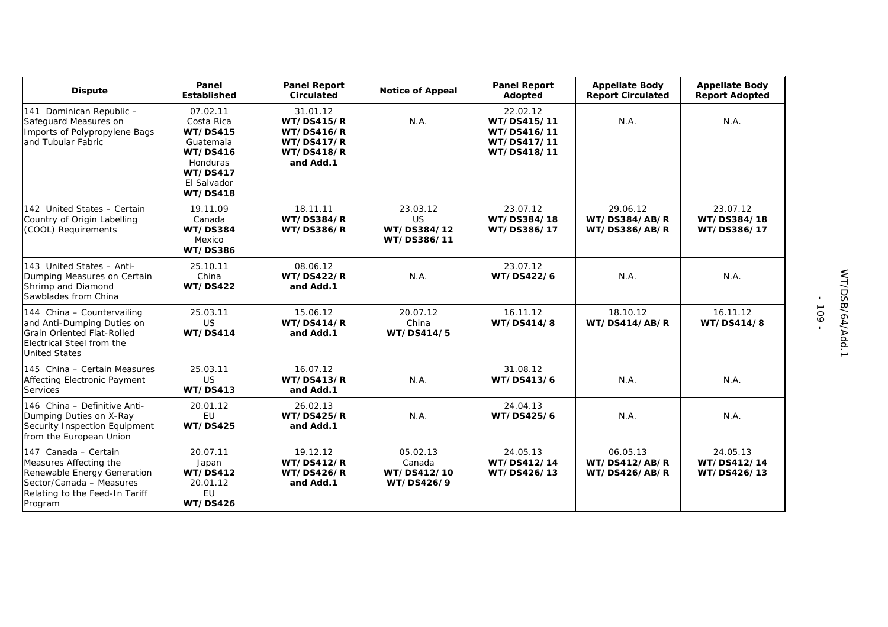| Dispute | Panel Established | Panel Report Circulated | Notice of Appeal | Panel Report Adopted | Appellate Body Report Circulated | Appellate Body Report Adopted |
|---|---|---|---|---|---|---|
| 141 Dominican Republic – Safeguard Measures on Imports of Polypropylene Bags and Tubular Fabric | 07.02.11 Costa Rica **WT/DS415** Guatemala **WT/DS416** Honduras **WT/DS417** El Salvador **WT/DS418** | 31.01.12 **WT/DS415/R** **WT/DS416/R** **WT/DS417/R** **WT/DS418/R** **and Add.1** | N.A. | 22.02.12 **WT/DS415/11** **WT/DS416/11** **WT/DS417/11** **WT/DS418/11** | N.A. | N.A. |
| 142 United States – Certain Country of Origin Labelling (COOL) Requirements | 19.11.09 Canada **WT/DS384** Mexico **WT/DS386** | 18.11.11 **WT/DS384/R** **WT/DS386/R** | 23.03.12 US **WT/DS384/12** **WT/DS386/11** | 23.07.12 **WT/DS384/18** **WT/DS386/17** | 29.06.12 **WT/DS384/AB/R** **WT/DS386/AB/R** | 23.07.12 **WT/DS384/18** **WT/DS386/17** |
| 143 United States – Anti-Dumping Measures on Certain Shrimp and Diamond Sawblades from China | 25.10.11 China **WT/DS422** | 08.06.12 **WT/DS422/R** **and Add.1** | N.A. | 23.07.12 **WT/DS422/6** | N.A. | N.A. |
| 144 China – Countervailing and Anti-Dumping Duties on Grain Oriented Flat-Rolled Electrical Steel from the United States | 25.03.11 US **WT/DS414** | 15.06.12 **WT/DS414/R** **and Add.1** | 20.07.12 China **WT/DS414/5** | 16.11.12 **WT/DS414/8** | 18.10.12 **WT/DS414/AB/R** | 16.11.12 **WT/DS414/8** |
| 145 China – Certain Measures Affecting Electronic Payment Services | 25.03.11 US **WT/DS413** | 16.07.12 **WT/DS413/R** **and Add.1** | N.A. | 31.08.12 **WT/DS413/6** | N.A. | N.A. |
| 146 China – Definitive Anti-Dumping Duties on X-Ray Security Inspection Equipment from the European Union | 20.01.12 EU **WT/DS425** | 26.02.13 **WT/DS425/R** **and Add.1** | N.A. | 24.04.13 **WT/DS425/6** | N.A. | N.A. |
| 147 Canada – Certain Measures Affecting the Renewable Energy Generation Sector/Canada – Measures Relating to the Feed-In Tariff Program | 20.07.11 Japan **WT/DS412** 20.01.12 EU **WT/DS426** | 19.12.12 **WT/DS412/R** **WT/DS426/R** **and Add.1** | 05.02.13 Canada **WT/DS412/10** **WT/DS426/9** | 24.05.13 **WT/DS412/14** **WT/DS426/13** | 06.05.13 **WT/DS412/AB/R** **WT/DS426/AB/R** | 24.05.13 **WT/DS412/14** **WT/DS426/13** |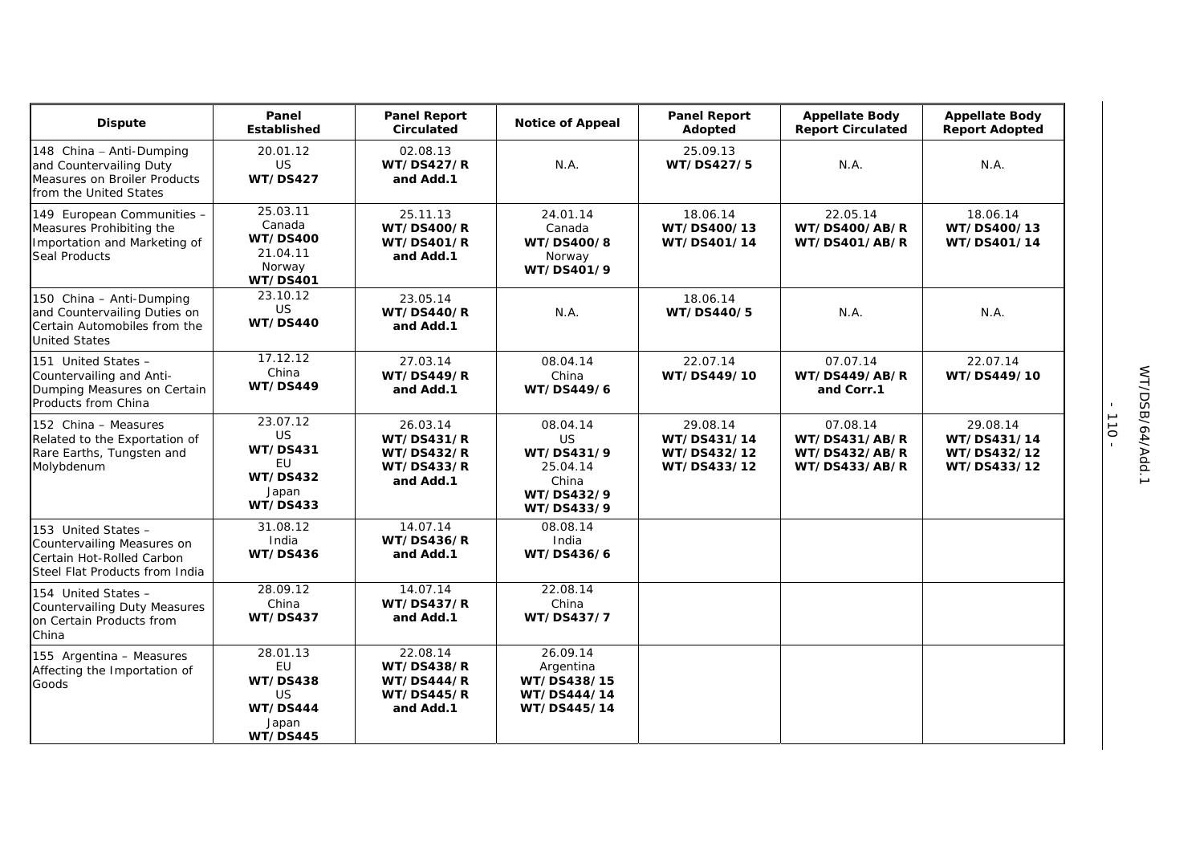| Dispute | Panel Established | Panel Report Circulated | Notice of Appeal | Panel Report Adopted | Appellate Body Report Circulated | Appellate Body Report Adopted |
|---|---|---|---|---|---|---|
| 148 China – Anti-Dumping and Countervailing Duty Measures on Broiler Products from the United States | 20.01.12 US **WT/DS427** | 02.08.13 **WT/DS427/R and Add.1** | N.A. | 25.09.13 **WT/DS427/5** | N.A. | N.A. |
| 149 European Communities – Measures Prohibiting the Importation and Marketing of Seal Products | 25.03.11 Canada **WT/DS400** 21.04.11 Norway **WT/DS401** | 25.11.13 **WT/DS400/R WT/DS401/R and Add.1** | 24.01.14 Canada **WT/DS400/8** Norway **WT/DS401/9** | 18.06.14 **WT/DS400/13 WT/DS401/14** | 22.05.14 **WT/DS400/AB/R WT/DS401/AB/R** | 18.06.14 **WT/DS400/13 WT/DS401/14** |
| 150 China – Anti-Dumping and Countervailing Duties on Certain Automobiles from the United States | 23.10.12 US **WT/DS440** | 23.05.14 **WT/DS440/R and Add.1** | N.A. | 18.06.14 **WT/DS440/5** | N.A. | N.A. |
| 151 United States – Countervailing and Anti-Dumping Measures on Certain Products from China | 17.12.12 China **WT/DS449** | 27.03.14 **WT/DS449/R and Add.1** | 08.04.14 China **WT/DS449/6** | 22.07.14 **WT/DS449/10** | 07.07.14 **WT/DS449/AB/R and Corr.1** | 22.07.14 **WT/DS449/10** |
| 152 China – Measures Related to the Exportation of Rare Earths, Tungsten and Molybdenum | 23.07.12 US **WT/DS431** EU **WT/DS432** Japan **WT/DS433** | 26.03.14 **WT/DS431/R WT/DS432/R WT/DS433/R and Add.1** | 08.04.14 US **WT/DS431/9** 25.04.14 China **WT/DS432/9 WT/DS433/9** | 29.08.14 **WT/DS431/14 WT/DS432/12 WT/DS433/12** | 07.08.14 **WT/DS431/AB/R WT/DS432/AB/R WT/DS433/AB/R** | 29.08.14 **WT/DS431/14 WT/DS432/12 WT/DS433/12** |
| 153 United States – Countervailing Measures on Certain Hot-Rolled Carbon Steel Flat Products from India | 31.08.12 India **WT/DS436** | 14.07.14 **WT/DS436/R and Add.1** | 08.08.14 India **WT/DS436/6** | | | |
| 154 United States – Countervailing Duty Measures on Certain Products from China | 28.09.12 China **WT/DS437** | 14.07.14 **WT/DS437/R and Add.1** | 22.08.14 China **WT/DS437/7** | | | |
| 155 Argentina – Measures Affecting the Importation of Goods | 28.01.13 EU **WT/DS438** US **WT/DS444** Japan **WT/DS445** | 22.08.14 **WT/DS438/R WT/DS444/R WT/DS445/R and Add.1** | 26.09.14 Argentina **WT/DS438/15 WT/DS444/14 WT/DS445/14** | | | |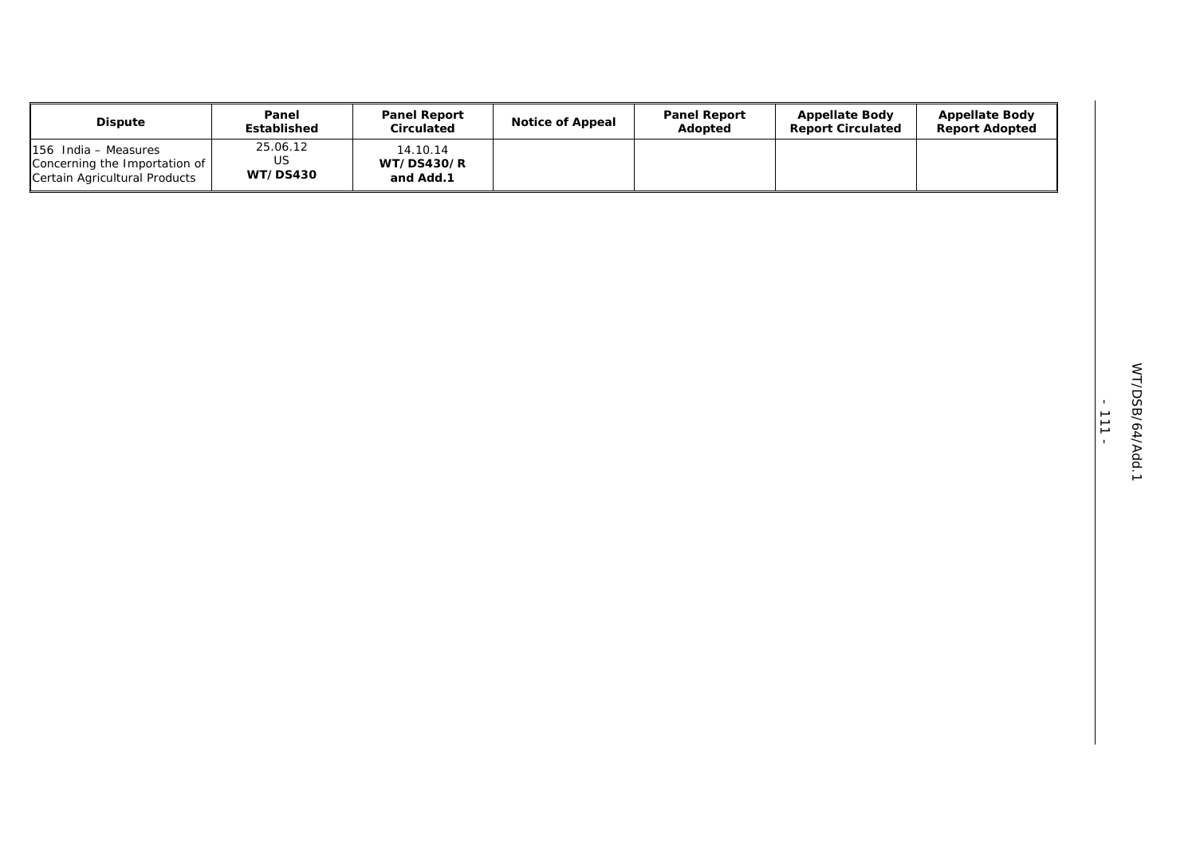| Dispute | Panel Established | Panel Report Circulated | Notice of Appeal | Panel Report Adopted | Appellate Body Report Circulated | Appellate Body Report Adopted |
|---|---|---|---|---|---|---|
| 156 India – Measures Concerning the Importation of Certain Agricultural Products | 25.06.12<br>US<br>**WT/DS430** | 14.10.14<br>**WT/DS430/R and Add.1** | | | | |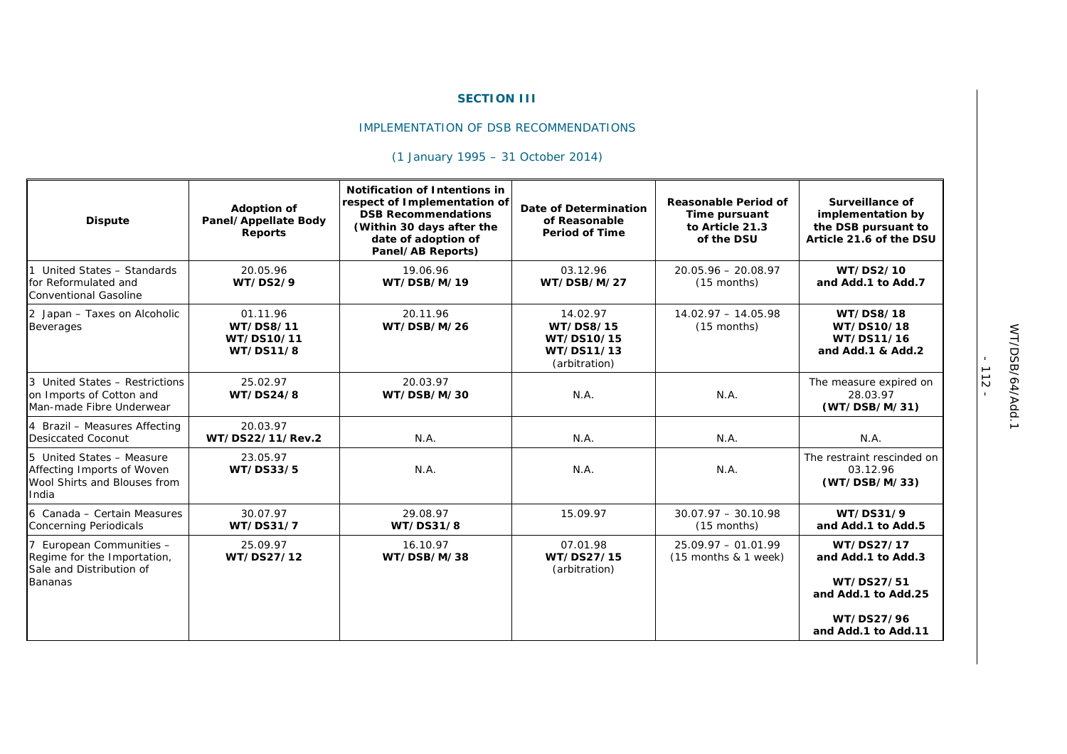**SECTION III**

IMPLEMENTATION OF DSB RECOMMENDATIONS

(1 January 1995 – 31 October 2014)

| Dispute | Adoption of Panel/Appellate Body Reports | Notification of Intentions in respect of Implementation of DSB Recommendations (Within 30 days after the date of adoption of Panel/AB Reports) | Date of Determination of Reasonable Period of Time | Reasonable Period of Time pursuant to Article 21.3 of the DSU | Surveillance of implementation by the DSB pursuant to Article 21.6 of the DSU |
|---|---|---|---|---|---|
| 1 United States – Standards for Reformulated and Conventional Gasoline | 20.05.96 **WT/DS2/9** | 19.06.96 **WT/DSB/M/19** | 03.12.96 **WT/DSB/M/27** | 20.05.96 – 20.08.97 (15 months) | **WT/DS2/10 and Add.1 to Add.7** |
| 2 Japan – Taxes on Alcoholic Beverages | 01.11.96 **WT/DS8/11 WT/DS10/11 WT/DS11/8** | 20.11.96 **WT/DSB/M/26** | 14.02.97 **WT/DS8/15 WT/DS10/15 WT/DS11/13** (arbitration) | 14.02.97 – 14.05.98 (15 months) | **WT/DS8/18 WT/DS10/18 WT/DS11/16 and Add.1 & Add.2** |
| 3 United States – Restrictions on Imports of Cotton and Man-made Fibre Underwear | 25.02.97 **WT/DS24/8** | 20.03.97 **WT/DSB/M/30** | N.A. | N.A. | The measure expired on 28.03.97 **(WT/DSB/M/31)** |
| 4 Brazil – Measures Affecting Desiccated Coconut | 20.03.97 **WT/DS22/11/Rev.2** | N.A. | N.A. | N.A. | N.A. |
| 5 United States – Measure Affecting Imports of Woven Wool Shirts and Blouses from India | 23.05.97 **WT/DS33/5** | N.A. | N.A. | N.A. | The restraint rescinded on 03.12.96 **(WT/DSB/M/33)** |
| 6 Canada – Certain Measures Concerning Periodicals | 30.07.97 **WT/DS31/7** | 29.08.97 **WT/DS31/8** | 15.09.97 | 30.07.97 – 30.10.98 (15 months) | **WT/DS31/9 and Add.1 to Add.5** |
| 7 European Communities – Regime for the Importation, Sale and Distribution of Bananas | 25.09.97 **WT/DS27/12** | 16.10.97 **WT/DSB/M/38** | 07.01.98 **WT/DS27/15** (arbitration) | 25.09.97 – 01.01.99 (15 months & 1 week) | **WT/DS27/17 and Add.1 to Add.3** <br> **WT/DS27/51 and Add.1 to Add.25** <br> **WT/DS27/96 and Add.1 to Add.11** |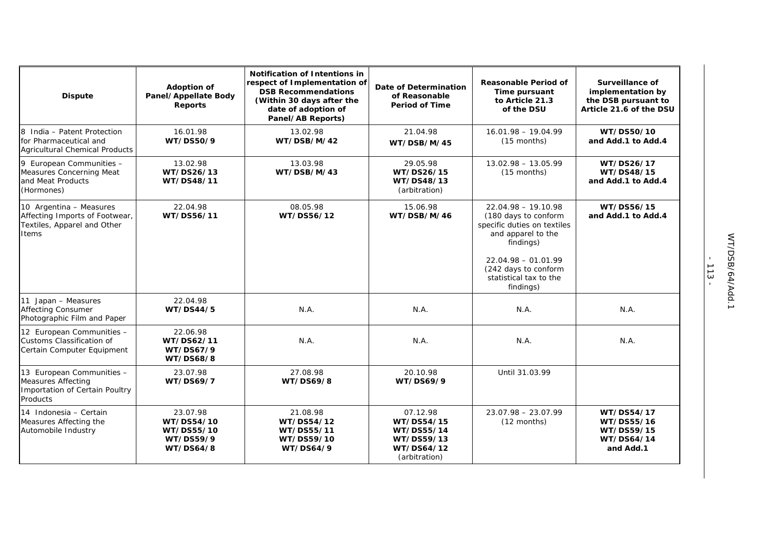| Dispute | Adoption of Panel/Appellate Body Reports | Notification of Intentions in respect of Implementation of DSB Recommendations (Within 30 days after the date of adoption of Panel/AB Reports) | Date of Determination of Reasonable Period of Time | Reasonable Period of Time pursuant to Article 21.3 of the DSU | Surveillance of implementation by the DSB pursuant to Article 21.6 of the DSU |
|---|---|---|---|---|---|
| 8 India – Patent Protection for Pharmaceutical and Agricultural Chemical Products | 16.01.98 **WT/DS50/9** | 13.02.98 **WT/DSB/M/42** | 21.04.98 **WT/DSB/M/45** | 16.01.98 – 19.04.99 (15 months) | **WT/DS50/10 and Add.1 to Add.4** |
| 9 European Communities – Measures Concerning Meat and Meat Products (Hormones) | 13.02.98 **WT/DS26/13 WT/DS48/11** | 13.03.98 **WT/DSB/M/43** | 29.05.98 **WT/DS26/15 WT/DS48/13** (arbitration) | 13.02.98 – 13.05.99 (15 months) | **WT/DS26/17 WT/DS48/15 and Add.1 to Add.4** |
| 10 Argentina – Measures Affecting Imports of Footwear, Textiles, Apparel and Other Items | 22.04.98 **WT/DS56/11** | 08.05.98 **WT/DS56/12** | 15.06.98 **WT/DSB/M/46** | 22.04.98 – 19.10.98 (180 days to conform specific duties on textiles and apparel to the findings)<br><br>22.04.98 – 01.01.99 (242 days to conform statistical tax to the findings) | **WT/DS56/15 and Add.1 to Add.4** |
| 11 Japan – Measures Affecting Consumer Photographic Film and Paper | 22.04.98 **WT/DS44/5** | N.A. | N.A. | N.A. | N.A. |
| 12 European Communities – Customs Classification of Certain Computer Equipment | 22.06.98 **WT/DS62/11 WT/DS67/9 WT/DS68/8** | N.A. | N.A. | N.A. | N.A. |
| 13 European Communities – Measures Affecting Importation of Certain Poultry Products | 23.07.98 **WT/DS69/7** | 27.08.98 **WT/DS69/8** | 20.10.98 **WT/DS69/9** | Until 31.03.99 | |
| 14 Indonesia – Certain Measures Affecting the Automobile Industry | 23.07.98 **WT/DS54/10 WT/DS55/10 WT/DS59/9 WT/DS64/8** | 21.08.98 **WT/DS54/12 WT/DS55/11 WT/DS59/10 WT/DS64/9** | 07.12.98 **WT/DS54/15 WT/DS55/14 WT/DS59/13 WT/DS64/12** (arbitration) | 23.07.98 – 23.07.99 (12 months) | **WT/DS54/17 WT/DS55/16 WT/DS59/15 WT/DS64/14 and Add.1** |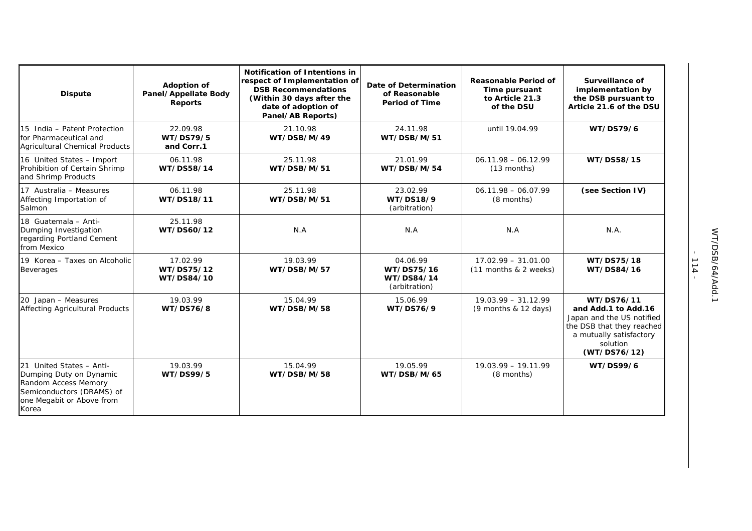| Dispute | Adoption of Panel/Appellate Body Reports | Notification of Intentions in respect of Implementation of DSB Recommendations (Within 30 days after the date of adoption of Panel/AB Reports) | Date of Determination of Reasonable Period of Time | Reasonable Period of Time pursuant to Article 21.3 of the DSU | Surveillance of implementation by the DSB pursuant to Article 21.6 of the DSU |
|---|---|---|---|---|---|
| 15 India – Patent Protection for Pharmaceutical and Agricultural Chemical Products | 22.09.98 **WT/DS79/5 and Corr.1** | 21.10.98 **WT/DSB/M/49** | 24.11.98 **WT/DSB/M/51** | until 19.04.99 | **WT/DS79/6** |
| 16 United States – Import Prohibition of Certain Shrimp and Shrimp Products | 06.11.98 **WT/DS58/14** | 25.11.98 **WT/DSB/M/51** | 21.01.99 **WT/DSB/M/54** | 06.11.98 – 06.12.99 (13 months) | **WT/DS58/15** |
| 17 Australia – Measures Affecting Importation of Salmon | 06.11.98 **WT/DS18/11** | 25.11.98 **WT/DSB/M/51** | 23.02.99 **WT/DS18/9** (arbitration) | 06.11.98 – 06.07.99 (8 months) | **(see Section IV)** |
| 18 Guatemala – Anti-Dumping Investigation regarding Portland Cement from Mexico | 25.11.98 **WT/DS60/12** | N.A | N.A | N.A | N.A. |
| 19 Korea – Taxes on Alcoholic Beverages | 17.02.99 **WT/DS75/12 WT/DS84/10** | 19.03.99 **WT/DSB/M/57** | 04.06.99 **WT/DS75/16 WT/DS84/14** (arbitration) | 17.02.99 – 31.01.00 (11 months & 2 weeks) | **WT/DS75/18 WT/DS84/16** |
| 20 Japan – Measures Affecting Agricultural Products | 19.03.99 **WT/DS76/8** | 15.04.99 **WT/DSB/M/58** | 15.06.99 **WT/DS76/9** | 19.03.99 – 31.12.99 (9 months & 12 days) | **WT/DS76/11 and Add.1 to Add.16** Japan and the US notified the DSB that they reached a mutually satisfactory solution **(WT/DS76/12)** |
| 21 United States – Anti-Dumping Duty on Dynamic Random Access Memory Semiconductors (DRAMS) of one Megabit or Above from Korea | 19.03.99 **WT/DS99/5** | 15.04.99 **WT/DSB/M/58** | 19.05.99 **WT/DSB/M/65** | 19.03.99 – 19.11.99 (8 months) | **WT/DS99/6** |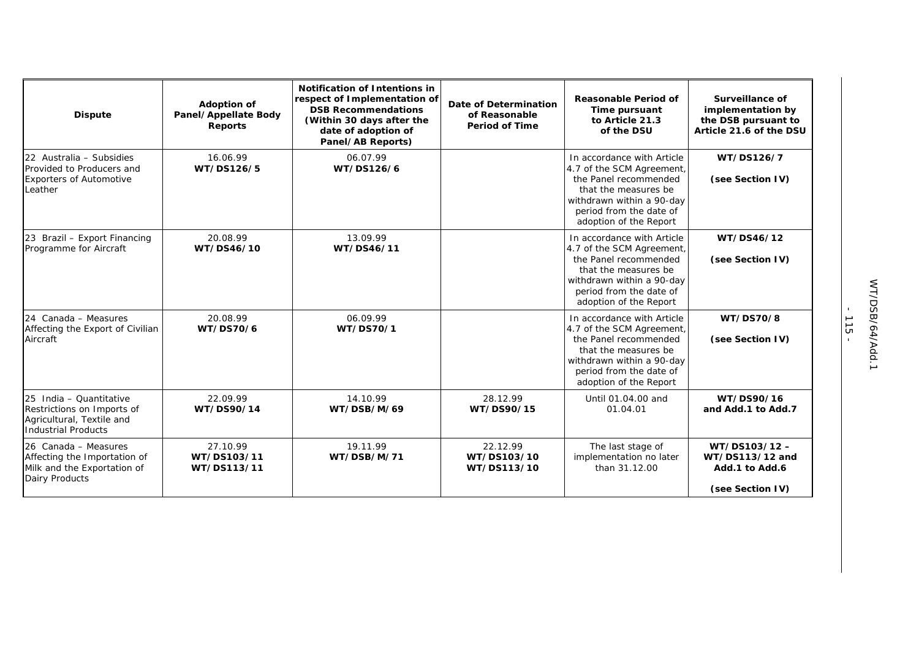| Dispute | Adoption of Panel/Appellate Body Reports | Notification of Intentions in respect of Implementation of DSB Recommendations (Within 30 days after the date of adoption of Panel/AB Reports) | Date of Determination of Reasonable Period of Time | Reasonable Period of Time pursuant to Article 21.3 of the DSU | Surveillance of implementation by the DSB pursuant to Article 21.6 of the DSU |
|---|---|---|---|---|---|
| 22 Australia – Subsidies Provided to Producers and Exporters of Automotive Leather | 16.06.99 **WT/DS126/5** | 06.07.99 **WT/DS126/6** | | In accordance with Article 4.7 of the SCM Agreement, the Panel recommended that the measures be withdrawn within a 90-day period from the date of adoption of the Report | **WT/DS126/7** **(see Section IV)** |
| 23 Brazil – Export Financing Programme for Aircraft | 20.08.99 **WT/DS46/10** | 13.09.99 **WT/DS46/11** | | In accordance with Article 4.7 of the SCM Agreement, the Panel recommended that the measures be withdrawn within a 90-day period from the date of adoption of the Report | **WT/DS46/12** **(see Section IV)** |
| 24 Canada – Measures Affecting the Export of Civilian Aircraft | 20.08.99 **WT/DS70/6** | 06.09.99 **WT/DS70/1** | | In accordance with Article 4.7 of the SCM Agreement, the Panel recommended that the measures be withdrawn within a 90-day period from the date of adoption of the Report | **WT/DS70/8** **(see Section IV)** |
| 25 India – Quantitative Restrictions on Imports of Agricultural, Textile and Industrial Products | 22.09.99 **WT/DS90/14** | 14.10.99 **WT/DSB/M/69** | 28.12.99 **WT/DS90/15** | Until 01.04.00 and 01.04.01 | **WT/DS90/16 and Add.1 to Add.7** |
| 26 Canada – Measures Affecting the Importation of Milk and the Exportation of Dairy Products | 27.10.99 **WT/DS103/11 WT/DS113/11** | 19.11.99 **WT/DSB/M/71** | 22.12.99 **WT/DS103/10 WT/DS113/10** | The last stage of implementation no later than 31.12.00 | **WT/DS103/12 – WT/DS113/12 and Add.1 to Add.6** **(see Section IV)** |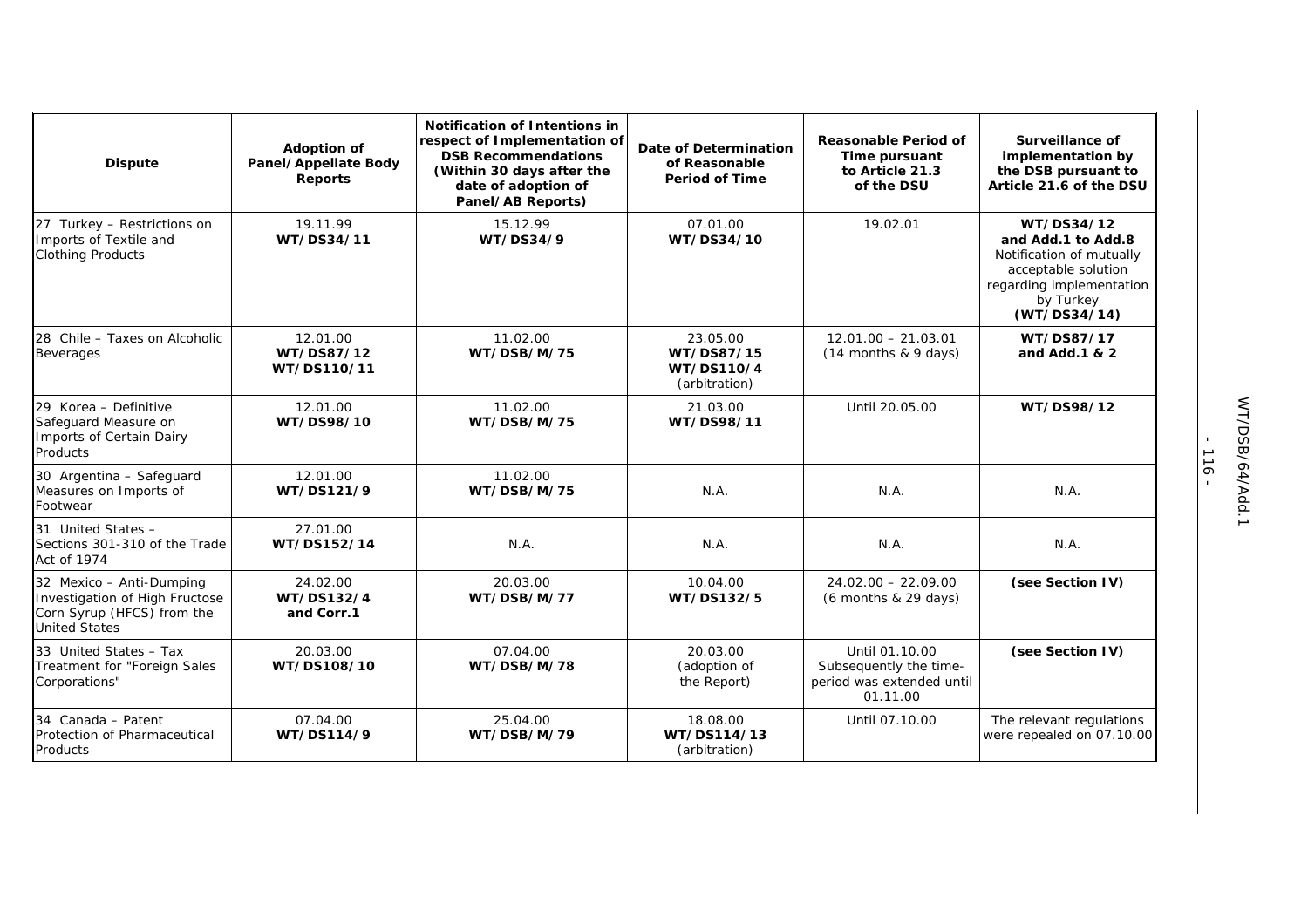| Dispute | Adoption of Panel/Appellate Body Reports | Notification of Intentions in respect of Implementation of DSB Recommendations (Within 30 days after the date of adoption of Panel/AB Reports) | Date of Determination of Reasonable Period of Time | Reasonable Period of Time pursuant to Article 21.3 of the DSU | Surveillance of implementation by the DSB pursuant to Article 21.6 of the DSU |
|---|---|---|---|---|---|
| 27 Turkey – Restrictions on Imports of Textile and Clothing Products | 19.11.99 **WT/DS34/11** | 15.12.99 **WT/DS34/9** | 07.01.00 **WT/DS34/10** | 19.02.01 | **WT/DS34/12 and Add.1 to Add.8** Notification of mutually acceptable solution regarding implementation by Turkey **(WT/DS34/14)** |
| 28 Chile – Taxes on Alcoholic Beverages | 12.01.00 **WT/DS87/12** **WT/DS110/11** | 11.02.00 **WT/DSB/M/75** | 23.05.00 **WT/DS87/15** **WT/DS110/4** (arbitration) | 12.01.00 – 21.03.01 (14 months & 9 days) | **WT/DS87/17 and Add.1 & 2** |
| 29 Korea – Definitive Safeguard Measure on Imports of Certain Dairy Products | 12.01.00 **WT/DS98/10** | 11.02.00 **WT/DSB/M/75** | 21.03.00 **WT/DS98/11** | Until 20.05.00 | **WT/DS98/12** |
| 30 Argentina – Safeguard Measures on Imports of Footwear | 12.01.00 **WT/DS121/9** | 11.02.00 **WT/DSB/M/75** | N.A. | N.A. | N.A. |
| 31 United States – Sections 301-310 of the Trade Act of 1974 | 27.01.00 **WT/DS152/14** | N.A. | N.A. | N.A. | N.A. |
| 32 Mexico – Anti-Dumping Investigation of High Fructose Corn Syrup (HFCS) from the United States | 24.02.00 **WT/DS132/4 and Corr.1** | 20.03.00 **WT/DSB/M/77** | 10.04.00 **WT/DS132/5** | 24.02.00 – 22.09.00 (6 months & 29 days) | **(see Section IV)** |
| 33 United States – Tax Treatment for "Foreign Sales Corporations" | 20.03.00 **WT/DS108/10** | 07.04.00 **WT/DSB/M/78** | 20.03.00 (adoption of the Report) | Until 01.10.00 Subsequently the time-period was extended until 01.11.00 | **(see Section IV)** |
| 34 Canada – Patent Protection of Pharmaceutical Products | 07.04.00 **WT/DS114/9** | 25.04.00 **WT/DSB/M/79** | 18.08.00 **WT/DS114/13** (arbitration) | Until 07.10.00 | The relevant regulations were repealed on 07.10.00 |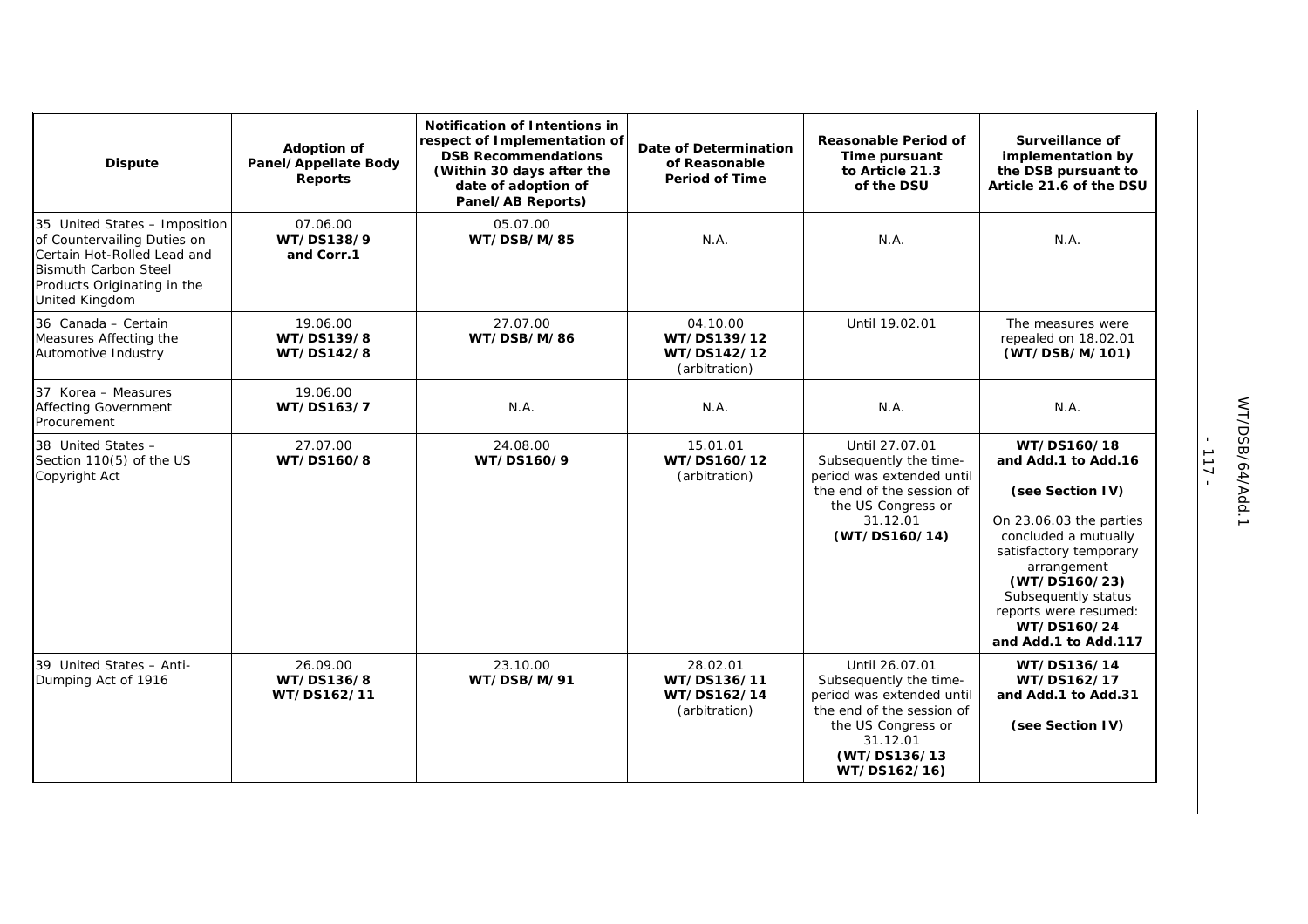| Dispute | Adoption of Panel/Appellate Body Reports | Notification of Intentions in respect of Implementation of DSB Recommendations (Within 30 days after the date of adoption of Panel/AB Reports) | Date of Determination of Reasonable Period of Time | Reasonable Period of Time pursuant to Article 21.3 of the DSU | Surveillance of implementation by the DSB pursuant to Article 21.6 of the DSU |
|---|---|---|---|---|---|
| 35 United States – Imposition of Countervailing Duties on Certain Hot-Rolled Lead and Bismuth Carbon Steel Products Originating in the United Kingdom | 07.06.00 **WT/DS138/9 and Corr.1** | 05.07.00 **WT/DSB/M/85** | N.A. | N.A. | N.A. |
| 36 Canada – Certain Measures Affecting the Automotive Industry | 19.06.00 **WT/DS139/8 WT/DS142/8** | 27.07.00 **WT/DSB/M/86** | 04.10.00 **WT/DS139/12 WT/DS142/12** (arbitration) | Until 19.02.01 | The measures were repealed on 18.02.01 **(WT/DSB/M/101)** |
| 37 Korea – Measures Affecting Government Procurement | 19.06.00 **WT/DS163/7** | N.A. | N.A. | N.A. | N.A. |
| 38 United States – Section 110(5) of the US Copyright Act | 27.07.00 **WT/DS160/8** | 24.08.00 **WT/DS160/9** | 15.01.01 **WT/DS160/12** (arbitration) | Until 27.07.01 Subsequently the time-period was extended until the end of the session of the US Congress or 31.12.01 **(WT/DS160/14)** | **WT/DS160/18 and Add.1 to Add.16** **(see Section IV)** On 23.06.03 the parties concluded a mutually satisfactory temporary arrangement **(WT/DS160/23)** Subsequently status reports were resumed: **WT/DS160/24 and Add.1 to Add.117** |
| 39 United States – Anti-Dumping Act of 1916 | 26.09.00 **WT/DS136/8 WT/DS162/11** | 23.10.00 **WT/DSB/M/91** | 28.02.01 **WT/DS136/11 WT/DS162/14** (arbitration) | Until 26.07.01 Subsequently the time-period was extended until the end of the session of the US Congress or 31.12.01 **(WT/DS136/13 WT/DS162/16)** | **WT/DS136/14 WT/DS162/17 and Add.1 to Add.31** **(see Section IV)** |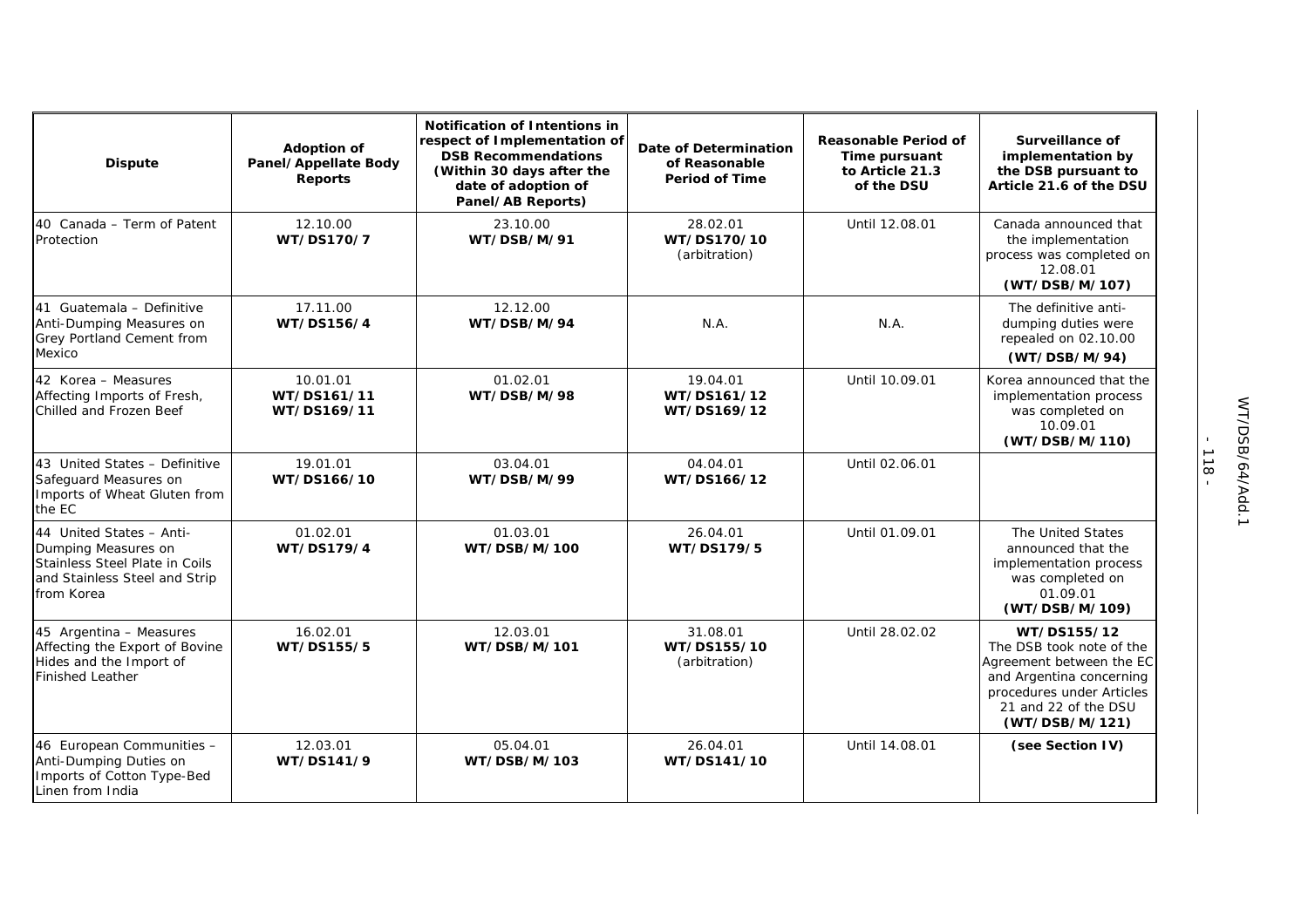| Dispute | Adoption of Panel/Appellate Body Reports | Notification of Intentions in respect of Implementation of DSB Recommendations (Within 30 days after the date of adoption of Panel/AB Reports) | Date of Determination of Reasonable Period of Time | Reasonable Period of Time pursuant to Article 21.3 of the DSU | Surveillance of implementation by the DSB pursuant to Article 21.6 of the DSU |
|---|---|---|---|---|---|
| 40 Canada – Term of Patent Protection | 12.10.00 **WT/DS170/7** | 23.10.00 **WT/DSB/M/91** | 28.02.01 **WT/DS170/10** (arbitration) | Until 12.08.01 | Canada announced that the implementation process was completed on 12.08.01 **(WT/DSB/M/107)** |
| 41 Guatemala – Definitive Anti-Dumping Measures on Grey Portland Cement from Mexico | 17.11.00 **WT/DS156/4** | 12.12.00 **WT/DSB/M/94** | N.A. | N.A. | The definitive anti-dumping duties were repealed on 02.10.00 **(WT/DSB/M/94)** |
| 42 Korea – Measures Affecting Imports of Fresh, Chilled and Frozen Beef | 10.01.01 **WT/DS161/11** **WT/DS169/11** | 01.02.01 **WT/DSB/M/98** | 19.04.01 **WT/DS161/12** **WT/DS169/12** | Until 10.09.01 | Korea announced that the implementation process was completed on 10.09.01 **(WT/DSB/M/110)** |
| 43 United States – Definitive Safeguard Measures on Imports of Wheat Gluten from the EC | 19.01.01 **WT/DS166/10** | 03.04.01 **WT/DSB/M/99** | 04.04.01 **WT/DS166/12** | Until 02.06.01 | |
| 44 United States – Anti-Dumping Measures on Stainless Steel Plate in Coils and Stainless Steel and Strip from Korea | 01.02.01 **WT/DS179/4** | 01.03.01 **WT/DSB/M/100** | 26.04.01 **WT/DS179/5** | Until 01.09.01 | The United States announced that the implementation process was completed on 01.09.01 **(WT/DSB/M/109)** |
| 45 Argentina – Measures Affecting the Export of Bovine Hides and the Import of Finished Leather | 16.02.01 **WT/DS155/5** | 12.03.01 **WT/DSB/M/101** | 31.08.01 **WT/DS155/10** (arbitration) | Until 28.02.02 | **WT/DS155/12** The DSB took note of the Agreement between the EC and Argentina concerning procedures under Articles 21 and 22 of the DSU **(WT/DSB/M/121)** |
| 46 European Communities – Anti-Dumping Duties on Imports of Cotton Type-Bed Linen from India | 12.03.01 **WT/DS141/9** | 05.04.01 **WT/DSB/M/103** | 26.04.01 **WT/DS141/10** | Until 14.08.01 | **(see Section IV)** |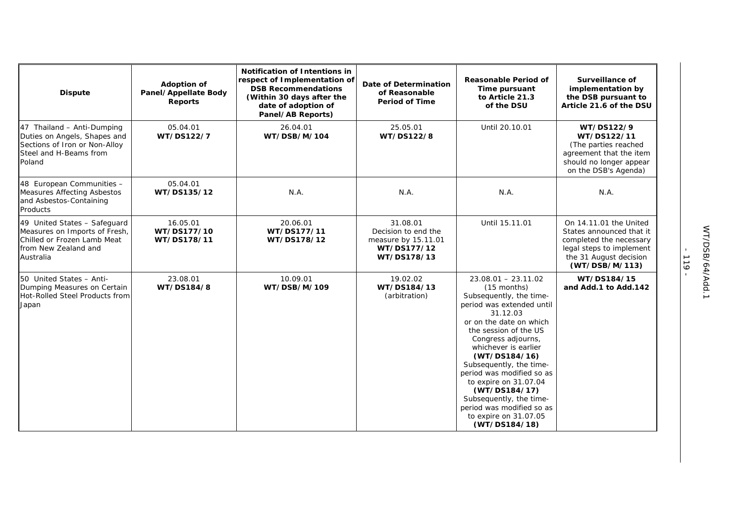| Dispute | Adoption of Panel/Appellate Body Reports | Notification of Intentions in respect of Implementation of DSB Recommendations (Within 30 days after the date of adoption of Panel/AB Reports) | Date of Determination of Reasonable Period of Time | Reasonable Period of Time pursuant to Article 21.3 of the DSU | Surveillance of implementation by the DSB pursuant to Article 21.6 of the DSU |
|---|---|---|---|---|---|
| 47 Thailand – Anti-Dumping Duties on Angels, Shapes and Sections of Iron or Non-Alloy Steel and H-Beams from Poland | 05.04.01 **WT/DS122/7** | 26.04.01 **WT/DSB/M/104** | 25.05.01 **WT/DS122/8** | Until 20.10.01 | **WT/DS122/9** **WT/DS122/11** (The parties reached agreement that the item should no longer appear on the DSB's Agenda) |
| 48 European Communities – Measures Affecting Asbestos and Asbestos-Containing Products | 05.04.01 **WT/DS135/12** | N.A. | N.A. | N.A. | N.A. |
| 49 United States – Safeguard Measures on Imports of Fresh, Chilled or Frozen Lamb Meat from New Zealand and Australia | 16.05.01 **WT/DS177/10** **WT/DS178/11** | 20.06.01 **WT/DS177/11** **WT/DS178/12** | 31.08.01 Decision to end the measure by 15.11.01 **WT/DS177/12** **WT/DS178/13** | Until 15.11.01 | On 14.11.01 the United States announced that it completed the necessary legal steps to implement the 31 August decision **(WT/DSB/M/113)** |
| 50 United States – Anti-Dumping Measures on Certain Hot-Rolled Steel Products from Japan | 23.08.01 **WT/DS184/8** | 10.09.01 **WT/DSB/M/109** | 19.02.02 **WT/DS184/13** (arbitration) | 23.08.01 – 23.11.02 (15 months) Subsequently, the time-period was extended until 31.12.03 or on the date on which the session of the US Congress adjourns, whichever is earlier **(WT/DS184/16)** Subsequently, the time-period was modified so as to expire on 31.07.04 **(WT/DS184/17)** Subsequently, the time-period was modified so as to expire on 31.07.05 **(WT/DS184/18)** | **WT/DS184/15 and Add.1 to Add.142** |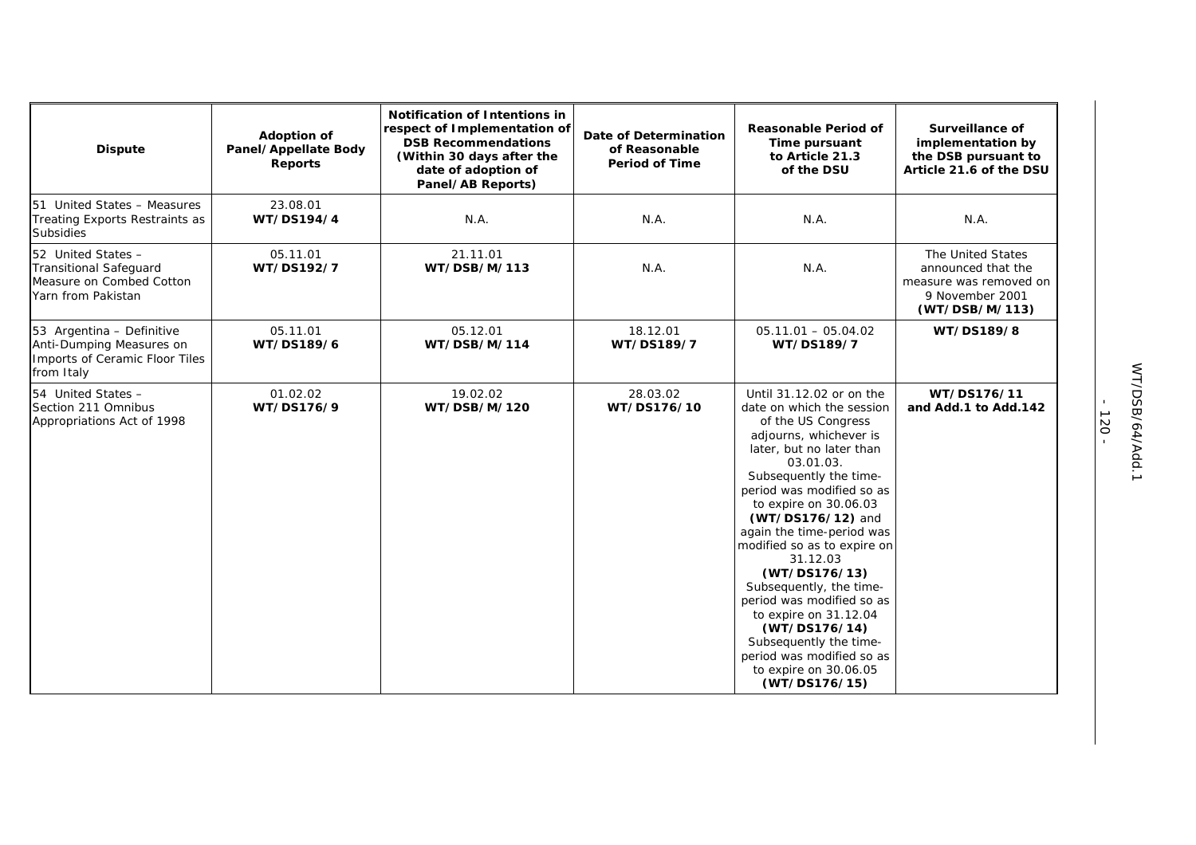| Dispute | Adoption of Panel/Appellate Body Reports | Notification of Intentions in respect of Implementation of DSB Recommendations (Within 30 days after the date of adoption of Panel/AB Reports) | Date of Determination of Reasonable Period of Time | Reasonable Period of Time pursuant to Article 21.3 of the DSU | Surveillance of implementation by the DSB pursuant to Article 21.6 of the DSU |
|---|---|---|---|---|---|
| 51 United States – Measures Treating Exports Restraints as Subsidies | 23.08.01 **WT/DS194/4** | N.A. | N.A. | N.A. | N.A. |
| 52 United States – Transitional Safeguard Measure on Combed Cotton Yarn from Pakistan | 05.11.01 **WT/DS192/7** | 21.11.01 **WT/DSB/M/113** | N.A. | N.A. | The United States announced that the measure was removed on 9 November 2001 **(WT/DSB/M/113)** |
| 53 Argentina – Definitive Anti-Dumping Measures on Imports of Ceramic Floor Tiles from Italy | 05.11.01 **WT/DS189/6** | 05.12.01 **WT/DSB/M/114** | 18.12.01 **WT/DS189/7** | 05.11.01 – 05.04.02 **WT/DS189/7** | **WT/DS189/8** |
| 54 United States – Section 211 Omnibus Appropriations Act of 1998 | 01.02.02 **WT/DS176/9** | 19.02.02 **WT/DSB/M/120** | 28.03.02 **WT/DS176/10** | Until 31.12.02 or on the date on which the session of the US Congress adjourns, whichever is later, but no later than 03.01.03. Subsequently the time-period was modified so as to expire on 30.06.03 **(WT/DS176/12)** and again the time-period was modified so as to expire on 31.12.03 **(WT/DS176/13)** Subsequently, the time-period was modified so as to expire on 31.12.04 **(WT/DS176/14)** Subsequently the time-period was modified so as to expire on 30.06.05 **(WT/DS176/15)** | **WT/DS176/11 and Add.1 to Add.142** |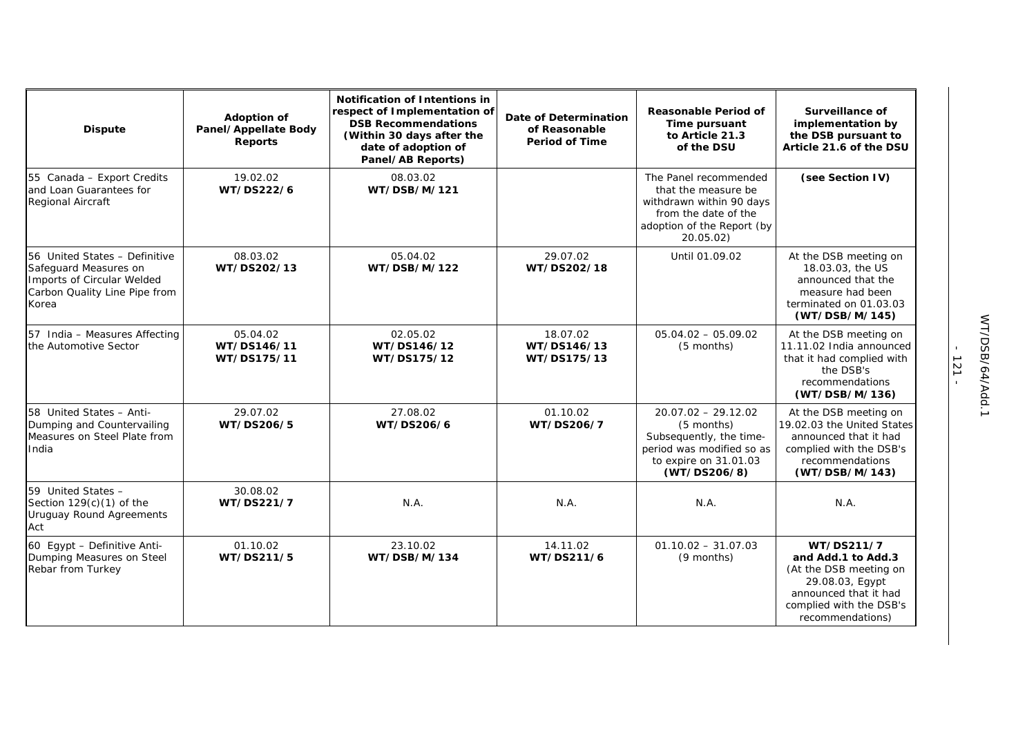| Dispute | Adoption of Panel/Appellate Body Reports | Notification of Intentions in respect of Implementation of DSB Recommendations (Within 30 days after the date of adoption of Panel/AB Reports) | Date of Determination of Reasonable Period of Time | Reasonable Period of Time pursuant to Article 21.3 of the DSU | Surveillance of implementation by the DSB pursuant to Article 21.6 of the DSU |
|---|---|---|---|---|---|
| 55 Canada – Export Credits and Loan Guarantees for Regional Aircraft | 19.02.02 **WT/DS222/6** | 08.03.02 **WT/DSB/M/121** | | The Panel recommended that the measure be withdrawn within 90 days from the date of the adoption of the Report (by 20.05.02) | **(see Section IV)** |
| 56 United States – Definitive Safeguard Measures on Imports of Circular Welded Carbon Quality Line Pipe from Korea | 08.03.02 **WT/DS202/13** | 05.04.02 **WT/DSB/M/122** | 29.07.02 **WT/DS202/18** | Until 01.09.02 | At the DSB meeting on 18.03.03, the US announced that the measure had been terminated on 01.03.03 **(WT/DSB/M/145)** |
| 57 India – Measures Affecting the Automotive Sector | 05.04.02 **WT/DS146/11 WT/DS175/11** | 02.05.02 **WT/DS146/12 WT/DS175/12** | 18.07.02 **WT/DS146/13 WT/DS175/13** | 05.04.02 – 05.09.02 (5 months) | At the DSB meeting on 11.11.02 India announced that it had complied with the DSB's recommendations **(WT/DSB/M/136)** |
| 58 United States – Anti-Dumping and Countervailing Measures on Steel Plate from India | 29.07.02 **WT/DS206/5** | 27.08.02 **WT/DS206/6** | 01.10.02 **WT/DS206/7** | 20.07.02 – 29.12.02 (5 months) Subsequently, the time-period was modified so as to expire on 31.01.03 **(WT/DS206/8)** | At the DSB meeting on 19.02.03 the United States announced that it had complied with the DSB's recommendations **(WT/DSB/M/143)** |
| 59 United States – Section 129(c)(1) of the Uruguay Round Agreements Act | 30.08.02 **WT/DS221/7** | N.A. | N.A. | N.A. | N.A. |
| 60 Egypt – Definitive Anti-Dumping Measures on Steel Rebar from Turkey | 01.10.02 **WT/DS211/5** | 23.10.02 **WT/DSB/M/134** | 14.11.02 **WT/DS211/6** | 01.10.02 – 31.07.03 (9 months) | **WT/DS211/7 and Add.1 to Add.3** (At the DSB meeting on 29.08.03, Egypt announced that it had complied with the DSB's recommendations) |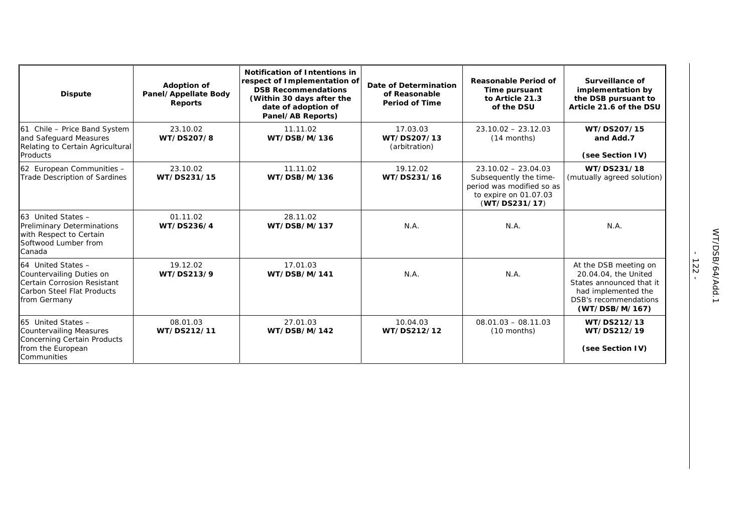| Dispute | Adoption of Panel/Appellate Body Reports | Notification of Intentions in respect of Implementation of DSB Recommendations (Within 30 days after the date of adoption of Panel/AB Reports) | Date of Determination of Reasonable Period of Time | Reasonable Period of Time pursuant to Article 21.3 of the DSU | Surveillance of implementation by the DSB pursuant to Article 21.6 of the DSU |
|---|---|---|---|---|---|
| 61 Chile – Price Band System and Safeguard Measures Relating to Certain Agricultural Products | 23.10.02 **WT/DS207/8** | 11.11.02 **WT/DSB/M/136** | 17.03.03 **WT/DS207/13** (arbitration) | 23.10.02 – 23.12.03 (14 months) | **WT/DS207/15 and Add.7** **(see Section IV)** |
| 62 European Communities – Trade Description of Sardines | 23.10.02 **WT/DS231/15** | 11.11.02 **WT/DSB/M/136** | 19.12.02 **WT/DS231/16** | 23.10.02 – 23.04.03 Subsequently the time-period was modified so as to expire on 01.07.03 (**WT/DS231/17**) | **WT/DS231/18** (mutually agreed solution) |
| 63 United States – Preliminary Determinations with Respect to Certain Softwood Lumber from Canada | 01.11.02 **WT/DS236/4** | 28.11.02 **WT/DSB/M/137** | N.A. | N.A. | N.A. |
| 64 United States – Countervailing Duties on Certain Corrosion Resistant Carbon Steel Flat Products from Germany | 19.12.02 **WT/DS213/9** | 17.01.03 **WT/DSB/M/141** | N.A. | N.A. | At the DSB meeting on 20.04.04, the United States announced that it had implemented the DSB's recommendations **(WT/DSB/M/167)** |
| 65 United States – Countervailing Measures Concerning Certain Products from the European Communities | 08.01.03 **WT/DS212/11** | 27.01.03 **WT/DSB/M/142** | 10.04.03 **WT/DS212/12** | 08.01.03 – 08.11.03 (10 months) | **WT/DS212/13** **WT/DS212/19** **(see Section IV)** |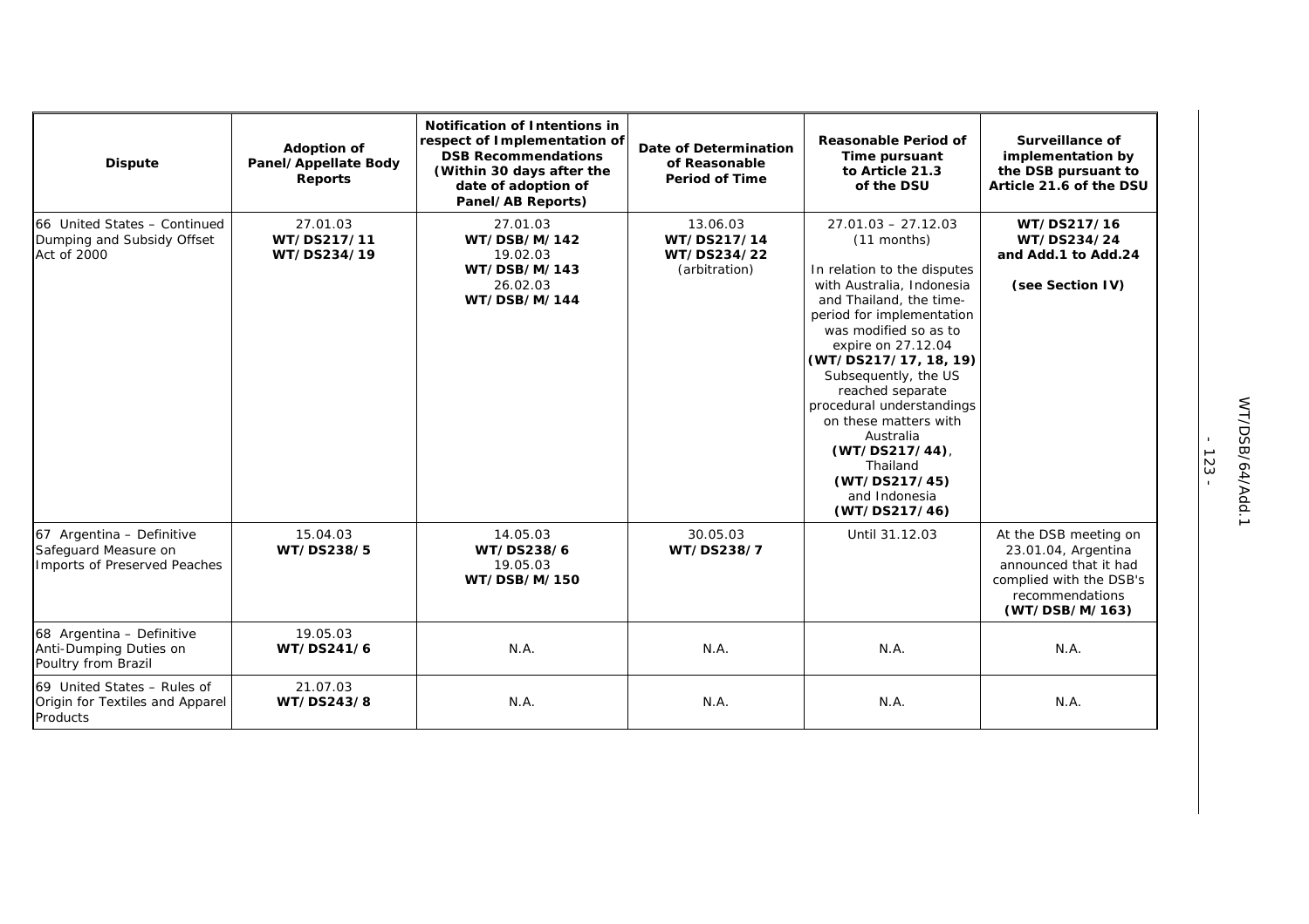| Dispute | Adoption of Panel/Appellate Body Reports | Notification of Intentions in respect of Implementation of DSB Recommendations (Within 30 days after the date of adoption of Panel/AB Reports) | Date of Determination of Reasonable Period of Time | Reasonable Period of Time pursuant to Article 21.3 of the DSU | Surveillance of implementation by the DSB pursuant to Article 21.6 of the DSU |
|---|---|---|---|---|---|
| 66 United States – Continued Dumping and Subsidy Offset Act of 2000 | 27.01.03 **WT/DS217/11** **WT/DS234/19** | 27.01.03 **WT/DSB/M/142** 19.02.03 **WT/DSB/M/143** 26.02.03 **WT/DSB/M/144** | 13.06.03 **WT/DS217/14** **WT/DS234/22** (arbitration) | 27.01.03 – 27.12.03 (11 months) In relation to the disputes with Australia, Indonesia and Thailand, the time-period for implementation was modified so as to expire on 27.12.04 **(WT/DS217/17, 18, 19)** Subsequently, the US reached separate procedural understandings on these matters with Australia **(WT/DS217/44)**, Thailand **(WT/DS217/45)** and Indonesia **(WT/DS217/46)** | **WT/DS217/16** **WT/DS234/24** **and Add.1 to Add.24** **(see Section IV)** |
| 67 Argentina – Definitive Safeguard Measure on Imports of Preserved Peaches | 15.04.03 **WT/DS238/5** | 14.05.03 **WT/DS238/6** 19.05.03 **WT/DSB/M/150** | 30.05.03 **WT/DS238/7** | Until 31.12.03 | At the DSB meeting on 23.01.04, Argentina announced that it had complied with the DSB's recommendations **(WT/DSB/M/163)** |
| 68 Argentina – Definitive Anti-Dumping Duties on Poultry from Brazil | 19.05.03 **WT/DS241/6** | N.A. | N.A. | N.A. | N.A. |
| 69 United States – Rules of Origin for Textiles and Apparel Products | 21.07.03 **WT/DS243/8** | N.A. | N.A. | N.A. | N.A. |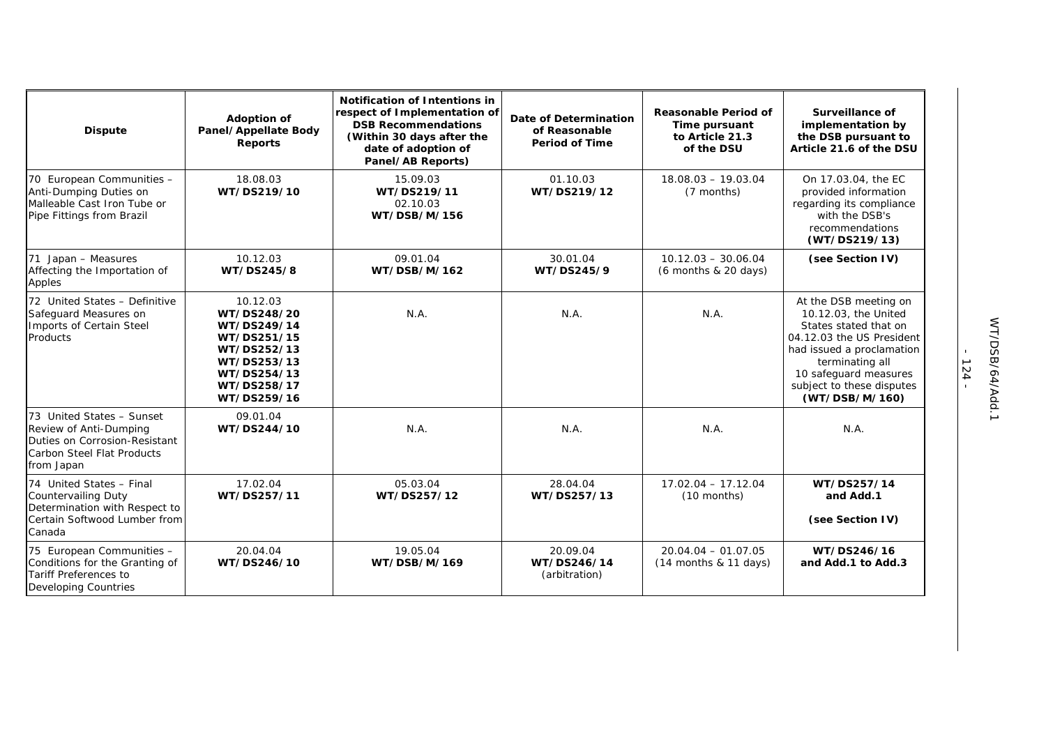| Dispute | Adoption of Panel/Appellate Body Reports | Notification of Intentions in respect of Implementation of DSB Recommendations (Within 30 days after the date of adoption of Panel/AB Reports) | Date of Determination of Reasonable Period of Time | Reasonable Period of Time pursuant to Article 21.3 of the DSU | Surveillance of implementation by the DSB pursuant to Article 21.6 of the DSU |
|---|---|---|---|---|---|
| 70 European Communities – Anti-Dumping Duties on Malleable Cast Iron Tube or Pipe Fittings from Brazil | 18.08.03 **WT/DS219/10** | 15.09.03 **WT/DS219/11** 02.10.03 **WT/DSB/M/156** | 01.10.03 **WT/DS219/12** | 18.08.03 – 19.03.04 (7 months) | On 17.03.04, the EC provided information regarding its compliance with the DSB's recommendations **(WT/DS219/13)** |
| 71 Japan – Measures Affecting the Importation of Apples | 10.12.03 **WT/DS245/8** | 09.01.04 **WT/DSB/M/162** | 30.01.04 **WT/DS245/9** | 10.12.03 – 30.06.04 (6 months & 20 days) | **(see Section IV)** |
| 72 United States – Definitive Safeguard Measures on Imports of Certain Steel Products | 10.12.03 **WT/DS248/20 WT/DS249/14 WT/DS251/15 WT/DS252/13 WT/DS253/13 WT/DS254/13 WT/DS258/17 WT/DS259/16** | N.A. | N.A. | N.A. | At the DSB meeting on 10.12.03, the United States stated that on 04.12.03 the US President had issued a proclamation terminating all 10 safeguard measures subject to these disputes **(WT/DSB/M/160)** |
| 73 United States – Sunset Review of Anti-Dumping Duties on Corrosion-Resistant Carbon Steel Flat Products from Japan | 09.01.04 **WT/DS244/10** | N.A. | N.A. | N.A. | N.A. |
| 74 United States – Final Countervailing Duty Determination with Respect to Certain Softwood Lumber from Canada | 17.02.04 **WT/DS257/11** | 05.03.04 **WT/DS257/12** | 28.04.04 **WT/DS257/13** | 17.02.04 – 17.12.04 (10 months) | **WT/DS257/14 and Add.1** **(see Section IV)** |
| 75 European Communities – Conditions for the Granting of Tariff Preferences to Developing Countries | 20.04.04 **WT/DS246/10** | 19.05.04 **WT/DSB/M/169** | 20.09.04 **WT/DS246/14** (arbitration) | 20.04.04 – 01.07.05 (14 months & 11 days) | **WT/DS246/16 and Add.1 to Add.3** |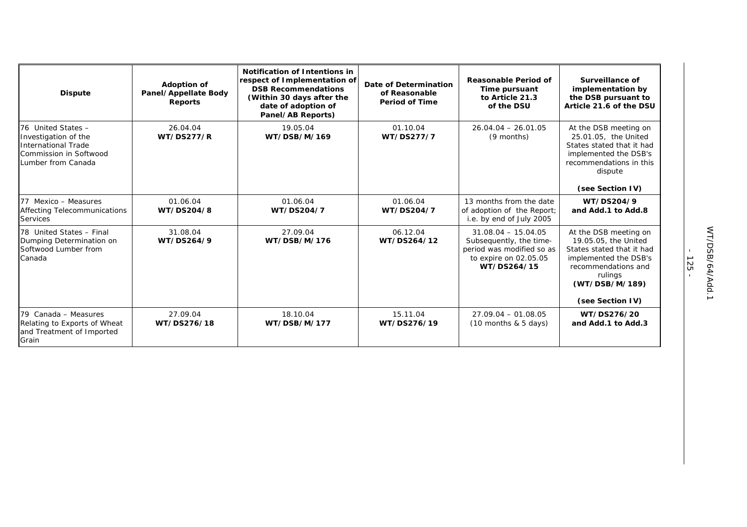| Dispute | Adoption of Panel/Appellate Body Reports | Notification of Intentions in respect of Implementation of DSB Recommendations (Within 30 days after the date of adoption of Panel/AB Reports) | Date of Determination of Reasonable Period of Time | Reasonable Period of Time pursuant to Article 21.3 of the DSU | Surveillance of implementation by the DSB pursuant to Article 21.6 of the DSU |
|---|---|---|---|---|---|
| 76 United States – Investigation of the International Trade Commission in Softwood Lumber from Canada | 26.04.04 **WT/DS277/R** | 19.05.04 **WT/DSB/M/169** | 01.10.04 **WT/DS277/7** | 26.04.04 – 26.01.05 (9 months) | At the DSB meeting on 25.01.05, the United States stated that it had implemented the DSB's recommendations in this dispute **(see Section IV)** |
| 77 Mexico – Measures Affecting Telecommunications Services | 01.06.04 **WT/DS204/8** | 01.06.04 **WT/DS204/7** | 01.06.04 **WT/DS204/7** | 13 months from the date of adoption of the Report; i.e. by end of July 2005 | **WT/DS204/9 and Add.1 to Add.8** |
| 78 United States – Final Dumping Determination on Softwood Lumber from Canada | 31.08.04 **WT/DS264/9** | 27.09.04 **WT/DSB/M/176** | 06.12.04 **WT/DS264/12** | 31.08.04 – 15.04.05 Subsequently, the time-period was modified so as to expire on 02.05.05 **WT/DS264/15** | At the DSB meeting on 19.05.05, the United States stated that it had implemented the DSB's recommendations and rulings **(WT/DSB/M/189)** **(see Section IV)** |
| 79 Canada – Measures Relating to Exports of Wheat and Treatment of Imported Grain | 27.09.04 **WT/DS276/18** | 18.10.04 **WT/DSB/M/177** | 15.11.04 **WT/DS276/19** | 27.09.04 – 01.08.05 (10 months & 5 days) | **WT/DS276/20 and Add.1 to Add.3** |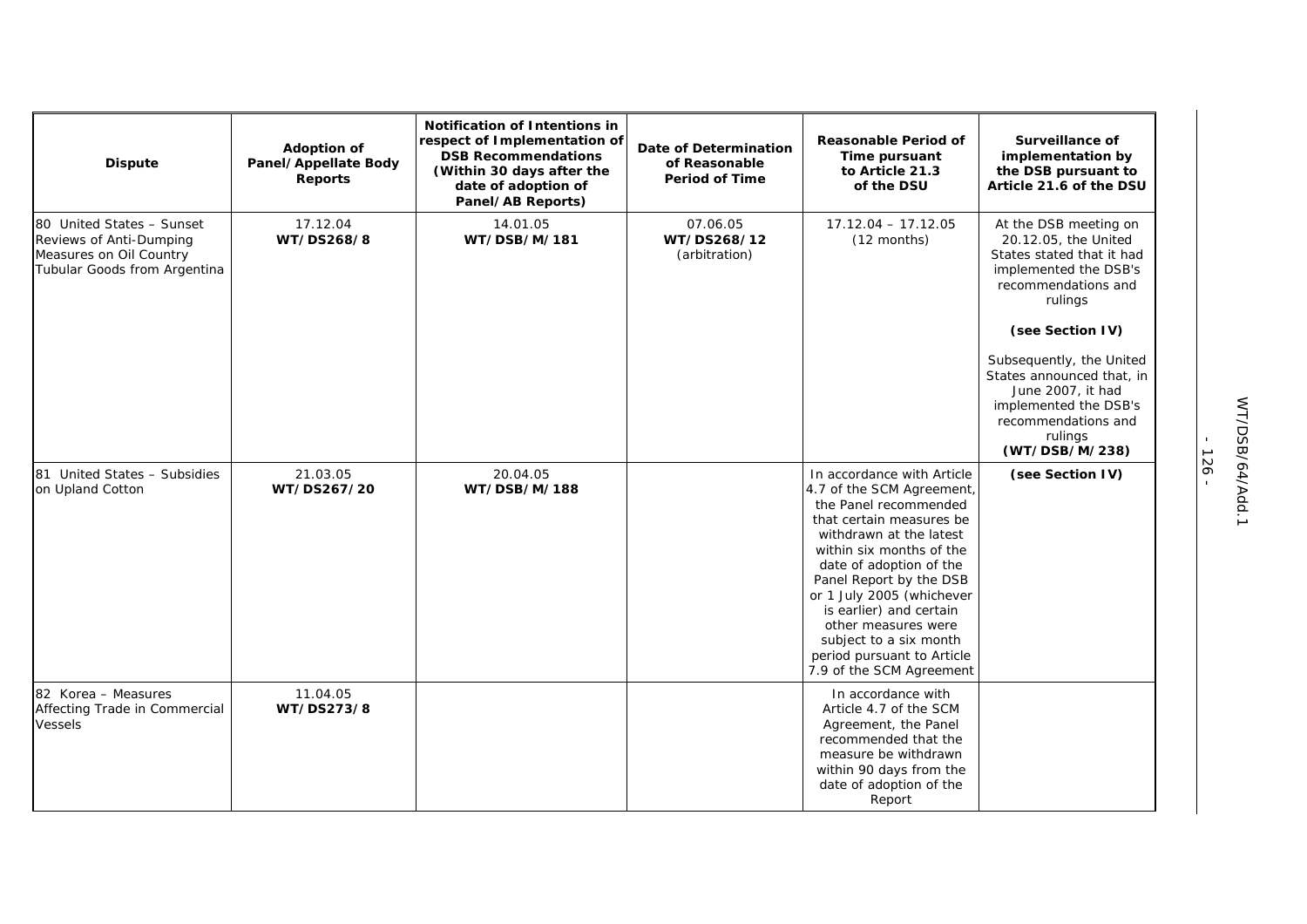| Dispute | Adoption of Panel/Appellate Body Reports | Notification of Intentions in respect of Implementation of DSB Recommendations (Within 30 days after the date of adoption of Panel/AB Reports) | Date of Determination of Reasonable Period of Time | Reasonable Period of Time pursuant to Article 21.3 of the DSU | Surveillance of implementation by the DSB pursuant to Article 21.6 of the DSU |
|---|---|---|---|---|---|
| 80 United States – Sunset Reviews of Anti-Dumping Measures on Oil Country Tubular Goods from Argentina | 17.12.04 **WT/DS268/8** | 14.01.05 **WT/DSB/M/181** | 07.06.05 **WT/DS268/12** (arbitration) | 17.12.04 – 17.12.05 (12 months) | At the DSB meeting on 20.12.05, the United States stated that it had implemented the DSB's recommendations and rulings **(see Section IV)** Subsequently, the United States announced that, in June 2007, it had implemented the DSB's recommendations and rulings **(WT/DSB/M/238)** |
| 81 United States – Subsidies on Upland Cotton | 21.03.05 **WT/DS267/20** | 20.04.05 **WT/DSB/M/188** | | In accordance with Article 4.7 of the SCM Agreement, the Panel recommended that certain measures be withdrawn at the latest within six months of the date of adoption of the Panel Report by the DSB or 1 July 2005 (whichever is earlier) and certain other measures were subject to a six month period pursuant to Article 7.9 of the SCM Agreement | **(see Section IV)** |
| 82 Korea – Measures Affecting Trade in Commercial Vessels | 11.04.05 **WT/DS273/8** | | | In accordance with Article 4.7 of the SCM Agreement, the Panel recommended that the measure be withdrawn within 90 days from the date of adoption of the Report | |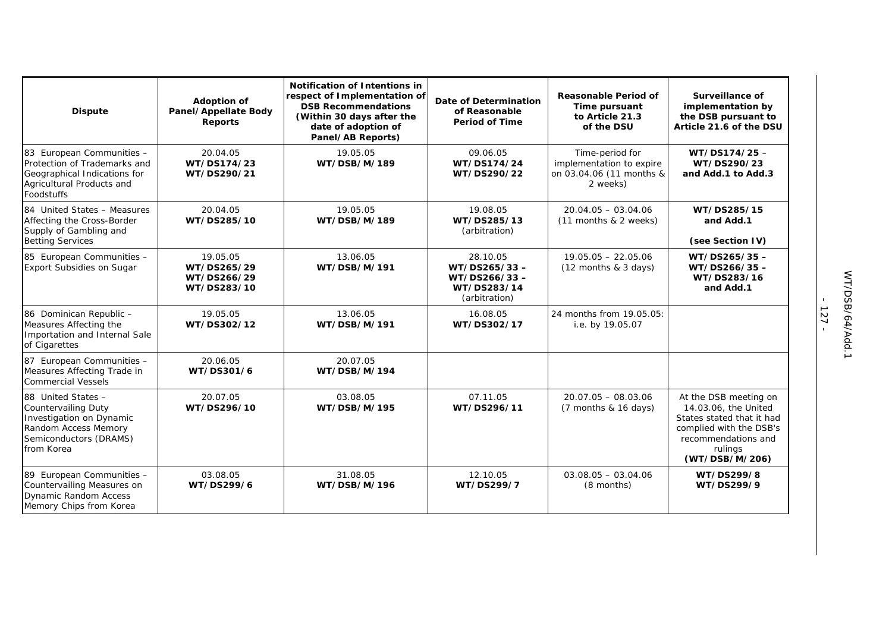| Dispute | Adoption of Panel/Appellate Body Reports | Notification of Intentions in respect of Implementation of DSB Recommendations (Within 30 days after the date of adoption of Panel/AB Reports) | Date of Determination of Reasonable Period of Time | Reasonable Period of Time pursuant to Article 21.3 of the DSU | Surveillance of implementation by the DSB pursuant to Article 21.6 of the DSU |
|---|---|---|---|---|---|
| 83 European Communities – Protection of Trademarks and Geographical Indications for Agricultural Products and Foodstuffs | 20.04.05 **WT/DS174/23** **WT/DS290/21** | 19.05.05 **WT/DSB/M/189** | 09.06.05 **WT/DS174/24** **WT/DS290/22** | Time-period for implementation to expire on 03.04.06 (11 months & 2 weeks) | **WT/DS174/25** – **WT/DS290/23** **and Add.1 to Add.3** |
| 84 United States – Measures Affecting the Cross-Border Supply of Gambling and Betting Services | 20.04.05 **WT/DS285/10** | 19.05.05 **WT/DSB/M/189** | 19.08.05 **WT/DS285/13** (arbitration) | 20.04.05 – 03.04.06 (11 months & 2 weeks) | **WT/DS285/15** **and Add.1** **(see Section IV)** |
| 85 European Communities – Export Subsidies on Sugar | 19.05.05 **WT/DS265/29** **WT/DS266/29** **WT/DS283/10** | 13.06.05 **WT/DSB/M/191** | 28.10.05 **WT/DS265/33** – **WT/DS266/33** – **WT/DS283/14** (arbitration) | 19.05.05 – 22.05.06 (12 months & 3 days) | **WT/DS265/35** – **WT/DS266/35** – **WT/DS283/16** **and Add.1** |
| 86 Dominican Republic – Measures Affecting the Importation and Internal Sale of Cigarettes | 19.05.05 **WT/DS302/12** | 13.06.05 **WT/DSB/M/191** | 16.08.05 **WT/DS302/17** | 24 months from 19.05.05: i.e. by 19.05.07 | |
| 87 European Communities – Measures Affecting Trade in Commercial Vessels | 20.06.05 **WT/DS301/6** | 20.07.05 **WT/DSB/M/194** | | | |
| 88 United States – Countervailing Duty Investigation on Dynamic Random Access Memory Semiconductors (DRAMS) from Korea | 20.07.05 **WT/DS296/10** | 03.08.05 **WT/DSB/M/195** | 07.11.05 **WT/DS296/11** | 20.07.05 – 08.03.06 (7 months & 16 days) | At the DSB meeting on 14.03.06, the United States stated that it had complied with the DSB's recommendations and rulings **(WT/DSB/M/206)** |
| 89 European Communities – Countervailing Measures on Dynamic Random Access Memory Chips from Korea | 03.08.05 **WT/DS299/6** | 31.08.05 **WT/DSB/M/196** | 12.10.05 **WT/DS299/7** | 03.08.05 – 03.04.06 (8 months) | **WT/DS299/8** **WT/DS299/9** |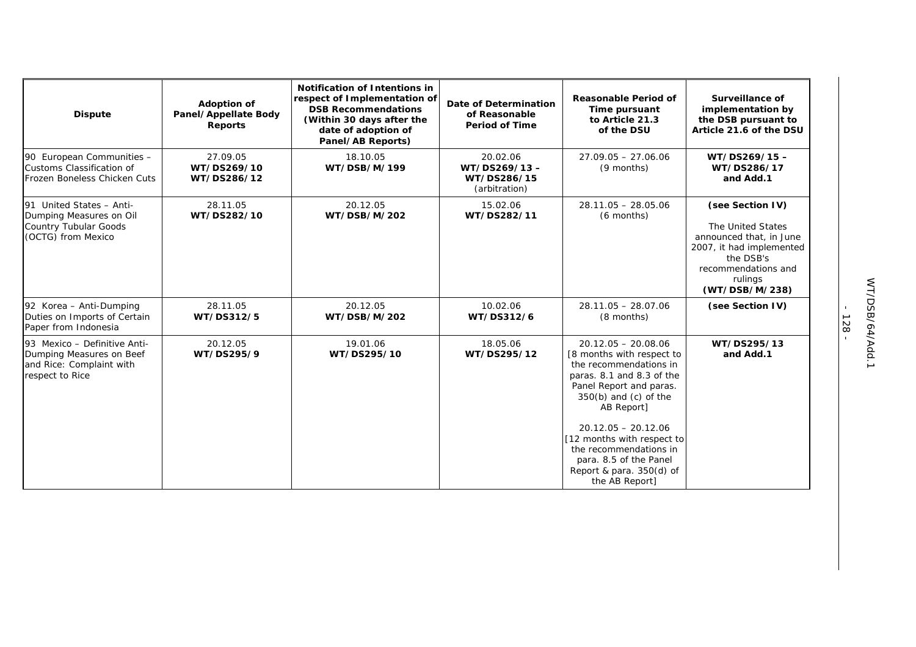| Dispute | Adoption of Panel/Appellate Body Reports | Notification of Intentions in respect of Implementation of DSB Recommendations (Within 30 days after the date of adoption of Panel/AB Reports) | Date of Determination of Reasonable Period of Time | Reasonable Period of Time pursuant to Article 21.3 of the DSU | Surveillance of implementation by the DSB pursuant to Article 21.6 of the DSU |
|---|---|---|---|---|---|
| 90 European Communities – Customs Classification of Frozen Boneless Chicken Cuts | 27.09.05 **WT/DS269/10 WT/DS286/12** | 18.10.05 **WT/DSB/M/199** | 20.02.06 **WT/DS269/13 – WT/DS286/15** (arbitration) | 27.09.05 – 27.06.06 (9 months) | **WT/DS269/15 – WT/DS286/17 and Add.1** |
| 91 United States – Anti-Dumping Measures on Oil Country Tubular Goods (OCTG) from Mexico | 28.11.05 **WT/DS282/10** | 20.12.05 **WT/DSB/M/202** | 15.02.06 **WT/DS282/11** | 28.11.05 – 28.05.06 (6 months) | **(see Section IV)** The United States announced that, in June 2007, it had implemented the DSB's recommendations and rulings **(WT/DSB/M/238)** |
| 92 Korea – Anti-Dumping Duties on Imports of Certain Paper from Indonesia | 28.11.05 **WT/DS312/5** | 20.12.05 **WT/DSB/M/202** | 10.02.06 **WT/DS312/6** | 28.11.05 – 28.07.06 (8 months) | **(see Section IV)** |
| 93 Mexico – Definitive Anti-Dumping Measures on Beef and Rice: Complaint with respect to Rice | 20.12.05 **WT/DS295/9** | 19.01.06 **WT/DS295/10** | 18.05.06 **WT/DS295/12** | 20.12.05 – 20.08.06 [8 months with respect to the recommendations in paras. 8.1 and 8.3 of the Panel Report and paras. 350(b) and (c) of the AB Report] 20.12.05 – 20.12.06 [12 months with respect to the recommendations in para. 8.5 of the Panel Report & para. 350(d) of the AB Report] | **WT/DS295/13 and Add.1** |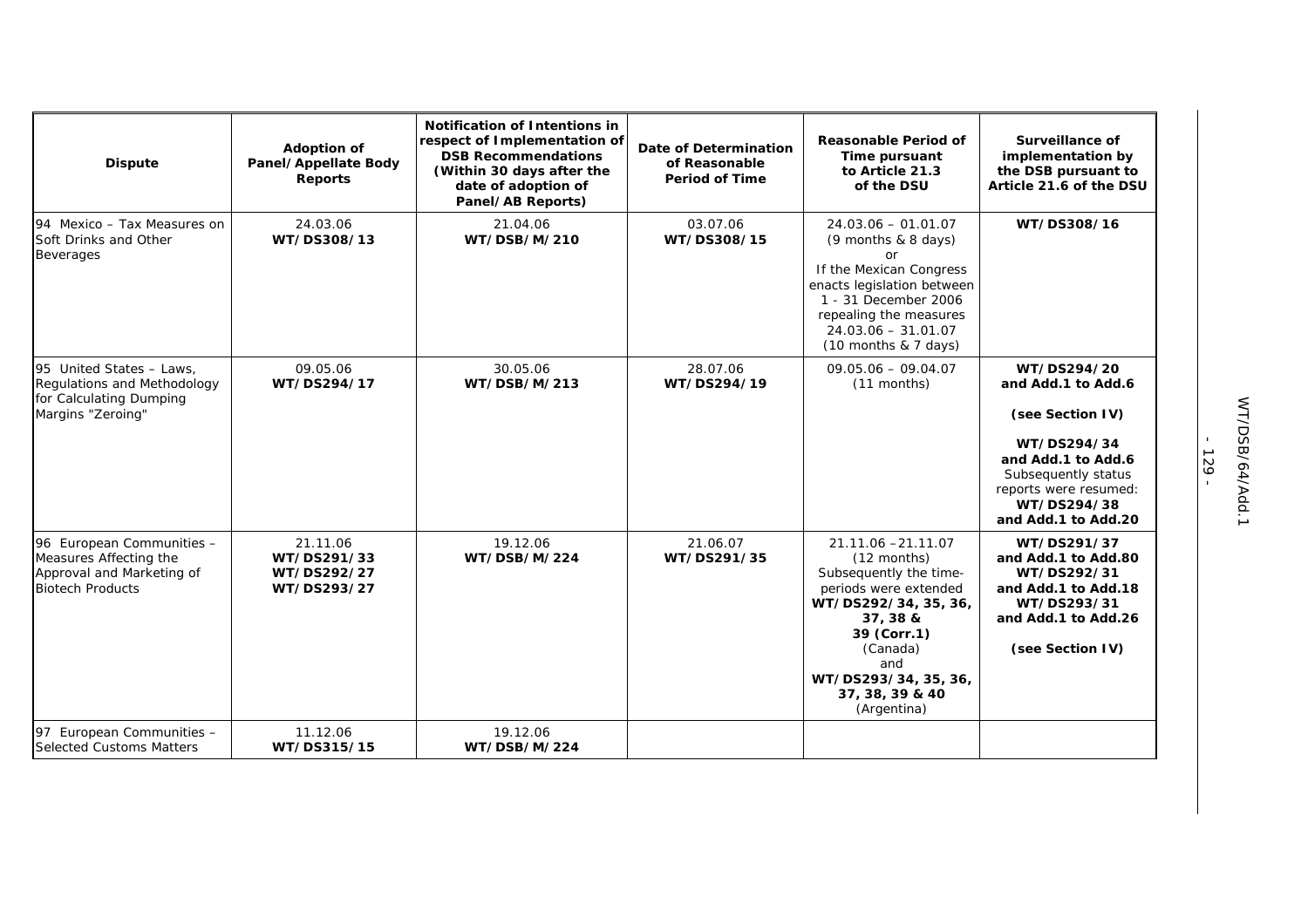| Dispute | Adoption of Panel/Appellate Body Reports | Notification of Intentions in respect of Implementation of DSB Recommendations (Within 30 days after the date of adoption of Panel/AB Reports) | Date of Determination of Reasonable Period of Time | Reasonable Period of Time pursuant to Article 21.3 of the DSU | Surveillance of implementation by the DSB pursuant to Article 21.6 of the DSU |
|---|---|---|---|---|---|
| 94 Mexico – Tax Measures on Soft Drinks and Other Beverages | 24.03.06 **WT/DS308/13** | 21.04.06 **WT/DSB/M/210** | 03.07.06 **WT/DS308/15** | 24.03.06 – 01.01.07 (9 months & 8 days) or If the Mexican Congress enacts legislation between 1 - 31 December 2006 repealing the measures 24.03.06 – 31.01.07 (10 months & 7 days) | **WT/DS308/16** |
| 95 United States – Laws, Regulations and Methodology for Calculating Dumping Margins "Zeroing" | 09.05.06 **WT/DS294/17** | 30.05.06 **WT/DSB/M/213** | 28.07.06 **WT/DS294/19** | 09.05.06 – 09.04.07 (11 months) | **WT/DS294/20 and Add.1 to Add.6** **(see Section IV)** **WT/DS294/34 and Add.1 to Add.6** Subsequently status reports were resumed: **WT/DS294/38 and Add.1 to Add.20** |
| 96 European Communities – Measures Affecting the Approval and Marketing of Biotech Products | 21.11.06 **WT/DS291/33** **WT/DS292/27** **WT/DS293/27** | 19.12.06 **WT/DSB/M/224** | 21.06.07 **WT/DS291/35** | 21.11.06 –21.11.07 (12 months) Subsequently the time-periods were extended **WT/DS292/34, 35, 36, 37, 38 & 39 (Corr.1)** (Canada) and **WT/DS293/34, 35, 36, 37, 38, 39 & 40** (Argentina) | **WT/DS291/37 and Add.1 to Add.80** **WT/DS292/31 and Add.1 to Add.18** **WT/DS293/31 and Add.1 to Add.26** **(see Section IV)** |
| 97 European Communities – Selected Customs Matters | 11.12.06 **WT/DS315/15** | 19.12.06 **WT/DSB/M/224** | | | |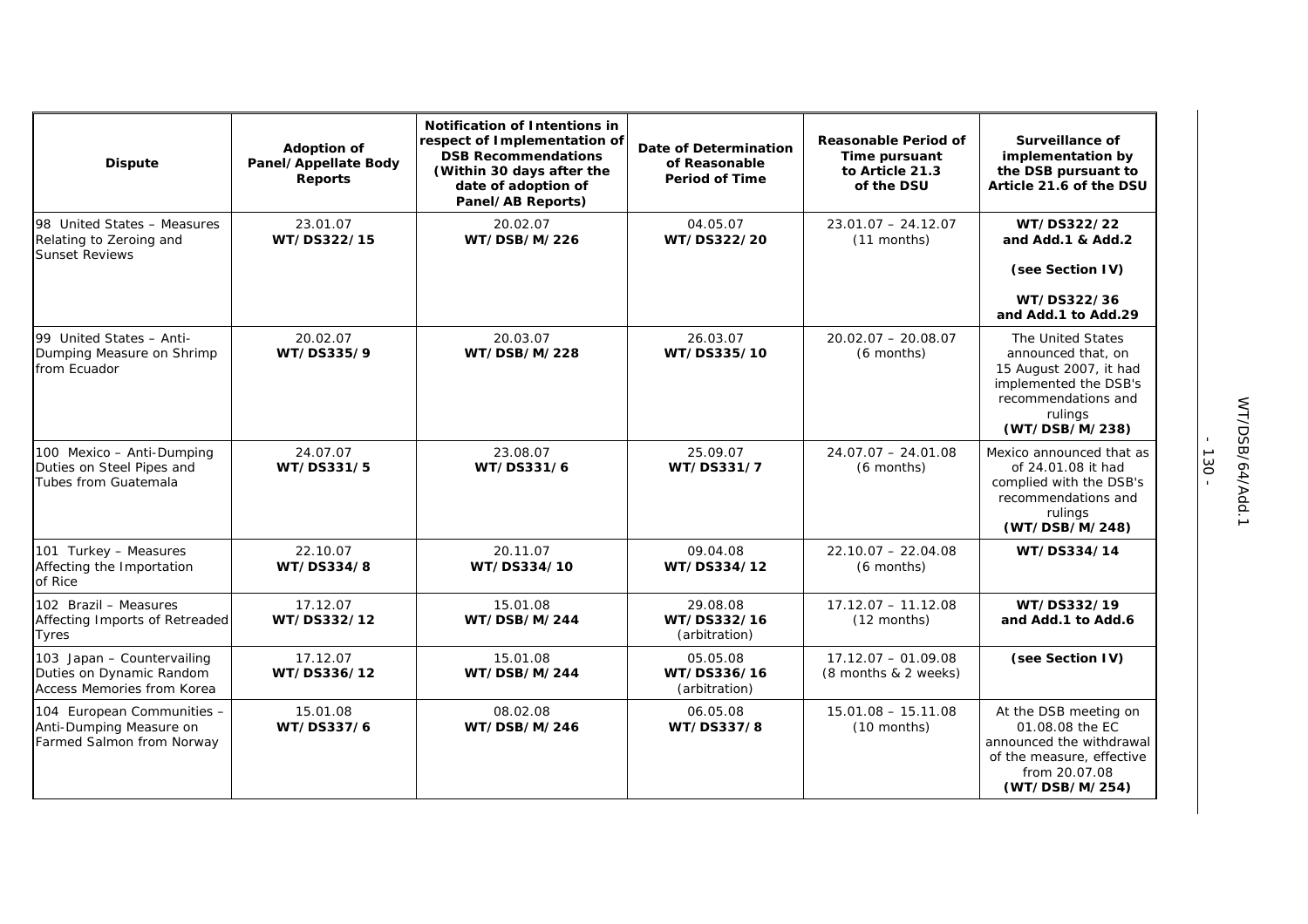| Dispute | Adoption of Panel/Appellate Body Reports | Notification of Intentions in respect of Implementation of DSB Recommendations (Within 30 days after the date of adoption of Panel/AB Reports) | Date of Determination of Reasonable Period of Time | Reasonable Period of Time pursuant to Article 21.3 of the DSU | Surveillance of implementation by the DSB pursuant to Article 21.6 of the DSU |
|---|---|---|---|---|---|
| 98 United States – Measures Relating to Zeroing and Sunset Reviews | 23.01.07 **WT/DS322/15** | 20.02.07 **WT/DSB/M/226** | 04.05.07 **WT/DS322/20** | 23.01.07 – 24.12.07 (11 months) | **WT/DS322/22 and Add.1 & Add.2** **(see Section IV)** **WT/DS322/36 and Add.1 to Add.29** |
| 99 United States – Anti-Dumping Measure on Shrimp from Ecuador | 20.02.07 **WT/DS335/9** | 20.03.07 **WT/DSB/M/228** | 26.03.07 **WT/DS335/10** | 20.02.07 – 20.08.07 (6 months) | The United States announced that, on 15 August 2007, it had implemented the DSB's recommendations and rulings **(WT/DSB/M/238)** |
| 100 Mexico – Anti-Dumping Duties on Steel Pipes and Tubes from Guatemala | 24.07.07 **WT/DS331/5** | 23.08.07 **WT/DS331/6** | 25.09.07 **WT/DS331/7** | 24.07.07 – 24.01.08 (6 months) | Mexico announced that as of 24.01.08 it had complied with the DSB's recommendations and rulings **(WT/DSB/M/248)** |
| 101 Turkey – Measures Affecting the Importation of Rice | 22.10.07 **WT/DS334/8** | 20.11.07 **WT/DS334/10** | 09.04.08 **WT/DS334/12** | 22.10.07 – 22.04.08 (6 months) | **WT/DS334/14** |
| 102 Brazil – Measures Affecting Imports of Retreaded Tyres | 17.12.07 **WT/DS332/12** | 15.01.08 **WT/DSB/M/244** | 29.08.08 **WT/DS332/16** (arbitration) | 17.12.07 – 11.12.08 (12 months) | **WT/DS332/19 and Add.1 to Add.6** |
| 103 Japan – Countervailing Duties on Dynamic Random Access Memories from Korea | 17.12.07 **WT/DS336/12** | 15.01.08 **WT/DSB/M/244** | 05.05.08 **WT/DS336/16** (arbitration) | 17.12.07 – 01.09.08 (8 months & 2 weeks) | **(see Section IV)** |
| 104 European Communities – Anti-Dumping Measure on Farmed Salmon from Norway | 15.01.08 **WT/DS337/6** | 08.02.08 **WT/DSB/M/246** | 06.05.08 **WT/DS337/8** | 15.01.08 – 15.11.08 (10 months) | At the DSB meeting on 01.08.08 the EC announced the withdrawal of the measure, effective from 20.07.08 **(WT/DSB/M/254)** |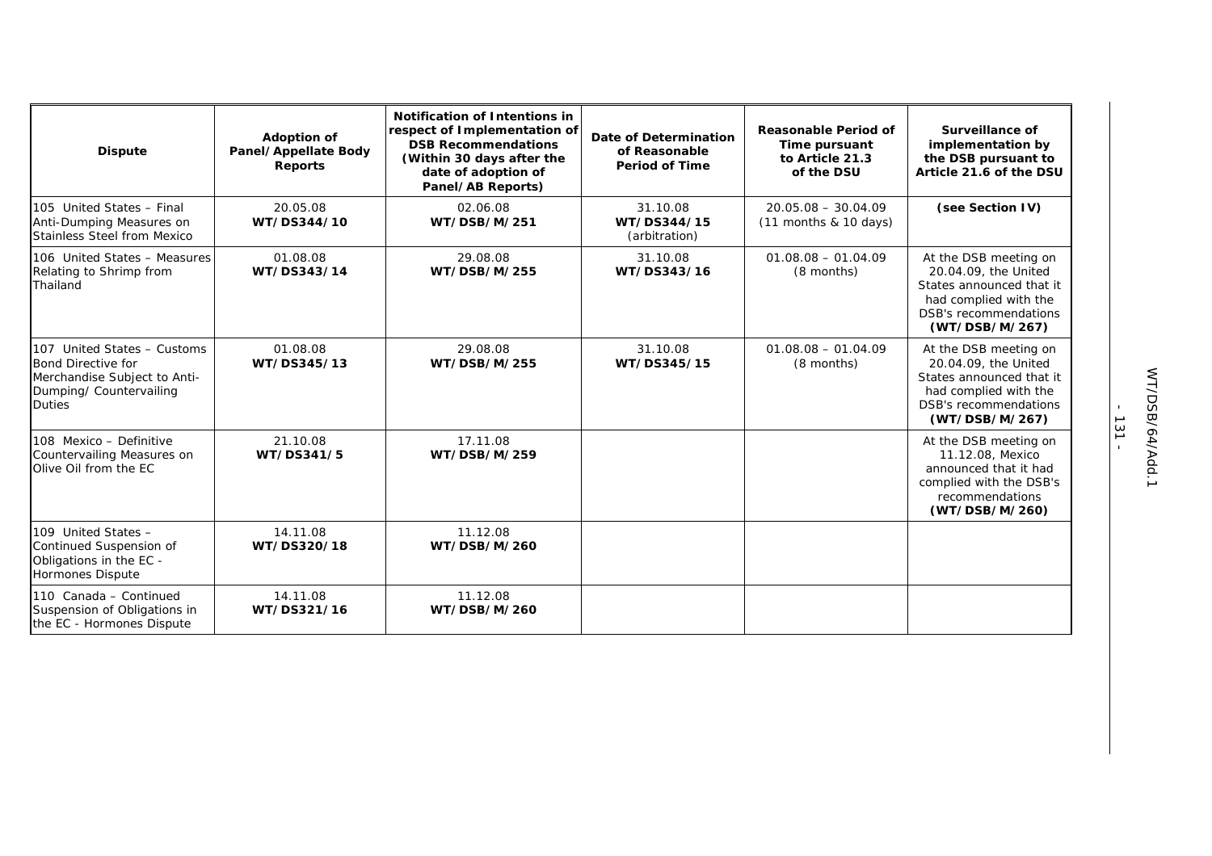| Dispute | Adoption of Panel/Appellate Body Reports | Notification of Intentions in respect of Implementation of DSB Recommendations (Within 30 days after the date of adoption of Panel/AB Reports) | Date of Determination of Reasonable Period of Time | Reasonable Period of Time pursuant to Article 21.3 of the DSU | Surveillance of implementation by the DSB pursuant to Article 21.6 of the DSU |
|---|---|---|---|---|---|
| 105 United States – Final Anti-Dumping Measures on Stainless Steel from Mexico | 20.05.08 **WT/DS344/10** | 02.06.08 **WT/DSB/M/251** | 31.10.08 **WT/DS344/15** (arbitration) | 20.05.08 – 30.04.09 (11 months & 10 days) | **(see Section IV)** |
| 106 United States – Measures Relating to Shrimp from Thailand | 01.08.08 **WT/DS343/14** | 29.08.08 **WT/DSB/M/255** | 31.10.08 **WT/DS343/16** | 01.08.08 – 01.04.09 (8 months) | At the DSB meeting on 20.04.09, the United States announced that it had complied with the DSB's recommendations **(WT/DSB/M/267)** |
| 107 United States – Customs Bond Directive for Merchandise Subject to Anti-Dumping/ Countervailing Duties | 01.08.08 **WT/DS345/13** | 29.08.08 **WT/DSB/M/255** | 31.10.08 **WT/DS345/15** | 01.08.08 – 01.04.09 (8 months) | At the DSB meeting on 20.04.09, the United States announced that it had complied with the DSB's recommendations **(WT/DSB/M/267)** |
| 108 Mexico – Definitive Countervailing Measures on Olive Oil from the EC | 21.10.08 **WT/DS341/5** | 17.11.08 **WT/DSB/M/259** | | | At the DSB meeting on 11.12.08, Mexico announced that it had complied with the DSB's recommendations **(WT/DSB/M/260)** |
| 109 United States – Continued Suspension of Obligations in the EC - Hormones Dispute | 14.11.08 **WT/DS320/18** | 11.12.08 **WT/DSB/M/260** | | | |
| 110 Canada – Continued Suspension of Obligations in the EC - Hormones Dispute | 14.11.08 **WT/DS321/16** | 11.12.08 **WT/DSB/M/260** | | | |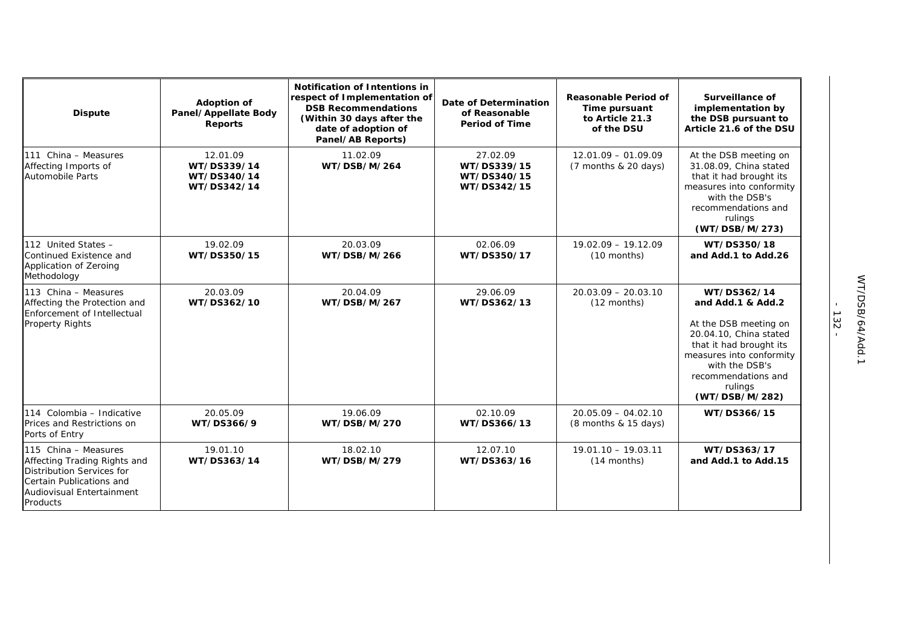| Dispute | Adoption of Panel/Appellate Body Reports | Notification of Intentions in respect of Implementation of DSB Recommendations (Within 30 days after the date of adoption of Panel/AB Reports) | Date of Determination of Reasonable Period of Time | Reasonable Period of Time pursuant to Article 21.3 of the DSU | Surveillance of implementation by the DSB pursuant to Article 21.6 of the DSU |
|---|---|---|---|---|---|
| 111 China – Measures Affecting Imports of Automobile Parts | 12.01.09 **WT/DS339/14** **WT/DS340/14** **WT/DS342/14** | 11.02.09 **WT/DSB/M/264** | 27.02.09 **WT/DS339/15** **WT/DS340/15** **WT/DS342/15** | 12.01.09 – 01.09.09 (7 months & 20 days) | At the DSB meeting on 31.08.09, China stated that it had brought its measures into conformity with the DSB's recommendations and rulings **(WT/DSB/M/273)** |
| 112 United States – Continued Existence and Application of Zeroing Methodology | 19.02.09 **WT/DS350/15** | 20.03.09 **WT/DSB/M/266** | 02.06.09 **WT/DS350/17** | 19.02.09 – 19.12.09 (10 months) | **WT/DS350/18 and Add.1 to Add.26** |
| 113 China – Measures Affecting the Protection and Enforcement of Intellectual Property Rights | 20.03.09 **WT/DS362/10** | 20.04.09 **WT/DSB/M/267** | 29.06.09 **WT/DS362/13** | 20.03.09 – 20.03.10 (12 months) | **WT/DS362/14 and Add.1 & Add.2** At the DSB meeting on 20.04.10, China stated that it had brought its measures into conformity with the DSB's recommendations and rulings **(WT/DSB/M/282)** |
| 114 Colombia – Indicative Prices and Restrictions on Ports of Entry | 20.05.09 **WT/DS366/9** | 19.06.09 **WT/DSB/M/270** | 02.10.09 **WT/DS366/13** | 20.05.09 – 04.02.10 (8 months & 15 days) | **WT/DS366/15** |
| 115 China – Measures Affecting Trading Rights and Distribution Services for Certain Publications and Audiovisual Entertainment Products | 19.01.10 **WT/DS363/14** | 18.02.10 **WT/DSB/M/279** | 12.07.10 **WT/DS363/16** | 19.01.10 – 19.03.11 (14 months) | **WT/DS363/17 and Add.1 to Add.15** |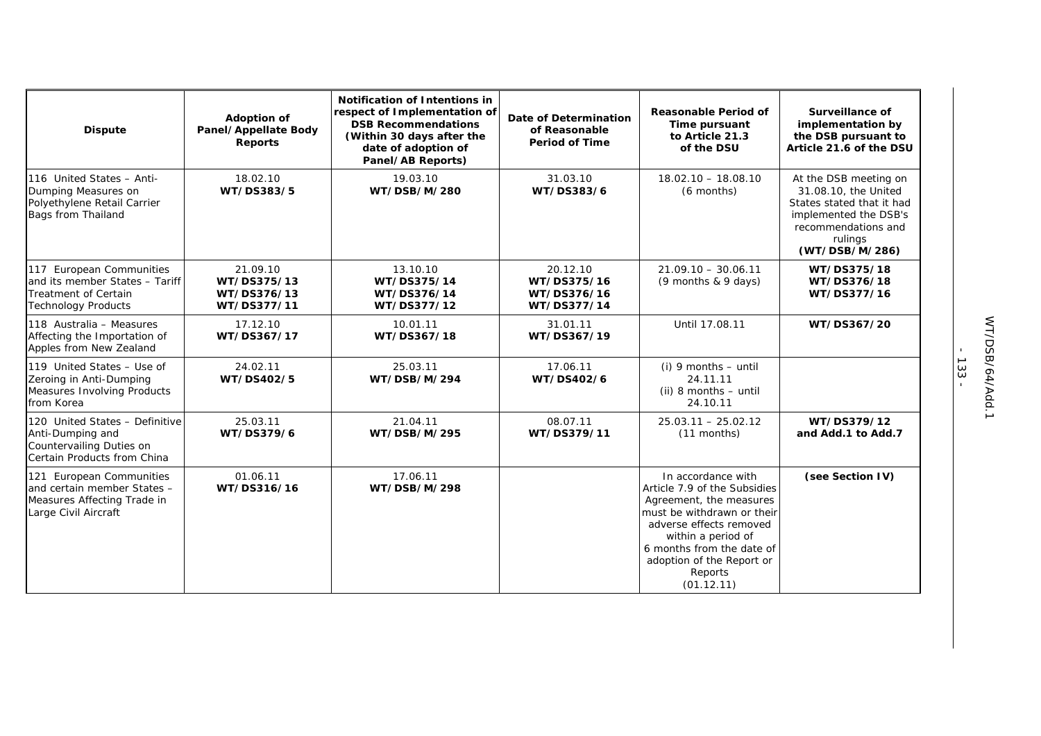| Dispute | Adoption of Panel/Appellate Body Reports | Notification of Intentions in respect of Implementation of DSB Recommendations (Within 30 days after the date of adoption of Panel/AB Reports) | Date of Determination of Reasonable Period of Time | Reasonable Period of Time pursuant to Article 21.3 of the DSU | Surveillance of implementation by the DSB pursuant to Article 21.6 of the DSU |
|---|---|---|---|---|---|
| 116 United States – Anti-Dumping Measures on Polyethylene Retail Carrier Bags from Thailand | 18.02.10 **WT/DS383/5** | 19.03.10 **WT/DSB/M/280** | 31.03.10 **WT/DS383/6** | 18.02.10 – 18.08.10 (6 months) | At the DSB meeting on 31.08.10, the United States stated that it had implemented the DSB's recommendations and rulings **(WT/DSB/M/286)** |
| 117 European Communities and its member States – Tariff Treatment of Certain Technology Products | 21.09.10 **WT/DS375/13 WT/DS376/13 WT/DS377/11** | 13.10.10 **WT/DS375/14 WT/DS376/14 WT/DS377/12** | 20.12.10 **WT/DS375/16 WT/DS376/16 WT/DS377/14** | 21.09.10 – 30.06.11 (9 months & 9 days) | **WT/DS375/18 WT/DS376/18 WT/DS377/16** |
| 118 Australia – Measures Affecting the Importation of Apples from New Zealand | 17.12.10 **WT/DS367/17** | 10.01.11 **WT/DS367/18** | 31.01.11 **WT/DS367/19** | Until 17.08.11 | **WT/DS367/20** |
| 119 United States – Use of Zeroing in Anti-Dumping Measures Involving Products from Korea | 24.02.11 **WT/DS402/5** | 25.03.11 **WT/DSB/M/294** | 17.06.11 **WT/DS402/6** | (i) 9 months – until 24.11.11 (ii) 8 months – until 24.10.11 | |
| 120 United States – Definitive Anti-Dumping and Countervailing Duties on Certain Products from China | 25.03.11 **WT/DS379/6** | 21.04.11 **WT/DSB/M/295** | 08.07.11 **WT/DS379/11** | 25.03.11 – 25.02.12 (11 months) | **WT/DS379/12 and Add.1 to Add.7** |
| 121 European Communities and certain member States – Measures Affecting Trade in Large Civil Aircraft | 01.06.11 **WT/DS316/16** | 17.06.11 **WT/DSB/M/298** | | In accordance with Article 7.9 of the Subsidies Agreement, the measures must be withdrawn or their adverse effects removed within a period of 6 months from the date of adoption of the Report or Reports (01.12.11) | **(see Section IV)** |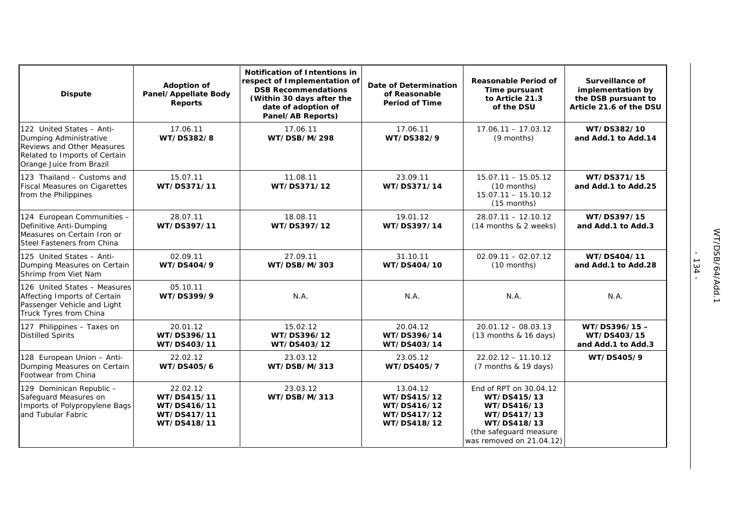| Dispute | Adoption of Panel/Appellate Body Reports | Notification of Intentions in respect of Implementation of DSB Recommendations (Within 30 days after the date of adoption of Panel/AB Reports) | Date of Determination of Reasonable Period of Time | Reasonable Period of Time pursuant to Article 21.3 of the DSU | Surveillance of implementation by the DSB pursuant to Article 21.6 of the DSU |
|---|---|---|---|---|---|
| 122 United States – Anti-Dumping Administrative Reviews and Other Measures Related to Imports of Certain Orange Juice from Brazil | 17.06.11 **WT/DS382/8** | 17.06.11 **WT/DSB/M/298** | 17.06.11 **WT/DS382/9** | 17.06.11 – 17.03.12 (9 months) | **WT/DS382/10 and Add.1 to Add.14** |
| 123 Thailand – Customs and Fiscal Measures on Cigarettes from the Philippines | 15.07.11 **WT/DS371/11** | 11.08.11 **WT/DS371/12** | 23.09.11 **WT/DS371/14** | 15.07.11 – 15.05.12 (10 months) 15.07.11 – 15.10.12 (15 months) | **WT/DS371/15 and Add.1 to Add.25** |
| 124 European Communities – Definitive Anti-Dumping Measures on Certain Iron or Steel Fasteners from China | 28.07.11 **WT/DS397/11** | 18.08.11 **WT/DS397/12** | 19.01.12 **WT/DS397/14** | 28.07.11 – 12.10.12 (14 months & 2 weeks) | **WT/DS397/15 and Add.1 to Add.3** |
| 125 United States – Anti-Dumping Measures on Certain Shrimp from Viet Nam | 02.09.11 **WT/DS404/9** | 27.09.11 **WT/DSB/M/303** | 31.10.11 **WT/DS404/10** | 02.09.11 – 02.07.12 (10 months) | **WT/DS404/11 and Add.1 to Add.28** |
| 126 United States – Measures Affecting Imports of Certain Passenger Vehicle and Light Truck Tyres from China | 05.10.11 **WT/DS399/9** | N.A. | N.A. | N.A. | N.A. |
| 127 Philippines – Taxes on Distilled Spirits | 20.01.12 **WT/DS396/11 WT/DS403/11** | 15.02.12 **WT/DS396/12 WT/DS403/12** | 20.04.12 **WT/DS396/14 WT/DS403/14** | 20.01.12 – 08.03.13 (13 months & 16 days) | **WT/DS396/15 – WT/DS403/15 and Add.1 to Add.3** |
| 128 European Union – Anti-Dumping Measures on Certain Footwear from China | 22.02.12 **WT/DS405/6** | 23.03.12 **WT/DSB/M/313** | 23.05.12 **WT/DS405/7** | 22.02.12 – 11.10.12 (7 months & 19 days) | **WT/DS405/9** |
| 129 Dominican Republic – Safeguard Measures on Imports of Polypropylene Bags and Tubular Fabric | 22.02.12 **WT/DS415/11 WT/DS416/11 WT/DS417/11 WT/DS418/11** | 23.03.12 **WT/DSB/M/313** | 13.04.12 **WT/DS415/12 WT/DS416/12 WT/DS417/12 WT/DS418/12** | End of RPT on 30.04.12 **WT/DS415/13 WT/DS416/13 WT/DS417/13 WT/DS418/13** (the safeguard measure was removed on 21.04.12) | |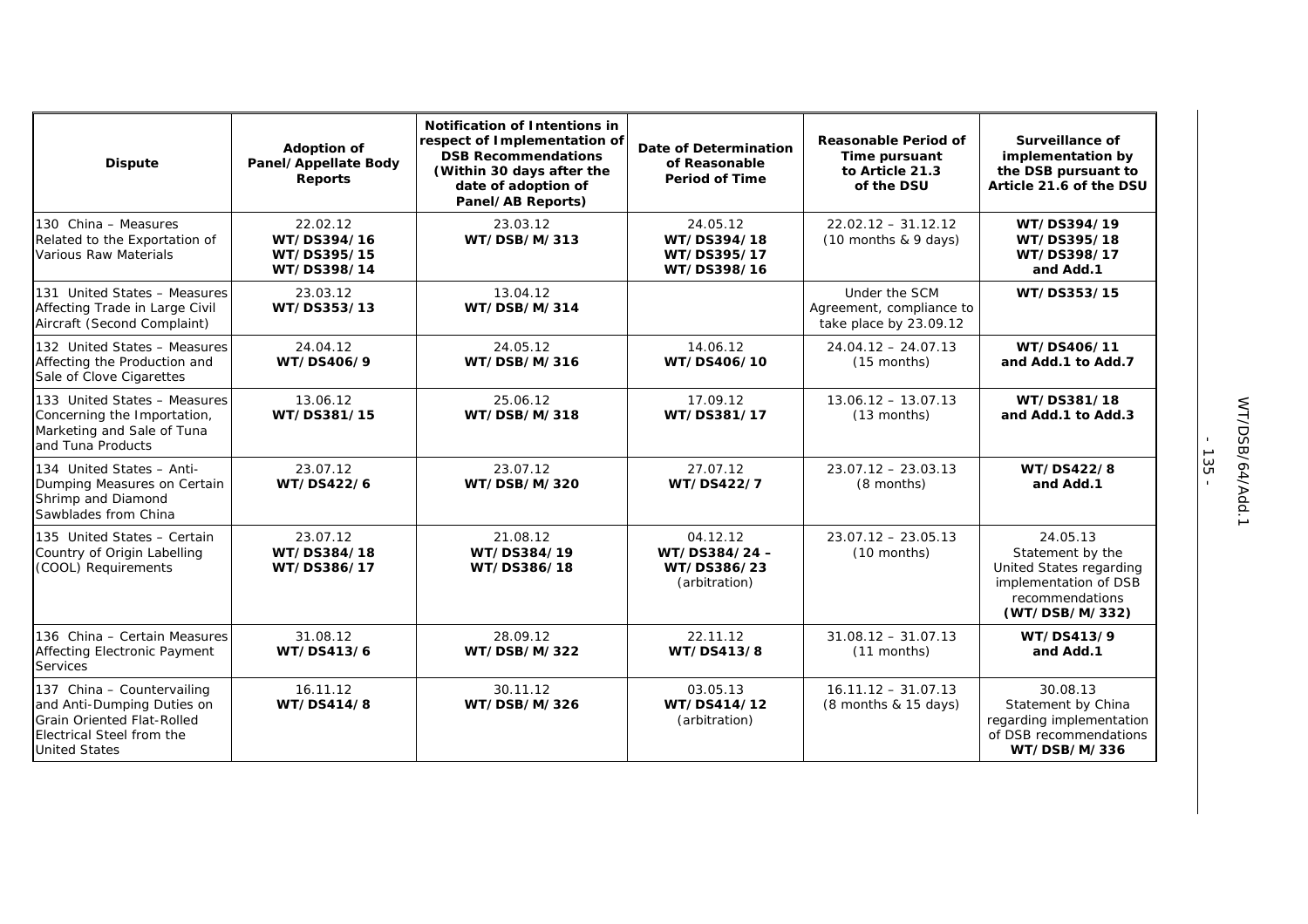| Dispute | Adoption of Panel/Appellate Body Reports | Notification of Intentions in respect of Implementation of DSB Recommendations (Within 30 days after the date of adoption of Panel/AB Reports) | Date of Determination of Reasonable Period of Time | Reasonable Period of Time pursuant to Article 21.3 of the DSU | Surveillance of implementation by the DSB pursuant to Article 21.6 of the DSU |
|---|---|---|---|---|---|
| 130 China – Measures Related to the Exportation of Various Raw Materials | 22.02.12 **WT/DS394/16 WT/DS395/15 WT/DS398/14** | 23.03.12 **WT/DSB/M/313** | 24.05.12 **WT/DS394/18 WT/DS395/17 WT/DS398/16** | 22.02.12 – 31.12.12 (10 months & 9 days) | **WT/DS394/19 WT/DS395/18 WT/DS398/17 and Add.1** |
| 131 United States – Measures Affecting Trade in Large Civil Aircraft (Second Complaint) | 23.03.12 **WT/DS353/13** | 13.04.12 **WT/DSB/M/314** | | Under the SCM Agreement, compliance to take place by 23.09.12 | **WT/DS353/15** |
| 132 United States – Measures Affecting the Production and Sale of Clove Cigarettes | 24.04.12 **WT/DS406/9** | 24.05.12 **WT/DSB/M/316** | 14.06.12 **WT/DS406/10** | 24.04.12 – 24.07.13 (15 months) | **WT/DS406/11 and Add.1 to Add.7** |
| 133 United States – Measures Concerning the Importation, Marketing and Sale of Tuna and Tuna Products | 13.06.12 **WT/DS381/15** | 25.06.12 **WT/DSB/M/318** | 17.09.12 **WT/DS381/17** | 13.06.12 – 13.07.13 (13 months) | **WT/DS381/18 and Add.1 to Add.3** |
| 134 United States – Anti-Dumping Measures on Certain Shrimp and Diamond Sawblades from China | 23.07.12 **WT/DS422/6** | 23.07.12 **WT/DSB/M/320** | 27.07.12 **WT/DS422/7** | 23.07.12 – 23.03.13 (8 months) | **WT/DS422/8 and Add.1** |
| 135 United States – Certain Country of Origin Labelling (COOL) Requirements | 23.07.12 **WT/DS384/18 WT/DS386/17** | 21.08.12 **WT/DS384/19 WT/DS386/18** | 04.12.12 **WT/DS384/24 – WT/DS386/23** (arbitration) | 23.07.12 – 23.05.13 (10 months) | 24.05.13 Statement by the United States regarding implementation of DSB recommendations **(WT/DSB/M/332)** |
| 136 China – Certain Measures Affecting Electronic Payment Services | 31.08.12 **WT/DS413/6** | 28.09.12 **WT/DSB/M/322** | 22.11.12 **WT/DS413/8** | 31.08.12 – 31.07.13 (11 months) | **WT/DS413/9 and Add.1** |
| 137 China – Countervailing and Anti-Dumping Duties on Grain Oriented Flat-Rolled Electrical Steel from the United States | 16.11.12 **WT/DS414/8** | 30.11.12 **WT/DSB/M/326** | 03.05.13 **WT/DS414/12** (arbitration) | 16.11.12 – 31.07.13 (8 months & 15 days) | 30.08.13 Statement by China regarding implementation of DSB recommendations **WT/DSB/M/336** |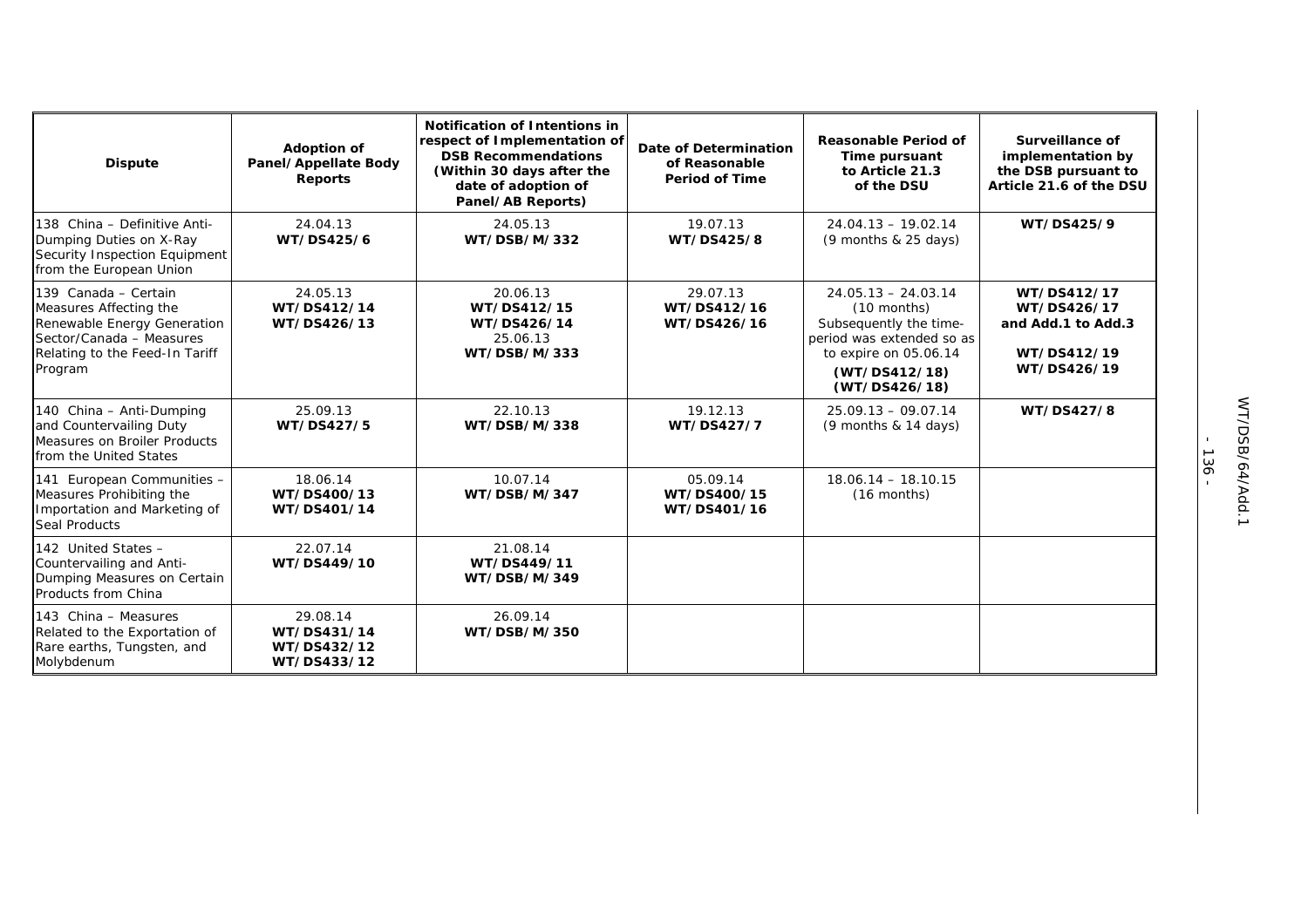| Dispute | Adoption of Panel/Appellate Body Reports | Notification of Intentions in respect of Implementation of DSB Recommendations (Within 30 days after the date of adoption of Panel/AB Reports) | Date of Determination of Reasonable Period of Time | Reasonable Period of Time pursuant to Article 21.3 of the DSU | Surveillance of implementation by the DSB pursuant to Article 21.6 of the DSU |
|---|---|---|---|---|---|
| 138 China – Definitive Anti-Dumping Duties on X-Ray Security Inspection Equipment from the European Union | 24.04.13 **WT/DS425/6** | 24.05.13 **WT/DSB/M/332** | 19.07.13 **WT/DS425/8** | 24.04.13 – 19.02.14 (9 months & 25 days) | **WT/DS425/9** |
| 139 Canada – Certain Measures Affecting the Renewable Energy Generation Sector/Canada – Measures Relating to the Feed-In Tariff Program | 24.05.13 **WT/DS412/14** **WT/DS426/13** | 20.06.13 **WT/DS412/15** **WT/DS426/14** 25.06.13 **WT/DSB/M/333** | 29.07.13 **WT/DS412/16** **WT/DS426/16** | 24.05.13 – 24.03.14 (10 months) Subsequently the time-period was extended so as to expire on 05.06.14 **(WT/DS412/18)** **(WT/DS426/18)** | **WT/DS412/17** **WT/DS426/17** **and Add.1 to Add.3** **WT/DS412/19** **WT/DS426/19** |
| 140 China – Anti-Dumping and Countervailing Duty Measures on Broiler Products from the United States | 25.09.13 **WT/DS427/5** | 22.10.13 **WT/DSB/M/338** | 19.12.13 **WT/DS427/7** | 25.09.13 – 09.07.14 (9 months & 14 days) | **WT/DS427/8** |
| 141 European Communities – Measures Prohibiting the Importation and Marketing of Seal Products | 18.06.14 **WT/DS400/13** **WT/DS401/14** | 10.07.14 **WT/DSB/M/347** | 05.09.14 **WT/DS400/15** **WT/DS401/16** | 18.06.14 – 18.10.15 (16 months) | |
| 142 United States – Countervailing and Anti-Dumping Measures on Certain Products from China | 22.07.14 **WT/DS449/10** | 21.08.14 **WT/DS449/11** **WT/DSB/M/349** | | | |
| 143 China – Measures Related to the Exportation of Rare earths, Tungsten, and Molybdenum | 29.08.14 **WT/DS431/14** **WT/DS432/12** **WT/DS433/12** | 26.09.14 **WT/DSB/M/350** | | | |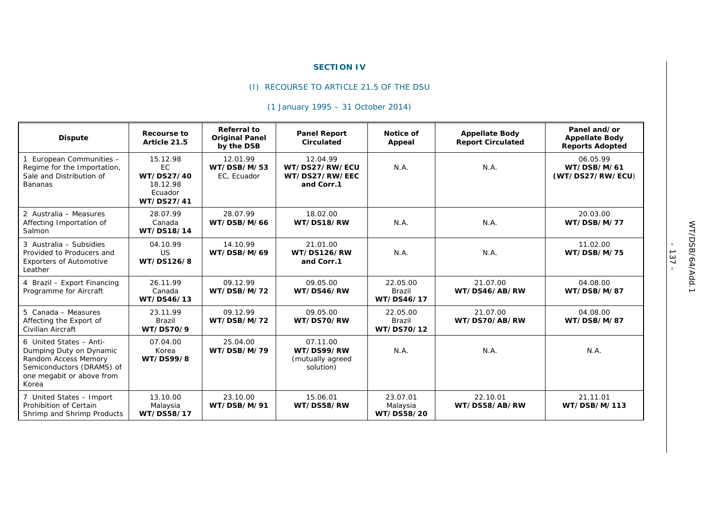## SECTION IV

### (I) RECOURSE TO ARTICLE 21.5 OF THE DSU

(1 January 1995 – 31 October 2014)

| Dispute | Recourse to Article 21.5 | Referral to Original Panel by the DSB | Panel Report Circulated | Notice of Appeal | Appellate Body Report Circulated | Panel and/or Appellate Body Reports Adopted |
|---|---|---|---|---|---|---|
| 1 European Communities – Regime for the Importation, Sale and Distribution of Bananas | 15.12.98 EC **WT/DS27/40** 18.12.98 Ecuador **WT/DS27/41** | 12.01.99 **WT/DSB/M/53** EC, Ecuador | 12.04.99 **WT/DS27/RW/ECU** **WT/DS27/RW/EEC and Corr.1** | N.A. | N.A. | 06.05.99 **WT/DSB/M/61** **(WT/DS27/RW/ECU)** |
| 2 Australia – Measures Affecting Importation of Salmon | 28.07.99 Canada **WT/DS18/14** | 28.07.99 **WT/DSB/M/66** | 18.02.00 **WT/DS18/RW** | N.A. | N.A. | 20.03.00 **WT/DSB/M/77** |
| 3 Australia – Subsidies Provided to Producers and Exporters of Automotive Leather | 04.10.99 US **WT/DS126/8** | 14.10.99 **WT/DSB/M/69** | 21.01.00 **WT/DS126/RW and Corr.1** | N.A. | N.A. | 11.02.00 **WT/DSB/M/75** |
| 4 Brazil – Export Financing Programme for Aircraft | 26.11.99 Canada **WT/DS46/13** | 09.12.99 **WT/DSB/M/72** | 09.05.00 **WT/DS46/RW** | 22.05.00 Brazil **WT/DS46/17** | 21.07.00 **WT/DS46/AB/RW** | 04.08.00 **WT/DSB/M/87** |
| 5 Canada – Measures Affecting the Export of Civilian Aircraft | 23.11.99 Brazil **WT/DS70/9** | 09.12.99 **WT/DSB/M/72** | 09.05.00 **WT/DS70/RW** | 22.05.00 Brazil **WT/DS70/12** | 21.07.00 **WT/DS70/AB/RW** | 04.08.00 **WT/DSB/M/87** |
| 6 United States – Anti-Dumping Duty on Dynamic Random Access Memory Semiconductors (DRAMS) of one megabit or above from Korea | 07.04.00 Korea **WT/DS99/8** | 25.04.00 **WT/DSB/M/79** | 07.11.00 **WT/DS99/RW** (mutually agreed solution) | N.A. | N.A. | N.A. |
| 7 United States – Import Prohibition of Certain Shrimp and Shrimp Products | 13.10.00 Malaysia **WT/DS58/17** | 23.10.00 **WT/DSB/M/91** | 15.06.01 **WT/DS58/RW** | 23.07.01 Malaysia **WT/DS58/20** | 22.10.01 **WT/DS58/AB/RW** | 21.11.01 **WT/DSB/M/113** |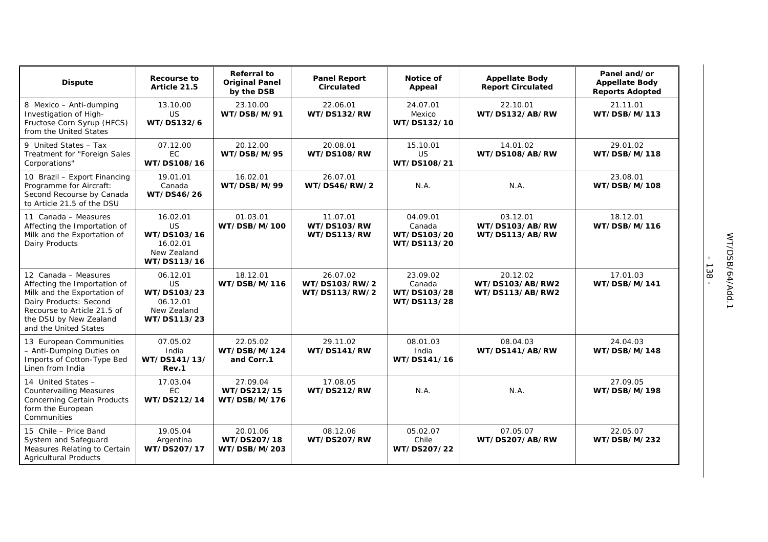| Dispute | Recourse to Article 21.5 | Referral to Original Panel by the DSB | Panel Report Circulated | Notice of Appeal | Appellate Body Report Circulated | Panel and/or Appellate Body Reports Adopted |
|---|---|---|---|---|---|---|
| 8 Mexico – Anti-dumping Investigation of High-Fructose Corn Syrup (HFCS) from the United States | 13.10.00 US **WT/DS132/6** | 23.10.00 **WT/DSB/M/91** | 22.06.01 **WT/DS132/RW** | 24.07.01 Mexico **WT/DS132/10** | 22.10.01 **WT/DS132/AB/RW** | 21.11.01 **WT/DSB/M/113** |
| 9 United States – Tax Treatment for "Foreign Sales Corporations" | 07.12.00 EC **WT/DS108/16** | 20.12.00 **WT/DSB/M/95** | 20.08.01 **WT/DS108/RW** | 15.10.01 US **WT/DS108/21** | 14.01.02 **WT/DS108/AB/RW** | 29.01.02 **WT/DSB/M/118** |
| 10 Brazil – Export Financing Programme for Aircraft: Second Recourse by Canada to Article 21.5 of the DSU | 19.01.01 Canada **WT/DS46/26** | 16.02.01 **WT/DSB/M/99** | 26.07.01 **WT/DS46/RW/2** | N.A. | N.A. | 23.08.01 **WT/DSB/M/108** |
| 11 Canada – Measures Affecting the Importation of Milk and the Exportation of Dairy Products | 16.02.01 US **WT/DS103/16** 16.02.01 New Zealand **WT/DS113/16** | 01.03.01 **WT/DSB/M/100** | 11.07.01 **WT/DS103/RW** **WT/DS113/RW** | 04.09.01 Canada **WT/DS103/20** **WT/DS113/20** | 03.12.01 **WT/DS103/AB/RW** **WT/DS113/AB/RW** | 18.12.01 **WT/DSB/M/116** |
| 12 Canada – Measures Affecting the Importation of Milk and the Exportation of Dairy Products: Second Recourse to Article 21.5 of the DSU by New Zealand and the United States | 06.12.01 US **WT/DS103/23** 06.12.01 New Zealand **WT/DS113/23** | 18.12.01 **WT/DSB/M/116** | 26.07.02 **WT/DS103/RW/2** **WT/DS113/RW/2** | 23.09.02 Canada **WT/DS103/28** **WT/DS113/28** | 20.12.02 **WT/DS103/AB/RW2** **WT/DS113/AB/RW2** | 17.01.03 **WT/DSB/M/141** |
| 13 European Communities – Anti-Dumping Duties on Imports of Cotton-Type Bed Linen from India | 07.05.02 India **WT/DS141/13/ Rev.1** | 22.05.02 **WT/DSB/M/124 and Corr.1** | 29.11.02 **WT/DS141/RW** | 08.01.03 India **WT/DS141/16** | 08.04.03 **WT/DS141/AB/RW** | 24.04.03 **WT/DSB/M/148** |
| 14 United States – Countervailing Measures Concerning Certain Products form the European Communities | 17.03.04 EC **WT/DS212/14** | 27.09.04 **WT/DS212/15** **WT/DSB/M/176** | 17.08.05 **WT/DS212/RW** | N.A. | N.A. | 27.09.05 **WT/DSB/M/198** |
| 15 Chile – Price Band System and Safeguard Measures Relating to Certain Agricultural Products | 19.05.04 Argentina **WT/DS207/17** | 20.01.06 **WT/DS207/18** **WT/DSB/M/203** | 08.12.06 **WT/DS207/RW** | 05.02.07 Chile **WT/DS207/22** | 07.05.07 **WT/DS207/AB/RW** | 22.05.07 **WT/DSB/M/232** |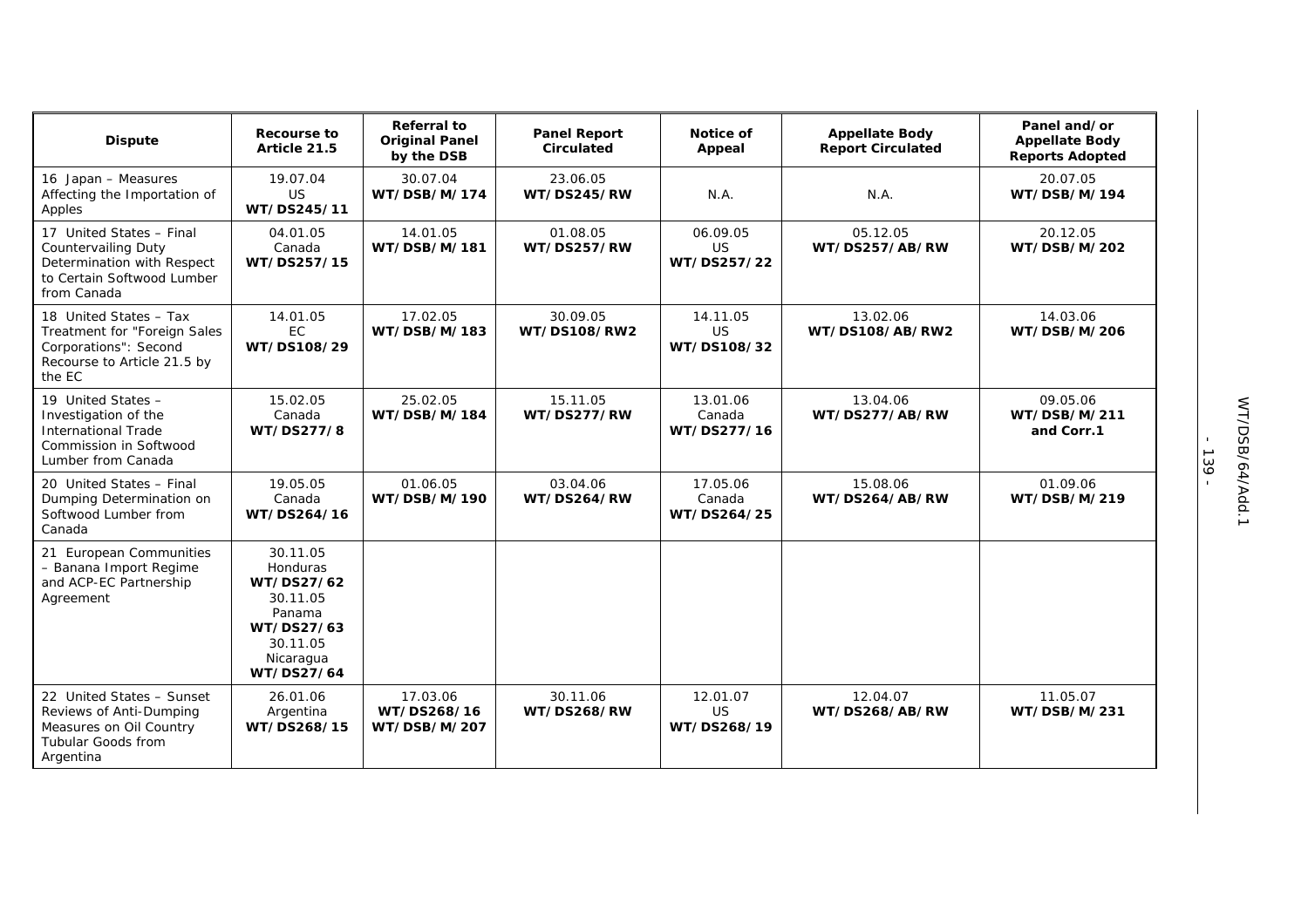| Dispute | Recourse to Article 21.5 | Referral to Original Panel by the DSB | Panel Report Circulated | Notice of Appeal | Appellate Body Report Circulated | Panel and/or Appellate Body Reports Adopted |
|---|---|---|---|---|---|---|
| 16 Japan – Measures Affecting the Importation of Apples | 19.07.04 US **WT/DS245/11** | 30.07.04 **WT/DSB/M/174** | 23.06.05 **WT/DS245/RW** | N.A. | N.A. | 20.07.05 **WT/DSB/M/194** |
| 17 United States – Final Countervailing Duty Determination with Respect to Certain Softwood Lumber from Canada | 04.01.05 Canada **WT/DS257/15** | 14.01.05 **WT/DSB/M/181** | 01.08.05 **WT/DS257/RW** | 06.09.05 US **WT/DS257/22** | 05.12.05 **WT/DS257/AB/RW** | 20.12.05 **WT/DSB/M/202** |
| 18 United States – Tax Treatment for "Foreign Sales Corporations": Second Recourse to Article 21.5 by the EC | 14.01.05 EC **WT/DS108/29** | 17.02.05 **WT/DSB/M/183** | 30.09.05 **WT/DS108/RW2** | 14.11.05 US **WT/DS108/32** | 13.02.06 **WT/DS108/AB/RW2** | 14.03.06 **WT/DSB/M/206** |
| 19 United States – Investigation of the International Trade Commission in Softwood Lumber from Canada | 15.02.05 Canada **WT/DS277/8** | 25.02.05 **WT/DSB/M/184** | 15.11.05 **WT/DS277/RW** | 13.01.06 Canada **WT/DS277/16** | 13.04.06 **WT/DS277/AB/RW** | 09.05.06 **WT/DSB/M/211 and Corr.1** |
| 20 United States – Final Dumping Determination on Softwood Lumber from Canada | 19.05.05 Canada **WT/DS264/16** | 01.06.05 **WT/DSB/M/190** | 03.04.06 **WT/DS264/RW** | 17.05.06 Canada **WT/DS264/25** | 15.08.06 **WT/DS264/AB/RW** | 01.09.06 **WT/DSB/M/219** |
| 21 European Communities – Banana Import Regime and ACP-EC Partnership Agreement | 30.11.05 Honduras **WT/DS27/62** 30.11.05 Panama **WT/DS27/63** 30.11.05 Nicaragua **WT/DS27/64** | | | | | |
| 22 United States – Sunset Reviews of Anti-Dumping Measures on Oil Country Tubular Goods from Argentina | 26.01.06 Argentina **WT/DS268/15** | 17.03.06 **WT/DS268/16 WT/DSB/M/207** | 30.11.06 **WT/DS268/RW** | 12.01.07 US **WT/DS268/19** | 12.04.07 **WT/DS268/AB/RW** | 11.05.07 **WT/DSB/M/231** |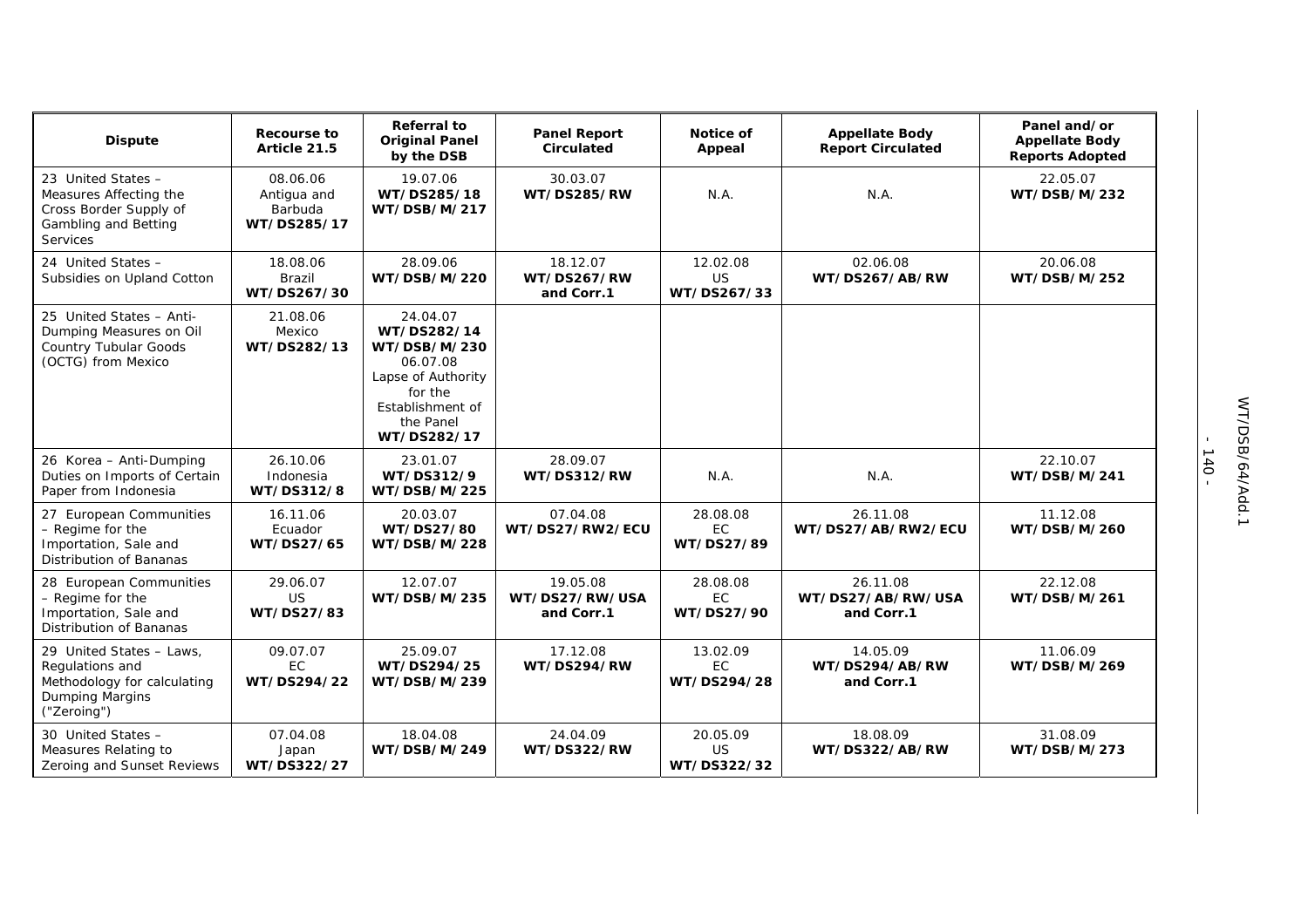| Dispute | Recourse to Article 21.5 | Referral to Original Panel by the DSB | Panel Report Circulated | Notice of Appeal | Appellate Body Report Circulated | Panel and/or Appellate Body Reports Adopted |
|---|---|---|---|---|---|---|
| 23 United States – Measures Affecting the Cross Border Supply of Gambling and Betting Services | 08.06.06 Antigua and Barbuda **WT/DS285/17** | 19.07.06 **WT/DS285/18** **WT/DSB/M/217** | 30.03.07 **WT/DS285/RW** | N.A. | N.A. | 22.05.07 **WT/DSB/M/232** |
| 24 United States – Subsidies on Upland Cotton | 18.08.06 Brazil **WT/DS267/30** | 28.09.06 **WT/DSB/M/220** | 18.12.07 **WT/DS267/RW and Corr.1** | 12.02.08 US **WT/DS267/33** | 02.06.08 **WT/DS267/AB/RW** | 20.06.08 **WT/DSB/M/252** |
| 25 United States – Anti-Dumping Measures on Oil Country Tubular Goods (OCTG) from Mexico | 21.08.06 Mexico **WT/DS282/13** | 24.04.07 **WT/DS282/14** **WT/DSB/M/230** 06.07.08 Lapse of Authority for the Establishment of the Panel **WT/DS282/17** | | | | |
| 26 Korea – Anti-Dumping Duties on Imports of Certain Paper from Indonesia | 26.10.06 Indonesia **WT/DS312/8** | 23.01.07 **WT/DS312/9** **WT/DSB/M/225** | 28.09.07 **WT/DS312/RW** | N.A. | N.A. | 22.10.07 **WT/DSB/M/241** |
| 27 European Communities – Regime for the Importation, Sale and Distribution of Bananas | 16.11.06 Ecuador **WT/DS27/65** | 20.03.07 **WT/DS27/80** **WT/DSB/M/228** | 07.04.08 **WT/DS27/RW2/ECU** | 28.08.08 EC **WT/DS27/89** | 26.11.08 **WT/DS27/AB/RW2/ECU** | 11.12.08 **WT/DSB/M/260** |
| 28 European Communities – Regime for the Importation, Sale and Distribution of Bananas | 29.06.07 US **WT/DS27/83** | 12.07.07 **WT/DSB/M/235** | 19.05.08 **WT/DS27/RW/USA and Corr.1** | 28.08.08 EC **WT/DS27/90** | 26.11.08 **WT/DS27/AB/RW/USA and Corr.1** | 22.12.08 **WT/DSB/M/261** |
| 29 United States – Laws, Regulations and Methodology for calculating Dumping Margins ("Zeroing") | 09.07.07 EC **WT/DS294/22** | 25.09.07 **WT/DS294/25** **WT/DSB/M/239** | 17.12.08 **WT/DS294/RW** | 13.02.09 EC **WT/DS294/28** | 14.05.09 **WT/DS294/AB/RW and Corr.1** | 11.06.09 **WT/DSB/M/269** |
| 30 United States – Measures Relating to Zeroing and Sunset Reviews | 07.04.08 Japan **WT/DS322/27** | 18.04.08 **WT/DSB/M/249** | 24.04.09 **WT/DS322/RW** | 20.05.09 US **WT/DS322/32** | 18.08.09 **WT/DS322/AB/RW** | 31.08.09 **WT/DSB/M/273** |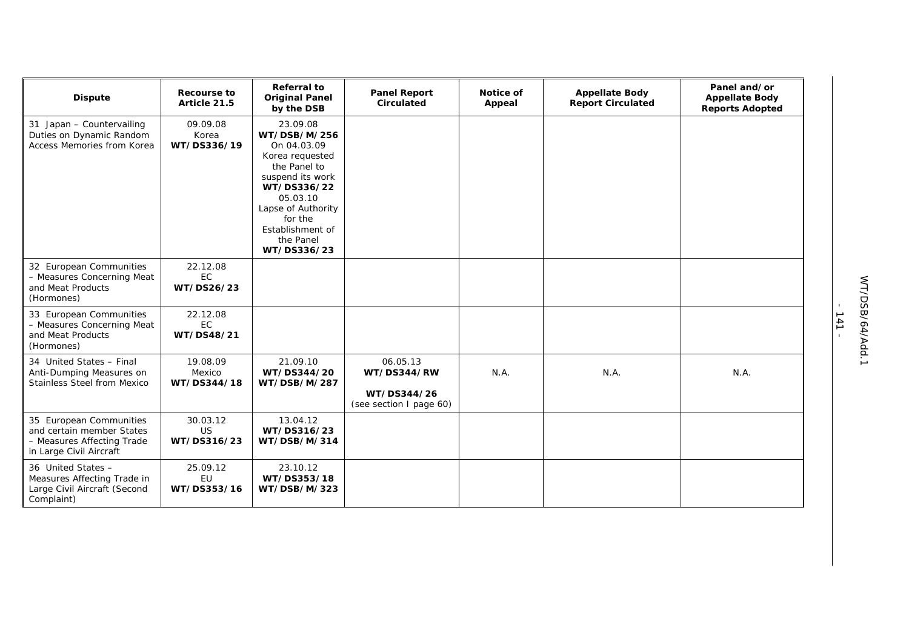| Dispute | Recourse to Article 21.5 | Referral to Original Panel by the DSB | Panel Report Circulated | Notice of Appeal | Appellate Body Report Circulated | Panel and/or Appellate Body Reports Adopted |
|---|---|---|---|---|---|---|
| 31 Japan – Countervailing Duties on Dynamic Random Access Memories from Korea | 09.09.08 Korea **WT/DS336/19** | 23.09.08 **WT/DSB/M/256** On 04.03.09 Korea requested the Panel to suspend its work **WT/DS336/22** 05.03.10 Lapse of Authority for the Establishment of the Panel **WT/DS336/23** | | | | |
| 32 European Communities – Measures Concerning Meat and Meat Products (Hormones) | 22.12.08 EC **WT/DS26/23** | | | | | |
| 33 European Communities – Measures Concerning Meat and Meat Products (Hormones) | 22.12.08 EC **WT/DS48/21** | | | | | |
| 34 United States – Final Anti-Dumping Measures on Stainless Steel from Mexico | 19.08.09 Mexico **WT/DS344/18** | 21.09.10 **WT/DS344/20** **WT/DSB/M/287** | 06.05.13 **WT/DS344/RW** **WT/DS344/26** (see section I page 60) | N.A. | N.A. | N.A. |
| 35 European Communities and certain member States – Measures Affecting Trade in Large Civil Aircraft | 30.03.12 US **WT/DS316/23** | 13.04.12 **WT/DS316/23** **WT/DSB/M/314** | | | | |
| 36 United States – Measures Affecting Trade in Large Civil Aircraft (Second Complaint) | 25.09.12 EU **WT/DS353/16** | 23.10.12 **WT/DS353/18** **WT/DSB/M/323** | | | | |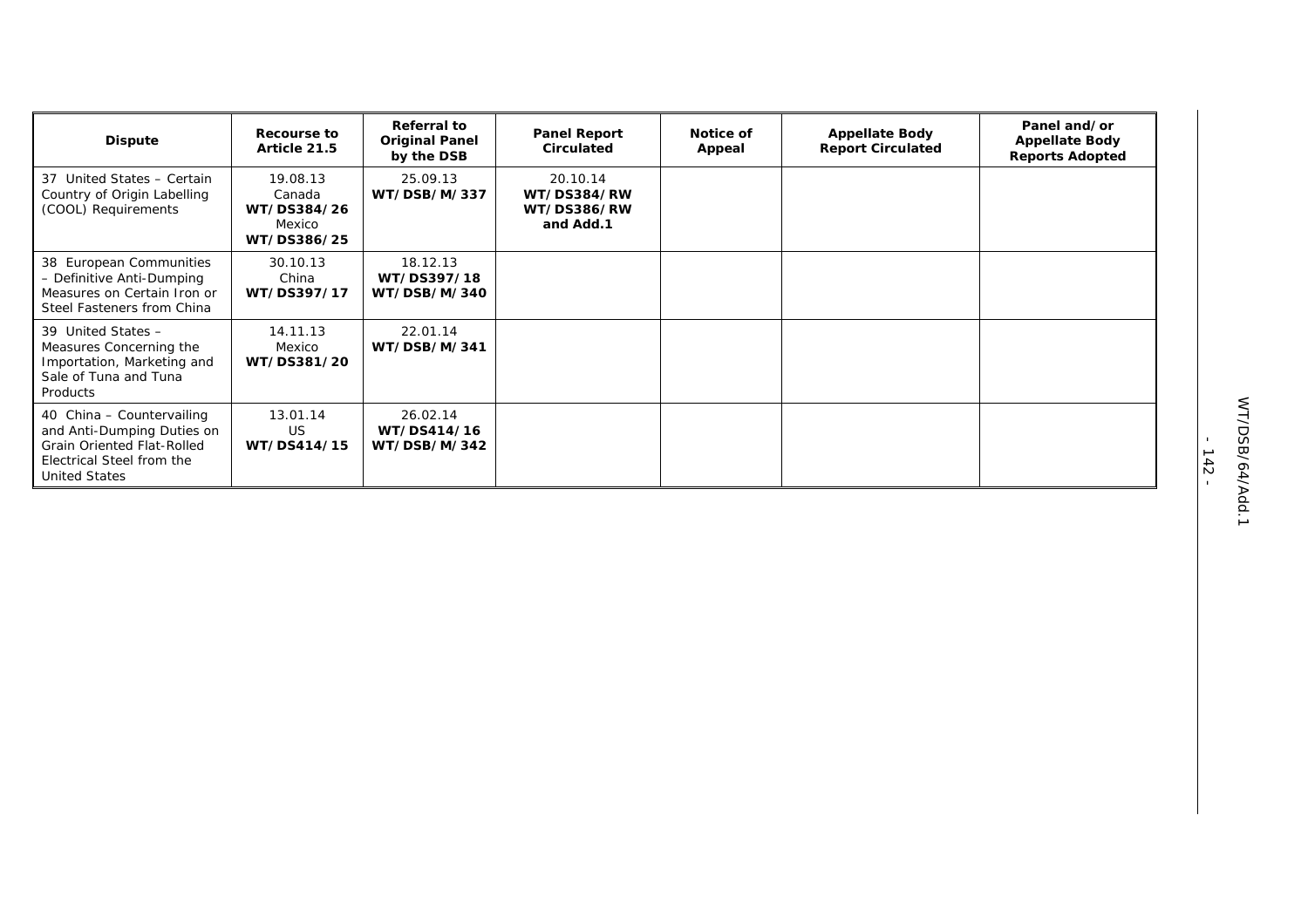| Dispute | Recourse to Article 21.5 | Referral to Original Panel by the DSB | Panel Report Circulated | Notice of Appeal | Appellate Body Report Circulated | Panel and/or Appellate Body Reports Adopted |
|---|---|---|---|---|---|---|
| 37 United States – Certain Country of Origin Labelling (COOL) Requirements | 19.08.13 Canada **WT/DS384/26** Mexico **WT/DS386/25** | 25.09.13 **WT/DSB/M/337** | 20.10.14 **WT/DS384/RW** **WT/DS386/RW** **and Add.1** | | | |
| 38 European Communities – Definitive Anti-Dumping Measures on Certain Iron or Steel Fasteners from China | 30.10.13 China **WT/DS397/17** | 18.12.13 **WT/DS397/18** **WT/DSB/M/340** | | | | |
| 39 United States – Measures Concerning the Importation, Marketing and Sale of Tuna and Tuna Products | 14.11.13 Mexico **WT/DS381/20** | 22.01.14 **WT/DSB/M/341** | | | | |
| 40 China – Countervailing and Anti-Dumping Duties on Grain Oriented Flat-Rolled Electrical Steel from the United States | 13.01.14 US **WT/DS414/15** | 26.02.14 **WT/DS414/16** **WT/DSB/M/342** | | | | |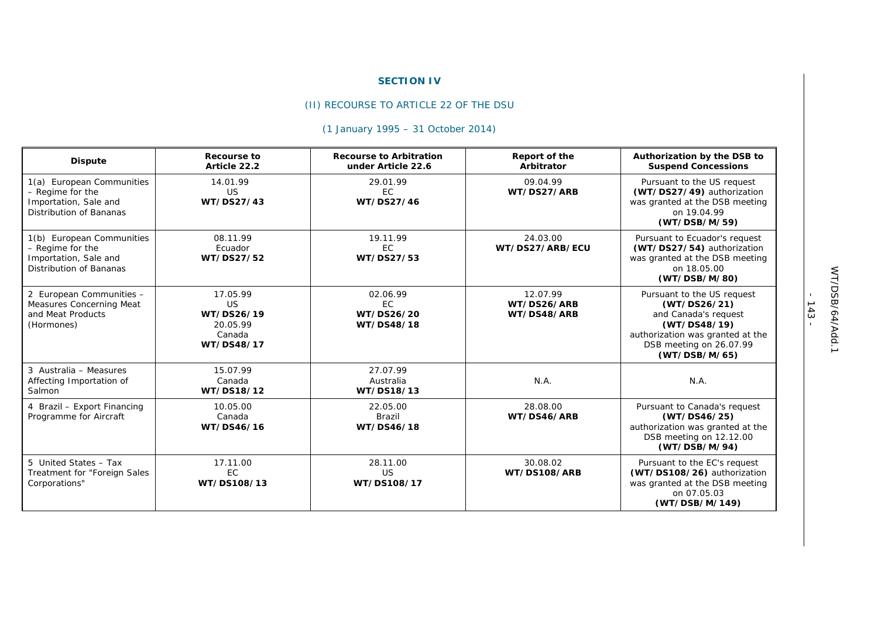**SECTION IV**

(II) RECOURSE TO ARTICLE 22 OF THE DSU

(1 January 1995 – 31 October 2014)

| Dispute | Recourse to Article 22.2 | Recourse to Arbitration under Article 22.6 | Report of the Arbitrator | Authorization by the DSB to Suspend Concessions |
|---|---|---|---|---|
| 1(a) European Communities – Regime for the Importation, Sale and Distribution of Bananas | 14.01.99<br>US<br>**WT/DS27/43** | 29.01.99<br>EC<br>**WT/DS27/46** | 09.04.99<br>**WT/DS27/ARB** | Pursuant to the US request **(WT/DS27/49)** authorization was granted at the DSB meeting on 19.04.99 **(WT/DSB/M/59)** |
| 1(b) European Communities – Regime for the Importation, Sale and Distribution of Bananas | 08.11.99<br>Ecuador<br>**WT/DS27/52** | 19.11.99<br>EC<br>**WT/DS27/53** | 24.03.00<br>**WT/DS27/ARB/ECU** | Pursuant to Ecuador's request **(WT/DS27/54)** authorization was granted at the DSB meeting on 18.05.00 **(WT/DSB/M/80)** |
| 2 European Communities – Measures Concerning Meat and Meat Products (Hormones) | 17.05.99<br>US<br>**WT/DS26/19**<br>20.05.99<br>Canada<br>**WT/DS48/17** | 02.06.99<br>EC<br>**WT/DS26/20**<br>**WT/DS48/18** | 12.07.99<br>**WT/DS26/ARB**<br>**WT/DS48/ARB** | Pursuant to the US request **(WT/DS26/21)** and Canada's request **(WT/DS48/19)** authorization was granted at the DSB meeting on 26.07.99 **(WT/DSB/M/65)** |
| 3 Australia – Measures Affecting Importation of Salmon | 15.07.99<br>Canada<br>**WT/DS18/12** | 27.07.99<br>Australia<br>**WT/DS18/13** | N.A. | N.A. |
| 4 Brazil – Export Financing Programme for Aircraft | 10.05.00<br>Canada<br>**WT/DS46/16** | 22.05.00<br>Brazil<br>**WT/DS46/18** | 28.08.00<br>**WT/DS46/ARB** | Pursuant to Canada's request **(WT/DS46/25)** authorization was granted at the DSB meeting on 12.12.00 **(WT/DSB/M/94)** |
| 5 United States – Tax Treatment for "Foreign Sales Corporations" | 17.11.00<br>EC<br>**WT/DS108/13** | 28.11.00<br>US<br>**WT/DS108/17** | 30.08.02<br>**WT/DS108/ARB** | Pursuant to the EC's request **(WT/DS108/26)** authorization was granted at the DSB meeting on 07.05.03 **(WT/DSB/M/149)** |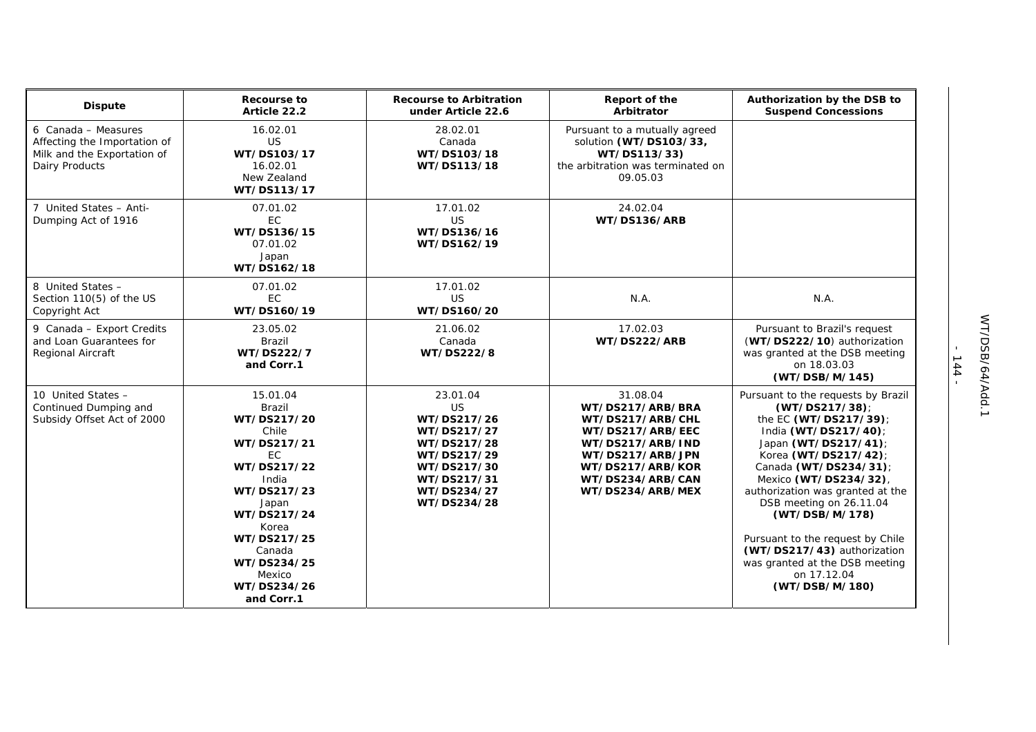| Dispute | Recourse to Article 22.2 | Recourse to Arbitration under Article 22.6 | Report of the Arbitrator | Authorization by the DSB to Suspend Concessions |
|---|---|---|---|---|
| 6 Canada – Measures Affecting the Importation of Milk and the Exportation of Dairy Products | 16.02.01<br>US<br>**WT/DS103/17**<br>16.02.01<br>New Zealand<br>**WT/DS113/17** | 28.02.01<br>Canada<br>**WT/DS103/18**<br>**WT/DS113/18** | Pursuant to a mutually agreed solution **(WT/DS103/33, WT/DS113/33)** the arbitration was terminated on 09.05.03 | |
| 7 United States – Anti-Dumping Act of 1916 | 07.01.02<br>EC<br>**WT/DS136/15**<br>07.01.02<br>Japan<br>**WT/DS162/18** | 17.01.02<br>US<br>**WT/DS136/16**<br>**WT/DS162/19** | 24.02.04<br>**WT/DS136/ARB** | |
| 8 United States – Section 110(5) of the US Copyright Act | 07.01.02<br>EC<br>**WT/DS160/19** | 17.01.02<br>US<br>**WT/DS160/20** | N.A. | N.A. |
| 9 Canada – Export Credits and Loan Guarantees for Regional Aircraft | 23.05.02<br>Brazil<br>**WT/DS222/7 and Corr.1** | 21.06.02<br>Canada<br>**WT/DS222/8** | 17.02.03<br>**WT/DS222/ARB** | Pursuant to Brazil's request (**WT/DS222/10**) authorization was granted at the DSB meeting on 18.03.03 **(WT/DSB/M/145)** |
| 10 United States – Continued Dumping and Subsidy Offset Act of 2000 | 15.01.04<br>Brazil<br>**WT/DS217/20**<br>Chile<br>**WT/DS217/21**<br>EC<br>**WT/DS217/22**<br>India<br>**WT/DS217/23**<br>Japan<br>**WT/DS217/24**<br>Korea<br>**WT/DS217/25**<br>Canada<br>**WT/DS234/25**<br>Mexico<br>**WT/DS234/26 and Corr.1** | 23.01.04<br>US<br>**WT/DS217/26**<br>**WT/DS217/27**<br>**WT/DS217/28**<br>**WT/DS217/29**<br>**WT/DS217/30**<br>**WT/DS217/31**<br>**WT/DS234/27**<br>**WT/DS234/28** | 31.08.04<br>**WT/DS217/ARB/BRA**<br>**WT/DS217/ARB/CHL**<br>**WT/DS217/ARB/EEC**<br>**WT/DS217/ARB/IND**<br>**WT/DS217/ARB/JPN**<br>**WT/DS217/ARB/KOR**<br>**WT/DS234/ARB/CAN**<br>**WT/DS234/ARB/MEX** | Pursuant to the requests by Brazil **(WT/DS217/38)**; the EC **(WT/DS217/39)**; India **(WT/DS217/40)**; Japan **(WT/DS217/41)**; Korea **(WT/DS217/42)**; Canada **(WT/DS234/31)**; Mexico **(WT/DS234/32)**, authorization was granted at the DSB meeting on 26.11.04 **(WT/DSB/M/178)**<br><br>Pursuant to the request by Chile **(WT/DS217/43)** authorization was granted at the DSB meeting on 17.12.04 **(WT/DSB/M/180)** |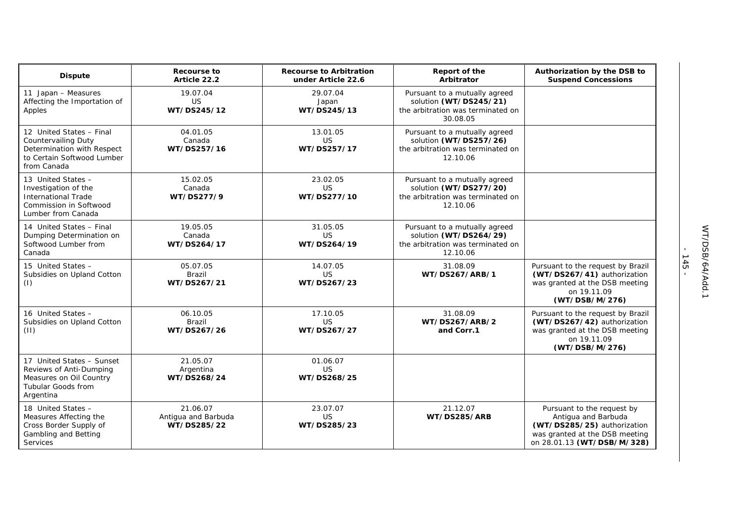| Dispute | Recourse to Article 22.2 | Recourse to Arbitration under Article 22.6 | Report of the Arbitrator | Authorization by the DSB to Suspend Concessions |
|---|---|---|---|---|
| 11 Japan – Measures Affecting the Importation of Apples | 19.07.04 US **WT/DS245/12** | 29.07.04 Japan **WT/DS245/13** | Pursuant to a mutually agreed solution **(WT/DS245/21)** the arbitration was terminated on 30.08.05 | |
| 12 United States – Final Countervailing Duty Determination with Respect to Certain Softwood Lumber from Canada | 04.01.05 Canada **WT/DS257/16** | 13.01.05 US **WT/DS257/17** | Pursuant to a mutually agreed solution **(WT/DS257/26)** the arbitration was terminated on 12.10.06 | |
| 13 United States – Investigation of the International Trade Commission in Softwood Lumber from Canada | 15.02.05 Canada **WT/DS277/9** | 23.02.05 US **WT/DS277/10** | Pursuant to a mutually agreed solution **(WT/DS277/20)** the arbitration was terminated on 12.10.06 | |
| 14 United States – Final Dumping Determination on Softwood Lumber from Canada | 19.05.05 Canada **WT/DS264/17** | 31.05.05 US **WT/DS264/19** | Pursuant to a mutually agreed solution **(WT/DS264/29)** the arbitration was terminated on 12.10.06 | |
| 15 United States – Subsidies on Upland Cotton (I) | 05.07.05 Brazil **WT/DS267/21** | 14.07.05 US **WT/DS267/23** | 31.08.09 **WT/DS267/ARB/1** | Pursuant to the request by Brazil **(WT/DS267/41)** authorization was granted at the DSB meeting on 19.11.09 **(WT/DSB/M/276)** |
| 16 United States – Subsidies on Upland Cotton (II) | 06.10.05 Brazil **WT/DS267/26** | 17.10.05 US **WT/DS267/27** | 31.08.09 **WT/DS267/ARB/2 and Corr.1** | Pursuant to the request by Brazil **(WT/DS267/42)** authorization was granted at the DSB meeting on 19.11.09 **(WT/DSB/M/276)** |
| 17 United States – Sunset Reviews of Anti-Dumping Measures on Oil Country Tubular Goods from Argentina | 21.05.07 Argentina **WT/DS268/24** | 01.06.07 US **WT/DS268/25** | | |
| 18 United States – Measures Affecting the Cross Border Supply of Gambling and Betting Services | 21.06.07 Antigua and Barbuda **WT/DS285/22** | 23.07.07 US **WT/DS285/23** | 21.12.07 **WT/DS285/ARB** | Pursuant to the request by Antigua and Barbuda **(WT/DS285/25)** authorization was granted at the DSB meeting on 28.01.13 **(WT/DSB/M/328)** |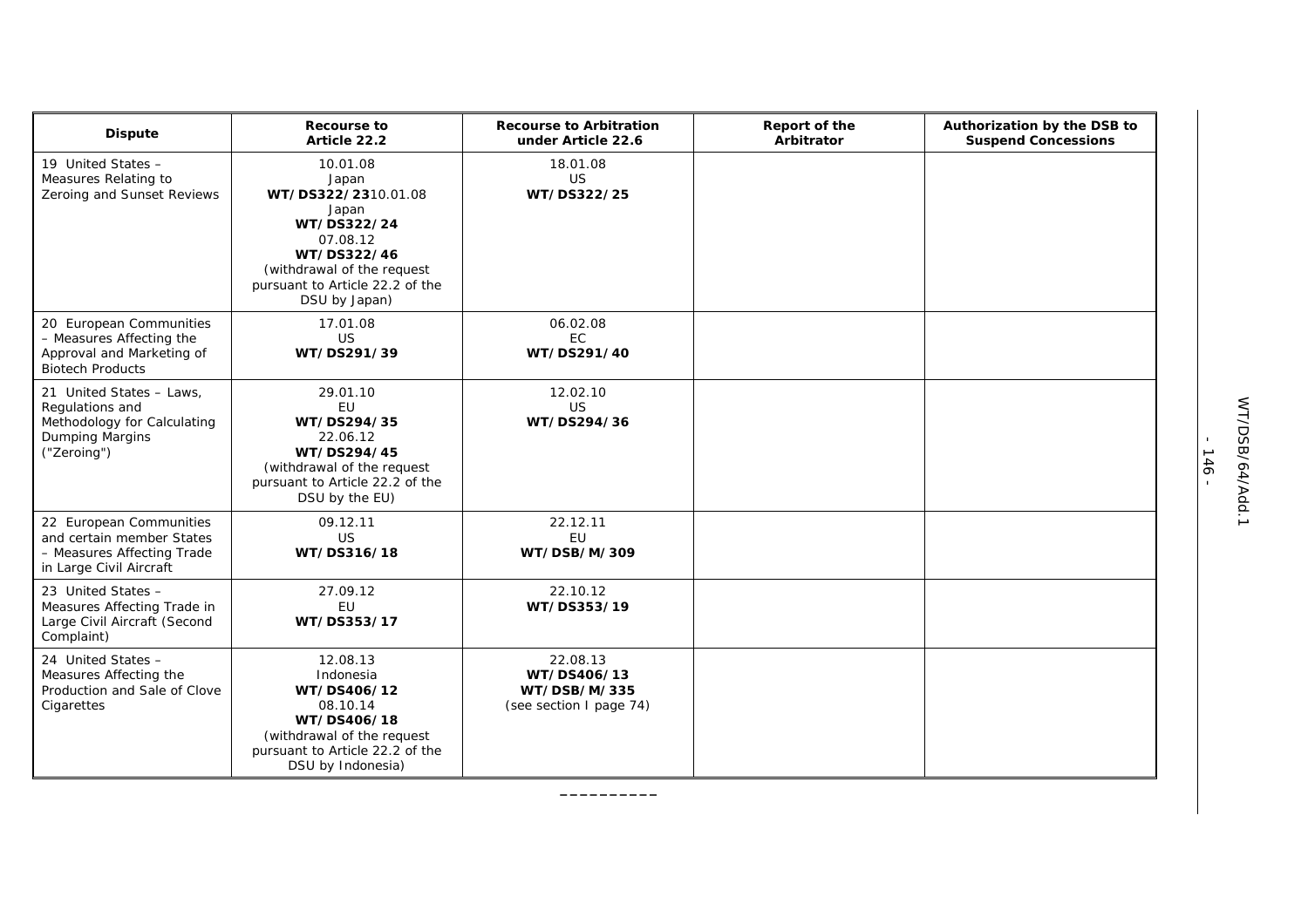| Dispute | Recourse to Article 22.2 | Recourse to Arbitration under Article 22.6 | Report of the Arbitrator | Authorization by the DSB to Suspend Concessions |
|---|---|---|---|---|
| 19 United States – Measures Relating to Zeroing and Sunset Reviews | 10.01.08 Japan **WT/DS322/23**10.01.08 Japan **WT/DS322/24** 07.08.12 **WT/DS322/46** (withdrawal of the request pursuant to Article 22.2 of the DSU by Japan) | 18.01.08 US **WT/DS322/25** | | |
| 20 European Communities – Measures Affecting the Approval and Marketing of Biotech Products | 17.01.08 US **WT/DS291/39** | 06.02.08 EC **WT/DS291/40** | | |
| 21 United States – Laws, Regulations and Methodology for Calculating Dumping Margins ("Zeroing") | 29.01.10 EU **WT/DS294/35** 22.06.12 **WT/DS294/45** (withdrawal of the request pursuant to Article 22.2 of the DSU by the EU) | 12.02.10 US **WT/DS294/36** | | |
| 22 European Communities and certain member States – Measures Affecting Trade in Large Civil Aircraft | 09.12.11 US **WT/DS316/18** | 22.12.11 EU **WT/DSB/M/309** | | |
| 23 United States – Measures Affecting Trade in Large Civil Aircraft (Second Complaint) | 27.09.12 EU **WT/DS353/17** | 22.10.12 **WT/DS353/19** | | |
| 24 United States – Measures Affecting the Production and Sale of Clove Cigarettes | 12.08.13 Indonesia **WT/DS406/12** 08.10.14 **WT/DS406/18** (withdrawal of the request pursuant to Article 22.2 of the DSU by Indonesia) | 22.08.13 **WT/DS406/13** **WT/DSB/M/335** (see section I page 74) | | |

__________